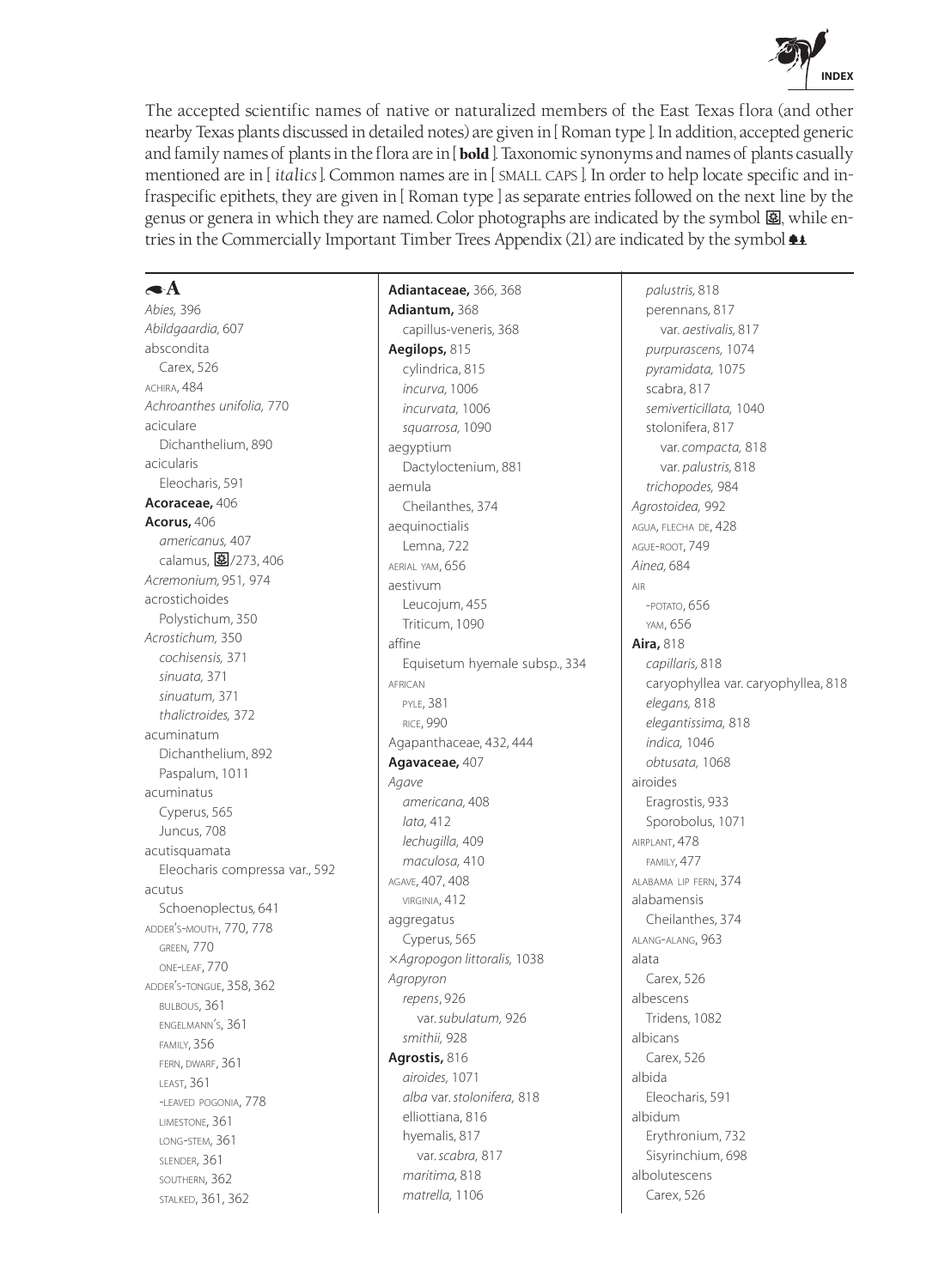# INDEX

The accepted scientific names of native or naturalized members of the East Texas flora (and other nearby Texas plants discussed in detailed notes) are given in [ Roman type ]. In addition, accepted generic and family names of plants in the flora are in [ **bold** ]. Taxonomic synonyms and names of plants casually mentioned are in [ *italics* ]. Common names are in [ SMALL CAPS ]. In order to help locate specific and infraspecific epithets, they are given in [ Roman type ] as separate entries followed on the next line by the genus or genera in which they are named. Color photographs are indicated by the symbol ▣, while entries in the Commercially Important Timber Trees Appendix (21) are indicated by the symbol ♣♣.

## A

*Abies,* 396
*Abildgaardia,* 607
abscondita
  Carex, 526
ACHIRA, 484
*Achroanthes unifolia,* 770
aciculare
  Dichanthelium, 890
acicularis
  Eleocharis, 591
**Acoraceae,** 406
**Acorus,** 406
  *americanus,* 407
  calamus, ▣/273, 406
*Acremonium,* 951, 974
acrostichoides
  Polystichum, 350
*Acrostichum,* 350
  *cochisensis,* 371
  *sinuata,* 371
  *sinuatum,* 371
  *thalictroides,* 372
acuminatum
  Dichanthelium, 892
  Paspalum, 1011
acuminatus
  Cyperus, 565
  Juncus, 708
acutisquamata
  Eleocharis compressa var., 592
acutus
  Schoenoplectus, 641
ADDER'S-MOUTH, 770, 778
  GREEN, 770
  ONE-LEAF, 770
ADDER'S-TONGUE, 358, 362
  BULBOUS, 361
  ENGELMANN'S, 361
  FAMILY, 356
  FERN, DWARF, 361
  LEAST, 361
  -LEAVED POGONIA, 778
  LIMESTONE, 361
  LONG-STEM, 361
  SLENDER, 361
  SOUTHERN, 362
  STALKED, 361, 362
**Adiantaceae,** 366, 368
**Adiantum,** 368
  capillus-veneris, 368
**Aegilops,** 815
  cylindrica, 815
  *incurva,* 1006
  *incurvata,* 1006
  *squarrosa,* 1090
aegyptium
  Dactyloctenium, 881
aemula
  Cheilanthes, 374
aequinoctialis
  Lemna, 722
AERIAL YAM, 656
aestivum
  Leucojum, 455
  Triticum, 1090
affine
  Equisetum hyemale subsp., 334
AFRICAN
  PYLE, 381
  RICE, 990
Agapanthaceae, 432, 444
**Agavaceae,** 407
*Agave*
  *americana,* 408
  *lata,* 412
  *lechugilla,* 409
  *maculosa,* 410
AGAVE, 407, 408
  VIRGINIA, 412
aggregatus
  Cyperus, 565
×*Agropogon littoralis,* 1038
*Agropyron*
  *repens,* 926
    var. *subulatum,* 926
  *smithii,* 928
**Agrostis,** 816
  *airoides,* 1071
  *alba* var. *stolonifera,* 818
  elliottiana, 816
  hyemalis, 817
    var. *scabra,* 817
  *maritima,* 818
  *matrella,* 1106
  *palustris,* 818
  perennans, 817
    var. *aestivalis,* 817
  *purpurascens,* 1074
  *pyramidata,* 1075
  scabra, 817
  *semiverticillata,* 1040
  stolonifera, 817
    var. *compacta,* 818
    var. *palustris,* 818
  *trichopodes,* 984
*Agrostoidea,* 992
AGUA, FLECHA DE, 428
AGUE-ROOT, 749
*Ainea,* 684
AIR
  -POTATO, 656
  YAM, 656
**Aira,** 818
  *capillaris,* 818
  caryophyllea var. caryophyllea, 818
  *elegans,* 818
  *elegantissima,* 818
  *indica,* 1046
  *obtusata,* 1068
airoides
  Eragrostis, 933
  Sporobolus, 1071
AIRPLANT, 478
  FAMILY, 477
ALABAMA LIP FERN, 374
alabamensis
  Cheilanthes, 374
ALANG-ALANG, 963
alata
  Carex, 526
albescens
  Tridens, 1082
albicans
  Carex, 526
albida
  Eleocharis, 591
albidum
  Erythronium, 732
  Sisyrinchium, 698
albolutescens
  Carex, 526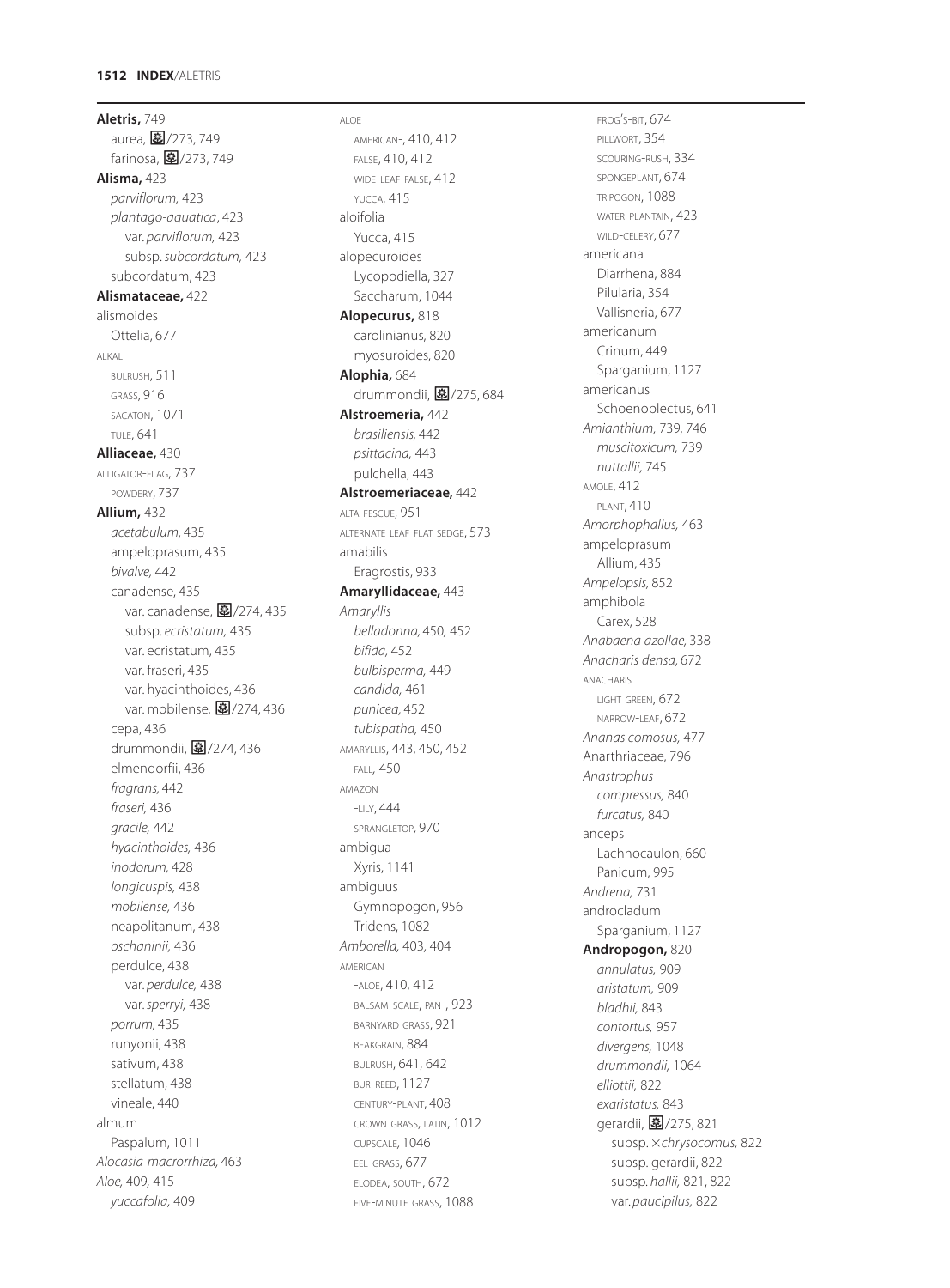**Aletris,** 749
  aurea, ⊞/273, 749
  farinosa, ⊞/273, 749
**Alisma,** 423
  *parviflorum,* 423
  *plantago-aquatica*, 423
    var. *parviflorum,* 423
    subsp. *subcordatum,* 423
  subcordatum, 423
**Alismataceae,** 422
alismoides
  Ottelia, 677
ALKALI
  BULRUSH, 511
  GRASS, 916
  SACATON, 1071
  TULE, 641
**Alliaceae,** 430
ALLIGATOR-FLAG, 737
  POWDERY, 737
**Allium,** 432
  *acetabulum,* 435
  ampeloprasum, 435
  *bivalve,* 442
  canadense, 435
    var. canadense, ⊞/274, 435
    subsp. *ecristatum,* 435
    var. ecristatum, 435
    var. fraseri, 435
    var. hyacinthoides, 436
    var. mobilense, ⊞/274, 436
  cepa, 436
  drummondii, ⊞/274, 436
  elmendorfii, 436
  *fragrans,* 442
  *fraseri,* 436
  *gracile,* 442
  *hyacinthoides,* 436
  *inodorum,* 428
  *longicuspis,* 438
  *mobilense,* 436
  neapolitanum, 438
  *oschaninii,* 436
  perdulce, 438
    var. *perdulce,* 438
    var. *sperryi,* 438
  *porrum,* 435
  runyonii, 438
  sativum, 438
  stellatum, 438
  vineale, 440
almum
  Paspalum, 1011
*Alocasia macrorrhiza,* 463
*Aloe,* 409, 415
  *yuccafolia,* 409

ALOE
  AMERICAN-, 410, 412
  FALSE, 410, 412
  WIDE-LEAF FALSE, 412
  YUCCA, 415
aloifolia
  Yucca, 415
alopecuroides
  Lycopodiella, 327
  Saccharum, 1044
**Alopecurus,** 818
  carolinianus, 820
  myosuroides, 820
**Alophia,** 684
  drummondii, ⊞/275, 684
**Alstroemeria,** 442
  *brasiliensis,* 442
  *psittacina,* 443
  pulchella, 443
**Alstroemeriaceae,** 442
ALTA FESCUE, 951
ALTERNATE LEAF FLAT SEDGE, 573
amabilis
  Eragrostis, 933
**Amaryllidaceae,** 443
*Amaryllis*
  *belladonna,* 450, 452
  *bifida,* 452
  *bulbisperma,* 449
  *candida,* 461
  *punicea,* 452
  *tubispatha,* 450
AMARYLLIS, 443, 450, 452
  FALL, 450
AMAZON
  -LILY, 444
  SPRANGLETOP, 970
ambigua
  Xyris, 1141
ambiguus
  Gymnopogon, 956
  Tridens, 1082
*Amborella,* 403, 404
AMERICAN
  -ALOE, 410, 412
  BALSAM-SCALE, PAN-, 923
  BARNYARD GRASS, 921
  BEAKGRAIN, 884
  BULRUSH, 641, 642
  BUR-REED, 1127
  CENTURY-PLANT, 408
  CROWN GRASS, LATIN, 1012
  CUPSCALE, 1046
  EEL-GRASS, 677
  ELODEA, SOUTH, 672
  FIVE-MINUTE GRASS, 1088

  FROG'S-BIT, 674
  PILLWORT, 354
  SCOURING-RUSH, 334
  SPONGEPLANT, 674
  TRIPOGON, 1088
  WATER-PLANTAIN, 423
  WILD-CELERY, 677
americana
  Diarrhena, 884
  Pilularia, 354
  Vallisneria, 677
americanum
  Crinum, 449
  Sparganium, 1127
americanus
  Schoenoplectus, 641
*Amianthium,* 739, 746
  *muscitoxicum,* 739
  *nuttallii,* 745
AMOLE, 412
  PLANT, 410
*Amorphophallus,* 463
ampeloprasum
  Allium, 435
*Ampelopsis,* 852
amphibola
  Carex, 528
*Anabaena azollae,* 338
*Anacharis densa,* 672
ANACHARIS
  LIGHT GREEN, 672
  NARROW-LEAF, 672
*Ananas comosus,* 477
Anarthriaceae, 796
*Anastrophus*
  *compressus,* 840
  *furcatus,* 840
anceps
  Lachnocaulon, 660
  Panicum, 995
*Andrena,* 731
androcladum
  Sparganium, 1127
**Andropogon,** 820
  *annulatus,* 909
  *aristatum,* 909
  *bladhii,* 843
  *contortus,* 957
  *divergens,* 1048
  *drummondii,* 1064
  *elliottii,* 822
  *exaristatus,* 843
  gerardii, ⊞/275, 821
    subsp. ×*chrysocomus,* 822
    subsp. gerardii, 822
    subsp. *hallii,* 821, 822
    var. *paucipilus,* 822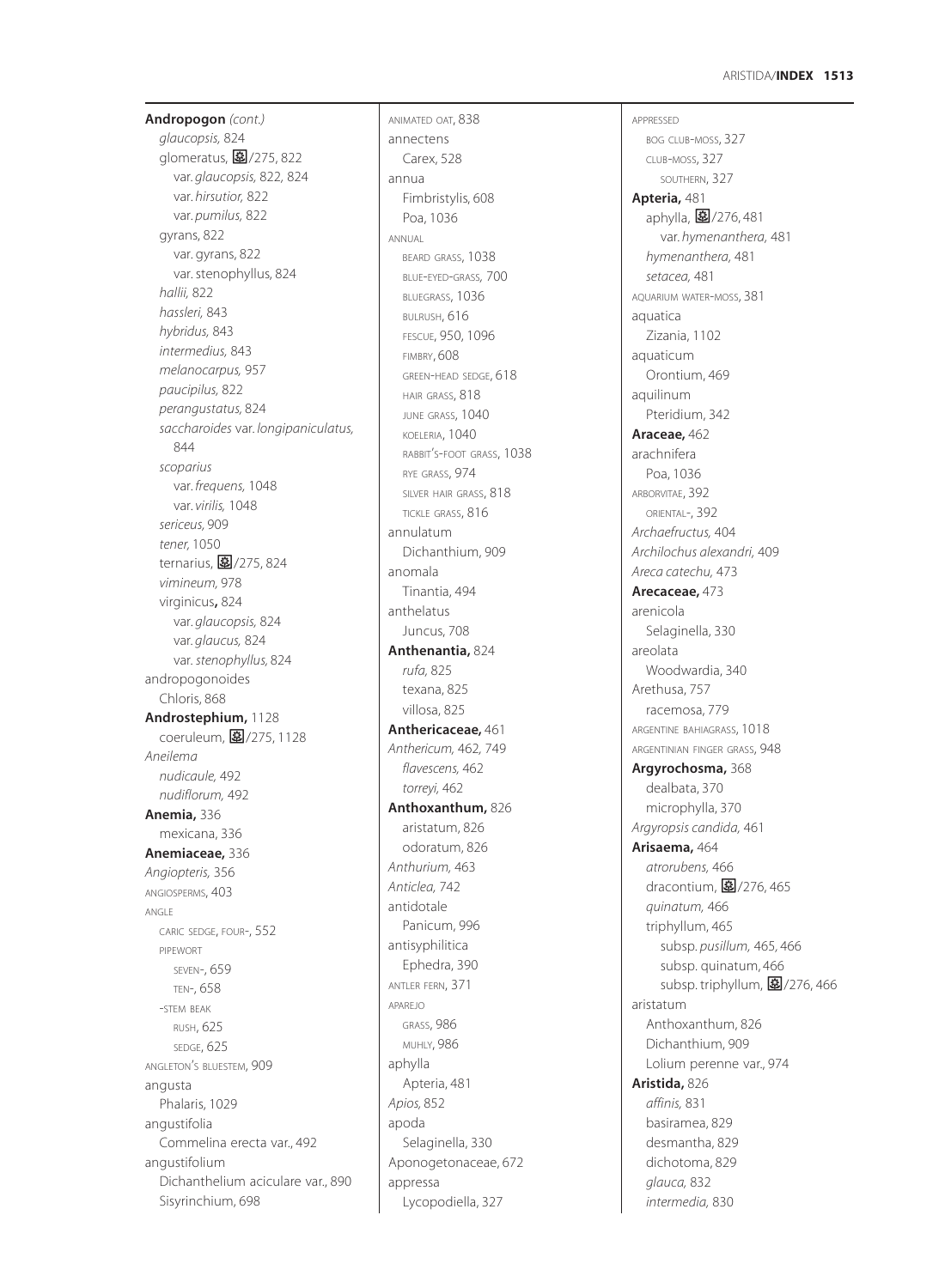**Andropogon** *(cont.)*
  *glaucopsis,* 824
  glomeratus, ❀/275, 822
    var. *glaucopsis,* 822, 824
    var. *hirsutior,* 822
    var. *pumilus,* 822
  gyrans, 822
    var. gyrans, 822
    var. stenophyllus, 824
  *hallii,* 822
  *hassleri,* 843
  *hybridus,* 843
  *intermedius,* 843
  *melanocarpus,* 957
  *paucipilus,* 822
  *perangustatus,* 824
  *saccharoides* var. *longipaniculatus,* 844
  *scoparius*
    var. *frequens,* 1048
    var. *virilis,* 1048
  *sericeus,* 909
  *tener,* 1050
  ternarius, ❀/275, 824
  *vimineum,* 978
  virginicus**,** 824
    var. *glaucopsis,* 824
    var. *glaucus,* 824
    var. *stenophyllus,* 824
andropogonoides
  Chloris, 868
**Androstephium,** 1128
  coeruleum, ❀/275, 1128
*Aneilema*
  *nudicaule,* 492
  *nudiflorum,* 492
**Anemia,** 336
  mexicana, 336
**Anemiaceae,** 336
*Angiopteris,* 356
ANGIOSPERMS, 403
ANGLE
  CARIC SEDGE, FOUR-, 552
  PIPEWORT
    SEVEN-, 659
    TEN-, 658
  -STEM BEAK
    RUSH, 625
    SEDGE, 625
ANGLETON'S BLUESTEM, 909
angusta
  Phalaris, 1029
angustifolia
  Commelina erecta var., 492
angustifolium
  Dichanthelium aciculare var., 890
  Sisyrinchium, 698
ANIMATED OAT, 838
annectens
  Carex, 528
annua
  Fimbristylis, 608
  Poa, 1036
ANNUAL
  BEARD GRASS, 1038
  BLUE-EYED-GRASS, 700
  BLUEGRASS, 1036
  BULRUSH, 616
  FESCUE, 950, 1096
  FIMBRY, 608
  GREEN-HEAD SEDGE, 618
  HAIR GRASS, 818
  JUNE GRASS, 1040
  KOELERIA, 1040
  RABBIT'S-FOOT GRASS, 1038
  RYE GRASS, 974
  SILVER HAIR GRASS, 818
  TICKLE GRASS, 816
annulatum
  Dichanthium, 909
anomala
  Tinantia, 494
anthelatus
  Juncus, 708
**Anthenantia,** 824
  *rufa,* 825
  texana, 825
  villosa, 825
**Anthericaceae,** 461
*Anthericum,* 462, 749
  *flavescens,* 462
  *torreyi,* 462
**Anthoxanthum,** 826
  aristatum, 826
  odoratum, 826
*Anthurium,* 463
*Anticlea,* 742
antidotale
  Panicum, 996
antisyphilitica
  Ephedra, 390
ANTLER FERN, 371
APAREJO
  GRASS, 986
  MUHLY, 986
aphylla
  Apteria, 481
*Apios,* 852
apoda
  Selaginella, 330
Aponogetonaceae, 672
appressa
  Lycopodiella, 327
APPRESSED
  BOG CLUB-MOSS, 327
  CLUB-MOSS, 327
    SOUTHERN, 327
**Apteria,** 481
  aphylla, ❀/276, 481
    var. *hymenanthera,* 481
  *hymenanthera,* 481
  *setacea,* 481
AQUARIUM WATER-MOSS, 381
aquatica
  Zizania, 1102
aquaticum
  Orontium, 469
aquilinum
  Pteridium, 342
**Araceae,** 462
arachnifera
  Poa, 1036
ARBORVITAE, 392
  ORIENTAL-, 392
*Archaefructus,* 404
*Archilochus alexandri,* 409
*Areca catechu,* 473
**Arecaceae,** 473
arenicola
  Selaginella, 330
areolata
  Woodwardia, 340
Arethusa, 757
  racemosa, 779
ARGENTINE BAHIAGRASS, 1018
ARGENTINIAN FINGER GRASS, 948
**Argyrochosma,** 368
  dealbata, 370
  microphylla, 370
*Argyropsis candida,* 461
**Arisaema,** 464
  *atrorubens,* 466
  dracontium, ❀/276, 465
  *quinatum,* 466
  triphyllum, 465
    subsp. *pusillum,* 465, 466
    subsp. quinatum, 466
    subsp. triphyllum, ❀/276, 466
aristatum
  Anthoxanthum, 826
  Dichanthium, 909
  Lolium perenne var., 974
**Aristida,** 826
  *affinis,* 831
  basiramea, 829
  desmantha, 829
  dichotoma, 829
  *glauca,* 832
  *intermedia,* 830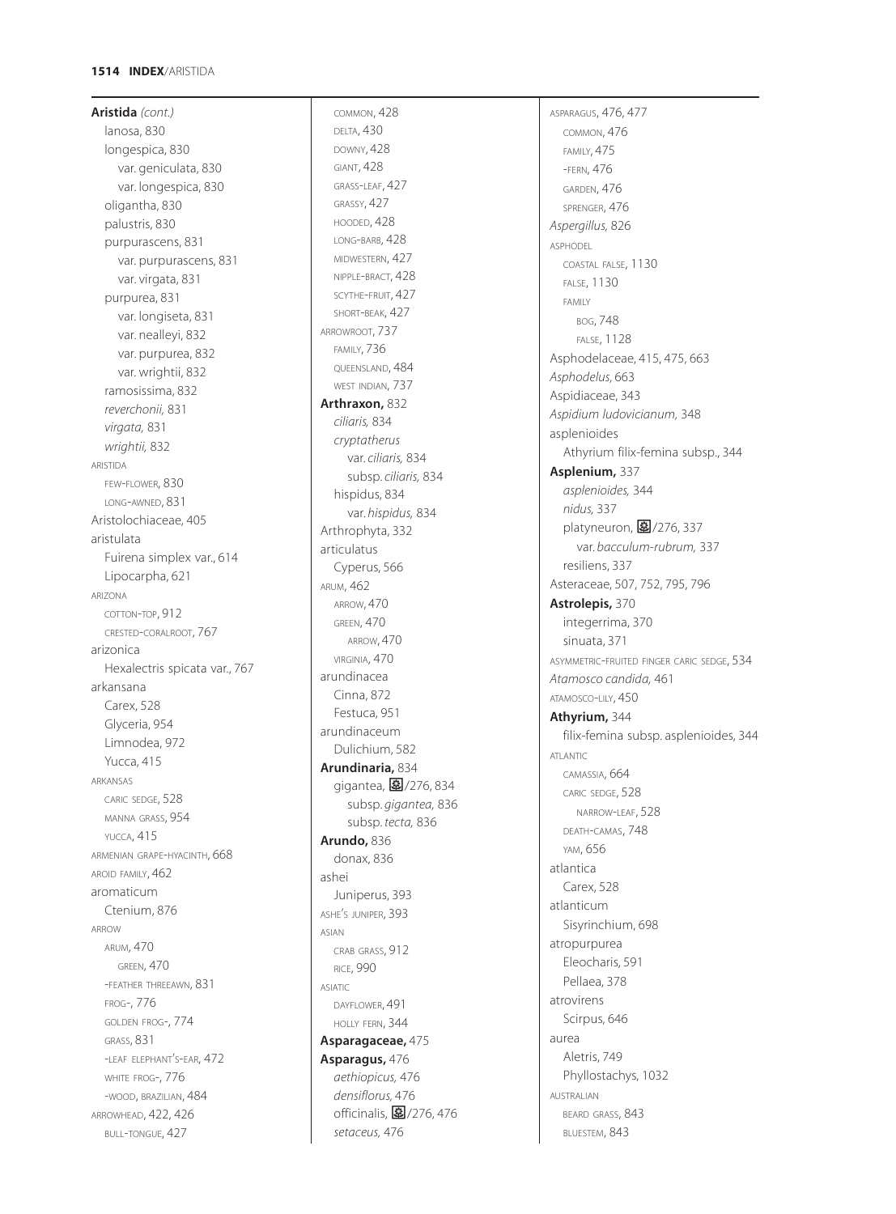**Aristida** *(cont.)*
lanosa, 830
longespica, 830
var. geniculata, 830
var. longespica, 830
oligantha, 830
palustris, 830
purpurascens, 831
var. purpurascens, 831
var. virgata, 831
purpurea, 831
var. longiseta, 831
var. nealleyi, 832
var. purpurea, 832
var. wrightii, 832
ramosissima, 832
*reverchonii,* 831
*virgata,* 831
*wrightii,* 832
ARISTIDA
FEW-FLOWER, 830
LONG-AWNED, 831
Aristolochiaceae, 405
aristulata
Fuirena simplex var., 614
Lipocarpha, 621
ARIZONA
COTTON-TOP, 912
CRESTED-CORALROOT, 767
arizonica
Hexalectris spicata var., 767
arkansana
Carex, 528
Glyceria, 954
Limnodea, 972
Yucca, 415
ARKANSAS
CARIC SEDGE, 528
MANNA GRASS, 954
YUCCA, 415
ARMENIAN GRAPE-HYACINTH, 668
AROID FAMILY, 462
aromaticum
Ctenium, 876
ARROW
ARUM, 470
GREEN, 470
-FEATHER THREEAWN, 831
FROG-, 776
GOLDEN FROG-, 774
GRASS, 831
-LEAF ELEPHANT'S-EAR, 472
WHITE FROG-, 776
-WOOD, BRAZILIAN, 484
ARROWHEAD, 422, 426
BULL-TONGUE, 427
COMMON, 428
DELTA, 430
DOWNY, 428
GIANT, 428
GRASS-LEAF, 427
GRASSY, 427
HOODED, 428
LONG-BARB, 428
MIDWESTERN, 427
NIPPLE-BRACT, 428
SCYTHE-FRUIT, 427
SHORT-BEAK, 427
ARROWROOT, 737
FAMILY, 736
QUEENSLAND, 484
WEST INDIAN, 737
**Arthraxon,** 832
*ciliaris,* 834
*cryptatherus*
var. *ciliaris,* 834
subsp. *ciliaris,* 834
hispidus, 834
var. *hispidus,* 834
Arthrophyta, 332
articulatus
Cyperus, 566
ARUM, 462
ARROW, 470
GREEN, 470
ARROW, 470
VIRGINIA, 470
arundinacea
Cinna, 872
Festuca, 951
arundinaceum
Dulichium, 582
**Arundinaria,** 834
gigantea, /276, 834
subsp. *gigantea,* 836
subsp. *tecta,* 836
**Arundo,** 836
donax, 836
ashei
Juniperus, 393
ASHE'S JUNIPER, 393
ASIAN
CRAB GRASS, 912
RICE, 990
ASIATIC
DAYFLOWER, 491
HOLLY FERN, 344
**Asparagaceae,** 475
**Asparagus,** 476
*aethiopicus,* 476
*densiflorus,* 476
officinalis, /276, 476
*setaceus,* 476
ASPARAGUS, 476, 477
COMMON, 476
FAMILY, 475
-FERN, 476
GARDEN, 476
SPRENGER, 476
*Aspergillus,* 826
ASPHODEL
COASTAL FALSE, 1130
FALSE, 1130
FAMILY
BOG, 748
FALSE, 1128
Asphodelaceae, 415, 475, 663
*Asphodelus,* 663
Aspidiaceae, 343
*Aspidium ludovicianum,* 348
asplenioides
Athyrium filix-femina subsp., 344
**Asplenium,** 337
*asplenioides,* 344
*nidus,* 337
platyneuron, /276, 337
var. *bacculum-rubrum,* 337
resiliens, 337
Asteraceae, 507, 752, 795, 796
**Astrolepis,** 370
integerrima, 370
sinuata, 371
ASYMMETRIC-FRUITED FINGER CARIC SEDGE, 534
*Atamosco candida,* 461
ATAMOSCO-LILY, 450
**Athyrium,** 344
filix-femina subsp. asplenioides, 344
ATLANTIC
CAMASSIA, 664
CARIC SEDGE, 528
NARROW-LEAF, 528
DEATH-CAMAS, 748
YAM, 656
atlantica
Carex, 528
atlanticum
Sisyrinchium, 698
atropurpurea
Eleocharis, 591
Pellaea, 378
atrovirens
Scirpus, 646
aurea
Aletris, 749
Phyllostachys, 1032
AUSTRALIAN
BEARD GRASS, 843
BLUESTEM, 843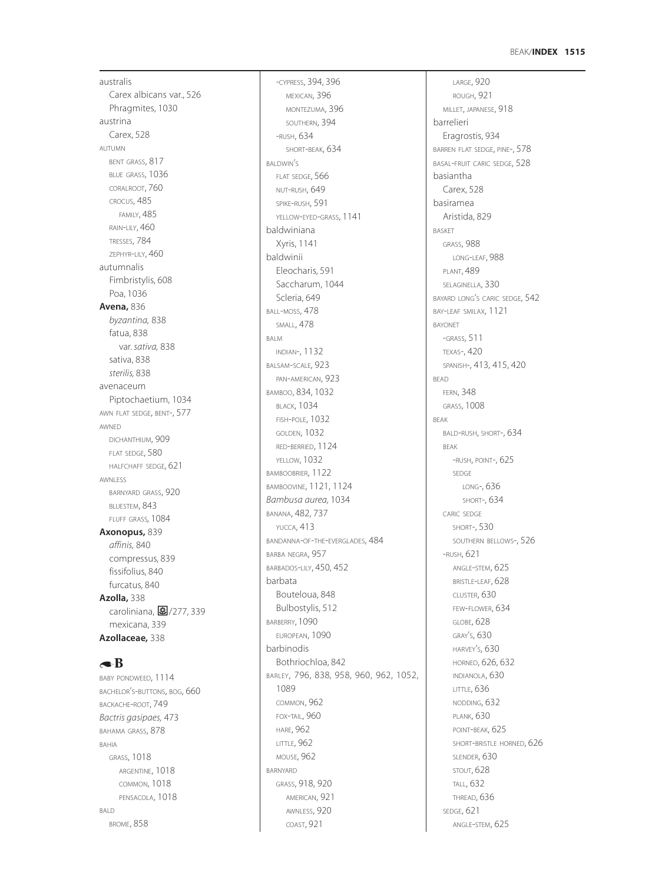australis
  Carex albicans var., 526
  Phragmites, 1030
austrina
  Carex, 528
AUTUMN
  BENT GRASS, 817
  BLUE GRASS, 1036
  CORALROOT, 760
  CROCUS, 485
    FAMILY, 485
  RAIN-LILY, 460
  TRESSES, 784
  ZEPHYR-LILY, 460
autumnalis
  Fimbristylis, 608
  Poa, 1036
**Avena,** 836
  *byzantina,* 838
  fatua, 838
    var. *sativa,* 838
  sativa, 838
  *sterilis,* 838
avenaceum
  Piptochaetium, 1034
AWN FLAT SEDGE, BENT-, 577
AWNED
  DICHANTHIUM, 909
  FLAT SEDGE, 580
  HALFCHAFF SEDGE, 621
AWNLESS
  BARNYARD GRASS, 920
  BLUESTEM, 843
  FLUFF GRASS, 1084
**Axonopus,** 839
  *affinis,* 840
  compressus, 839
  fissifolius, 840
  furcatus, 840
**Azolla,** 338
  caroliniana, /277, 339
  mexicana, 339
**Azollaceae,** 338

## B

BABY PONDWEED, 1114
BACHELOR'S-BUTTONS, BOG, 660
BACKACHE-ROOT, 749
*Bactris gasipaes,* 473
BAHAMA GRASS, 878
BAHIA
  GRASS, 1018
    ARGENTINE, 1018
    COMMON, 1018
    PENSACOLA, 1018
BALD
  BROME, 858
  -CYPRESS, 394, 396
    MEXICAN, 396
    MONTEZUMA, 396
    SOUTHERN, 394
  -RUSH, 634
    SHORT-BEAK, 634
BALDWIN'S
  FLAT SEDGE, 566
  NUT-RUSH, 649
  SPIKE-RUSH, 591
  YELLOW-EYED-GRASS, 1141
baldwiniana
  Xyris, 1141
baldwinii
  Eleocharis, 591
  Saccharum, 1044
  Scleria, 649
BALL-MOSS, 478
  SMALL, 478
BALM
  INDIAN-, 1132
BALSAM-SCALE, 923
  PAN-AMERICAN, 923
BAMBOO, 834, 1032
  BLACK, 1034
  FISH-POLE, 1032
  GOLDEN, 1032
  RED-BERRIED, 1124
  YELLOW, 1032
BAMBOOBRIER, 1122
BAMBOOVINE, 1121, 1124
*Bambusa aurea,* 1034
BANANA, 482, 737
  YUCCA, 413
BANDANNA-OF-THE-EVERGLADES, 484
BARBA NEGRA, 957
BARBADOS-LILY, 450, 452
barbata
  Bouteloua, 848
  Bulbostylis, 512
BARBERRY, 1090
  EUROPEAN, 1090
barbinodis
  Bothriochloa, 842
BARLEY, 796, 838, 958, 960, 962, 1052, 1089
  COMMON, 962
  FOX-TAIL, 960
  HARE, 962
  LITTLE, 962
  MOUSE, 962
BARNYARD
  GRASS, 918, 920
    AMERICAN, 921
    AWNLESS, 920
    COAST, 921
    LARGE, 920
    ROUGH, 921
  MILLET, JAPANESE, 918
barrelieri
  Eragrostis, 934
BARREN FLAT SEDGE, PINE-, 578
BASAL-FRUIT CARIC SEDGE, 528
basiantha
  Carex, 528
basiramea
  Aristida, 829
BASKET
  GRASS, 988
    LONG-LEAF, 988
  PLANT, 489
  SELAGINELLA, 330
BAYARD LONG'S CARIC SEDGE, 542
BAY-LEAF SMILAX, 1121
BAYONET
  -GRASS, 511
  TEXAS-, 420
  SPANISH-, 413, 415, 420
BEAD
  FERN, 348
  GRASS, 1008
BEAK
  BALD-RUSH, SHORT-, 634
  BEAK
    -RUSH, POINT-, 625
    SEDGE
      LONG-, 636
      SHORT-, 634
  CARIC SEDGE
    SHORT-, 530
    SOUTHERN BELLOWS-, 526
  -RUSH, 621
    ANGLE-STEM, 625
    BRISTLE-LEAF, 628
    CLUSTER, 630
    FEW-FLOWER, 634
    GLOBE, 628
    GRAY'S, 630
    HARVEY'S, 630
    HORNED, 626, 632
    INDIANOLA, 630
    LITTLE, 636
    NODDING, 632
    PLANK, 630
    POINT-BEAK, 625
    SHORT-BRISTLE HORNED, 626
    SLENDER, 630
    STOUT, 628
    TALL, 632
    THREAD, 636
  SEDGE, 621
    ANGLE-STEM, 625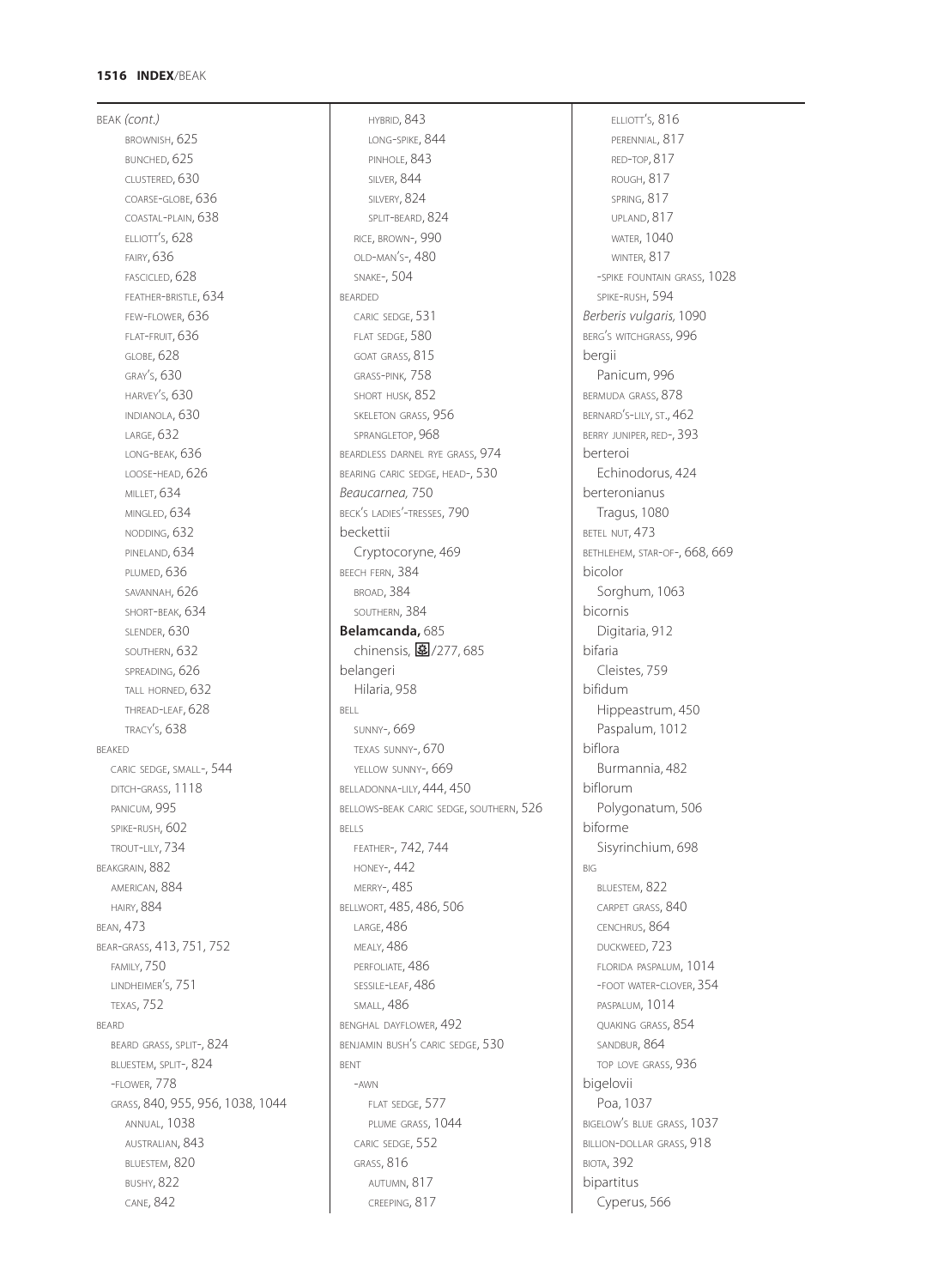BEAK *(cont.)*
- BROWNISH, 625
- BUNCHED, 625
- CLUSTERED, 630
- COARSE-GLOBE, 636
- COASTAL-PLAIN, 638
- ELLIOTT'S, 628
- FAIRY, 636
- FASCICLED, 628
- FEATHER-BRISTLE, 634
- FEW-FLOWER, 636
- FLAT-FRUIT, 636
- GLOBE, 628
- GRAY'S, 630
- HARVEY'S, 630
- INDIANOLA, 630
- LARGE, 632
- LONG-BEAK, 636
- LOOSE-HEAD, 626
- MILLET, 634
- MINGLED, 634
- NODDING, 632
- PINELAND, 634
- PLUMED, 636
- SAVANNAH, 626
- SHORT-BEAK, 634
- SLENDER, 630
- SOUTHERN, 632
- SPREADING, 626
- TALL HORNED, 632
- THREAD-LEAF, 628
- TRACY'S, 638

BEAKED
- CARIC SEDGE, SMALL-, 544
- DITCH-GRASS, 1118
- PANICUM, 995
- SPIKE-RUSH, 602
- TROUT-LILY, 734

BEAKGRAIN, 882
- AMERICAN, 884
- HAIRY, 884

BEAN, 473

BEAR-GRASS, 413, 751, 752
- FAMILY, 750
- LINDHEIMER'S, 751
- TEXAS, 752

BEARD
- BEARD GRASS, SPLIT-, 824
- BLUESTEM, SPLIT-, 824
- -FLOWER, 778
- GRASS, 840, 955, 956, 1038, 1044
  - ANNUAL, 1038
  - AUSTRALIAN, 843
  - BLUESTEM, 820
  - BUSHY, 822
  - CANE, 842
  - HYBRID, 843
  - LONG-SPIKE, 844
  - PINHOLE, 843
  - SILVER, 844
  - SILVERY, 824
  - SPLIT-BEARD, 824
- RICE, BROWN-, 990
- OLD-MAN'S-, 480
- SNAKE-, 504

BEARDED
- CARIC SEDGE, 531
- FLAT SEDGE, 580
- GOAT GRASS, 815
- GRASS-PINK, 758
- SHORT HUSK, 852
- SKELETON GRASS, 956
- SPRANGLETOP, 968

BEARDLESS DARNEL RYE GRASS, 974

BEARING CARIC SEDGE, HEAD-, 530

*Beaucarnea,* 750

BECK'S LADIES'-TRESSES, 790

beckettii
- Cryptocoryne, 469

BEECH FERN, 384
- BROAD, 384
- SOUTHERN, 384

**Belamcanda,** 685
- chinensis, [icon]/277, 685

belangeri
- Hilaria, 958

BELL
- SUNNY-, 669
- TEXAS SUNNY-, 670
- YELLOW SUNNY-, 669

BELLADONNA-LILY, 444, 450

BELLOWS-BEAK CARIC SEDGE, SOUTHERN, 526

BELLS
- FEATHER-, 742, 744
- HONEY-, 442
- MERRY-, 485

BELLWORT, 485, 486, 506
- LARGE, 486
- MEALY, 486
- PERFOLIATE, 486
- SESSILE-LEAF, 486
- SMALL, 486

BENGHAL DAYFLOWER, 492

BENJAMIN BUSH'S CARIC SEDGE, 530

BENT
- -AWN
  - FLAT SEDGE, 577
  - PLUME GRASS, 1044
- CARIC SEDGE, 552
- GRASS, 816
  - AUTUMN, 817
  - CREEPING, 817
  - ELLIOTT'S, 816
  - PERENNIAL, 817
  - RED-TOP, 817
  - ROUGH, 817
  - SPRING, 817
  - UPLAND, 817
  - WATER, 1040
  - WINTER, 817
- -SPIKE FOUNTAIN GRASS, 1028
- SPIKE-RUSH, 594

*Berberis vulgaris,* 1090

BERG'S WITCHGRASS, 996

bergii
- Panicum, 996

BERMUDA GRASS, 878

BERNARD'S-LILY, ST., 462

BERRY JUNIPER, RED-, 393

berteroi
- Echinodorus, 424

berteronianus
- Tragus, 1080

BETEL NUT, 473

BETHLEHEM, STAR-OF-, 668, 669

bicolor
- Sorghum, 1063

bicornis
- Digitaria, 912

bifaria
- Cleistes, 759

bifidum
- Hippeastrum, 450
- Paspalum, 1012

biflora
- Burmannia, 482

biflorum
- Polygonatum, 506

biforme
- Sisyrinchium, 698

BIG
- BLUESTEM, 822
- CARPET GRASS, 840
- CENCHRUS, 864
- DUCKWEED, 723
- FLORIDA PASPALUM, 1014
- -FOOT WATER-CLOVER, 354
- PASPALUM, 1014
- QUAKING GRASS, 854
- SANDBUR, 864
- TOP LOVE GRASS, 936

bigelovii
- Poa, 1037

BIGELOW'S BLUE GRASS, 1037

BILLION-DOLLAR GRASS, 918

BIOTA, 392

bipartitus
- Cyperus, 566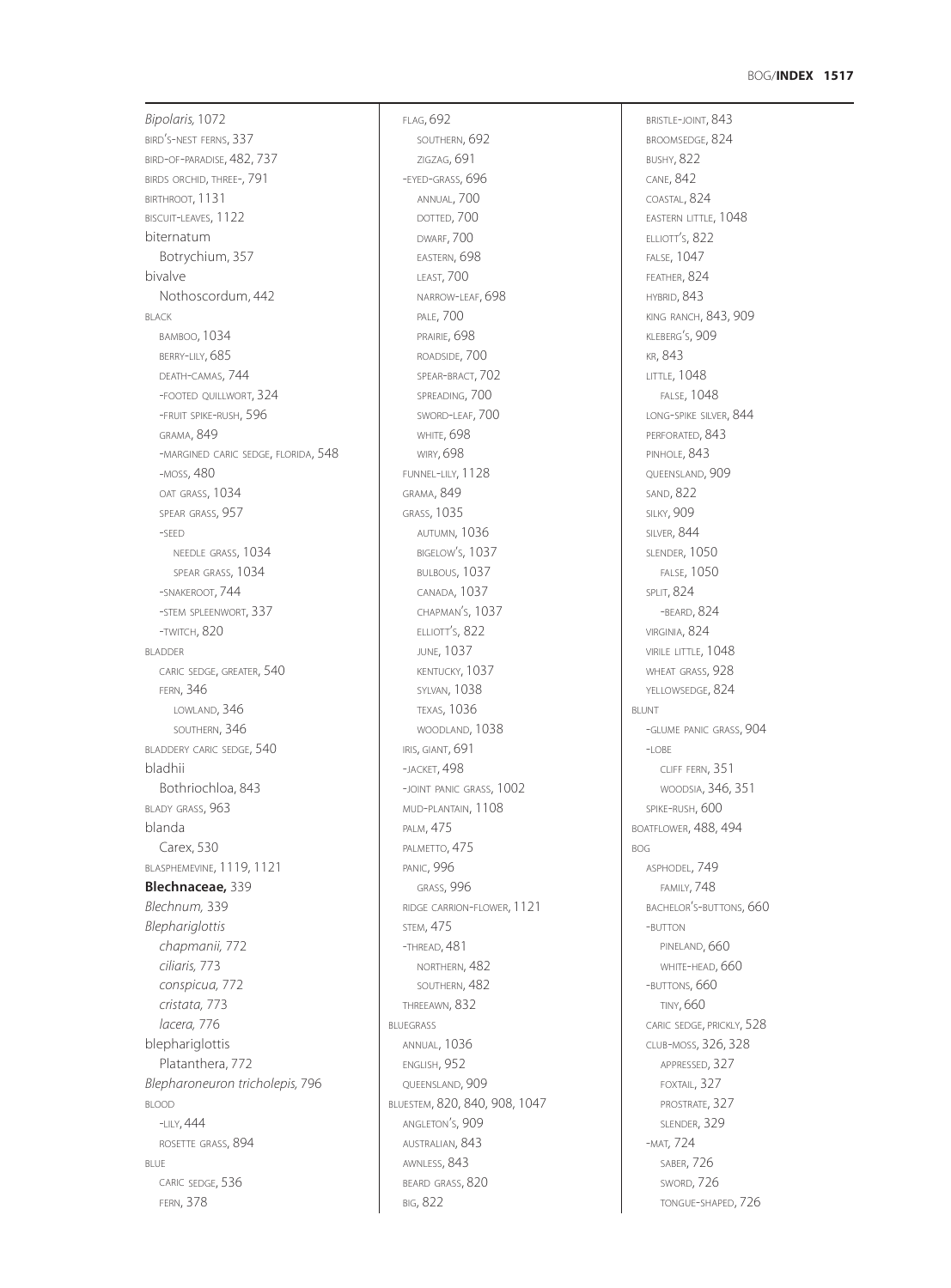*Bipolaris,* 1072
BIRD'S-NEST FERNS, 337
BIRD-OF-PARADISE, 482, 737
BIRDS ORCHID, THREE-, 791
BIRTHROOT, 1131
BISCUIT-LEAVES, 1122
biternatum
  Botrychium, 357
bivalve
  Nothoscordum, 442
BLACK
  BAMBOO, 1034
  BERRY-LILY, 685
  DEATH-CAMAS, 744
  -FOOTED QUILLWORT, 324
  -FRUIT SPIKE-RUSH, 596
  GRAMA, 849
  -MARGINED CARIC SEDGE, FLORIDA, 548
  -MOSS, 480
  OAT GRASS, 1034
  SPEAR GRASS, 957
  -SEED
    NEEDLE GRASS, 1034
    SPEAR GRASS, 1034
  -SNAKEROOT, 744
  -STEM SPLEENWORT, 337
  -TWITCH, 820
BLADDER
  CARIC SEDGE, GREATER, 540
  FERN, 346
    LOWLAND, 346
    SOUTHERN, 346
BLADDERY CARIC SEDGE, 540
bladhii
  Bothriochloa, 843
BLADY GRASS, 963
blanda
  Carex, 530
BLASPHEMEVINE, 1119, 1121
**Blechnaceae,** 339
*Blechnum,* 339
*Blephariglottis*
  *chapmanii,* 772
  *ciliaris,* 773
  *conspicua,* 772
  *cristata,* 773
  *lacera,* 776
blephariglottis
  Platanthera, 772
*Blepharoneuron tricholepis,* 796
BLOOD
  -LILY, 444
  ROSETTE GRASS, 894
BLUE
  CARIC SEDGE, 536
  FERN, 378
  FLAG, 692
    SOUTHERN, 692
    ZIGZAG, 691
  -EYED-GRASS, 696
    ANNUAL, 700
    DOTTED, 700
    DWARF, 700
    EASTERN, 698
    LEAST, 700
    NARROW-LEAF, 698
    PALE, 700
    PRAIRIE, 698
    ROADSIDE, 700
    SPEAR-BRACT, 702
    SPREADING, 700
    SWORD-LEAF, 700
    WHITE, 698
    WIRY, 698
  FUNNEL-LILY, 1128
  GRAMA, 849
  GRASS, 1035
    AUTUMN, 1036
    BIGELOW'S, 1037
    BULBOUS, 1037
    CANADA, 1037
    CHAPMAN'S, 1037
    ELLIOTT'S, 822
    JUNE, 1037
    KENTUCKY, 1037
    SYLVAN, 1038
    TEXAS, 1036
    WOODLAND, 1038
  IRIS, GIANT, 691
  -JACKET, 498
  -JOINT PANIC GRASS, 1002
  MUD-PLANTAIN, 1108
  PALM, 475
  PALMETTO, 475
  PANIC, 996
    GRASS, 996
  RIDGE CARRION-FLOWER, 1121
  STEM, 475
  -THREAD, 481
    NORTHERN, 482
    SOUTHERN, 482
  THREEAWN, 832
BLUEGRASS
  ANNUAL, 1036
  ENGLISH, 952
  QUEENSLAND, 909
BLUESTEM, 820, 840, 908, 1047
  ANGLETON'S, 909
  AUSTRALIAN, 843
  AWNLESS, 843
  BEARD GRASS, 820
  BIG, 822
  BRISTLE-JOINT, 843
  BROOMSEDGE, 824
  BUSHY, 822
  CANE, 842
  COASTAL, 824
  EASTERN LITTLE, 1048
  ELLIOTT'S, 822
  FALSE, 1047
  FEATHER, 824
  HYBRID, 843
  KING RANCH, 843, 909
  KLEBERG'S, 909
  KR, 843
  LITTLE, 1048
    FALSE, 1048
  LONG-SPIKE SILVER, 844
  PERFORATED, 843
  PINHOLE, 843
  QUEENSLAND, 909
  SAND, 822
  SILKY, 909
  SILVER, 844
  SLENDER, 1050
    FALSE, 1050
  SPLIT, 824
    -BEARD, 824
  VIRGINIA, 824
  VIRILE LITTLE, 1048
  WHEAT GRASS, 928
  YELLOWSEDGE, 824
BLUNT
  -GLUME PANIC GRASS, 904
  -LOBE
    CLIFF FERN, 351
    WOODSIA, 346, 351
  SPIKE-RUSH, 600
BOATFLOWER, 488, 494
BOG
  ASPHODEL, 749
    FAMILY, 748
  BACHELOR'S-BUTTONS, 660
  -BUTTON
    PINELAND, 660
    WHITE-HEAD, 660
  -BUTTONS, 660
    TINY, 660
  CARIC SEDGE, PRICKLY, 528
  CLUB-MOSS, 326, 328
    APPRESSED, 327
    FOXTAIL, 327
    PROSTRATE, 327
    SLENDER, 329
  -MAT, 724
    SABER, 726
    SWORD, 726
    TONGUE-SHAPED, 726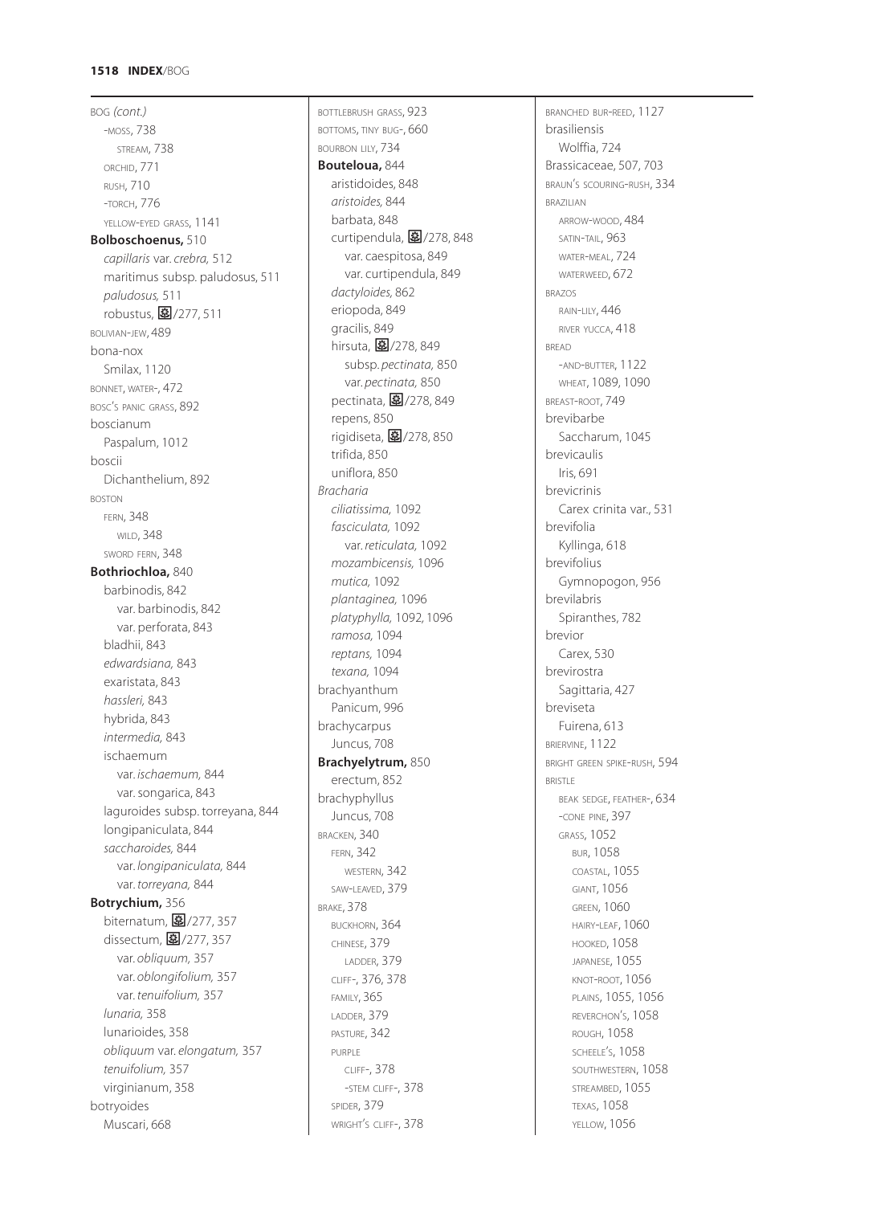BOG *(cont.)*
  -MOSS, 738
    STREAM, 738
  ORCHID, 771
  RUSH, 710
  -TORCH, 776
  YELLOW-EYED GRASS, 1141
**Bolboschoenus,** 510
  *capillaris* var. *crebra,* 512
  maritimus subsp. paludosus, 511
  *paludosus,* 511
  robustus, 🌼/277, 511
BOLIVIAN-JEW, 489
bona-nox
  Smilax, 1120
BONNET, WATER-, 472
BOSC'S PANIC GRASS, 892
boscianum
  Paspalum, 1012
boscii
  Dichanthelium, 892
BOSTON
  FERN, 348
    WILD, 348
  SWORD FERN, 348
**Bothriochloa,** 840
  barbinodis, 842
    var. barbinodis, 842
    var. perforata, 843
  bladhii, 843
  *edwardsiana,* 843
  exaristata, 843
  *hassleri,* 843
  hybrida, 843
  *intermedia,* 843
  ischaemum
    var. *ischaemum,* 844
    var. songarica, 843
  laguroides subsp. torreyana, 844
  longipaniculata, 844
  *saccharoides,* 844
    var. *longipaniculata,* 844
    var. *torreyana,* 844
**Botrychium,** 356
  biternatum, 🌼/277, 357
  dissectum, 🌼/277, 357
    var. *obliquum,* 357
    var. *oblongifolium,* 357
    var. *tenuifolium,* 357
  *lunaria,* 358
  lunarioides, 358
  *obliquum* var. *elongatum,* 357
  *tenuifolium,* 357
  virginianum, 358
botryoides
  Muscari, 668

BOTTLEBRUSH GRASS, 923
BOTTOMS, TINY BUG-, 660
BOURBON LILY, 734
**Bouteloua,** 844
  aristidoides, 848
  *aristoides,* 844
  barbata, 848
  curtipendula, 🌼/278, 848
    var. caespitosa, 849
    var. curtipendula, 849
  *dactyloides,* 862
  eriopoda, 849
  gracilis, 849
  hirsuta, 🌼/278, 849
    subsp. *pectinata,* 850
    var. *pectinata,* 850
  pectinata, 🌼/278, 849
  repens, 850
  rigidiseta, 🌼/278, 850
  trifida, 850
  uniflora, 850
*Bracharia*
  *ciliatissima,* 1092
  *fasciculata,* 1092
    var. *reticulata,* 1092
  *mozambicensis,* 1096
  *mutica,* 1092
  *plantaginea,* 1096
  *platyphylla,* 1092, 1096
  *ramosa,* 1094
  *reptans,* 1094
  *texana,* 1094
brachyanthum
  Panicum, 996
brachycarpus
  Juncus, 708
**Brachyelytrum,** 850
  erectum, 852
brachyphyllus
  Juncus, 708
BRACKEN, 340
  FERN, 342
    WESTERN, 342
  SAW-LEAVED, 379
BRAKE, 378
  BUCKHORN, 364
  CHINESE, 379
    LADDER, 379
  CLIFF-, 376, 378
  FAMILY, 365
  LADDER, 379
  PASTURE, 342
  PURPLE
    CLIFF-, 378
    -STEM CLIFF-, 378
  SPIDER, 379
  WRIGHT'S CLIFF-, 378

BRANCHED BUR-REED, 1127
brasiliensis
  Wolffia, 724
Brassicaceae, 507, 703
BRAUN'S SCOURING-RUSH, 334
BRAZILIAN
  ARROW-WOOD, 484
  SATIN-TAIL, 963
  WATER-MEAL, 724
  WATERWEED, 672
BRAZOS
  RAIN-LILY, 446
  RIVER YUCCA, 418
BREAD
  -AND-BUTTER, 1122
  WHEAT, 1089, 1090
BREAST-ROOT, 749
brevibarbe
  Saccharum, 1045
brevicaulis
  Iris, 691
brevicrinis
  Carex crinita var., 531
brevifolia
  Kyllinga, 618
brevifolius
  Gymnopogon, 956
brevilabris
  Spiranthes, 782
brevior
  Carex, 530
brevirostra
  Sagittaria, 427
breviseta
  Fuirena, 613
BRIERVINE, 1122
BRIGHT GREEN SPIKE-RUSH, 594
BRISTLE
  BEAK SEDGE, FEATHER-, 634
  -CONE PINE, 397
  GRASS, 1052
    BUR, 1058
    COASTAL, 1055
    GIANT, 1056
    GREEN, 1060
    HAIRY-LEAF, 1060
    HOOKED, 1058
    JAPANESE, 1055
    KNOT-ROOT, 1056
    PLAINS, 1055, 1056
    REVERCHON'S, 1058
    ROUGH, 1058
    SCHEELE'S, 1058
    SOUTHWESTERN, 1058
    STREAMBED, 1055
    TEXAS, 1058
    YELLOW, 1056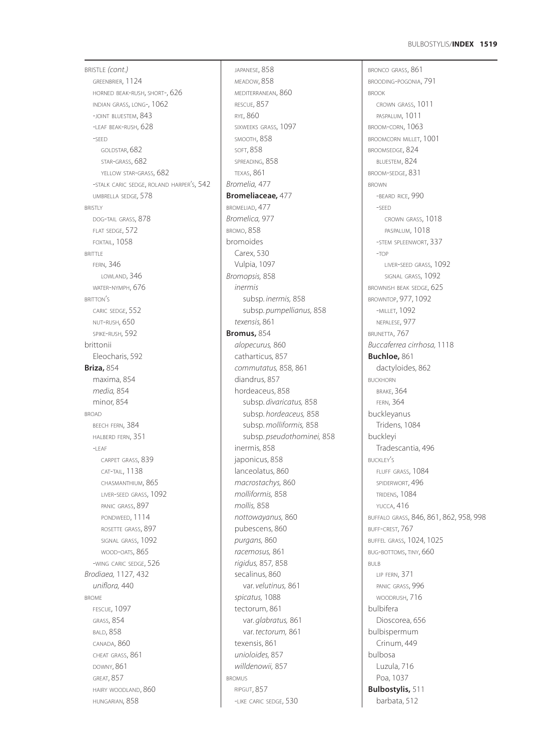BRISTLE *(cont.)*
  GREENBRIER, 1124
  HORNED BEAK-RUSH, SHORT-, 626
  INDIAN GRASS, LONG-, 1062
  -JOINT BLUESTEM, 843
  -LEAF BEAK-RUSH, 628
  -SEED
    GOLDSTAR, 682
    STAR-GRASS, 682
    YELLOW STAR-GRASS, 682
  -STALK CARIC SEDGE, ROLAND HARPER'S, 542
  UMBRELLA SEDGE, 578
BRISTLY
  DOG-TAIL GRASS, 878
  FLAT SEDGE, 572
  FOXTAIL, 1058
BRITTLE
  FERN, 346
    LOWLAND, 346
  WATER-NYMPH, 676
BRITTON'S
  CARIC SEDGE, 552
  NUT-RUSH, 650
  SPIKE-RUSH, 592
brittonii
  Eleocharis, 592
**Briza,** 854
  maxima, 854
  *media,* 854
  minor, 854
BROAD
  BEECH FERN, 384
  HALBERD FERN, 351
  -LEAF
    CARPET GRASS, 839
    CAT-TAIL, 1138
    CHASMANTHIUM, 865
    LIVER-SEED GRASS, 1092
    PANIC GRASS, 897
    PONDWEED, 1114
    ROSETTE GRASS, 897
    SIGNAL GRASS, 1092
    WOOD-OATS, 865
  -WING CARIC SEDGE, 526
*Brodiaea,* 1127, 432
  *uniflora,* 440
BROME
  FESCUE, 1097
  GRASS, 854
  BALD, 858
  CANADA, 860
  CHEAT GRASS, 861
  DOWNY, 861
  GREAT, 857
  HAIRY WOODLAND, 860
  HUNGARIAN, 858
  JAPANESE, 858
  MEADOW, 858
  MEDITERRANEAN, 860
  RESCUE, 857
  RYE, 860
  SIXWEEKS GRASS, 1097
  SMOOTH, 858
  SOFT, 858
  SPREADING, 858
  TEXAS, 861
*Bromelia,* 477
**Bromeliaceae,** 477
BROMELIAD, 477
*Bromelica,* 977
BROMO, 858
bromoides
  Carex, 530
  Vulpia, 1097
*Bromopsis,* 858
  *inermis*
    subsp. *inermis,* 858
    subsp. *pumpellianus,* 858
  *texensis,* 861
**Bromus,** 854
  *alopecurus,* 860
  catharticus, 857
  *commutatus,* 858, 861
  diandrus, 857
  hordeaceus, 858
    subsp. *divaricatus,* 858
    subsp. *hordeaceus,* 858
    subsp. *molliformis,* 858
    subsp. *pseudothominei,* 858
  inermis, 858
  japonicus, 858
  lanceolatus, 860
  *macrostachys,* 860
  *molliformis,* 858
  *mollis,* 858
  *nottowayanus,* 860
  pubescens, 860
  *purgans,* 860
  *racemosus,* 861
  *rigidus,* 857, 858
  secalinus, 860
    var. *velutinus,* 861
  *spicatus,* 1088
  tectorum, 861
    var. *glabratus,* 861
    var. *tectorum,* 861
  texensis, 861
  *unioloides,* 857
  *willdenowii,* 857
BROMUS
  RIPGUT, 857
  -LIKE CARIC SEDGE, 530
BRONCO GRASS, 861
BROODING-POGONIA, 791
BROOK
  CROWN GRASS, 1011
  PASPALUM, 1011
BROOM-CORN, 1063
BROOMCORN MILLET, 1001
BROOMSEDGE, 824
  BLUESTEM, 824
BROOM-SEDGE, 831
BROWN
  -BEARD RICE, 990
  -SEED
    CROWN GRASS, 1018
    PASPALUM, 1018
  -STEM SPLEENWORT, 337
  -TOP
    LIVER-SEED GRASS, 1092
    SIGNAL GRASS, 1092
BROWNISH BEAK SEDGE, 625
BROWNTOP, 977, 1092
  -MILLET, 1092
  NEPALESE, 977
BRUNETTA, 767
*Buccaferrea cirrhosa,* 1118
**Buchloe,** 861
  dactyloides, 862
BUCKHORN
  BRAKE, 364
  FERN, 364
buckleyanus
  Tridens, 1084
buckleyi
  Tradescantia, 496
BUCKLEY'S
  FLUFF GRASS, 1084
  SPIDERWORT, 496
  TRIDENS, 1084
  YUCCA, 416
BUFFALO GRASS, 846, 861, 862, 958, 998
BUFF-CREST, 767
BUFFEL GRASS, 1024, 1025
BUG-BOTTOMS, TINY, 660
BULB
  LIP FERN, 371
  PANIC GRASS, 996
  WOODRUSH, 716
bulbifera
  Dioscorea, 656
bulbispermum
  Crinum, 449
bulbosa
  Luzula, 716
  Poa, 1037
**Bulbostylis,** 511
  barbata, 512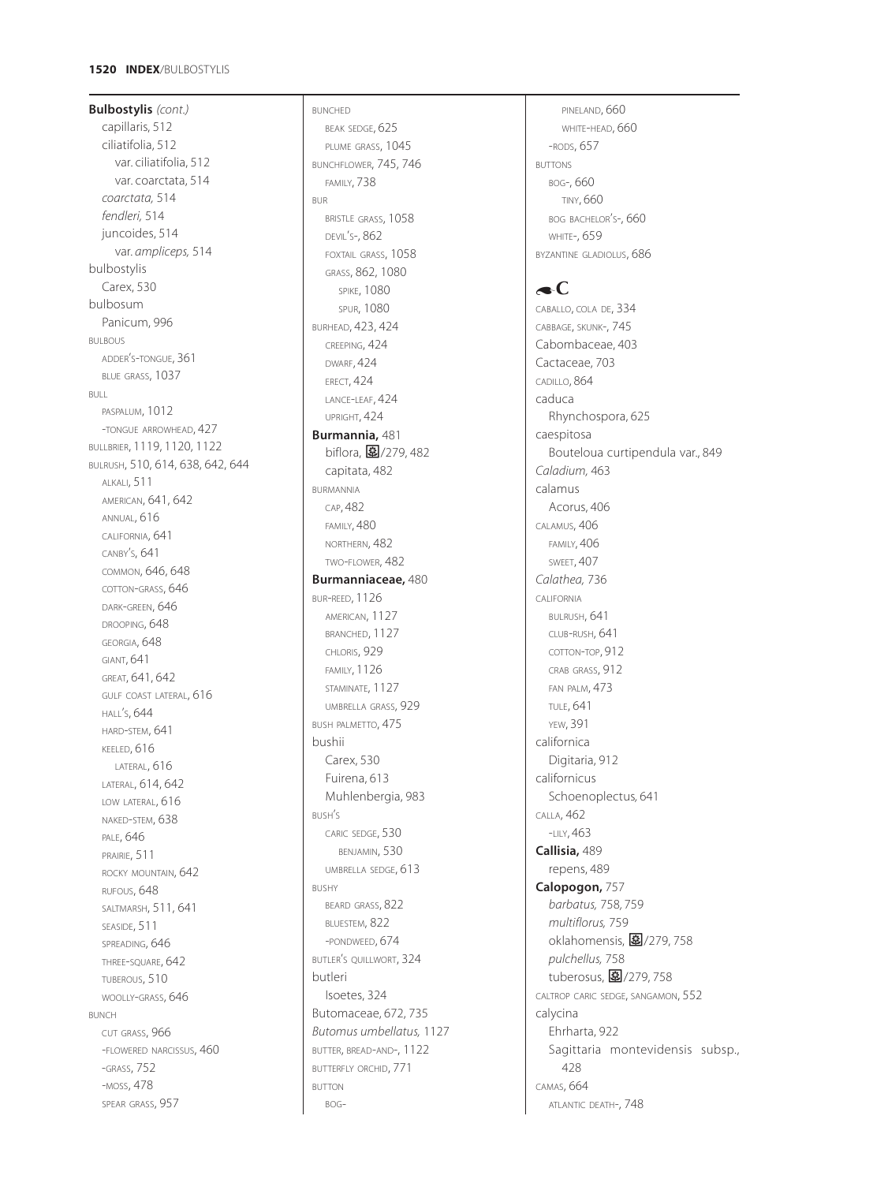**Bulbostylis** *(cont.)*
capillaris, 512
ciliatifolia, 512
var. ciliatifolia, 512
var. coarctata, 514
*coarctata,* 514
*fendleri,* 514
juncoides, 514
var. *ampliceps,* 514
bulbostylis
Carex, 530
bulbosum
Panicum, 996
BULBOUS
ADDER'S-TONGUE, 361
BLUE GRASS, 1037
BULL
PASPALUM, 1012
-TONGUE ARROWHEAD, 427
BULLBRIER, 1119, 1120, 1122
BULRUSH, 510, 614, 638, 642, 644
ALKALI, 511
AMERICAN, 641, 642
ANNUAL, 616
CALIFORNIA, 641
CANBY'S, 641
COMMON, 646, 648
COTTON-GRASS, 646
DARK-GREEN, 646
DROOPING, 648
GEORGIA, 648
GIANT, 641
GREAT, 641, 642
GULF COAST LATERAL, 616
HALL'S, 644
HARD-STEM, 641
KEELED, 616
LATERAL, 616
LATERAL, 614, 642
LOW LATERAL, 616
NAKED-STEM, 638
PALE, 646
PRAIRIE, 511
ROCKY MOUNTAIN, 642
RUFOUS, 648
SALTMARSH, 511, 641
SEASIDE, 511
SPREADING, 646
THREE-SQUARE, 642
TUBEROUS, 510
WOOLLY-GRASS, 646
BUNCH
CUT GRASS, 966
-FLOWERED NARCISSUS, 460
-GRASS, 752
-MOSS, 478
SPEAR GRASS, 957
BUNCHED
BEAK SEDGE, 625
PLUME GRASS, 1045
BUNCHFLOWER, 745, 746
FAMILY, 738
BUR
BRISTLE GRASS, 1058
DEVIL'S-, 862
FOXTAIL GRASS, 1058
GRASS, 862, 1080
SPIKE, 1080
SPUR, 1080
BURHEAD, 423, 424
CREEPING, 424
DWARF, 424
ERECT, 424
LANCE-LEAF, 424
UPRIGHT, 424
**Burmannia,** 481
biflora, ✿/279, 482
capitata, 482
BURMANNIA
CAP, 482
FAMILY, 480
NORTHERN, 482
TWO-FLOWER, 482
**Burmanniaceae,** 480
BUR-REED, 1126
AMERICAN, 1127
BRANCHED, 1127
CHLORIS, 929
FAMILY, 1126
STAMINATE, 1127
UMBRELLA GRASS, 929
BUSH PALMETTO, 475
bushii
Carex, 530
Fuirena, 613
Muhlenbergia, 983
BUSH'S
CARIC SEDGE, 530
BENJAMIN, 530
UMBRELLA SEDGE, 613
BUSHY
BEARD GRASS, 822
BLUESTEM, 822
-PONDWEED, 674
BUTLER'S QUILLWORT, 324
butleri
Isoetes, 324
Butomaceae, 672, 735
*Butomus umbellatus,* 1127
BUTTER, BREAD-AND-, 1122
BUTTERFLY ORCHID, 771
BUTTON
BOG-
PINELAND, 660
WHITE-HEAD, 660
-RODS, 657
BUTTONS
BOG-, 660
TINY, 660
BOG BACHELOR'S-, 660
WHITE-, 659
BYZANTINE GLADIOLUS, 686

## C

CABALLO, COLA DE, 334
CABBAGE, SKUNK-, 745
Cabombaceae, 403
Cactaceae, 703
CADILLO, 864
caduca
Rhynchospora, 625
caespitosa
Bouteloua curtipendula var., 849
*Caladium,* 463
calamus
Acorus, 406
CALAMUS, 406
FAMILY, 406
SWEET, 407
*Calathea,* 736
CALIFORNIA
BULRUSH, 641
CLUB-RUSH, 641
COTTON-TOP, 912
CRAB GRASS, 912
FAN PALM, 473
TULE, 641
YEW, 391
californica
Digitaria, 912
californicus
Schoenoplectus, 641
CALLA, 462
-LILY, 463
**Callisia,** 489
repens, 489
**Calopogon,** 757
*barbatus,* 758, 759
*multiflorus,* 759
oklahomensis, ✿/279, 758
*pulchellus,* 758
tuberosus, ✿/279, 758
CALTROP CARIC SEDGE, SANGAMON, 552
calycina
Ehrharta, 922
Sagittaria montevidensis subsp., 428
CAMAS, 664
ATLANTIC DEATH-, 748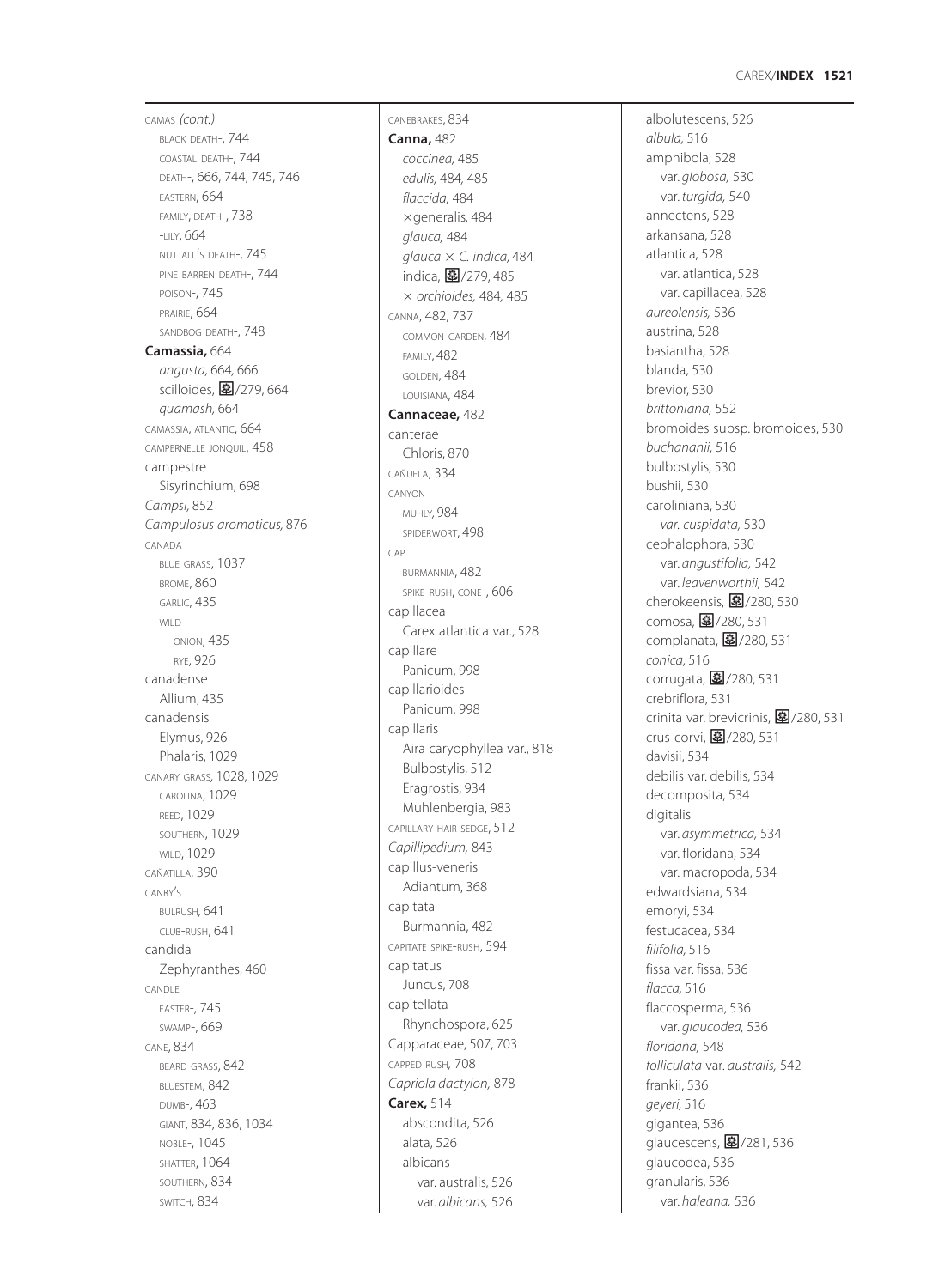CAMAS *(cont.)*
  BLACK DEATH-, 744
  COASTAL DEATH-, 744
  DEATH-, 666, 744, 745, 746
  EASTERN, 664
  FAMILY, DEATH-, 738
  -LILY, 664
  NUTTALL'S DEATH-, 745
  PINE BARREN DEATH-, 744
  POISON-, 745
  PRAIRIE, 664
  SANDBOG DEATH-, 748
**Camassia,** 664
  *angusta,* 664, 666
  scilloides, ❀/279, 664
  *quamash,* 664
CAMASSIA, ATLANTIC, 664
CAMPERNELLE JONQUIL, 458
campestre
  Sisyrinchium, 698
*Campsi,* 852
*Campulosus aromaticus,* 876
CANADA
  BLUE GRASS, 1037
  BROME, 860
  GARLIC, 435
  WILD
    ONION, 435
    RYE, 926
canadense
  Allium, 435
canadensis
  Elymus, 926
  Phalaris, 1029
CANARY GRASS, 1028, 1029
  CAROLINA, 1029
  REED, 1029
  SOUTHERN, 1029
  WILD, 1029
CAÑATILLA, 390
CANBY'S
  BULRUSH, 641
  CLUB-RUSH, 641
candida
  Zephyranthes, 460
CANDLE
  EASTER-, 745
  SWAMP-, 669
CANE, 834
  BEARD GRASS, 842
  BLUESTEM, 842
  DUMB-, 463
  GIANT, 834, 836, 1034
  NOBLE-, 1045
  SHATTER, 1064
  SOUTHERN, 834
  SWITCH, 834
CANEBRAKES, 834
**Canna,** 482
  *coccinea,* 485
  *edulis,* 484, 485
  *flaccida,* 484
  ×generalis, 484
  *glauca,* 484
  *glauca* × *C. indica,* 484
  indica, ❀/279, 485
  × *orchioides,* 484, 485
CANNA, 482, 737
  COMMON GARDEN, 484
  FAMILY, 482
  GOLDEN, 484
  LOUISIANA, 484
**Cannaceae,** 482
canterae
  Chloris, 870
CAÑUELA, 334
CANYON
  MUHLY, 984
  SPIDERWORT, 498
CAP
  BURMANNIA, 482
  SPIKE-RUSH, CONE-, 606
capillacea
  Carex atlantica var., 528
capillare
  Panicum, 998
capillarioides
  Panicum, 998
capillaris
  Aira caryophyllea var., 818
  Bulbostylis, 512
  Eragrostis, 934
  Muhlenbergia, 983
CAPILLARY HAIR SEDGE, 512
*Capillipedium,* 843
capillus-veneris
  Adiantum, 368
capitata
  Burmannia, 482
CAPITATE SPIKE-RUSH, 594
capitatus
  Juncus, 708
capitellata
  Rhynchospora, 625
Capparaceae, 507, 703
CAPPED RUSH, 708
*Capriola dactylon,* 878
**Carex,** 514
  abscondita, 526
  alata, 526
  albicans
    var. australis, 526
    var. *albicans,* 526
  albolutescens, 526
  *albula,* 516
  amphibola, 528
    var. *globosa,* 530
    var. *turgida,* 540
  annectens, 528
  arkansana, 528
  atlantica, 528
    var. atlantica, 528
    var. capillacea, 528
  *aureolensis,* 536
  austrina, 528
  basiantha, 528
  blanda, 530
  brevior, 530
  *brittoniana,* 552
  bromoides subsp. bromoides, 530
  *buchananii,* 516
  bulbostylis, 530
  bushii, 530
  caroliniana, 530
    *var. cuspidata,* 530
  cephalophora, 530
    var. *angustifolia,* 542
    var. *leavenworthii,* 542
  cherokeensis, ❀/280, 530
  comosa, ❀/280, 531
  complanata, ❀/280, 531
  *conica,* 516
  corrugata, ❀/280, 531
  crebriflora, 531
  crinita var. brevicrinis, ❀/280, 531
  crus-corvi, ❀/280, 531
  davisii, 534
  debilis var. debilis, 534
  decomposita, 534
  digitalis
    var. *asymmetrica,* 534
    var. floridana, 534
    var. macropoda, 534
  edwardsiana, 534
  emoryi, 534
  festucacea, 534
  *filifolia,* 516
  fissa var. fissa, 536
  *flacca,* 516
  flaccosperma, 536
    var. *glaucodea,* 536
  *floridana,* 548
  *folliculata* var. *australis,* 542
  frankii, 536
  *geyeri,* 516
  gigantea, 536
  glaucescens, ❀/281, 536
  glaucodea, 536
  granularis, 536
    var. *haleana,* 536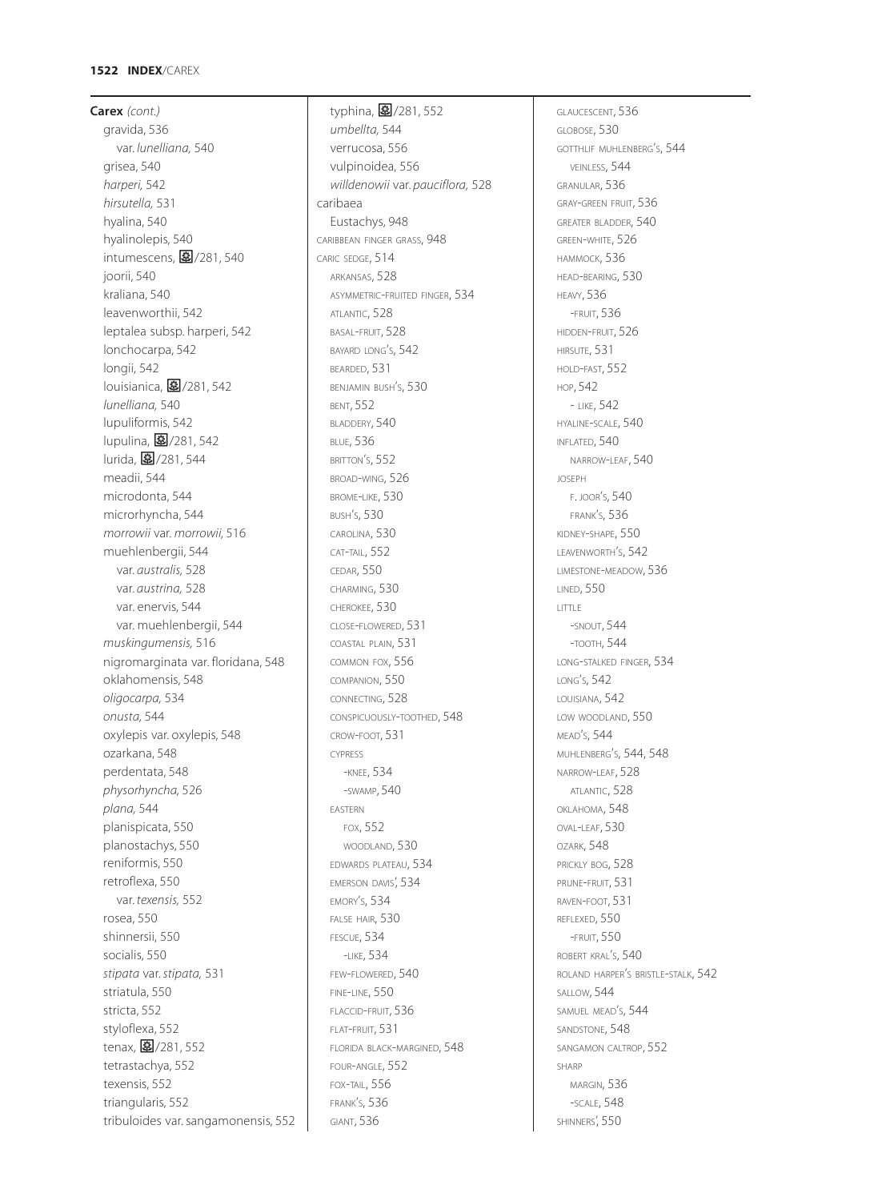**Carex** *(cont.)*

- gravida, 536
  - var. *lunelliana,* 540
- grisea, 540
- *harperi,* 542
- *hirsutella,* 531
- hyalina, 540
- hyalinolepis, 540
- intumescens, /281, 540
- joorii, 540
- kraliana, 540
- leavenworthii, 542
- leptalea subsp. harperi, 542
- lonchocarpa, 542
- longii, 542
- louisianica, /281, 542
- *lunelliana,* 540
- lupuliformis, 542
- lupulina, /281, 542
- lurida, /281, 544
- meadii, 544
- microdonta, 544
- microrhyncha, 544
- *morrowii* var. *morrowii,* 516
- muehlenbergii, 544
  - var. *australis,* 528
  - var. *austrina,* 528
  - var. enervis, 544
  - var. muehlenbergii, 544
- *muskingumensis,* 516
- nigromarginata var. floridana, 548
- oklahomensis, 548
- *oligocarpa,* 534
- *onusta,* 544
- oxylepis var. oxylepis, 548
- ozarkana, 548
- perdentata, 548
- *physorhyncha,* 526
- *plana,* 544
- planispicata, 550
- planostachys, 550
- reniformis, 550
- retroflexa, 550
  - var. *texensis,* 552
- rosea, 550
- shinnersii, 550
- socialis, 550
- *stipata* var. *stipata,* 531
- striatula, 550
- stricta, 552
- styloflexa, 552
- tenax, /281, 552
- tetrastachya, 552
- texensis, 552
- triangularis, 552
- tribuloides var. sangamonensis, 552
- typhina, /281, 552
- *umbellta,* 544
- verrucosa, 556
- vulpinoidea, 556
- *willdenowii* var. *pauciflora,* 528

caribaea
- Eustachys, 948

CARIBBEAN FINGER GRASS, 948

CARIC SEDGE, 514
- ARKANSAS, 528
- ASYMMETRIC-FRUITED FINGER, 534
- ATLANTIC, 528
- BASAL-FRUIT, 528
- BAYARD LONG'S, 542
- BEARDED, 531
- BENJAMIN BUSH'S, 530
- BENT, 552
- BLADDERY, 540
- BLUE, 536
- BRITTON'S, 552
- BROAD-WING, 526
- BROME-LIKE, 530
- BUSH'S, 530
- CAROLINA, 530
- CAT-TAIL, 552
- CEDAR, 550
- CHARMING, 530
- CHEROKEE, 530
- CLOSE-FLOWERED, 531
- COASTAL PLAIN, 531
- COMMON FOX, 556
- COMPANION, 550
- CONNECTING, 528
- CONSPICUOUSLY-TOOTHED, 548
- CROW-FOOT, 531
- CYPRESS
  - -KNEE, 534
  - -SWAMP, 540
- EASTERN
  - FOX, 552
  - WOODLAND, 530
- EDWARDS PLATEAU, 534
- EMERSON DAVIS', 534
- EMORY'S, 534
- FALSE HAIR, 530
- FESCUE, 534
  - -LIKE, 534
- FEW-FLOWERED, 540
- FINE-LINE, 550
- FLACCID-FRUIT, 536
- FLAT-FRUIT, 531
- FLORIDA BLACK-MARGINED, 548
- FOUR-ANGLE, 552
- FOX-TAIL, 556
- FRANK'S, 536
- GIANT, 536
- GLAUCESCENT, 536
- GLOBOSE, 530
- GOTTHLIF MUHLENBERG'S, 544
  - VEINLESS, 544
- GRANULAR, 536
- GRAY-GREEN FRUIT, 536
- GREATER BLADDER, 540
- GREEN-WHITE, 526
- HAMMOCK, 536
- HEAD-BEARING, 530
- HEAVY, 536
  - -FRUIT, 536
- HIDDEN-FRUIT, 526
- HIRSUTE, 531
- HOLD-FAST, 552
- HOP, 542
  - - LIKE, 542
- HYALINE-SCALE, 540
- INFLATED, 540
  - NARROW-LEAF, 540
- JOSEPH
  - F. JOOR'S, 540
  - FRANK'S, 536
- KIDNEY-SHAPE, 550
- LEAVENWORTH'S, 542
- LIMESTONE-MEADOW, 536
- LINED, 550
- LITTLE
  - -SNOUT, 544
  - -TOOTH, 544
- LONG-STALKED FINGER, 534
- LONG'S, 542
- LOUISIANA, 542
- LOW WOODLAND, 550
- MEAD'S, 544
- MUHLENBERG'S, 544, 548
- NARROW-LEAF, 528
  - ATLANTIC, 528
- OKLAHOMA, 548
- OVAL-LEAF, 530
- OZARK, 548
- PRICKLY BOG, 528
- PRUNE-FRUIT, 531
- RAVEN-FOOT, 531
- REFLEXED, 550
  - -FRUIT, 550
- ROBERT KRAL'S, 540
- ROLAND HARPER'S BRISTLE-STALK, 542
- SALLOW, 544
- SAMUEL MEAD'S, 544
- SANDSTONE, 548
- SANGAMON CALTROP, 552
- SHARP
  - MARGIN, 536
  - -SCALE, 548
- SHINNERS', 550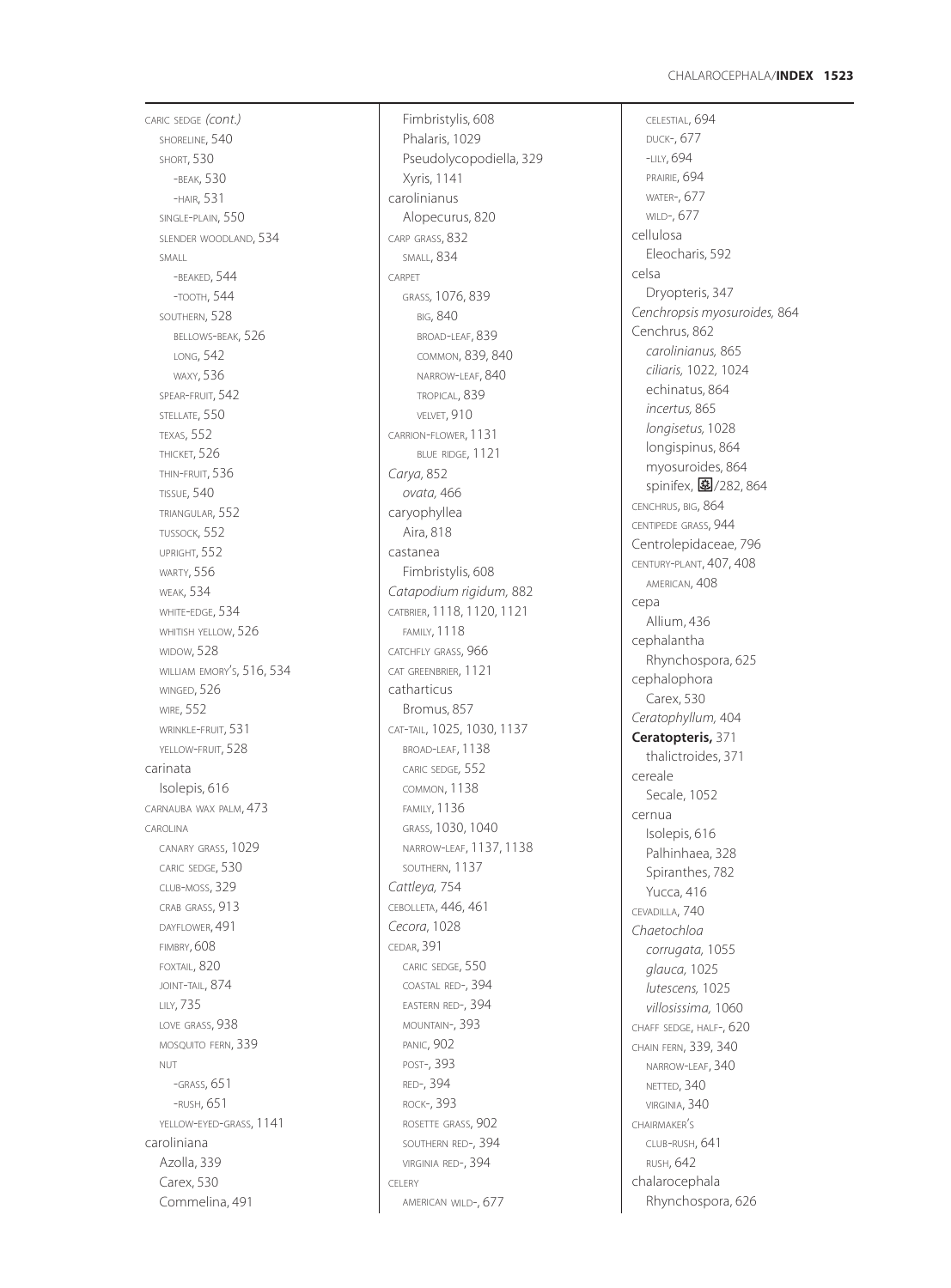CARIC SEDGE *(cont.)*
SHORELINE, 540
SHORT, 530
-BEAK, 530
-HAIR, 531
SINGLE-PLAIN, 550
SLENDER WOODLAND, 534
SMALL
-BEAKED, 544
-TOOTH, 544
SOUTHERN, 528
BELLOWS-BEAK, 526
LONG, 542
WAXY, 536
SPEAR-FRUIT, 542
STELLATE, 550
TEXAS, 552
THICKET, 526
THIN-FRUIT, 536
TISSUE, 540
TRIANGULAR, 552
TUSSOCK, 552
UPRIGHT, 552
WARTY, 556
WEAK, 534
WHITE-EDGE, 534
WHITISH YELLOW, 526
WIDOW, 528
WILLIAM EMORY'S, 516, 534
WINGED, 526
WIRE, 552
WRINKLE-FRUIT, 531
YELLOW-FRUIT, 528
carinata
Isolepis, 616
CARNAUBA WAX PALM, 473
CAROLINA
CANARY GRASS, 1029
CARIC SEDGE, 530
CLUB-MOSS, 329
CRAB GRASS, 913
DAYFLOWER, 491
FIMBRY, 608
FOXTAIL, 820
JOINT-TAIL, 874
LILY, 735
LOVE GRASS, 938
MOSQUITO FERN, 339
NUT
-GRASS, 651
-RUSH, 651
YELLOW-EYED-GRASS, 1141
caroliniana
Azolla, 339
Carex, 530
Commelina, 491
Fimbristylis, 608
Phalaris, 1029
Pseudolycopodiella, 329
Xyris, 1141
carolinianus
Alopecurus, 820
CARP GRASS, 832
SMALL, 834
CARPET
GRASS, 1076, 839
BIG, 840
BROAD-LEAF, 839
COMMON, 839, 840
NARROW-LEAF, 840
TROPICAL, 839
VELVET, 910
CARRION-FLOWER, 1131
BLUE RIDGE, 1121
*Carya,* 852
*ovata,* 466
caryophyllea
Aira, 818
castanea
Fimbristylis, 608
*Catapodium rigidum,* 882
CATBRIER, 1118, 1120, 1121
FAMILY, 1118
CATCHFLY GRASS, 966
CAT GREENBRIER, 1121
catharticus
Bromus, 857
CAT-TAIL, 1025, 1030, 1137
BROAD-LEAF, 1138
CARIC SEDGE, 552
COMMON, 1138
FAMILY, 1136
GRASS, 1030, 1040
NARROW-LEAF, 1137, 1138
SOUTHERN, 1137
*Cattleya,* 754
CEBOLLETA, 446, 461
*Cecora,* 1028
CEDAR, 391
CARIC SEDGE, 550
COASTAL RED-, 394
EASTERN RED-, 394
MOUNTAIN-, 393
PANIC, 902
POST-, 393
RED-, 394
ROCK-, 393
ROSETTE GRASS, 902
SOUTHERN RED-, 394
VIRGINIA RED-, 394
CELERY
AMERICAN WILD-, 677
CELESTIAL, 694
DUCK-, 677
-LILY, 694
PRAIRIE, 694
WATER-, 677
WILD-, 677
cellulosa
Eleocharis, 592
celsa
Dryopteris, 347
*Cenchropsis myosuroides,* 864
Cenchrus, 862
*carolinianus,* 865
*ciliaris,* 1022, 1024
echinatus, 864
*incertus,* 865
*longisetus,* 1028
longispinus, 864
myosuroides, 864
spinifex, /282, 864
CENCHRUS, BIG, 864
CENTIPEDE GRASS, 944
Centrolepidaceae, 796
CENTURY-PLANT, 407, 408
AMERICAN, 408
cepa
Allium, 436
cephalantha
Rhynchospora, 625
cephalophora
Carex, 530
*Ceratophyllum,* 404
**Ceratopteris,** 371
thalictroides, 371
cereale
Secale, 1052
cernua
Isolepis, 616
Palhinhaea, 328
Spiranthes, 782
Yucca, 416
CEVADILLA, 740
*Chaetochloa*
*corrugata,* 1055
*glauca,* 1025
*lutescens,* 1025
*villosissima,* 1060
CHAFF SEDGE, HALF-, 620
CHAIN FERN, 339, 340
NARROW-LEAF, 340
NETTED, 340
VIRGINIA, 340
CHAIRMAKER'S
CLUB-RUSH, 641
RUSH, 642
chalarocephala
Rhynchospora, 626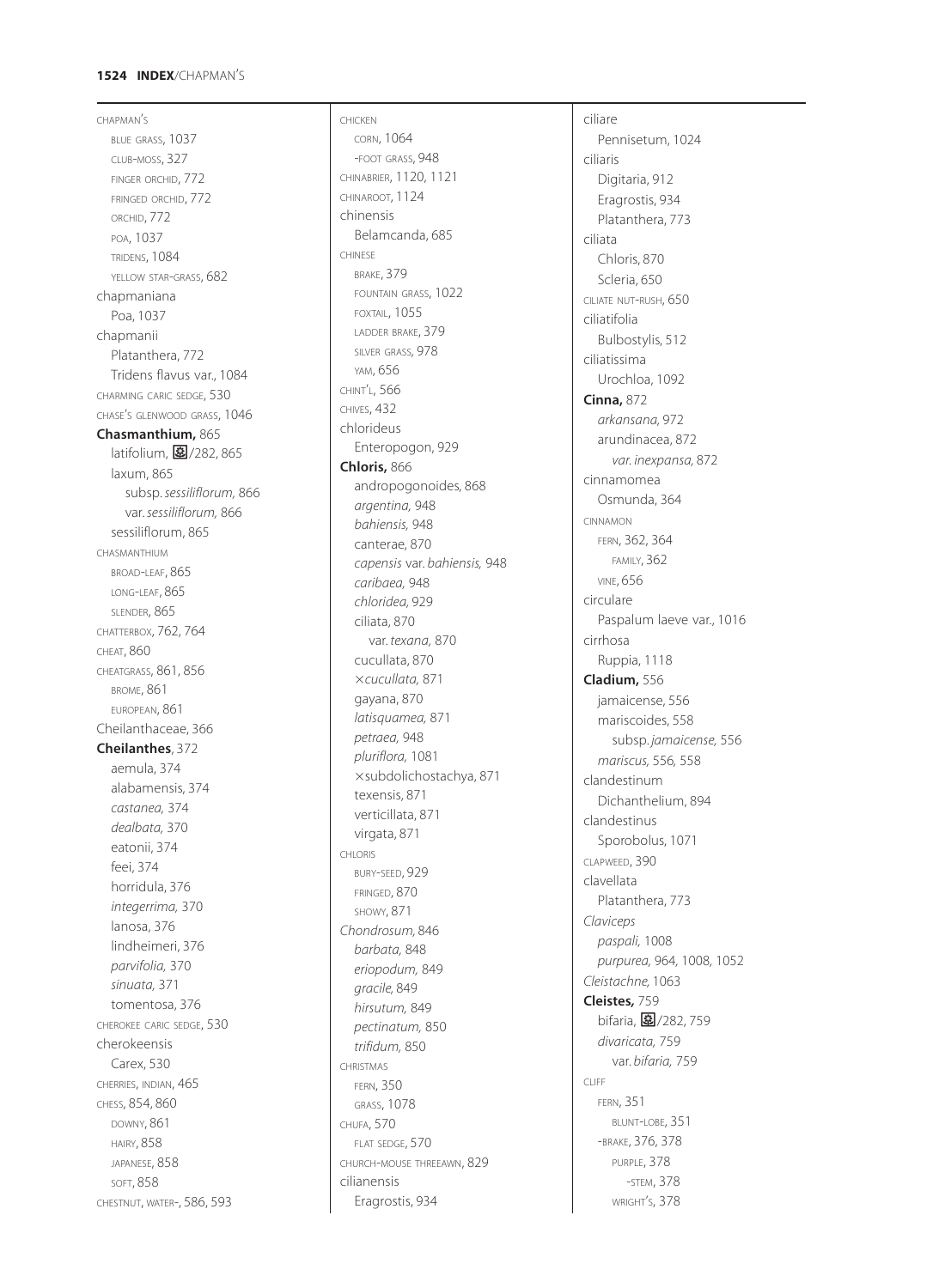CHAPMAN'S
- BLUE GRASS, 1037
- CLUB-MOSS, 327
- FINGER ORCHID, 772
- FRINGED ORCHID, 772
- ORCHID, 772
- POA, 1037
- TRIDENS, 1084
- YELLOW STAR-GRASS, 682

chapmaniana
- Poa, 1037

chapmanii
- Platanthera, 772
- Tridens flavus var., 1084

CHARMING CARIC SEDGE, 530

CHASE'S GLENWOOD GRASS, 1046

**Chasmanthium,** 865
- latifolium, 🌼/282, 865
- laxum, 865
  - subsp. *sessiliflorum,* 866
  - var. *sessiliflorum,* 866
- sessiliflorum, 865

CHASMANTHIUM
- BROAD-LEAF, 865
- LONG-LEAF, 865
- SLENDER, 865

CHATTERBOX, 762, 764

CHEAT, 860

CHEATGRASS, 861, 856
- BROME, 861
- EUROPEAN, 861

Cheilanthaceae, 366

**Cheilanthes**, 372
- aemula, 374
- alabamensis, 374
- *castanea,* 374
- *dealbata,* 370
- eatonii, 374
- feei, 374
- horridula, 376
- *integerrima,* 370
- lanosa, 376
- lindheimeri, 376
- *parvifolia,* 370
- *sinuata,* 371
- tomentosa, 376

CHEROKEE CARIC SEDGE, 530

cherokeensis
- Carex, 530

CHERRIES, INDIAN, 465

CHESS, 854, 860
- DOWNY, 861
- HAIRY, 858
- JAPANESE, 858
- SOFT, 858

CHESTNUT, WATER-, 586, 593

CHICKEN
- CORN, 1064
- -FOOT GRASS, 948

CHINABRIER, 1120, 1121

CHINAROOT, 1124

chinensis
- Belamcanda, 685

CHINESE
- BRAKE, 379
- FOUNTAIN GRASS, 1022
- FOXTAIL, 1055
- LADDER BRAKE, 379
- SILVER GRASS, 978
- YAM, 656

CHINT'L, 566

CHIVES, 432

chlorideus
- Enteropogon, 929

**Chloris,** 866
- andropogonoides, 868
- *argentina,* 948
- *bahiensis,* 948
- canterae, 870
- *capensis* var. *bahiensis,* 948
- *caribaea,* 948
- *chloridea,* 929
- ciliata, 870
  - var. *texana,* 870
- cucullata, 870
- ×*cucullata,* 871
- gayana, 870
- *latisquamea,* 871
- *petraea,* 948
- *pluriflora,* 1081
- ×subdolichostachya, 871
- texensis, 871
- verticillata, 871
- virgata, 871

CHLORIS
- BURY-SEED, 929
- FRINGED, 870
- SHOWY, 871

*Chondrosum,* 846
- *barbata,* 848
- *eriopodum,* 849
- *gracile,* 849
- *hirsutum,* 849
- *pectinatum,* 850
- *trifidum,* 850

CHRISTMAS
- FERN, 350
- GRASS, 1078

CHUFA, 570
- FLAT SEDGE, 570

CHURCH-MOUSE THREEAWN, 829

cilianensis
- Eragrostis, 934

ciliare
- Pennisetum, 1024

ciliaris
- Digitaria, 912
- Eragrostis, 934
- Platanthera, 773

ciliata
- Chloris, 870
- Scleria, 650

CILIATE NUT-RUSH, 650

ciliatifolia
- Bulbostylis, 512

ciliatissima
- Urochloa, 1092

**Cinna,** 872
- *arkansana,* 972
- arundinacea, 872
  - *var. inexpansa,* 872

cinnamomea
- Osmunda, 364

CINNAMON
- FERN, 362, 364
  - FAMILY, 362
- VINE, 656

circulare
- Paspalum laeve var., 1016

cirrhosa
- Ruppia, 1118

**Cladium,** 556
- jamaicense, 556
- mariscoides, 558
  - subsp. *jamaicense,* 556
- *mariscus,* 556, 558

clandestinum
- Dichanthelium, 894

clandestinus
- Sporobolus, 1071

CLAPWEED, 390

clavellata
- Platanthera, 773

*Claviceps*
- *paspali,* 1008
- *purpurea,* 964, 1008, 1052

*Cleistachne,* 1063

**Cleistes,** 759
- bifaria, 🌼/282, 759
- *divaricata,* 759
  - var. *bifaria,* 759

CLIFF
- FERN, 351
  - BLUNT-LOBE, 351
- -BRAKE, 376, 378
  - PURPLE, 378
    - -STEM, 378
  - WRIGHT'S, 378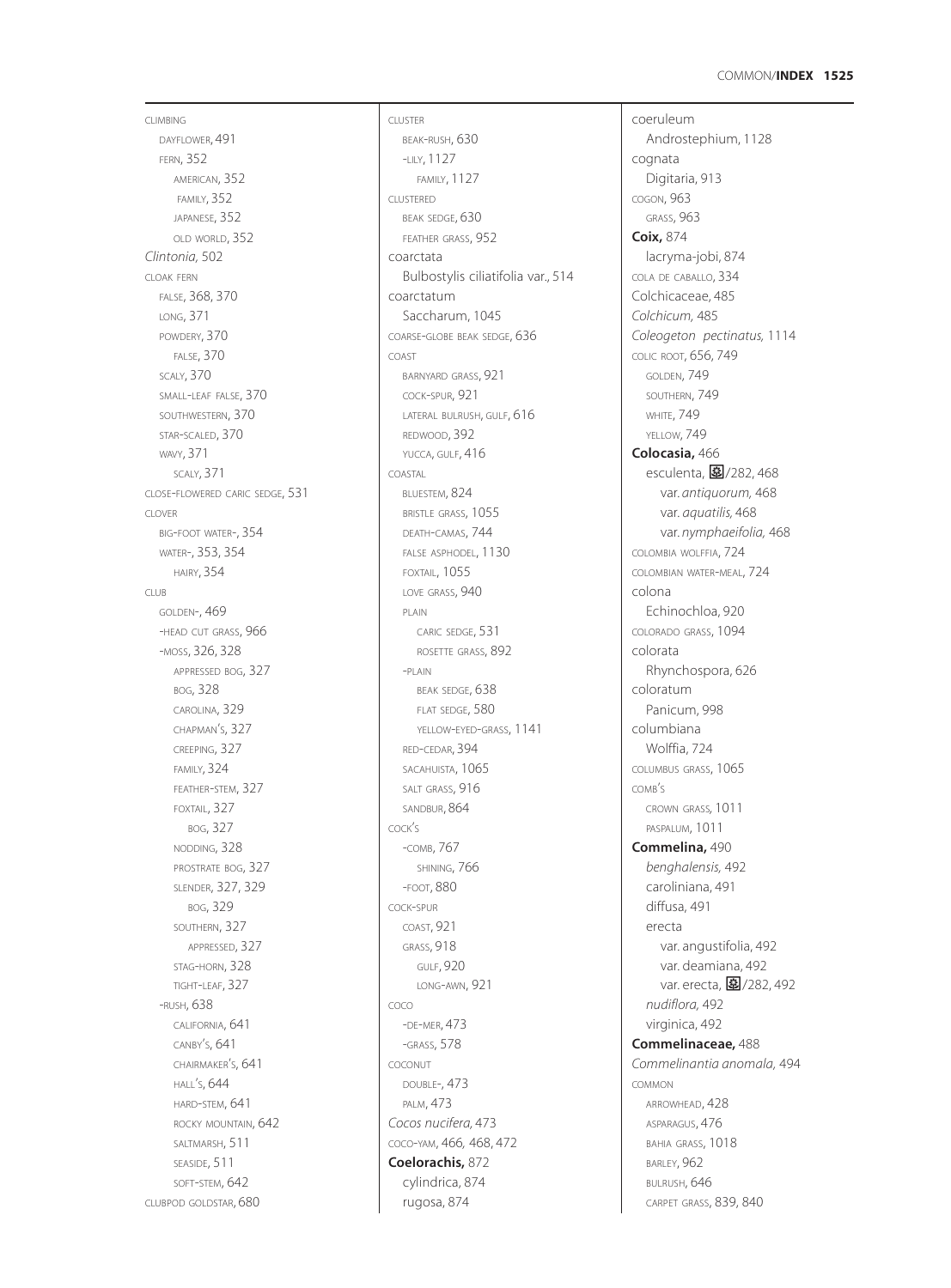CLIMBING
  DAYFLOWER, 491
  FERN, 352
    AMERICAN, 352
    FAMILY, 352
    JAPANESE, 352
    OLD WORLD, 352
*Clintonia,* 502
CLOAK FERN
  FALSE, 368, 370
  LONG, 371
  POWDERY, 370
    FALSE, 370
  SCALY, 370
  SMALL-LEAF FALSE, 370
  SOUTHWESTERN, 370
  STAR-SCALED, 370
  WAVY, 371
    SCALY, 371
CLOSE-FLOWERED CARIC SEDGE, 531
CLOVER
  BIG-FOOT WATER-, 354
  WATER-, 353, 354
    HAIRY, 354
CLUB
  GOLDEN-, 469
  -HEAD CUT GRASS, 966
  -MOSS, 326, 328
    APPRESSED BOG, 327
    BOG, 328
    CAROLINA, 329
    CHAPMAN'S, 327
    CREEPING, 327
    FAMILY, 324
    FEATHER-STEM, 327
    FOXTAIL, 327
      BOG, 327
    NODDING, 328
    PROSTRATE BOG, 327
    SLENDER, 327, 329
      BOG, 329
    SOUTHERN, 327
      APPRESSED, 327
    STAG-HORN, 328
    TIGHT-LEAF, 327
  -RUSH, 638
    CALIFORNIA, 641
    CANBY'S, 641
    CHAIRMAKER'S, 641
    HALL'S, 644
    HARD-STEM, 641
    ROCKY MOUNTAIN, 642
    SALTMARSH, 511
    SEASIDE, 511
    SOFT-STEM, 642
CLUBPOD GOLDSTAR, 680
CLUSTER
  BEAK-RUSH, 630
  -LILY, 1127
    FAMILY, 1127
CLUSTERED
  BEAK SEDGE, 630
  FEATHER GRASS, 952
coarctata
  Bulbostylis ciliatifolia var., 514
coarctatum
  Saccharum, 1045
COARSE-GLOBE BEAK SEDGE, 636
COAST
  BARNYARD GRASS, 921
  COCK-SPUR, 921
  LATERAL BULRUSH, GULF, 616
  REDWOOD, 392
  YUCCA, GULF, 416
COASTAL
  BLUESTEM, 824
  BRISTLE GRASS, 1055
  DEATH-CAMAS, 744
  FALSE ASPHODEL, 1130
  FOXTAIL, 1055
  LOVE GRASS, 940
  PLAIN
    CARIC SEDGE, 531
    ROSETTE GRASS, 892
  -PLAIN
    BEAK SEDGE, 638
    FLAT SEDGE, 580
    YELLOW-EYED-GRASS, 1141
  RED-CEDAR, 394
  SACAHUISTA, 1065
  SALT GRASS, 916
  SANDBUR, 864
COCK'S
  -COMB, 767
    SHINING, 766
  -FOOT, 880
COCK-SPUR
  COAST, 921
  GRASS, 918
    GULF, 920
    LONG-AWN, 921
COCO
  -DE-MER, 473
  -GRASS, 578
COCONUT
  DOUBLE-, 473
  PALM, 473
*Cocos nucifera,* 473
COCO-YAM, 466, 468, 472
**Coelorachis,** 872
  cylindrica, 874
  rugosa, 874
coeruleum
  Androstephium, 1128
cognata
  Digitaria, 913
COGON, 963
  GRASS, 963
**Coix,** 874
  lacryma-jobi, 874
COLA DE CABALLO, 334
Colchicaceae, 485
*Colchicum,* 485
*Coleogeton pectinatus,* 1114
COLIC ROOT, 656, 749
  GOLDEN, 749
  SOUTHERN, 749
  WHITE, 749
  YELLOW, 749
**Colocasia,** 466
  esculenta, ✿/282, 468
    var. *antiquorum,* 468
    var. *aquatilis,* 468
    var. *nymphaeifolia,* 468
COLOMBIA WOLFFIA, 724
COLOMBIAN WATER-MEAL, 724
colona
  Echinochloa, 920
COLORADO GRASS, 1094
colorata
  Rhynchospora, 626
coloratum
  Panicum, 998
columbiana
  Wolffia, 724
COLUMBUS GRASS, 1065
COMB'S
  CROWN GRASS, 1011
  PASPALUM, 1011
**Commelina,** 490
  *benghalensis,* 492
  caroliniana, 491
  diffusa, 491
  erecta
    var. angustifolia, 492
    var. deamiana, 492
    var. erecta, ✿/282, 492
  *nudiflora,* 492
  virginica, 492
**Commelinaceae,** 488
*Commelinantia anomala,* 494
COMMON
  ARROWHEAD, 428
  ASPARAGUS, 476
  BAHIA GRASS, 1018
  BARLEY, 962
  BULRUSH, 646
  CARPET GRASS, 839, 840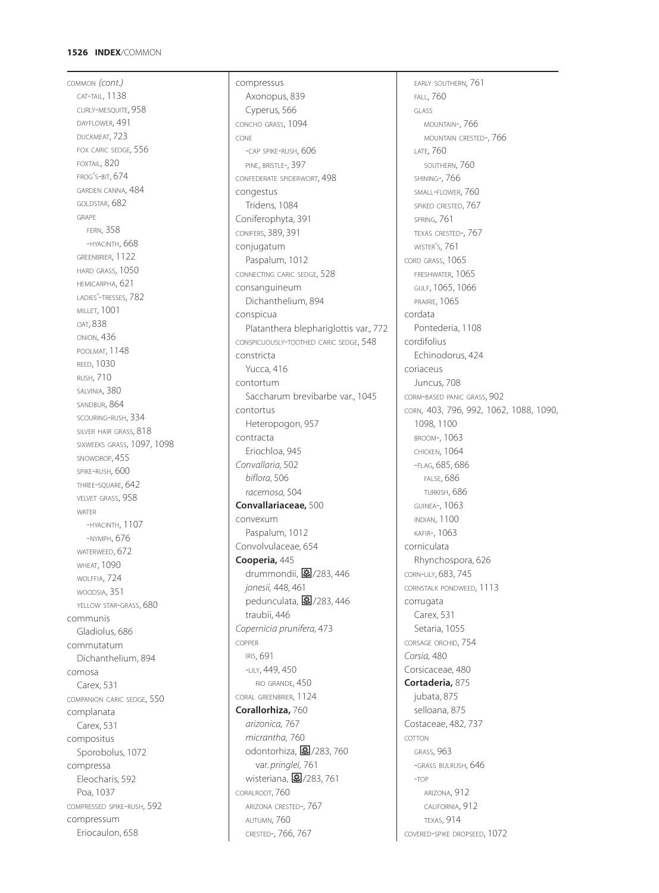COMMON *(cont.)*
- CAT-TAIL, 1138
- CURLY-MESQUITE, 958
- DAYFLOWER, 491
- DUCKMEAT, 723
- FOX CARIC SEDGE, 556
- FOXTAIL, 820
- FROG'S-BIT, 674
- GARDEN CANNA, 484
- GOLDSTAR, 682
- GRAPE
  - FERN, 358
  - -HYACINTH, 668
- GREENBRIER, 1122
- HARD GRASS, 1050
- HEMICARPHA, 621
- LADIES'-TRESSES, 782
- MILLET, 1001
- OAT, 838
- ONION, 436
- POOLMAT, 1148
- REED, 1030
- RUSH, 710
- SALVINIA, 380
- SANDBUR, 864
- SCOURING-RUSH, 334
- SILVER HAIR GRASS, 818
- SIXWEEKS GRASS, 1097, 1098
- SNOWDROP, 455
- SPIKE-RUSH, 600
- THREE-SQUARE, 642
- VELVET GRASS, 958
- WATER
  - -HYACINTH, 1107
  - -NYMPH, 676
- WATERWEED, 672
- WHEAT, 1090
- WOLFFIA, 724
- WOODSIA, 351
- YELLOW STAR-GRASS, 680

communis
- Gladiolus, 686

commutatum
- Dichanthelium, 894

comosa
- Carex, 531

COMPANION CARIC SEDGE, 550

complanata
- Carex, 531

compositus
- Sporobolus, 1072

compressa
- Eleocharis, 592
- Poa, 1037

COMPRESSED SPIKE-RUSH, 592

compressum
- Eriocaulon, 658

compressus
- Axonopus, 839
- Cyperus, 566

CONCHO GRASS, 1094

CONE
- -CAP SPIKE-RUSH, 606
- PINE, BRISTLE-, 397

CONFEDERATE SPIDERWORT, 498

congestus
- Tridens, 1084

Coniferophyta, 391

CONIFERS, 389, 391

conjugatum
- Paspalum, 1012

CONNECTING CARIC SEDGE, 528

consanguineum
- Dichanthelium, 894

conspicua
- Platanthera blephariglottis var., 772

CONSPICUOUSLY-TOOTHED CARIC SEDGE, 548

constricta
- Yucca, 416

contortum
- Saccharum brevibarbe var., 1045

contortus
- Heteropogon, 957

contracta
- Eriochloa, 945

*Convallaria,* 502
- *biflora,* 506
- *racemosa,* 504

**Convallariaceae,** 500

convexum
- Paspalum, 1012

Convolvulaceae, 654

**Cooperia,** 445
- drummondii, ❀/283, 446
- *jonesii,* 448, 461
- pedunculata, ❀/283, 446
- traubii, 446

*Copernicia prunifera,* 473

COPPER
- IRIS, 691
- -LILY, 449, 450
  - RIO GRANDE, 450

CORAL GREENBRIER, 1124

**Corallorhiza,** 760
- *arizonica,* 767
- *micrantha,* 760
- odontorhiza, ❀/283, 760
  - var. *pringlei,* 761
- wisteriana, ❀/283, 761

CORALROOT, 760
- ARIZONA CRESTED-, 767
- AUTUMN, 760
- CRESTED-, 766, 767
- EARLY SOUTHERN, 761
- FALL, 760
- GLASS
  - MOUNTAIN-, 766
  - MOUNTAIN CRESTED-, 766
- LATE, 760
  - SOUTHERN, 760
- SHINING-, 766
- SMALL-FLOWER, 760
- SPIKED CRESTED, 767
- SPRING, 761
- TEXAS CRESTED-, 767
- WISTER'S, 761

CORD GRASS, 1065
- FRESHWATER, 1065
- GULF, 1065, 1066
- PRAIRIE, 1065

cordata
- Pontederia, 1108

cordifolius
- Echinodorus, 424

coriaceus
- Juncus, 708

CORM-BASED PANIC GRASS, 902

CORN, 403, 796, 992, 1062, 1088, 1090, 1098, 1100
- BROOM-, 1063
- CHICKEN, 1064
- -FLAG, 685, 686
  - FALSE, 686
  - TURKISH, 686
- GUINEA-, 1063
- INDIAN, 1100
- KAFIR-, 1063

corniculata
- Rhynchospora, 626

CORN-LILY, 683, 745

CORNSTALK PONDWEED, 1113

corrugata
- Carex, 531
- Setaria, 1055

CORSAGE ORCHID, 754

*Corsia,* 480

Corsicaceae, 480

**Cortaderia,** 875
- jubata, 875
- selloana, 875

Costaceae, 482, 737

COTTON
- GRASS, 963
- -GRASS BULRUSH, 646
- -TOP
  - ARIZONA, 912
  - CALIFORNIA, 912
  - TEXAS, 914

COVERED-SPIKE DROPSEED, 1072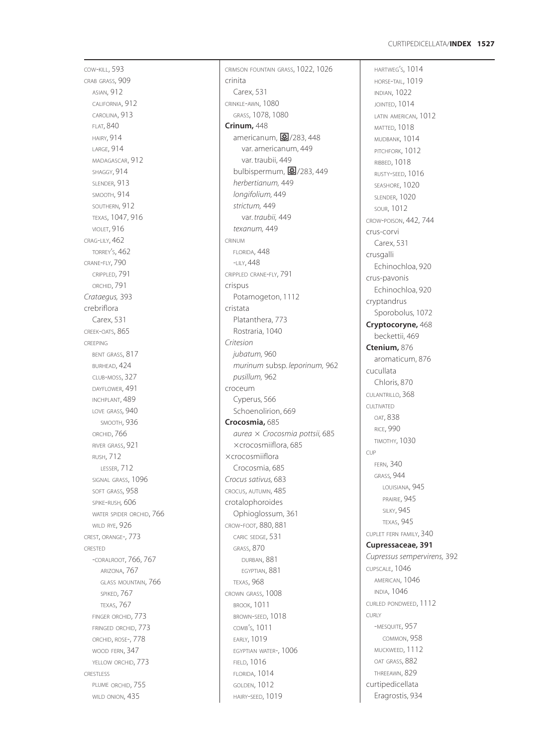COW-KILL, 593
CRAB GRASS, 909
  ASIAN, 912
  CALIFORNIA, 912
  CAROLINA, 913
  FLAT, 840
  HAIRY, 914
  LARGE, 914
  MADAGASCAR, 912
  SHAGGY, 914
  SLENDER, 913
  SMOOTH, 914
  SOUTHERN, 912
  TEXAS, 1047, 916
  VIOLET, 916
CRAG-LILY, 462
  TORREY'S, 462
CRANE-FLY, 790
  CRIPPLED, 791
  ORCHID, 791
*Crataegus,* 393
crebriflora
  Carex, 531
CREEK-OATS, 865
CREEPING
  BENT GRASS, 817
  BURHEAD, 424
  CLUB-MOSS, 327
  DAYFLOWER, 491
  INCHPLANT, 489
  LOVE GRASS, 940
    SMOOTH, 936
  ORCHID, 766
  RIVER GRASS, 921
  RUSH, 712
    LESSER, 712
  SIGNAL GRASS, 1096
  SOFT GRASS, 958
  SPIKE-RUSH, 606
  WATER SPIDER ORCHID, 766
  WILD RYE, 926
CREST, ORANGE-, 773
CRESTED
  -CORALROOT, 766, 767
    ARIZONA, 767
    GLASS MOUNTAIN, 766
    SPIKED, 767
    TEXAS, 767
  FINGER ORCHID, 773
  FRINGED ORCHID, 773
  ORCHID, ROSE-, 778
  WOOD FERN, 347
  YELLOW ORCHID, 773
CRESTLESS
  PLUME ORCHID, 755
  WILD ONION, 435
CRIMSON FOUNTAIN GRASS, 1022, 1026
crinita
  Carex, 531
CRINKLE-AWN, 1080
  GRASS, 1078, 1080
**Crinum,** 448
  americanum, ▣/283, 448
    var. americanum, 449
    var. traubii, 449
  bulbispermum, ▣/283, 449
  *herbertianum,* 449
  *longifolium,* 449
  *strictum,* 449
    var. *traubii,* 449
  *texanum,* 449
CRINUM
  FLORIDA, 448
  -LILY, 448
CRIPPLED CRANE-FLY, 791
crispus
  Potamogeton, 1112
cristata
  Platanthera, 773
  Rostraria, 1040
*Critesion*
  *jubatum,* 960
  *murinum* subsp. *leporinum,* 962
  *pusillum,* 962
croceum
  Cyperus, 566
  Schoenolirion, 669
**Crocosmia,** 685
  *aurea* × *Crocosmia pottsii,* 685
  ×crocosmiiflora, 685
×crocosmiiflora
  Crocosmia, 685
*Crocus sativus,* 683
CROCUS, AUTUMN, 485
crotalophoroides
  Ophioglossum, 361
CROW-FOOT, 880, 881
  CARIC SEDGE, 531
  GRASS, 870
    DURBAN, 881
    EGYPTIAN, 881
  TEXAS, 968
CROWN GRASS, 1008
  BROOK, 1011
  BROWN-SEED, 1018
  COMB'S, 1011
  EARLY, 1019
  EGYPTIAN WATER-, 1006
  FIELD, 1016
  FLORIDA, 1014
  GOLDEN, 1012
  HAIRY-SEED, 1019
  HARTWEG'S, 1014
  HORSE-TAIL, 1019
  INDIAN, 1022
  JOINTED, 1014
  LATIN AMERICAN, 1012
  MATTED, 1018
  MUDBANK, 1014
  PITCHFORK, 1012
  RIBBED, 1018
  RUSTY-SEED, 1016
  SEASHORE, 1020
  SLENDER, 1020
  SOUR, 1012
CROW-POISON, 442, 744
crus-corvi
  Carex, 531
crusgalli
  Echinochloa, 920
crus-pavonis
  Echinochloa, 920
cryptandrus
  Sporobolus, 1072
**Cryptocoryne,** 468
  beckettii, 469
**Ctenium,** 876
  aromaticum, 876
cucullata
  Chloris, 870
CULANTRILLO, 368
CULTIVATED
  OAT, 838
  RICE, 990
  TIMOTHY, 1030
CUP
  FERN, 340
  GRASS, 944
    LOUISIANA, 945
    PRAIRIE, 945
    SILKY, 945
    TEXAS, 945
CUPLET FERN FAMILY, 340
**Cupressaceae, 391**
*Cupressus sempervirens,* 392
CUPSCALE, 1046
  AMERICAN, 1046
  INDIA, 1046
CURLED PONDWEED, 1112
CURLY
  -MESQUITE, 957
    COMMON, 958
  MUCKWEED, 1112
  OAT GRASS, 882
  THREEAWN, 829
curtipedicellata
  Eragrostis, 934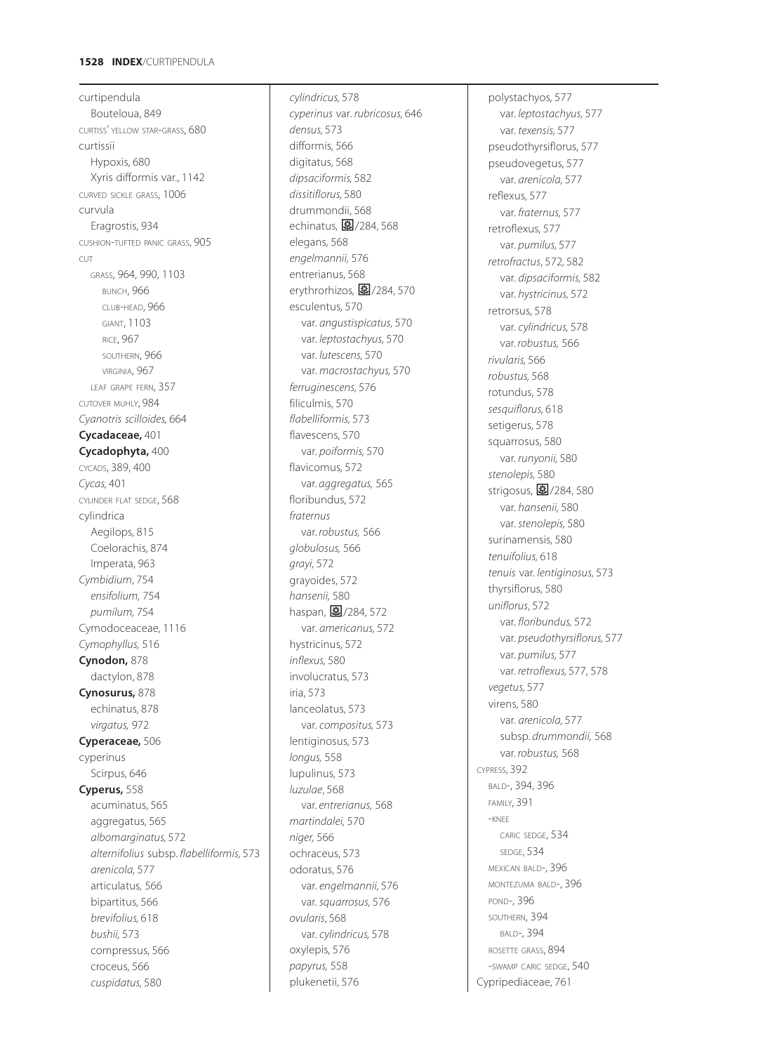curtipendula
  Bouteloua, 849
CURTISS' YELLOW STAR-GRASS, 680
curtissii
  Hypoxis, 680
  Xyris difformis var., 1142
CURVED SICKLE GRASS, 1006
curvula
  Eragrostis, 934
CUSHION-TUFTED PANIC GRASS, 905
CUT
  GRASS, 964, 990, 1103
    BUNCH, 966
    CLUB-HEAD, 966
    GIANT, 1103
    RICE, 967
    SOUTHERN, 966
    VIRGINIA, 967
  LEAF GRAPE FERN, 357
CUTOVER MUHLY, 984
*Cyanotris scilloides,* 664
**Cycadaceae,** 401
**Cycadophyta,** 400
CYCADS, 389, 400
*Cycas,* 401
CYLINDER FLAT SEDGE, 568
cylindrica
  Aegilops, 815
  Coelorachis, 874
  Imperata, 963
*Cymbidium*, 754
  *ensifolium,* 754
  *pumilum,* 754
Cymodoceaceae, 1116
*Cymophyllus,* 516
**Cynodon,** 878
  dactylon, 878
**Cynosurus,** 878
  echinatus, 878
  *virgatus,* 972
**Cyperaceae,** 506
cyperinus
  Scirpus, 646
**Cyperus,** 558
  acuminatus, 565
  aggregatus, 565
  *albomarginatus,* 572
  *alternifolius* subsp. *flabelliformis,* 573
  *arenicola,* 577
  articulatus, 566
  bipartitus, 566
  *brevifolius,* 618
  *bushii,* 573
  compressus, 566
  croceus, 566
  *cuspidatus,* 580
  *cylindricus,* 578
  *cyperinus* var. *rubricosus,* 646
  *densus,* 573
  difformis, 566
  digitatus, 568
  *dipsaciformis,* 582
  *dissitiflorus,* 580
  drummondii, 568
  echinatus, /284, 568
  elegans, 568
  *engelmannii,* 576
  entrerianus, 568
  erythrorhizos, /284, 570
  esculentus, 570
    var. *angustispicatus,* 570
    var. *leptostachyus,* 570
    var. *lutescens,* 570
    var. *macrostachyus,* 570
  *ferruginescens,* 576
  filiculmis, 570
  *flabelliformis,* 573
  flavescens, 570
    var. *poiformis,* 570
  flavicomus, 572
    var. *aggregatus,* 565
  floribundus, 572
  *fraternus*
    var. *robustus,* 566
  *globulosus,* 566
  *grayi,* 572
  grayoides, 572
  *hansenii,* 580
  haspan, /284, 572
    var. *americanus,* 572
  hystricinus, 572
  *inflexus,* 580
  involucratus, 573
  iria, 573
  lanceolatus, 573
    var. *compositus,* 573
  lentiginosus, 573
  *longus,* 558
  lupulinus, 573
  *luzulae*, 568
    var. *entrerianus,* 568
  *martindalei,* 570
  *niger,* 566
  ochraceus, 573
  odoratus, 576
    var. *engelmannii,* 576
    var. *squarrosus,* 576
  *ovularis*, 568
    var. *cylindricus,* 578
  oxylepis, 576
  *papyrus,* 558
  plukenetii, 576
  polystachyos, 577
    var. *leptostachyus,* 577
    var. *texensis,* 577
  pseudothyrsiflorus, 577
  pseudovegetus, 577
    var. *arenicola,* 577
  reflexus, 577
    var. *fraternus,* 577
  retroflexus, 577
    var. *pumilus,* 577
  *retrofractus*, 572, 582
    var. *dipsaciformis,* 582
    var. *hystricinus,* 572
  retrorsus, 578
    var. *cylindricus,* 578
    var. *robustus,* 566
  *rivularis,* 566
  *robustus,* 568
  rotundus, 578
  *sesquiflorus,* 618
  setigerus, 578
  squarrosus, 580
    var. *runyonii,* 580
  *stenolepis,* 580
  strigosus, /284, 580
    var. *hansenii,* 580
    var. *stenolepis,* 580
  surinamensis, 580
  *tenuifolius,* 618
  *tenuis* var. *lentiginosus,* 573
  thyrsiflorus, 580
  *uniflorus*, 572
    var. *floribundus,* 572
    var. *pseudothyrsiflorus,* 577
    var. *pumilus,* 577
    var. *retroflexus,* 577, 578
  *vegetus,* 577
  virens, 580
    var. *arenicola,* 577
    subsp. *drummondii,* 568
    var. *robustus,* 568
CYPRESS, 392
  BALD-, 394, 396
  FAMILY, 391
  -KNEE
    CARIC SEDGE, 534
    SEDGE, 534
  MEXICAN BALD-, 396
  MONTEZUMA BALD-, 396
  POND-, 396
  SOUTHERN, 394
    BALD-, 394
  ROSETTE GRASS, 894
  -SWAMP CARIC SEDGE, 540
Cypripediaceae, 761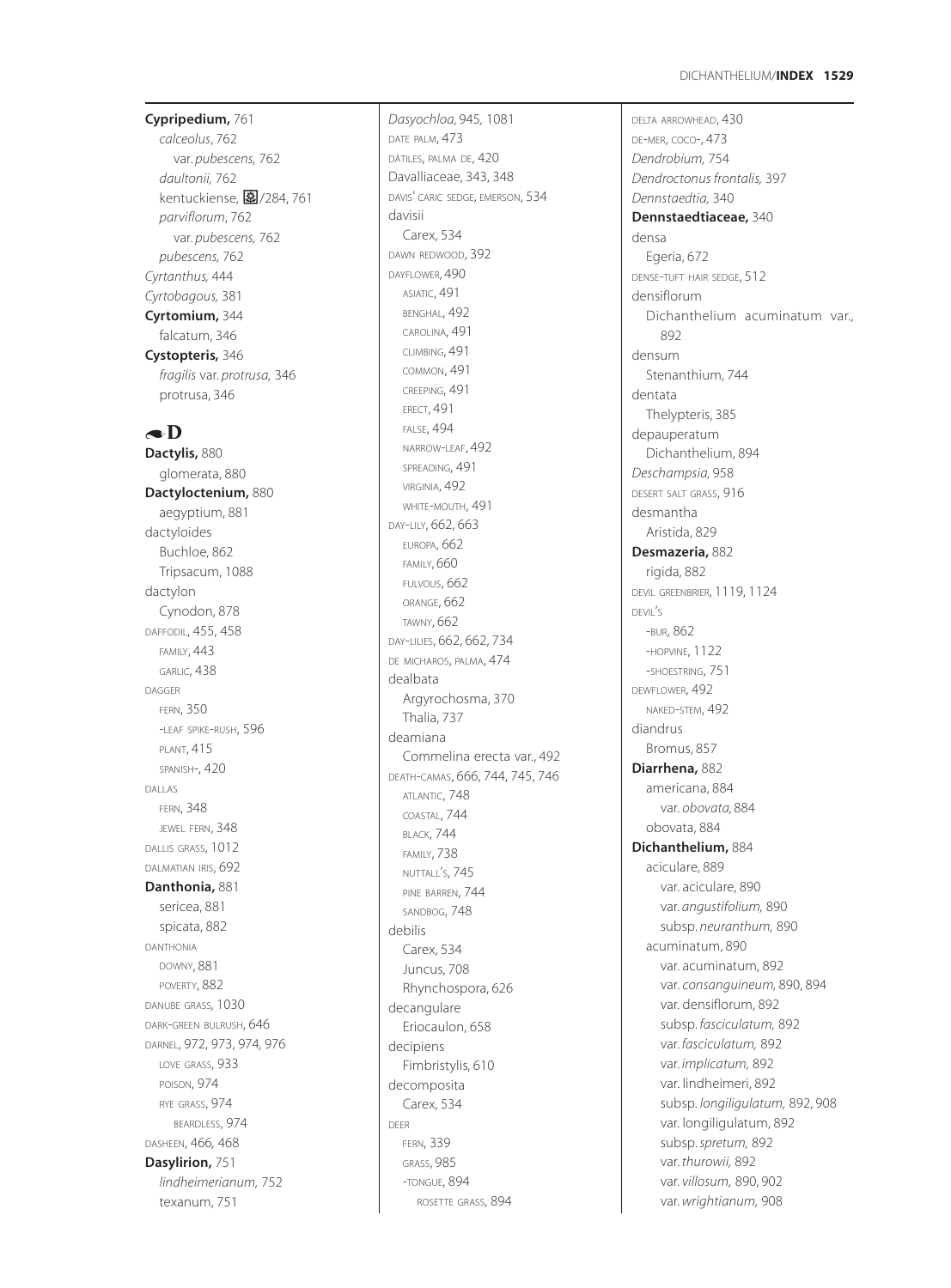**Cypripedium,** 761
  *calceolus*, 762
    var. *pubescens,* 762
  *daultonii,* 762
  kentuckiense, /284, 761
  *parviflorum*, 762
    var. *pubescens,* 762
  *pubescens,* 762
*Cyrtanthus,* 444
*Cyrtobagous,* 381
**Cyrtomium,** 344
  falcatum, 346
**Cystopteris,** 346
  *fragilis* var. *protrusa,* 346
  protrusa, 346

## D

**Dactylis,** 880
  glomerata, 880
**Dactyloctenium,** 880
  aegyptium, 881
dactyloides
  Buchloe, 862
  Tripsacum, 1088
dactylon
  Cynodon, 878
DAFFODIL, 455, 458
  FAMILY, 443
  GARLIC, 438
DAGGER
  FERN, 350
  -LEAF SPIKE-RUSH, 596
  PLANT, 415
  SPANISH-, 420
DALLAS
  FERN, 348
  JEWEL FERN, 348
DALLIS GRASS, 1012
DALMATIAN IRIS, 692
**Danthonia,** 881
  sericea, 881
  spicata, 882
DANTHONIA
  DOWNY, 881
  POVERTY, 882
DANUBE GRASS, 1030
DARK-GREEN BULRUSH, 646
DARNEL, 972, 973, 974, 976
  LOVE GRASS, 933
  POISON, 974
  RYE GRASS, 974
    BEARDLESS, 974
DASHEEN, 466, 468
**Dasylirion,** 751
  *lindheimerianum,* 752
  texanum, 751
*Dasyochloa,* 945, 1081
DATE PALM, 473
DÁTILES, PALMA DE, 420
Davalliaceae, 343, 348
DAVIS' CARIC SEDGE, EMERSON, 534
davisii
  Carex, 534
DAWN REDWOOD, 392
DAYFLOWER, 490
  ASIATIC, 491
  BENGHAL, 492
  CAROLINA, 491
  CLIMBING, 491
  COMMON, 491
  CREEPING, 491
  ERECT, 491
  FALSE, 494
  NARROW-LEAF, 492
  SPREADING, 491
  VIRGINIA, 492
  WHITE-MOUTH, 491
DAY-LILY, 662, 663
  EUROPA, 662
  FAMILY, 660
  FULVOUS, 662
  ORANGE, 662
  TAWNY, 662
DAY-LILIES, 662, 662, 734
DE MICHAROS, PALMA, 474
dealbata
  Argyrochosma, 370
  Thalia, 737
deamiana
  Commelina erecta var., 492
DEATH-CAMAS, 666, 744, 745, 746
  ATLANTIC, 748
  COASTAL, 744
  BLACK, 744
  FAMILY, 738
  NUTTALL'S, 745
  PINE BARREN, 744
  SANDBOG, 748
debilis
  Carex, 534
  Juncus, 708
  Rhynchospora, 626
decangulare
  Eriocaulon, 658
decipiens
  Fimbristylis, 610
decomposita
  Carex, 534
DEER
  FERN, 339
  GRASS, 985
  -TONGUE, 894
    ROSETTE GRASS, 894
DELTA ARROWHEAD, 430
DE-MER, COCO-, 473
*Dendrobium,* 754
*Dendroctonus frontalis,* 397
*Dennstaedtia,* 340
**Dennstaedtiaceae,** 340
densa
  Egeria, 672
DENSE-TUFT HAIR SEDGE, 512
densiflorum
  Dichanthelium acuminatum var., 892
densum
  Stenanthium, 744
dentata
  Thelypteris, 385
depauperatum
  Dichanthelium, 894
*Deschampsia,* 958
DESERT SALT GRASS, 916
desmantha
  Aristida, 829
**Desmazeria,** 882
  rigida, 882
DEVIL GREENBRIER, 1119, 1124
DEVIL'S
  -BUR, 862
  -HOPVINE, 1122
  -SHOESTRING, 751
DEWFLOWER, 492
  NAKED-STEM, 492
diandrus
  Bromus, 857
**Diarrhena,** 882
  americana, 884
    var. *obovata,* 884
  obovata, 884
**Dichanthelium,** 884
  aciculare, 889
    var. aciculare, 890
    var. *angustifolium,* 890
    subsp. *neuranthum,* 890
  acuminatum, 890
    var. acuminatum, 892
    var. *consanguineum,* 890, 894
    var. densiflorum, 892
    subsp. *fasciculatum,* 892
    var. *fasciculatum,* 892
    var. *implicatum,* 892
    var. lindheimeri, 892
    subsp. *longiligulatum,* 892, 908
    var. longiligulatum, 892
    subsp. *spretum,* 892
    var. *thurowii,* 892
    var. *villosum,* 890, 902
    var. *wrightianum,* 908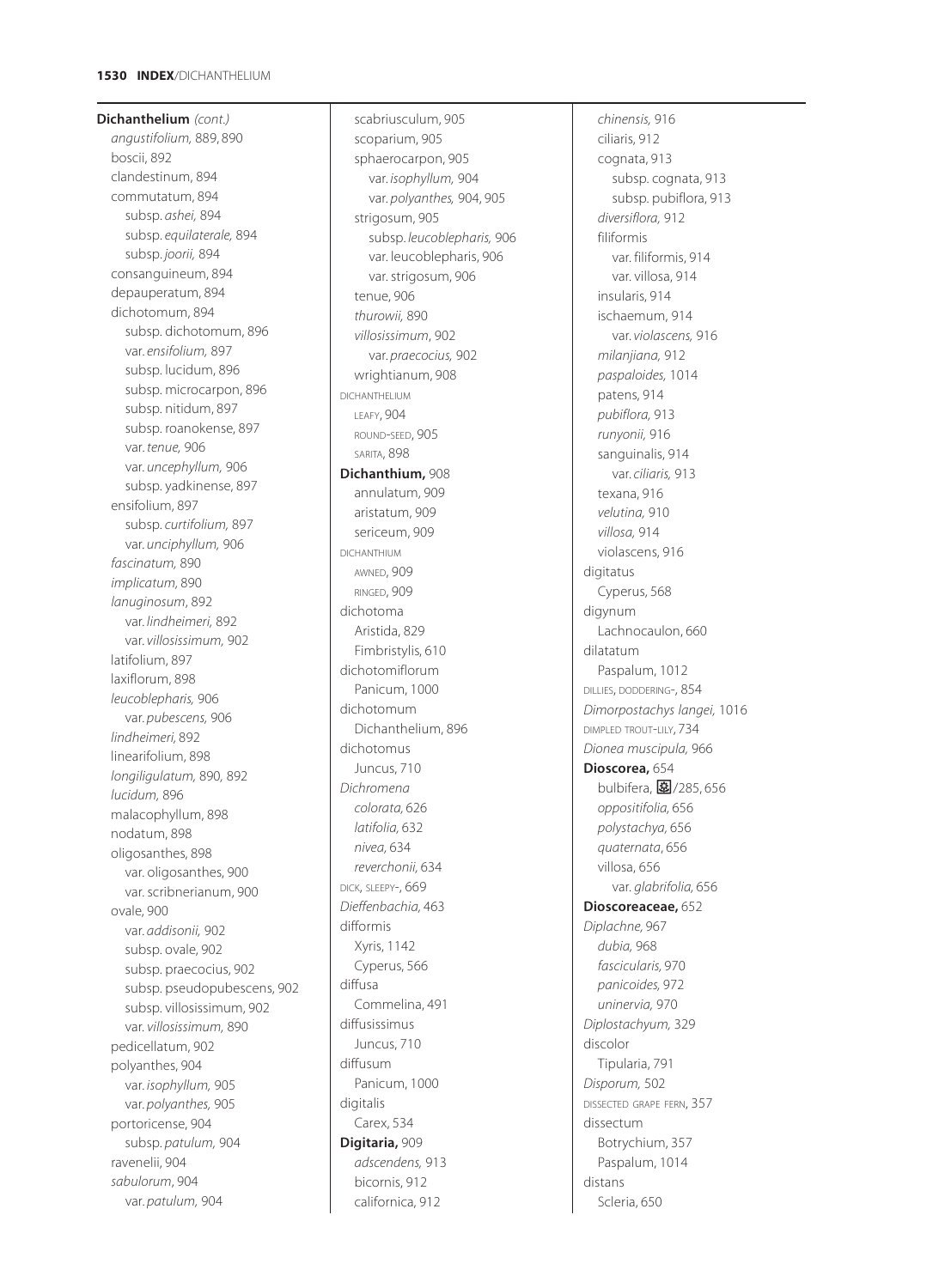**Dichanthelium** *(cont.)*
*angustifolium,* 889, 890
boscii, 892
clandestinum, 894
commutatum, 894
subsp. *ashei,* 894
subsp. *equilaterale,* 894
subsp. *joorii,* 894
consanguineum, 894
depauperatum, 894
dichotomum, 894
subsp. dichotomum, 896
var. *ensifolium,* 897
subsp. lucidum, 896
subsp. microcarpon, 896
subsp. nitidum, 897
subsp. roanokense, 897
var. *tenue,* 906
var. *uncephyllum,* 906
subsp. yadkinense, 897
ensifolium, 897
subsp. *curtifolium,* 897
var. *unciphyllum,* 906
*fascinatum,* 890
*implicatum,* 890
*lanuginosum*, 892
var. *lindheimeri,* 892
var. *villosissimum,* 902
latifolium, 897
laxiflorum, 898
*leucoblepharis,* 906
var. *pubescens,* 906
*lindheimeri*, 892
linearifolium, 898
*longiligulatum,* 890, 892
*lucidum,* 896
malacophyllum, 898
nodatum, 898
oligosanthes, 898
var. oligosanthes, 900
var. scribnerianum, 900
ovale, 900
var. *addisonii,* 902
subsp. ovale, 902
subsp. praecocius, 902
subsp. pseudopubescens, 902
subsp. villosissimum, 902
var. *villosissimum,* 890
pedicellatum, 902
polyanthes, 904
var. *isophyllum,* 905
var. *polyanthes,* 905
portoricense, 904
subsp. *patulum,* 904
ravenelii, 904
*sabulorum*, 904
var. *patulum,* 904
scabriusculum, 905
scoparium, 905
sphaerocarpon, 905
var. *isophyllum,* 904
var. *polyanthes,* 904, 905
strigosum, 905
subsp. *leucoblepharis,* 906
var. leucoblepharis, 906
var. strigosum, 906
tenue, 906
*thurowii,* 890
*villosissimum*, 902
var. *praecocius,* 902
wrightianum, 908
DICHANTHELIUM
LEAFY, 904
ROUND-SEED, 905
SARITA, 898
**Dichanthium,** 908
annulatum, 909
aristatum, 909
sericeum, 909
DICHANTHIUM
AWNED, 909
RINGED, 909
dichotoma
Aristida, 829
Fimbristylis, 610
dichotomiflorum
Panicum, 1000
dichotomum
Dichanthelium, 896
dichotomus
Juncus, 710
*Dichromena*
*colorata,* 626
*latifolia,* 632
*nivea,* 634
*reverchonii,* 634
DICK, SLEEPY-, 669
*Dieffenbachia,* 463
difformis
Xyris, 1142
Cyperus, 566
diffusa
Commelina, 491
diffusissimus
Juncus, 710
diffusum
Panicum, 1000
digitalis
Carex, 534
**Digitaria,** 909
*adscendens,* 913
bicornis, 912
californica, 912
*chinensis,* 916
ciliaris, 912
cognata, 913
subsp. cognata, 913
subsp. pubiflora, 913
*diversiflora,* 912
filiformis
var. filiformis, 914
var. villosa, 914
insularis, 914
ischaemum, 914
var. *violascens,* 916
*milanjiana,* 912
*paspaloides,* 1014
patens, 914
*pubiflora,* 913
*runyonii,* 916
sanguinalis, 914
var. *ciliaris,* 913
texana, 916
*velutina,* 910
*villosa,* 914
violascens, 916
digitatus
Cyperus, 568
digynum
Lachnocaulon, 660
dilatatum
Paspalum, 1012
DILLIES, DODDERING-, 854
*Dimorpostachys langei,* 1016
DIMPLED TROUT-LILY, 734
*Dionea muscipula,* 966
**Dioscorea,** 654
bulbifera, 🄲/285, 656
*oppositifolia,* 656
*polystachya,* 656
*quaternata*, 656
villosa, 656
var. *glabrifolia,* 656
**Dioscoreaceae,** 652
*Diplachne,* 967
*dubia,* 968
*fascicularis,* 970
*panicoides,* 972
*uninervia,* 970
*Diplostachyum,* 329
discolor
Tipularia, 791
*Disporum,* 502
DISSECTED GRAPE FERN, 357
dissectum
Botrychium, 357
Paspalum, 1014
distans
Scleria, 650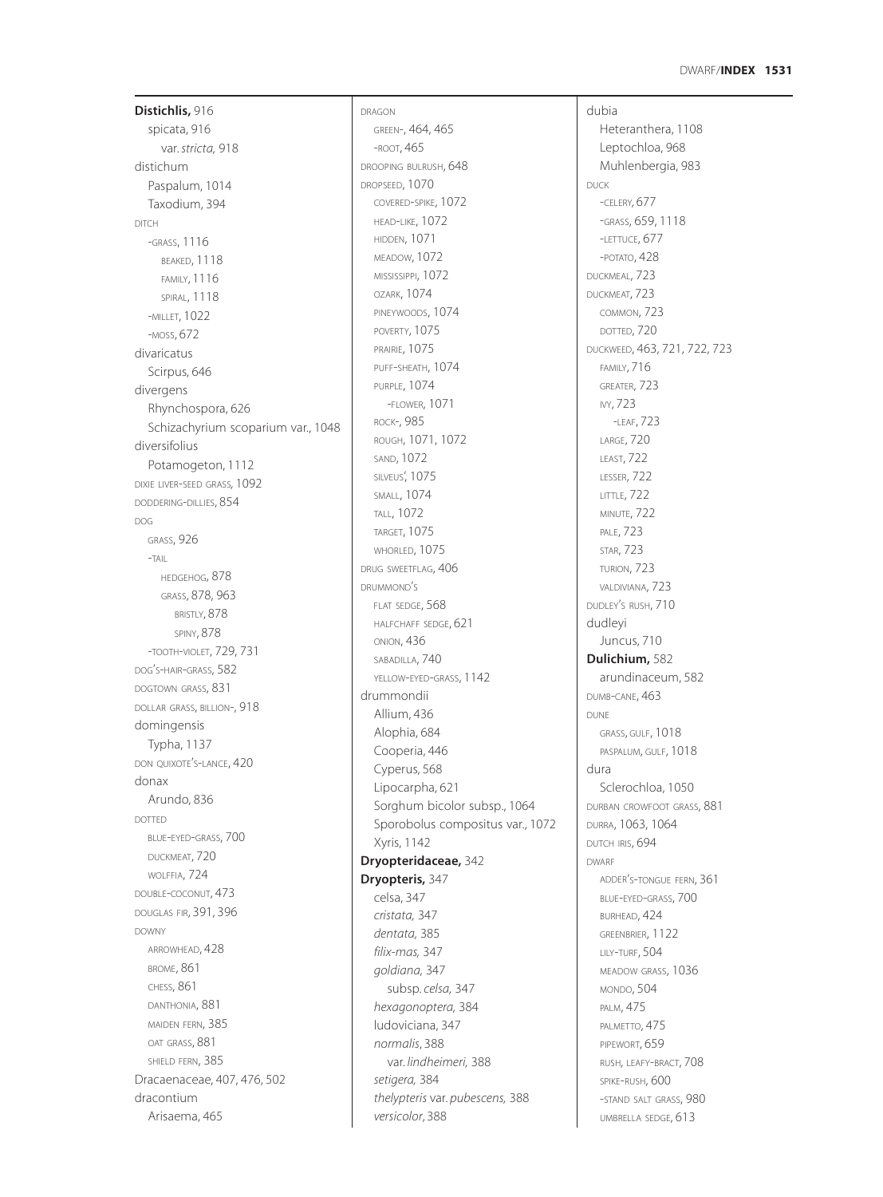**Distichlis,** 916
  spicata, 916
    var. *stricta,* 918
distichum
  Paspalum, 1014
  Taxodium, 394
DITCH
  -GRASS, 1116
    BEAKED, 1118
    FAMILY, 1116
    SPIRAL, 1118
  -MILLET, 1022
  -MOSS, 672
divaricatus
  Scirpus, 646
divergens
  Rhynchospora, 626
  Schizachyrium scoparium var., 1048
diversifolius
  Potamogeton, 1112
DIXIE LIVER-SEED GRASS, 1092
DODDERING-DILLIES, 854
DOG
  GRASS, 926
  -TAIL
    HEDGEHOG, 878
    GRASS, 878, 963
      BRISTLY, 878
      SPINY, 878
  -TOOTH-VIOLET, 729, 731
DOG'S-HAIR-GRASS, 582
DOGTOWN GRASS, 831
DOLLAR GRASS, BILLION-, 918
domingensis
  Typha, 1137
DON QUIXOTE'S-LANCE, 420
donax
  Arundo, 836
DOTTED
  BLUE-EYED-GRASS, 700
  DUCKMEAT, 720
  WOLFFIA, 724
DOUBLE-COCONUT, 473
DOUGLAS FIR, 391, 396
DOWNY
  ARROWHEAD, 428
  BROME, 861
  CHESS, 861
  DANTHONIA, 881
  MAIDEN FERN, 385
  OAT GRASS, 881
  SHIELD FERN, 385
Dracaenaceae, 407, 476, 502
dracontium
  Arisaema, 465
DRAGON
  GREEN-, 464, 465
  -ROOT, 465
DROOPING BULRUSH, 648
DROPSEED, 1070
  COVERED-SPIKE, 1072
  HEAD-LIKE, 1072
  HIDDEN, 1071
  MEADOW, 1072
  MISSISSIPPI, 1072
  OZARK, 1074
  PINEYWOODS, 1074
  POVERTY, 1075
  PRAIRIE, 1075
  PUFF-SHEATH, 1074
  PURPLE, 1074
    -FLOWER, 1071
  ROCK-, 985
  ROUGH, 1071, 1072
  SAND, 1072
  SILVEUS', 1075
  SMALL, 1074
  TALL, 1072
  TARGET, 1075
  WHORLED, 1075
DRUG SWEETFLAG, 406
DRUMMOND'S
  FLAT SEDGE, 568
  HALFCHAFF SEDGE, 621
  ONION, 436
  SABADILLA, 740
  YELLOW-EYED-GRASS, 1142
drummondii
  Allium, 436
  Alophia, 684
  Cooperia, 446
  Cyperus, 568
  Lipocarpha, 621
  Sorghum bicolor subsp., 1064
  Sporobolus compositus var., 1072
  Xyris, 1142
**Dryopteridaceae,** 342
**Dryopteris,** 347
  celsa, 347
  *cristata,* 347
  *dentata,* 385
  *filix-mas,* 347
  *goldiana,* 347
    subsp. *celsa,* 347
  *hexagonoptera,* 384
  ludoviciana, 347
  *normalis,* 388
    var. *lindheimeri,* 388
  *setigera,* 384
  *thelypteris* var. *pubescens,* 388
  *versicolor,* 388
dubia
  Heteranthera, 1108
  Leptochloa, 968
  Muhlenbergia, 983
DUCK
  -CELERY, 677
  -GRASS, 659, 1118
  -LETTUCE, 677
  -POTATO, 428
DUCKMEAL, 723
DUCKMEAT, 723
  COMMON, 723
  DOTTED, 720
DUCKWEED, 463, 721, 722, 723
  FAMILY, 716
  GREATER, 723
  IVY, 723
    -LEAF, 723
  LARGE, 720
  LEAST, 722
  LESSER, 722
  LITTLE, 722
  MINUTE, 722
  PALE, 723
  STAR, 723
  TURION, 723
  VALDIVIANA, 723
DUDLEY'S RUSH, 710
dudleyi
  Juncus, 710
**Dulichium,** 582
  arundinaceum, 582
DUMB-CANE, 463
DUNE
  GRASS, GULF, 1018
  PASPALUM, GULF, 1018
dura
  Sclerochloa, 1050
DURBAN CROWFOOT GRASS, 881
DURRA, 1063, 1064
DUTCH IRIS, 694
DWARF
  ADDER'S-TONGUE FERN, 361
  BLUE-EYED-GRASS, 700
  BURHEAD, 424
  GREENBRIER, 1122
  LILY-TURF, 504
  MEADOW GRASS, 1036
  MONDO, 504
  PALM, 475
  PALMETTO, 475
  PIPEWORT, 659
  RUSH, LEAFY-BRACT, 708
  SPIKE-RUSH, 600
  -STAND SALT GRASS, 980
  UMBRELLA SEDGE, 613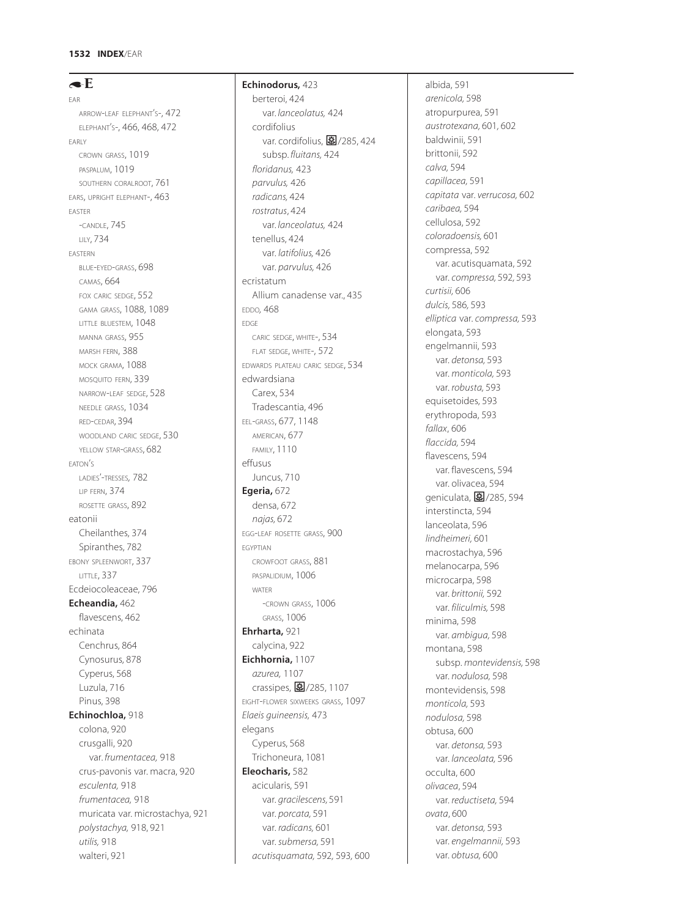# E

EAR
- ARROW-LEAF ELEPHANT'S-, 472
- ELEPHANT'S-, 466, 468, 472

EARLY
- CROWN GRASS, 1019
- PASPALUM, 1019
- SOUTHERN CORALROOT, 761

EARS, UPRIGHT ELEPHANT-, 463

EASTER
- -CANDLE, 745
- LILY, 734

EASTERN
- BLUE-EYED-GRASS, 698
- CAMAS, 664
- FOX CARIC SEDGE, 552
- GAMA GRASS, 1088, 1089
- LITTLE BLUESTEM, 1048
- MANNA GRASS, 955
- MARSH FERN, 388
- MOCK GRAMA, 1088
- MOSQUITO FERN, 339
- NARROW-LEAF SEDGE, 528
- NEEDLE GRASS, 1034
- RED-CEDAR, 394
- WOODLAND CARIC SEDGE, 530
- YELLOW STAR-GRASS, 682

EATON'S
- LADIES'-TRESSES, 782
- LIP FERN, 374
- ROSETTE GRASS, 892

eatonii
- Cheilanthes, 374
- Spiranthes, 782

EBONY SPLEENWORT, 337
- LITTLE, 337

Ecdeiocoleaceae, 796

**Echeandia,** 462
- flavescens, 462

echinata
- Cenchrus, 864
- Cynosurus, 878
- Cyperus, 568
- Luzula, 716
- Pinus, 398

**Echinochloa,** 918
- colona, 920
- crusgalli, 920
  - var. *frumentacea,* 918
- crus-pavonis var. macra, 920
- *esculenta,* 918
- *frumentacea,* 918
- muricata var. microstachya, 921
- *polystachya,* 918, 921
- *utilis,* 918
- walteri, 921

**Echinodorus,** 423
- berteroi, 424
  - var. *lanceolatus,* 424
- cordifolius
  - var. cordifolius, ❀/285, 424
  - subsp. *fluitans,* 424
- *floridanus,* 423
- *parvulus,* 426
- *radicans,* 424
- *rostratus*, 424
  - var. *lanceolatus,* 424
- tenellus, 424
  - var. *latifolius,* 426
  - var. *parvulus,* 426

ecristatum
- Allium canadense var., 435

EDDO, 468

EDGE
- CARIC SEDGE, WHITE-, 534
- FLAT SEDGE, WHITE-, 572

EDWARDS PLATEAU CARIC SEDGE, 534

edwardsiana
- Carex, 534
- Tradescantia, 496

EEL-GRASS, 677, 1148
- AMERICAN, 677
- FAMILY, 1110

effusus
- Juncus, 710

**Egeria,** 672
- densa, 672
- *najas,* 672

EGG-LEAF ROSETTE GRASS, 900

EGYPTIAN
- CROWFOOT GRASS, 881
- PASPALIDIUM, 1006
- WATER
  - -CROWN GRASS, 1006
  - GRASS, 1006

**Ehrharta,** 921
- calycina, 922

**Eichhornia,** 1107
- *azurea,* 1107
- crassipes, ❀/285, 1107

EIGHT-FLOWER SIXWEEKS GRASS, 1097

*Elaeis guineensis,* 473

elegans
- Cyperus, 568
- Trichoneura, 1081

**Eleocharis,** 582
- acicularis, 591
  - var. *gracilescens,* 591
  - var. *porcata,* 591
  - var. *radicans,* 601
  - var. *submersa,* 591
- *acutisquamata,* 592, 593, 600
- albida, 591
- *arenicola,* 598
- atropurpurea, 591
- *austrotexana,* 601, 602
- baldwinii, 591
- brittonii, 592
- *calva,* 594
- *capillacea,* 591
- *capitata* var. *verrucosa,* 602
- *caribaea,* 594
- cellulosa, 592
- *coloradoensis,* 601
- compressa, 592
  - var. acutisquamata, 592
  - var. *compressa,* 592, 593
- *curtisii,* 606
- *dulcis,* 586, 593
- *elliptica* var. *compressa,* 593
- elongata, 593
- engelmannii, 593
  - var. *detonsa,* 593
  - var. *monticola,* 593
  - var. *robusta,* 593
- equisetoides, 593
- erythropoda, 593
- *fallax*, 606
- *flaccida,* 594
- flavescens, 594
  - var. flavescens, 594
  - var. olivacea, 594
- geniculata, ❀/285, 594
- interstincta, 594
- lanceolata, 596
- *lindheimeri,* 601
- macrostachya, 596
- melanocarpa, 596
- microcarpa, 598
  - var. *brittonii,* 592
  - var. *filiculmis,* 598
- minima, 598
  - var. *ambigua,* 598
- montana, 598
  - subsp. *montevidensis,* 598
  - var. *nodulosa,* 598
- montevidensis, 598
- *monticola,* 593
- *nodulosa,* 598
- obtusa, 600
  - var. *detonsa,* 593
  - var. *lanceolata,* 596
- occulta, 600
- *olivacea*, 594
  - var. *reductiseta,* 594
- *ovata*, 600
  - var. *detonsa,* 593
  - var. *engelmannii,* 593
  - var. *obtusa,* 600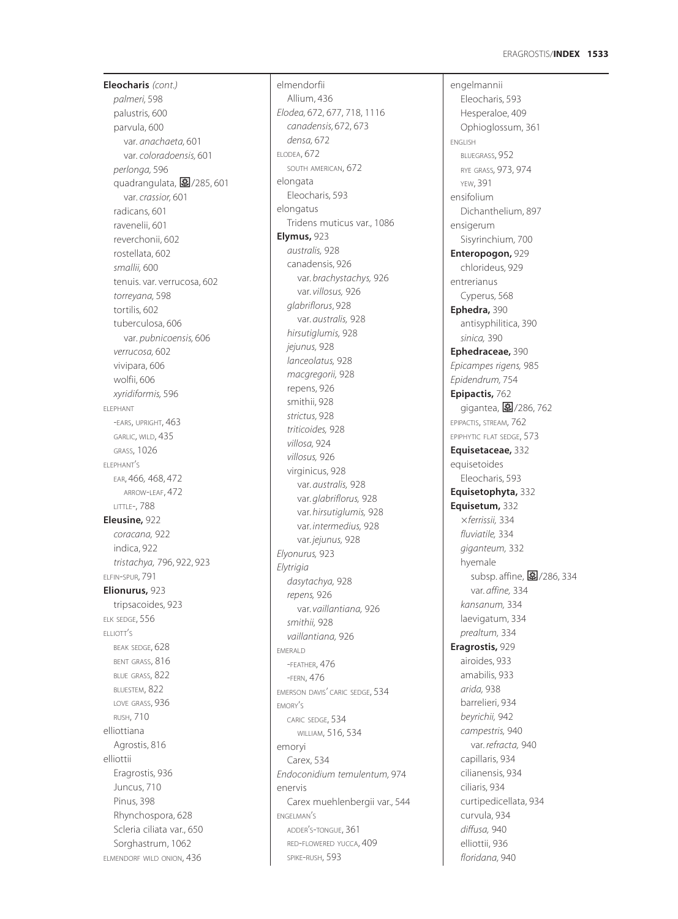**Eleocharis** *(cont.)*
*palmeri,* 598
palustris, 600
parvula, 600
var. *anachaeta,* 601
var. *coloradoensis,* 601
*perlonga,* 596
quadrangulata, ❀/285, 601
var. *crassior,* 601
radicans, 601
ravenelii, 601
reverchonii, 602
rostellata, 602
*smallii,* 600
tenuis. var. verrucosa, 602
*torreyana,* 598
tortilis, 602
tuberculosa, 606
var. *pubnicoensis,* 606
*verrucosa,* 602
vivipara, 606
wolfii, 606
*xyridiformis,* 596
ELEPHANT
-EARS, UPRIGHT, 463
GARLIC, WILD, 435
GRASS, 1026
ELEPHANT'S
EAR, 466, 468, 472
ARROW-LEAF, 472
LITTLE-, 788
**Eleusine,** 922
*coracana,* 922
indica, 922
*tristachya,* 796, 922, 923
ELFIN-SPUR, 791
**Elionurus,** 923
tripsacoides, 923
ELK SEDGE, 556
ELLIOTT'S
BEAK SEDGE, 628
BENT GRASS, 816
BLUE GRASS, 822
BLUESTEM, 822
LOVE GRASS, 936
RUSH, 710
elliottiana
Agrostis, 816
elliottii
Eragrostis, 936
Juncus, 710
Pinus, 398
Rhynchospora, 628
Scleria ciliata var., 650
Sorghastrum, 1062
ELMENDORF WILD ONION, 436

elmendorfii
Allium, 436
*Elodea,* 672, 677, 718, 1116
*canadensis,* 672, 673
*densa,* 672
ELODEA, 672
SOUTH AMERICAN, 672
elongata
Eleocharis, 593
elongatus
Tridens muticus var., 1086
**Elymus,** 923
*australis,* 928
canadensis, 926
var. *brachystachys,* 926
var. *villosus,* 926
*glabriflorus,* 928
var. *australis,* 928
*hirsutiglumis,* 928
*jejunus,* 928
*lanceolatus,* 928
*macgregorii,* 928
repens, 926
smithii, 928
*strictus,* 928
*triticoides,* 928
*villosa,* 924
*villosus,* 926
virginicus, 928
var. *australis,* 928
var. *glabriflorus,* 928
var. *hirsutiglumis,* 928
var. *intermedius,* 928
var. *jejunus,* 928
*Elyonurus,* 923
*Elytrigia*
*dasytachya,* 928
*repens,* 926
var. *vaillantiana,* 926
*smithii,* 928
*vaillantiana,* 926
EMERALD
-FEATHER, 476
-FERN, 476
EMERSON DAVIS' CARIC SEDGE, 534
EMORY'S
CARIC SEDGE, 534
WILLIAM, 516, 534
emoryi
Carex, 534
*Endoconidium temulentum,* 974
enervis
Carex muehlenbergii var., 544
ENGELMAN'S
ADDER'S-TONGUE, 361
RED-FLOWERED YUCCA, 409
SPIKE-RUSH, 593

engelmannii
Eleocharis, 593
Hesperaloe, 409
Ophioglossum, 361
ENGLISH
BLUEGRASS, 952
RYE GRASS, 973, 974
YEW, 391
ensifolium
Dichanthelium, 897
ensigerum
Sisyrinchium, 700
**Enteropogon,** 929
chlorideus, 929
entrerianus
Cyperus, 568
**Ephedra,** 390
antisyphilitica, 390
*sinica,* 390
**Ephedraceae,** 390
*Epicampes rigens,* 985
*Epidendrum,* 754
**Epipactis,** 762
gigantea, ❀/286, 762
EPIPACTIS, STREAM, 762
EPIPHYTIC FLAT SEDGE, 573
**Equisetaceae,** 332
equisetoides
Eleocharis, 593
**Equisetophyta,** 332
**Equisetum,** 332
×*ferrissii,* 334
*fluviatile,* 334
*giganteum,* 332
hyemale
subsp. affine, ❀/286, 334
var. *affine,* 334
*kansanum,* 334
laevigatum, 334
*prealtum,* 334
**Eragrostis,** 929
airoides, 933
amabilis, 933
*arida,* 938
barrelieri, 934
*beyrichii,* 942
*campestris,* 940
var. *refracta,* 940
capillaris, 934
cilianensis, 934
ciliaris, 934
curtipedicellata, 934
curvula, 934
*diffusa,* 940
elliottii, 936
*floridana,* 940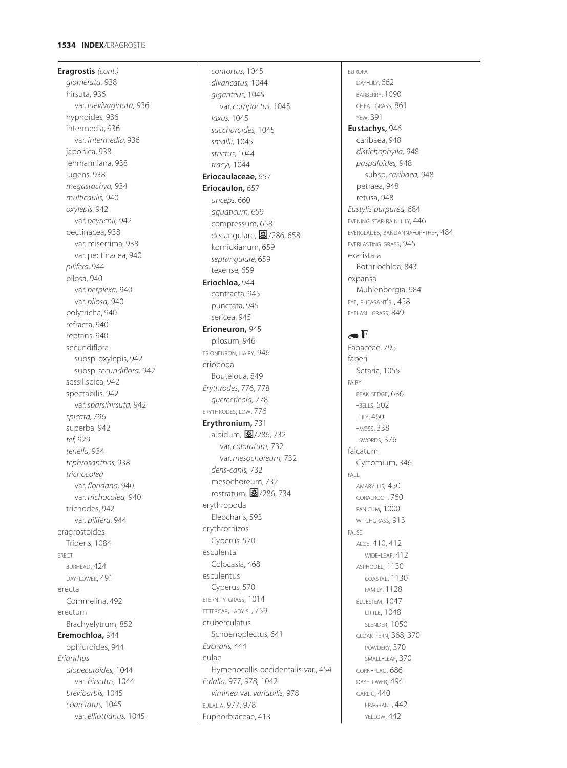**Eragrostis** *(cont.)*
*glomerata,* 938
hirsuta, 936
var. *laevivaginata,* 936
hypnoides, 936
intermedia, 936
var. *intermedia,* 936
japonica, 938
lehmanniana, 938
lugens, 938
*megastachya,* 934
*multicaulis,* 940
*oxylepis*, 942
var. *beyrichii,* 942
pectinacea, 938
var. miserrima, 938
var. pectinacea, 940
*pilifera,* 944
pilosa, 940
var. *perplexa,* 940
var. *pilosa,* 940
polytricha, 940
refracta, 940
reptans, 940
secundiflora
subsp. oxylepis, 942
subsp. *secundiflora,* 942
sessilispica, 942
spectabilis, 942
var. *sparsihirsuta,* 942
*spicata,* 796
superba, 942
*tef,* 929
*tenella,* 934
*tephrosanthos,* 938
*trichocolea*
var. *floridana,* 940
var. *trichocolea,* 940
trichodes, 942
var. *pilifera*, 944
eragrostoides
Tridens, 1084
ERECT
BURHEAD, 424
DAYFLOWER, 491
erecta
Commelina, 492
erectum
Brachyelytrum, 852
**Eremochloa,** 944
ophiuroides, 944
*Erianthus*
*alopecuroides,* 1044
var. *hirsutus,* 1044
*brevibarbis,* 1045
*coarctatus,* 1045
var. *elliottianus,* 1045
*contortus,* 1045
*divaricatus,* 1044
*giganteus,* 1045
var. *compactus,* 1045
*laxus,* 1045
*saccharoides,* 1045
*smallii,* 1045
*strictus,* 1044
*tracyi,* 1044
**Eriocaulaceae,** 657
**Eriocaulon,** 657
*anceps*, 660
*aquaticum,* 659
compressum, 658
decangulare, ✿/286, 658
kornickianum, 659
*septangulare,* 659
texense, 659
**Eriochloa,** 944
contracta, 945
punctata, 945
sericea, 945
**Erioneuron,** 945
pilosum, 946
ERIONEURON, HAIRY, 946
eriopoda
Bouteloua, 849
*Erythrodes*, 776, 778
*querceticola,* 778
ERYTHRODES, LOW, 776
**Erythronium,** 731
albidum, ✿/286, 732
var. *coloratum,* 732
var. *mesochoreum,* 732
*dens-canis,* 732
mesochoreum, 732
rostratum, ✿/286, 734
erythropoda
Eleocharis, 593
erythrorhizos
Cyperus, 570
esculenta
Colocasia, 468
esculentus
Cyperus, 570
ETERNITY GRASS, 1014
ETTERCAP, LADY'S-, 759
etuberculatus
Schoenoplectus, 641
*Eucharis,* 444
eulae
Hymenocallis occidentalis var., 454
*Eulalia,* 977, 978, 1042
*viminea* var. *variabilis,* 978
EULALIA, 977, 978
Euphorbiaceae, 413
EUROPA
DAY-LILY, 662
BARBERRY, 1090
CHEAT GRASS, 861
YEW, 391
**Eustachys,** 946
caribaea, 948
*distichophylla,* 948
*paspaloides,* 948
subsp. *caribaea,* 948
petraea, 948
retusa, 948
*Eustylis purpurea,* 684
EVENING STAR RAIN-LILY, 446
EVERGLADES, BANDANNA-OF-THE-, 484
EVERLASTING GRASS, 945
exaristata
Bothriochloa, 843
expansa
Muhlenbergia, 984
EYE, PHEASANT'S-, 458
EYELASH GRASS, 849

## F

Fabaceae, 795
faberi
Setaria, 1055
FAIRY
BEAK SEDGE, 636
-BELLS, 502
-LILY, 460
-MOSS, 338
-SWORDS, 376
falcatum
Cyrtomium, 346
FALL
AMARYLLIS, 450
CORALROOT, 760
PANICUM, 1000
WITCHGRASS, 913
FALSE
ALOE, 410, 412
WIDE-LEAF, 412
ASPHODEL, 1130
COASTAL, 1130
FAMILY, 1128
BLUESTEM, 1047
LITTLE, 1048
SLENDER, 1050
CLOAK FERN, 368, 370
POWDERY, 370
SMALL-LEAF, 370
CORN-FLAG, 686
DAYFLOWER, 494
GARLIC, 440
FRAGRANT, 442
YELLOW, 442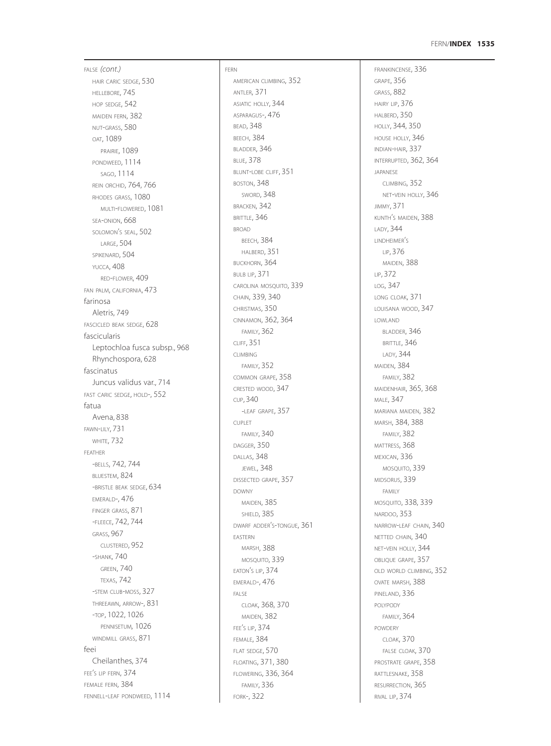FALSE *(cont.)*
- HAIR CARIC SEDGE, 530
- HELLEBORE, 745
- HOP SEDGE, 542
- MAIDEN FERN, 382
- NUT-GRASS, 580
- OAT, 1089
  - PRAIRIE, 1089
- PONDWEED, 1114
  - SAGO, 1114
- REIN ORCHID, 764, 766
- RHODES GRASS, 1080
  - MULTI-FLOWERED, 1081
- SEA-ONION, 668
- SOLOMON'S SEAL, 502
  - LARGE, 504
- SPIKENARD, 504
- YUCCA, 408
  - RED-FLOWER, 409

FAN PALM, CALIFORNIA, 473

farinosa
- Aletris, 749

FASCICLED BEAK SEDGE, 628

fascicularis
- Leptochloa fusca subsp., 968
- Rhynchospora, 628

fascinatus
- Juncus validus var., 714

FAST CARIC SEDGE, HOLD-, 552

fatua
- Avena, 838

FAWN-LILY, 731
- WHITE, 732

FEATHER
- -BELLS, 742, 744
- BLUESTEM, 824
- -BRISTLE BEAK SEDGE, 634
- EMERALD-, 476
- FINGER GRASS, 871
- -FLEECE, 742, 744
- GRASS, 967
  - CLUSTERED, 952
- -SHANK, 740
  - GREEN, 740
  - TEXAS, 742
- -STEM CLUB-MOSS, 327
- THREEAWN, ARROW-, 831
- -TOP, 1022, 1026
  - PENNISETUM, 1026
- WINDMILL GRASS, 871

feei
- Cheilanthes, 374

FEE'S LIP FERN, 374

FEMALE FERN, 384

FENNELL-LEAF PONDWEED, 1114

FERN
- AMERICAN CLIMBING, 352
- ANTLER, 371
- ASIATIC HOLLY, 344
- ASPARAGUS-, 476
- BEAD, 348
- BEECH, 384
- BLADDER, 346
- BLUE, 378
- BLUNT-LOBE CLIFF, 351
- BOSTON, 348
  - SWORD, 348
- BRACKEN, 342
- BRITTLE, 346
- BROAD
  - BEECH, 384
  - HALBERD, 351
- BUCKHORN, 364
- BULB LIP, 371
- CAROLINA MOSQUITO, 339
- CHAIN, 339, 340
- CHRISTMAS, 350
- CINNAMON, 362, 364
  - FAMILY, 362
- CLIFF, 351
- CLIMBING
  - FAMILY, 352
- COMMON GRAPE, 358
- CRESTED WOOD, 347
- CUP, 340
  - -LEAF GRAPE, 357
- CUPLET
  - FAMILY, 340
- DAGGER, 350
- DALLAS, 348
  - JEWEL, 348
- DISSECTED GRAPE, 357
- DOWNY
  - MAIDEN, 385
  - SHIELD, 385
- DWARF ADDER'S-TONGUE, 361
- EASTERN
  - MARSH, 388
  - MOSQUITO, 339
- EATON'S LIP, 374
- EMERALD-, 476
- FALSE
  - CLOAK, 368, 370
  - MAIDEN, 382
- FEE'S LIP, 374
- FEMALE, 384
- FLAT SEDGE, 570
- FLOATING, 371, 380
- FLOWERING, 336, 364
  - FAMILY, 336
- FORK-, 322
- FRANKINCENSE, 336
- GRAPE, 356
- GRASS, 882
- HAIRY LIP, 376
- HALBERD, 350
- HOLLY, 344, 350
- HOUSE HOLLY, 346
- INDIAN-HAIR, 337
- INTERRUPTED, 362, 364
- JAPANESE
  - CLIMBING, 352
  - NET-VEIN HOLLY, 346
- JIMMY, 371
- KUNTH'S MAIDEN, 388
- LADY, 344
- LINDHEIMER'S
  - LIP, 376
  - MAIDEN, 388
- LIP, 372
- LOG, 347
- LONG CLOAK, 371
- LOUISANA WOOD, 347
- LOWLAND
  - BLADDER, 346
  - BRITTLE, 346
  - LADY, 344
- MAIDEN, 384
  - FAMILY, 382
- MAIDENHAIR, 365, 368
- MALE, 347
- MARIANA MAIDEN, 382
- MARSH, 384, 388
  - FAMILY, 382
- MATTRESS, 368
- MEXICAN, 336
  - MOSQUITO, 339
- MIDSORUS, 339
  - FAMILY
- MOSQUITO, 338, 339
- NARDOO, 353
- NARROW-LEAF CHAIN, 340
- NETTED CHAIN, 340
- NET-VEIN HOLLY, 344
- OBLIQUE GRAPE, 357
- OLD WORLD CLIMBING, 352
- OVATE MARSH, 388
- PINELAND, 336
- POLYPODY
  - FAMILY, 364
- POWDERY
  - CLOAK, 370
  - FALSE CLOAK, 370
- PROSTRATE GRAPE, 358
- RATTLESNAKE, 358
- RESURRECTION, 365
- RIVAL LIP, 374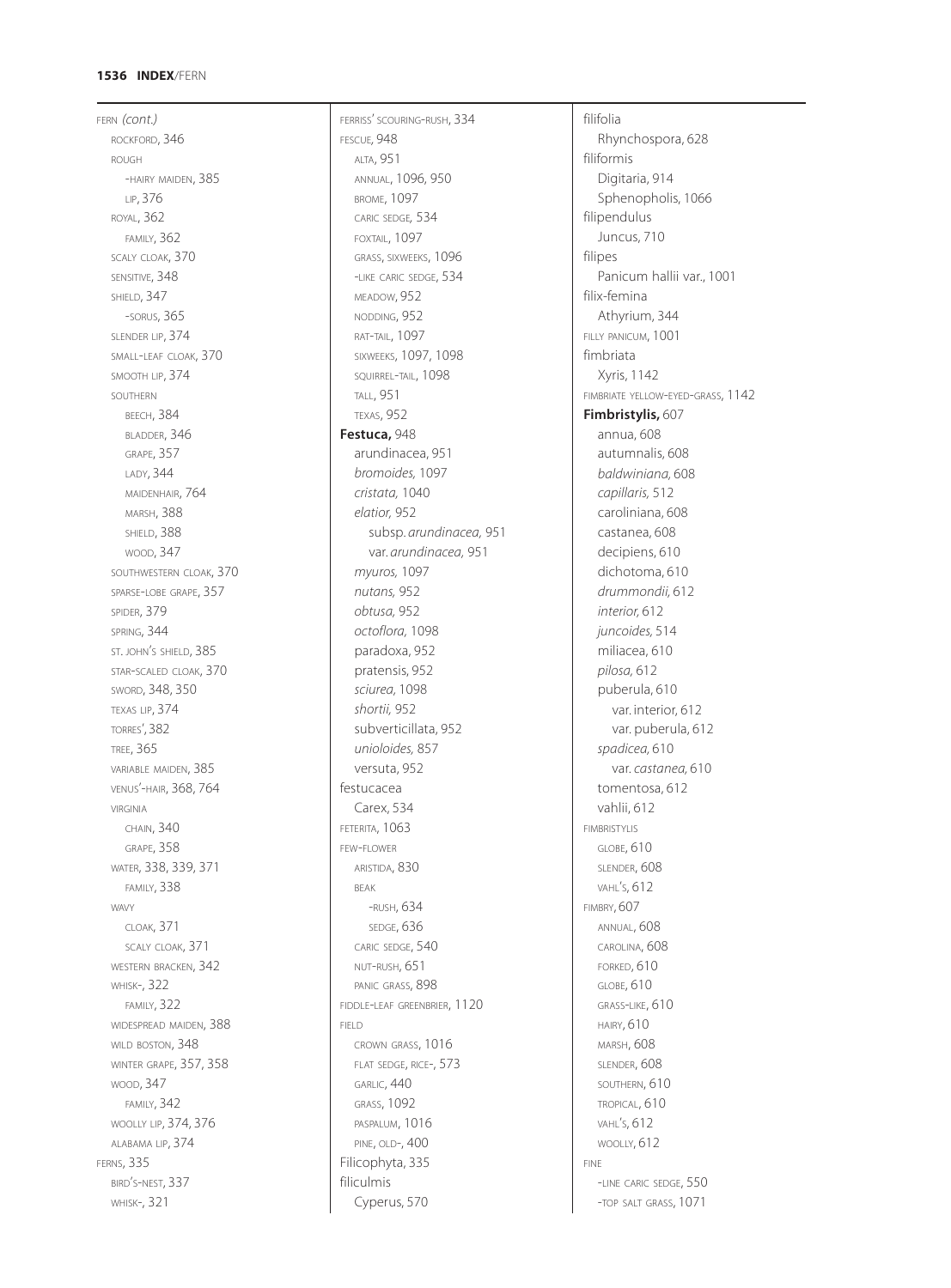FERN *(cont.)*
- ROCKFORD, 346
- ROUGH
  - -HAIRY MAIDEN, 385
  - LIP, 376
- ROYAL, 362
  - FAMILY, 362
- SCALY CLOAK, 370
- SENSITIVE, 348
- SHIELD, 347
  - -SORUS, 365
- SLENDER LIP, 374
- SMALL-LEAF CLOAK, 370
- SMOOTH LIP, 374
- SOUTHERN
  - BEECH, 384
  - BLADDER, 346
  - GRAPE, 357
  - LADY, 344
  - MAIDENHAIR, 764
  - MARSH, 388
  - SHIELD, 388
  - WOOD, 347
- SOUTHWESTERN CLOAK, 370
- SPARSE-LOBE GRAPE, 357
- SPIDER, 379
- SPRING, 344
- ST. JOHN'S SHIELD, 385
- STAR-SCALED CLOAK, 370
- SWORD, 348, 350
- TEXAS LIP, 374
- TORRES', 382
- TREE, 365
- VARIABLE MAIDEN, 385
- VENUS'-HAIR, 368, 764
- VIRGINIA
  - CHAIN, 340
  - GRAPE, 358
- WATER, 338, 339, 371
  - FAMILY, 338
- WAVY
  - CLOAK, 371
  - SCALY CLOAK, 371
- WESTERN BRACKEN, 342
- WHISK-, 322
  - FAMILY, 322
- WIDESPREAD MAIDEN, 388
- WILD BOSTON, 348
- WINTER GRAPE, 357, 358
- WOOD, 347
  - FAMILY, 342
- WOOLLY LIP, 374, 376
- ALABAMA LIP, 374

FERNS, 335
- BIRD'S-NEST, 337
- WHISK-, 321

FERRISS' SCOURING-RUSH, 334

FESCUE, 948
- ALTA, 951
- ANNUAL, 1096, 950
- BROME, 1097
- CARIC SEDGE, 534
- FOXTAIL, 1097
- GRASS, SIXWEEKS, 1096
- -LIKE CARIC SEDGE, 534
- MEADOW, 952
- NODDING, 952
- RAT-TAIL, 1097
- SIXWEEKS, 1097, 1098
- SQUIRREL-TAIL, 1098
- TALL, 951
- TEXAS, 952

**Festuca,** 948
- arundinacea, 951
- *bromoides,* 1097
- *cristata,* 1040
- *elatior,* 952
  - subsp. *arundinacea,* 951
  - var. *arundinacea,* 951
- *myuros,* 1097
- *nutans,* 952
- *obtusa,* 952
- *octoflora,* 1098
- paradoxa, 952
- pratensis, 952
- *sciurea,* 1098
- *shortii,* 952
- subverticillata, 952
- *unioloides,* 857
- versuta, 952

festucacea
- Carex, 534

FETERITA, 1063

FEW-FLOWER
- ARISTIDA, 830
- BEAK
  - -RUSH, 634
  - SEDGE, 636
- CARIC SEDGE, 540
- NUT-RUSH, 651
- PANIC GRASS, 898

FIDDLE-LEAF GREENBRIER, 1120

FIELD
- CROWN GRASS, 1016
- FLAT SEDGE, RICE-, 573
- GARLIC, 440
- GRASS, 1092
- PASPALUM, 1016
- PINE, OLD-, 400

Filicophyta, 335

filiculmis
- Cyperus, 570

filifolia
- Rhynchospora, 628

filiformis
- Digitaria, 914
- Sphenopholis, 1066

filipendulus
- Juncus, 710

filipes
- Panicum hallii var., 1001

filix-femina
- Athyrium, 344

FILLY PANICUM, 1001

fimbriata
- Xyris, 1142

FIMBRIATE YELLOW-EYED-GRASS, 1142

**Fimbristylis,** 607
- annua, 608
- autumnalis, 608
- *baldwiniana,* 608
- *capillaris,* 512
- caroliniana, 608
- castanea, 608
- decipiens, 610
- dichotoma, 610
- *drummondii,* 612
- *interior,* 612
- *juncoides,* 514
- miliacea, 610
- *pilosa,* 612
- puberula, 610
  - var. interior, 612
  - var. puberula, 612
- *spadicea,* 610
  - var. *castanea,* 610
- tomentosa, 612
- vahlii, 612

FIMBRISTYLIS
- GLOBE, 610
- SLENDER, 608
- VAHL'S, 612

FIMBRY, 607
- ANNUAL, 608
- CAROLINA, 608
- FORKED, 610
- GLOBE, 610
- GRASS-LIKE, 610
- HAIRY, 610
- MARSH, 608
- SLENDER, 608
- SOUTHERN, 610
- TROPICAL, 610
- VAHL'S, 612
- WOOLLY, 612

FINE
- -LINE CARIC SEDGE, 550
- -TOP SALT GRASS, 1071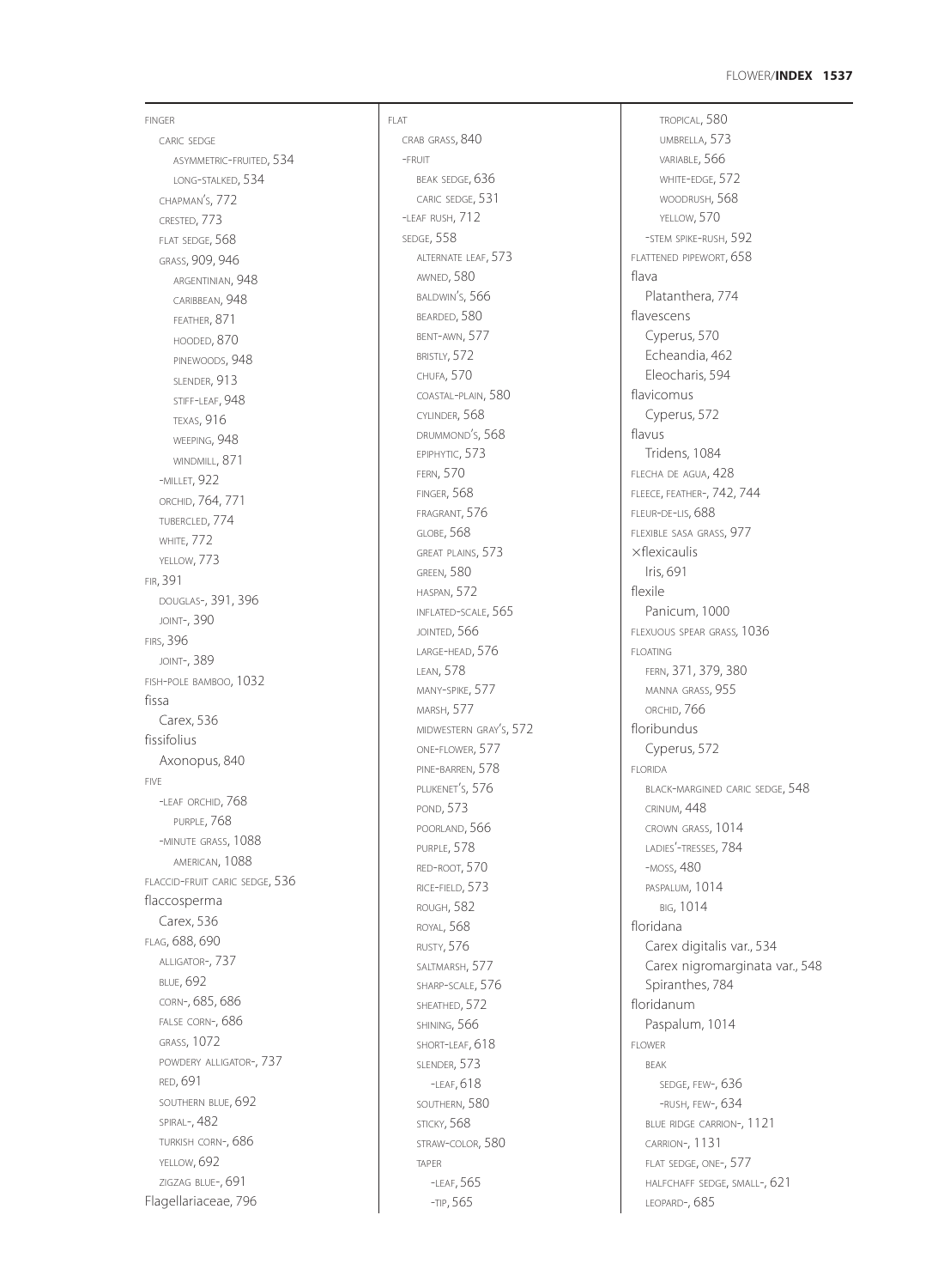FINGER
  CARIC SEDGE
    ASYMMETRIC-FRUITED, 534
    LONG-STALKED, 534
  CHAPMAN'S, 772
  CRESTED, 773
  FLAT SEDGE, 568
  GRASS, 909, 946
    ARGENTINIAN, 948
    CARIBBEAN, 948
    FEATHER, 871
    HOODED, 870
    PINEWOODS, 948
    SLENDER, 913
    STIFF-LEAF, 948
    TEXAS, 916
    WEEPING, 948
    WINDMILL, 871
  -MILLET, 922
  ORCHID, 764, 771
  TUBERCLED, 774
  WHITE, 772
  YELLOW, 773
FIR, 391
  DOUGLAS-, 391, 396
  JOINT-, 390
FIRS, 396
  JOINT-, 389
FISH-POLE BAMBOO, 1032
fissa
  Carex, 536
fissifolius
  Axonopus, 840
FIVE
  -LEAF ORCHID, 768
    PURPLE, 768
  -MINUTE GRASS, 1088
    AMERICAN, 1088
FLACCID-FRUIT CARIC SEDGE, 536
flaccosperma
  Carex, 536
FLAG, 688, 690
  ALLIGATOR-, 737
  BLUE, 692
  CORN-, 685, 686
  FALSE CORN-, 686
  GRASS, 1072
  POWDERY ALLIGATOR-, 737
  RED, 691
  SOUTHERN BLUE, 692
  SPIRAL-, 482
  TURKISH CORN-, 686
  YELLOW, 692
  ZIGZAG BLUE-, 691
Flagellariaceae, 796

FLAT
  CRAB GRASS, 840
  -FRUIT
    BEAK SEDGE, 636
    CARIC SEDGE, 531
  -LEAF RUSH, 712
  SEDGE, 558
    ALTERNATE LEAF, 573
    AWNED, 580
    BALDWIN'S, 566
    BEARDED, 580
    BENT-AWN, 577
    BRISTLY, 572
    CHUFA, 570
    COASTAL-PLAIN, 580
    CYLINDER, 568
    DRUMMOND'S, 568
    EPIPHYTIC, 573
    FERN, 570
    FINGER, 568
    FRAGRANT, 576
    GLOBE, 568
    GREAT PLAINS, 573
    GREEN, 580
    HASPAN, 572
    INFLATED-SCALE, 565
    JOINTED, 566
    LARGE-HEAD, 576
    LEAN, 578
    MANY-SPIKE, 577
    MARSH, 577
    MIDWESTERN GRAY'S, 572
    ONE-FLOWER, 577
    PINE-BARREN, 578
    PLUKENET'S, 576
    POND, 573
    POORLAND, 566
    PURPLE, 578
    RED-ROOT, 570
    RICE-FIELD, 573
    ROUGH, 582
    ROYAL, 568
    RUSTY, 576
    SALTMARSH, 577
    SHARP-SCALE, 576
    SHEATHED, 572
    SHINING, 566
    SHORT-LEAF, 618
    SLENDER, 573
      -LEAF, 618
    SOUTHERN, 580
    STICKY, 568
    STRAW-COLOR, 580
    TAPER
      -LEAF, 565
      -TIP, 565

    TROPICAL, 580
    UMBRELLA, 573
    VARIABLE, 566
    WHITE-EDGE, 572
    WOODRUSH, 568
    YELLOW, 570
  -STEM SPIKE-RUSH, 592
FLATTENED PIPEWORT, 658
flava
  Platanthera, 774
flavescens
  Cyperus, 570
  Echeandia, 462
  Eleocharis, 594
flavicomus
  Cyperus, 572
flavus
  Tridens, 1084
FLECHA DE AGUA, 428
FLEECE, FEATHER-, 742, 744
FLEUR-DE-LIS, 688
FLEXIBLE SASA GRASS, 977
×flexicaulis
  Iris, 691
flexile
  Panicum, 1000
FLEXUOUS SPEAR GRASS, 1036
FLOATING
  FERN, 371, 379, 380
  MANNA GRASS, 955
  ORCHID, 766
floribundus
  Cyperus, 572
FLORIDA
  BLACK-MARGINED CARIC SEDGE, 548
  CRINUM, 448
  CROWN GRASS, 1014
  LADIES'-TRESSES, 784
  -MOSS, 480
  PASPALUM, 1014
    BIG, 1014
floridana
  Carex digitalis var., 534
  Carex nigromarginata var., 548
  Spiranthes, 784
floridanum
  Paspalum, 1014
FLOWER
  BEAK
    SEDGE, FEW-, 636
    -RUSH, FEW-, 634
  BLUE RIDGE CARRION-, 1121
  CARRION-, 1131
  FLAT SEDGE, ONE-, 577
  HALFCHAFF SEDGE, SMALL-, 621
  LEOPARD-, 685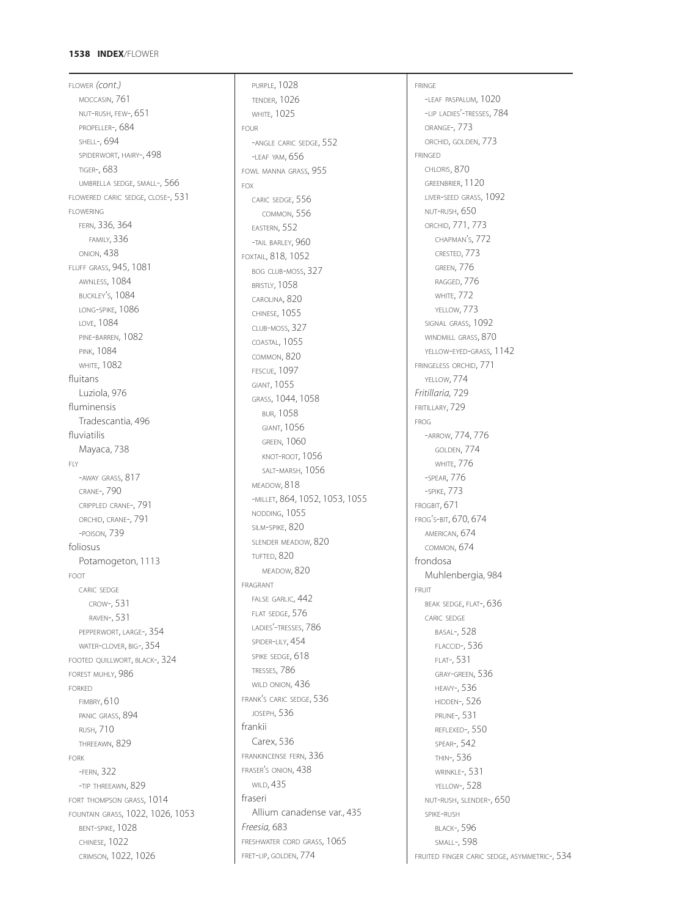FLOWER *(cont.)*
- MOCCASIN, 761
- NUT-RUSH, FEW-, 651
- PROPELLER-, 684
- SHELL-, 694
- SPIDERWORT, HAIRY-, 498
- TIGER-, 683
- UMBRELLA SEDGE, SMALL-, 566

FLOWERED CARIC SEDGE, CLOSE-, 531

FLOWERING
- FERN, 336, 364
  - FAMILY, 336
- ONION, 438

FLUFF GRASS, 945, 1081
- AWNLESS, 1084
- BUCKLEY'S, 1084
- LONG-SPIKE, 1086
- LOVE, 1084
- PINE-BARREN, 1082
- PINK, 1084
- WHITE, 1082

fluitans
- Luziola, 976

fluminensis
- Tradescantia, 496

fluviatilis
- Mayaca, 738

FLY
- -AWAY GRASS, 817
- CRANE-, 790
- CRIPPLED CRANE-, 791
- ORCHID, CRANE-, 791
- -POISON, 739

foliosus
- Potamogeton, 1113

FOOT
- CARIC SEDGE
  - CROW-, 531
  - RAVEN-, 531
- PEPPERWORT, LARGE-, 354
- WATER-CLOVER, BIG-, 354

FOOTED QUILLWORT, BLACK-, 324

FOREST MUHLY, 986

FORKED
- FIMBRY, 610
- PANIC GRASS, 894
- RUSH, 710
- THREEAWN, 829

FORK
- -FERN, 322
- -TIP THREEAWN, 829

FORT THOMPSON GRASS, 1014

FOUNTAIN GRASS, 1022, 1026, 1053
- BENT-SPIKE, 1028
- CHINESE, 1022
- CRIMSON, 1022, 1026
- PURPLE, 1028
- TENDER, 1026
- WHITE, 1025

FOUR
- -ANGLE CARIC SEDGE, 552
- -LEAF YAM, 656

FOWL MANNA GRASS, 955

FOX
- CARIC SEDGE, 556
  - COMMON, 556
- EASTERN, 552
- -TAIL BARLEY, 960

FOXTAIL, 818, 1052
- BOG CLUB-MOSS, 327
- BRISTLY, 1058
- CAROLINA, 820
- CHINESE, 1055
- CLUB-MOSS, 327
- COASTAL, 1055
- COMMON, 820
- FESCUE, 1097
- GIANT, 1055
- GRASS, 1044, 1058
  - BUR, 1058
  - GIANT, 1056
  - GREEN, 1060
  - KNOT-ROOT, 1056
  - SALT-MARSH, 1056
- MEADOW, 818
- -MILLET, 864, 1052, 1053, 1055
- NODDING, 1055
- SILM-SPIKE, 820
- SLENDER MEADOW, 820
- TUFTED, 820
  - MEADOW, 820

FRAGRANT
- FALSE GARLIC, 442
- FLAT SEDGE, 576
- LADIES'-TRESSES, 786
- SPIDER-LILY, 454
- SPIKE SEDGE, 618
- TRESSES, 786
- WILD ONION, 436

FRANK'S CARIC SEDGE, 536
- JOSEPH, 536

frankii
- Carex, 536

FRANKINCENSE FERN, 336

FRASER'S ONION, 438
- WILD, 435

fraseri
- Allium canadense var., 435

*Freesia,* 683

FRESHWATER CORD GRASS, 1065

FRET-LIP, GOLDEN, 774

FRINGE
- -LEAF PASPALUM, 1020
- -LIP LADIES'-TRESSES, 784
- ORANGE-, 773
- ORCHID, GOLDEN, 773

FRINGED
- CHLORIS, 870
- GREENBRIER, 1120
- LIVER-SEED GRASS, 1092
- NUT-RUSH, 650
- ORCHID, 771, 773
  - CHAPMAN'S, 772
  - CRESTED, 773
  - GREEN, 776
  - RAGGED, 776
  - WHITE, 772
  - YELLOW, 773
- SIGNAL GRASS, 1092
- WINDMILL GRASS, 870
- YELLOW-EYED-GRASS, 1142

FRINGELESS ORCHID, 771
- YELLOW, 774

*Fritillaria,* 729

FRITILLARY, 729

FROG
- -ARROW, 774, 776
  - GOLDEN, 774
  - WHITE, 776
- -SPEAR, 776
- -SPIKE, 773

FROGBIT, 671

FROG'S-BIT, 670, 674
- AMERICAN, 674
- COMMON, 674

frondosa
- Muhlenbergia, 984

FRUIT
- BEAK SEDGE, FLAT-, 636
- CARIC SEDGE
  - BASAL-, 528
  - FLACCID-, 536
  - FLAT-, 531
  - GRAY-GREEN, 536
  - HEAVY-, 536
  - HIDDEN-, 526
  - PRUNE-, 531
  - REFLEXED-, 550
  - SPEAR-, 542
  - THIN-, 536
  - WRINKLE-, 531
  - YELLOW-, 528
- NUT-RUSH, SLENDER-, 650
- SPIKE-RUSH
  - BLACK-, 596
  - SMALL-, 598

FRUITED FINGER CARIC SEDGE, ASYMMETRIC-, 534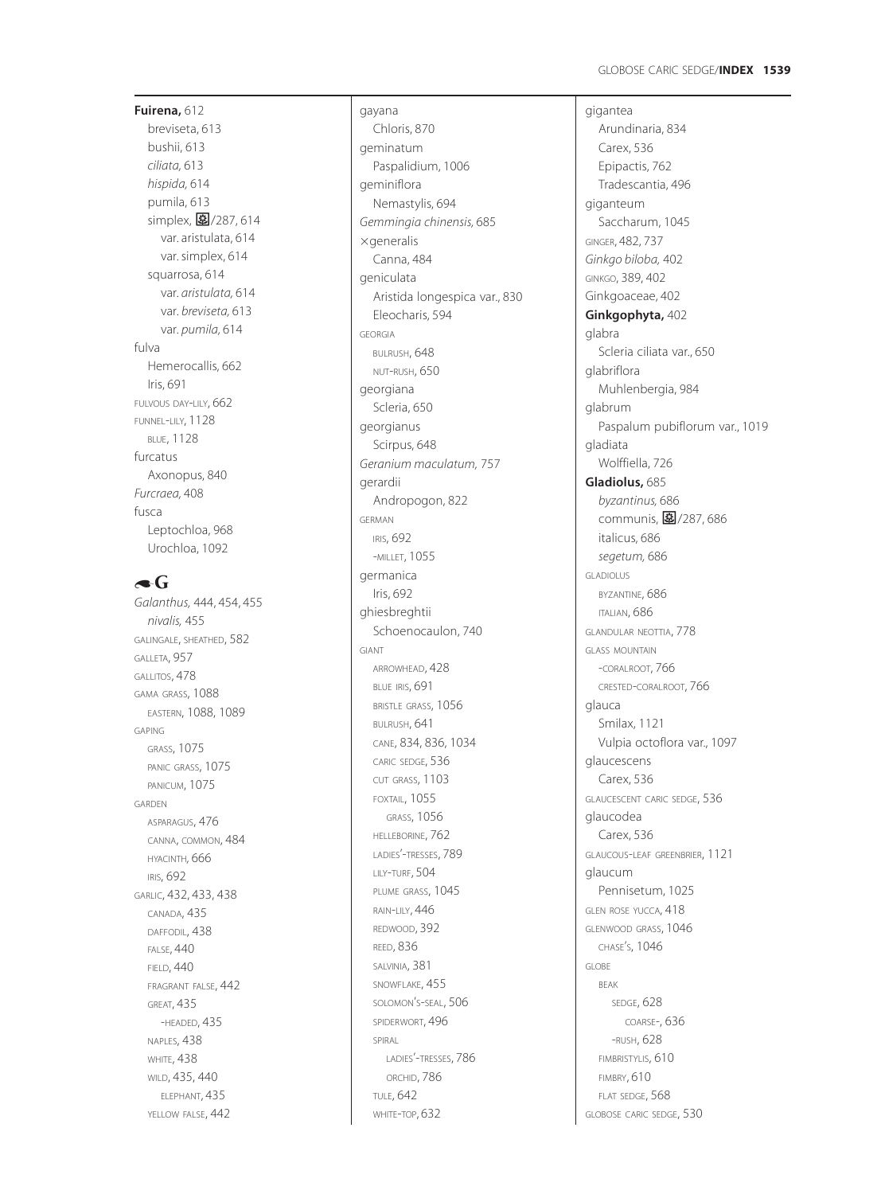**Fuirena,** 612
- breviseta, 613
- bushii, 613
- *ciliata,* 613
- *hispida,* 614
- pumila, 613
- simplex, ▣/287, 614
  - var. aristulata, 614
  - var. simplex, 614
- squarrosa, 614
  - var. *aristulata,* 614
  - var. *breviseta,* 613
  - var. *pumila,* 614

fulva
- Hemerocallis, 662
- Iris, 691

FULVOUS DAY-LILY, 662

FUNNEL-LILY, 1128
- BLUE, 1128

furcatus
- Axonopus, 840

*Furcraea,* 408

fusca
- Leptochloa, 968
- Urochloa, 1092

## G

*Galanthus,* 444, 454, 455
- *nivalis,* 455

GALINGALE, SHEATHED, 582

GALLETA, 957

GALLITOS, 478

GAMA GRASS, 1088
- EASTERN, 1088, 1089

GAPING
- GRASS, 1075
- PANIC GRASS, 1075
- PANICUM, 1075

GARDEN
- ASPARAGUS, 476
- CANNA, COMMON, 484
- HYACINTH, 666
- IRIS, 692

GARLIC, 432, 433, 438
- CANADA, 435
- DAFFODIL, 438
- FALSE, 440
- FIELD, 440
- FRAGRANT FALSE, 442
- GREAT, 435
  - -HEADED, 435
- NAPLES, 438
- WHITE, 438
- WILD, 435, 440
  - ELEPHANT, 435
- YELLOW FALSE, 442

gayana
- Chloris, 870

geminatum
- Paspalidium, 1006

geminiflora
- Nemastylis, 694

*Gemmingia chinensis,* 685

×generalis
- Canna, 484

geniculata
- Aristida longespica var., 830
- Eleocharis, 594

GEORGIA
- BULRUSH, 648
- NUT-RUSH, 650

georgiana
- Scleria, 650

georgianus
- Scirpus, 648

*Geranium maculatum,* 757

gerardii
- Andropogon, 822

GERMAN
- IRIS, 692
- -MILLET, 1055

germanica
- Iris, 692

ghiesbreghtii
- Schoenocaulon, 740

GIANT
- ARROWHEAD, 428
- BLUE IRIS, 691
- BRISTLE GRASS, 1056
- BULRUSH, 641
- CANE, 834, 836, 1034
- CARIC SEDGE, 536
- CUT GRASS, 1103
- FOXTAIL, 1055
  - GRASS, 1056
- HELLEBORINE, 762
- LADIES'-TRESSES, 789
- LILY-TURF, 504
- PLUME GRASS, 1045
- RAIN-LILY, 446
- REDWOOD, 392
- REED, 836
- SALVINIA, 381
- SNOWFLAKE, 455
- SOLOMON'S-SEAL, 506
- SPIDERWORT, 496
- SPIRAL
  - LADIES'-TRESSES, 786
  - ORCHID, 786
- TULE, 642
- WHITE-TOP, 632

gigantea
- Arundinaria, 834
- Carex, 536
- Epipactis, 762
- Tradescantia, 496

giganteum
- Saccharum, 1045

GINGER, 482, 737

*Ginkgo biloba,* 402

GINKGO, 389, 402

Ginkgoaceae, 402

**Ginkgophyta,** 402

glabra
- Scleria ciliata var., 650

glabriflora
- Muhlenbergia, 984

glabrum
- Paspalum pubiflorum var., 1019

gladiata
- Wolffiella, 726

**Gladiolus,** 685
- *byzantinus,* 686
- communis, ▣/287, 686
- italicus, 686
- *segetum,* 686

GLADIOLUS
- BYZANTINE, 686
- ITALIAN, 686

GLANDULAR NEOTTIA, 778

GLASS MOUNTAIN
- -CORALROOT, 766
- CRESTED-CORALROOT, 766

glauca
- Smilax, 1121
- Vulpia octoflora var., 1097

glaucescens
- Carex, 536

GLAUCESCENT CARIC SEDGE, 536

glaucodea
- Carex, 536

GLAUCOUS-LEAF GREENBRIER, 1121

glaucum
- Pennisetum, 1025

GLEN ROSE YUCCA, 418

GLENWOOD GRASS, 1046
- CHASE'S, 1046

GLOBE
- BEAK
  - SEDGE, 628
    - COARSE-, 636
  - -RUSH, 628
- FIMBRISTYLIS, 610
- FIMBRY, 610
- FLAT SEDGE, 568

GLOBOSE CARIC SEDGE, 530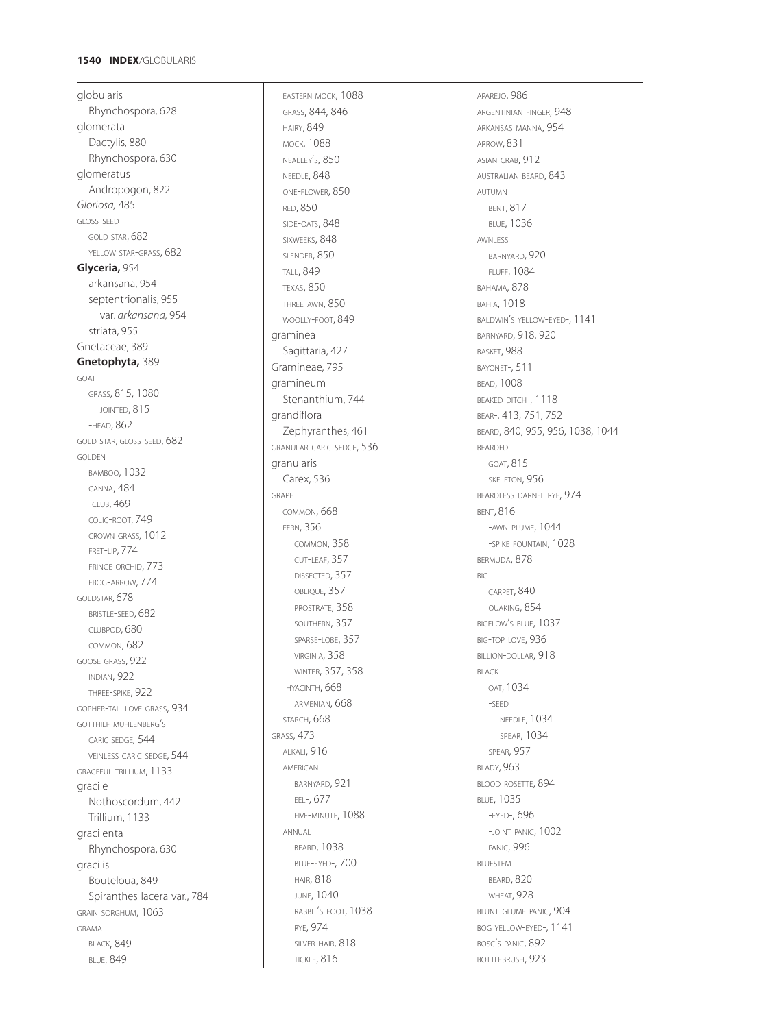globularis
  Rhynchospora, 628
glomerata
  Dactylis, 880
  Rhynchospora, 630
glomeratus
  Andropogon, 822
*Gloriosa,* 485
GLOSS-SEED
  GOLD STAR, 682
  YELLOW STAR-GRASS, 682
**Glyceria,** 954
  arkansana, 954
  septentrionalis, 955
    var. *arkansana,* 954
  striata, 955
Gnetaceae, 389
**Gnetophyta,** 389
GOAT
  GRASS, 815, 1080
    JOINTED, 815
  -HEAD, 862
GOLD STAR, GLOSS-SEED, 682
GOLDEN
  BAMBOO, 1032
  CANNA, 484
  -CLUB, 469
  COLIC-ROOT, 749
  CROWN GRASS, 1012
  FRET-LIP, 774
  FRINGE ORCHID, 773
  FROG-ARROW, 774
GOLDSTAR, 678
  BRISTLE-SEED, 682
  CLUBPOD, 680
  COMMON, 682
GOOSE GRASS, 922
  INDIAN, 922
  THREE-SPIKE, 922
GOPHER-TAIL LOVE GRASS, 934
GOTTHILF MUHLENBERG'S
  CARIC SEDGE, 544
  VEINLESS CARIC SEDGE, 544
GRACEFUL TRILLIUM, 1133
gracile
  Nothoscordum, 442
  Trillium, 1133
gracilenta
  Rhynchospora, 630
gracilis
  Bouteloua, 849
  Spiranthes lacera var., 784
GRAIN SORGHUM, 1063
GRAMA
  BLACK, 849
  BLUE, 849
  EASTERN MOCK, 1088
  GRASS, 844, 846
  HAIRY, 849
  MOCK, 1088
  NEALLEY'S, 850
  NEEDLE, 848
  ONE-FLOWER, 850
  RED, 850
  SIDE-OATS, 848
  SIXWEEKS, 848
  SLENDER, 850
  TALL, 849
  TEXAS, 850
  THREE-AWN, 850
  WOOLLY-FOOT, 849
graminea
  Sagittaria, 427
Gramineae, 795
gramineum
  Stenanthium, 744
grandiflora
  Zephyranthes, 461
GRANULAR CARIC SEDGE, 536
granularis
  Carex, 536
GRAPE
  COMMON, 668
  FERN, 356
    COMMON, 358
    CUT-LEAF, 357
    DISSECTED, 357
    OBLIQUE, 357
    PROSTRATE, 358
    SOUTHERN, 357
    SPARSE-LOBE, 357
    VIRGINIA, 358
    WINTER, 357, 358
  -HYACINTH, 668
    ARMENIAN, 668
  STARCH, 668
GRASS, 473
  ALKALI, 916
  AMERICAN
    BARNYARD, 921
    EEL-, 677
    FIVE-MINUTE, 1088
  ANNUAL
    BEARD, 1038
    BLUE-EYED-, 700
    HAIR, 818
    JUNE, 1040
    RABBIT'S-FOOT, 1038
    RYE, 974
    SILVER HAIR, 818
    TICKLE, 816
  APAREJO, 986
  ARGENTINIAN FINGER, 948
  ARKANSAS MANNA, 954
  ARROW, 831
  ASIAN CRAB, 912
  AUSTRALIAN BEARD, 843
  AUTUMN
    BENT, 817
    BLUE, 1036
  AWNLESS
    BARNYARD, 920
    FLUFF, 1084
  BAHAMA, 878
  BAHIA, 1018
  BALDWIN'S YELLOW-EYED-, 1141
  BARNYARD, 918, 920
  BASKET, 988
  BAYONET-, 511
  BEAD, 1008
  BEAKED DITCH-, 1118
  BEAR-, 413, 751, 752
  BEARD, 840, 955, 956, 1038, 1044
  BEARDED
    GOAT, 815
    SKELETON, 956
  BEARDLESS DARNEL RYE, 974
  BENT, 816
    -AWN PLUME, 1044
    -SPIKE FOUNTAIN, 1028
  BERMUDA, 878
  BIG
    CARPET, 840
    QUAKING, 854
  BIGELOW'S BLUE, 1037
  BIG-TOP LOVE, 936
  BILLION-DOLLAR, 918
  BLACK
    OAT, 1034
    -SEED
      NEEDLE, 1034
      SPEAR, 1034
    SPEAR, 957
  BLADY, 963
  BLOOD ROSETTE, 894
  BLUE, 1035
    -EYED-, 696
    -JOINT PANIC, 1002
    PANIC, 996
  BLUESTEM
    BEARD, 820
    WHEAT, 928
  BLUNT-GLUME PANIC, 904
  BOG YELLOW-EYED-, 1141
  BOSC'S PANIC, 892
  BOTTLEBRUSH, 923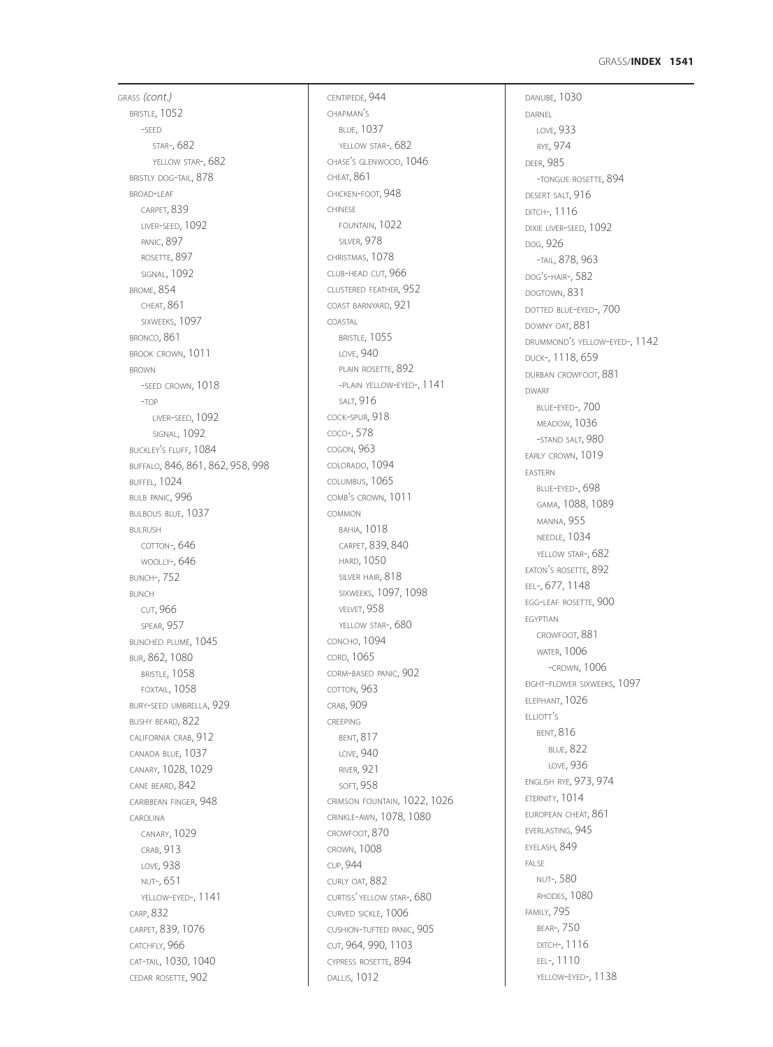GRASS *(cont.)*
- BRISTLE, 1052
  - -SEED
    - STAR-, 682
    - YELLOW STAR-, 682
- BRISTLY DOG-TAIL, 878
- BROAD-LEAF
  - CARPET, 839
  - LIVER-SEED, 1092
  - PANIC, 897
  - ROSETTE, 897
  - SIGNAL, 1092
- BROME, 854
  - CHEAT, 861
  - SIXWEEKS, 1097
- BRONCO, 861
- BROOK CROWN, 1011
- BROWN
  - -SEED CROWN, 1018
  - -TOP
    - LIVER-SEED, 1092
    - SIGNAL, 1092
- BUCKLEY'S FLUFF, 1084
- BUFFALO, 846, 861, 862, 958, 998
- BUFFEL, 1024
- BULB PANIC, 996
- BULBOUS BLUE, 1037
- BULRUSH
  - COTTON-, 646
  - WOOLLY-, 646
- BUNCH-, 752
- BUNCH
  - CUT, 966
  - SPEAR, 957
- BUNCHED PLUME, 1045
- BUR, 862, 1080
  - BRISTLE, 1058
  - FOXTAIL, 1058
- BURY-SEED UMBRELLA, 929
- BUSHY BEARD, 822
- CALIFORNIA CRAB, 912
- CANADA BLUE, 1037
- CANARY, 1028, 1029
- CANE BEARD, 842
- CARIBBEAN FINGER, 948
- CAROLINA
  - CANARY, 1029
  - CRAB, 913
  - LOVE, 938
  - NUT-, 651
  - YELLOW-EYED-, 1141
- CARP, 832
- CARPET, 839, 1076
- CATCHFLY, 966
- CAT-TAIL, 1030, 1040
- CEDAR ROSETTE, 902
- CENTIPEDE, 944
- CHAPMAN'S
  - BLUE, 1037
  - YELLOW STAR-, 682
- CHASE'S GLENWOOD, 1046
- CHEAT, 861
- CHICKEN-FOOT, 948
- CHINESE
  - FOUNTAIN, 1022
  - SILVER, 978
- CHRISTMAS, 1078
- CLUB-HEAD CUT, 966
- CLUSTERED FEATHER, 952
- COAST BARNYARD, 921
- COASTAL
  - BRISTLE, 1055
  - LOVE, 940
  - PLAIN ROSETTE, 892
  - -PLAIN YELLOW-EYED-, 1141
  - SALT, 916
- COCK-SPUR, 918
- COCO-, 578
- COGON, 963
- COLORADO, 1094
- COLUMBUS, 1065
- COMB'S CROWN, 1011
- COMMON
  - BAHIA, 1018
  - CARPET, 839, 840
  - HARD, 1050
  - SILVER HAIR, 818
  - SIXWEEKS, 1097, 1098
  - VELVET, 958
  - YELLOW STAR-, 680
- CONCHO, 1094
- CORD, 1065
- CORM-BASED PANIC, 902
- COTTON, 963
- CRAB, 909
- CREEPING
  - BENT, 817
  - LOVE, 940
  - RIVER, 921
  - SOFT, 958
- CRIMSON FOUNTAIN, 1022, 1026
- CRINKLE-AWN, 1078, 1080
- CROWFOOT, 870
- CROWN, 1008
- CUP, 944
- CURLY OAT, 882
- CURTISS' YELLOW STAR-, 680
- CURVED SICKLE, 1006
- CUSHION-TUFTED PANIC, 905
- CUT, 964, 990, 1103
- CYPRESS ROSETTE, 894
- DALLIS, 1012
- DANUBE, 1030
- DARNEL
  - LOVE, 933
  - RYE, 974
- DEER, 985
  - -TONGUE ROSETTE, 894
- DESERT SALT, 916
- DITCH-, 1116
- DIXIE LIVER-SEED, 1092
- DOG, 926
  - -TAIL, 878, 963
- DOG'S-HAIR-, 582
- DOGTOWN, 831
- DOTTED BLUE-EYED-, 700
- DOWNY OAT, 881
- DRUMMOND'S YELLOW-EYED-, 1142
- DUCK-, 1118, 659
- DURBAN CROWFOOT, 881
- DWARF
  - BLUE-EYED-, 700
  - MEADOW, 1036
  - -STAND SALT, 980
- EARLY CROWN, 1019
- EASTERN
  - BLUE-EYED-, 698
  - GAMA, 1088, 1089
  - MANNA, 955
  - NEEDLE, 1034
  - YELLOW STAR-, 682
- EATON'S ROSETTE, 892
- EEL-, 677, 1148
- EGG-LEAF ROSETTE, 900
- EGYPTIAN
  - CROWFOOT, 881
  - WATER, 1006
    - -CROWN, 1006
- EIGHT-FLOWER SIXWEEKS, 1097
- ELEPHANT, 1026
- ELLIOTT'S
  - BENT, 816
    - BLUE, 822
    - LOVE, 936
- ENGLISH RYE, 973, 974
- ETERNITY, 1014
- EUROPEAN CHEAT, 861
- EVERLASTING, 945
- EYELASH, 849
- FALSE
  - NUT-, 580
  - RHODES, 1080
- FAMILY, 795
  - BEAR-, 750
  - DITCH-, 1116
  - EEL-, 1110
  - YELLOW-EYED-, 1138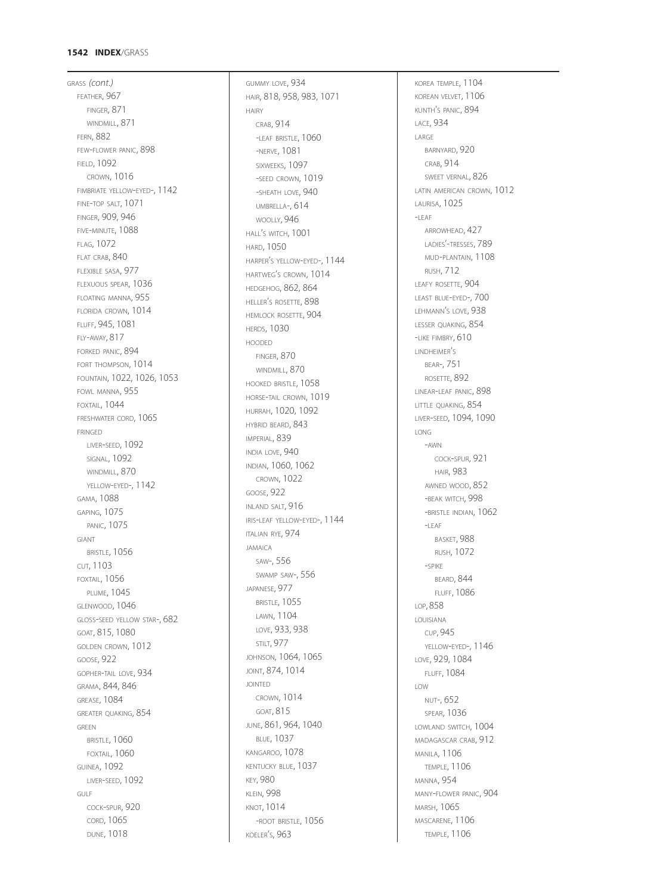grass *(cont.)*
- feather, 967
  - finger, 871
  - windmill, 871
- fern, 882
- few-flower panic, 898
- field, 1092
  - crown, 1016
- fimbriate yellow-eyed-, 1142
- fine-top salt, 1071
- finger, 909, 946
- five-minute, 1088
- flag, 1072
- flat crab, 840
- flexible sasa, 977
- flexuous spear, 1036
- floating manna, 955
- florida crown, 1014
- fluff, 945, 1081
- fly-away, 817
- forked panic, 894
- fort thompson, 1014
- fountain, 1022, 1026, 1053
- fowl manna, 955
- foxtail, 1044
- freshwater cord, 1065
- fringed
  - liver-seed, 1092
  - signal, 1092
  - windmill, 870
  - yellow-eyed-, 1142
- gama, 1088
- gaping, 1075
  - panic, 1075
- giant
  - bristle, 1056
  - cut, 1103
  - foxtail, 1056
  - plume, 1045
- glenwood, 1046
- gloss-seed yellow star-, 682
- goat, 815, 1080
- golden crown, 1012
- goose, 922
- gopher-tail love, 934
- grama, 844, 846
- grease, 1084
- greater quaking, 854
- green
  - bristle, 1060
  - foxtail, 1060
- guinea, 1092
  - liver-seed, 1092
- gulf
  - cock-spur, 920
  - cord, 1065
  - dune, 1018
- gummy love, 934
- hair, 818, 958, 983, 1071
- hairy
  - crab, 914
  - -leaf bristle, 1060
  - -nerve, 1081
  - sixweeks, 1097
  - -seed crown, 1019
  - -sheath love, 940
  - umbrella-, 614
  - woolly, 946
- hall's witch, 1001
- hard, 1050
- harper's yellow-eyed-, 1144
- hartweg's crown, 1014
- hedgehog, 862, 864
- heller's rosette, 898
- hemlock rosette, 904
- herds, 1030
- hooded
  - finger, 870
  - windmill, 870
- hooked bristle, 1058
- horse-tail crown, 1019
- hurrah, 1020, 1092
- hybrid beard, 843
- imperial, 839
- india love, 940
- indian, 1060, 1062
  - crown, 1022
- goose, 922
- inland salt, 916
- iris-leaf yellow-eyed-, 1144
- italian rye, 974
- jamaica
  - saw-, 556
  - swamp saw-, 556
- japanese, 977
  - bristle, 1055
  - lawn, 1104
  - love, 933, 938
  - stilt, 977
- johnson, 1064, 1065
- joint, 874, 1014
- jointed
  - crown, 1014
  - goat, 815
- june, 861, 964, 1040
  - blue, 1037
- kangaroo, 1078
- kentucky blue, 1037
- key, 980
- klein, 998
- knot, 1014
  - -root bristle, 1056
- koeler's, 963
- korea temple, 1104
- korean velvet, 1106
- kunth's panic, 894
- lace, 934
- large
  - barnyard, 920
  - crab, 914
  - sweet vernal, 826
- latin american crown, 1012
- laurisa, 1025
- -leaf
  - arrowhead, 427
  - ladies'-tresses, 789
  - mud-plantain, 1108
  - rush, 712
- leafy rosette, 904
- least blue-eyed-, 700
- lehmann's love, 938
- lesser quaking, 854
- -like fimbry, 610
- lindheimer's
  - bear-, 751
  - rosette, 892
- linear-leaf panic, 898
- little quaking, 854
- liver-seed, 1094, 1090
- long
  - -awn
    - cock-spur, 921
    - hair, 983
  - awned wood, 852
  - -beak witch, 998
  - -bristle indian, 1062
  - -leaf
    - basket, 988
    - rush, 1072
  - -spike
    - beard, 844
    - fluff, 1086
- lop, 858
- louisiana
  - cup, 945
  - yellow-eyed-, 1146
- love, 929, 1084
  - fluff, 1084
- low
  - nut-, 652
  - spear, 1036
- lowland switch, 1004
- madagascar crab, 912
- manila, 1106
  - temple, 1106
- manna, 954
- many-flower panic, 904
- marsh, 1065
- mascarene, 1106
  - temple, 1106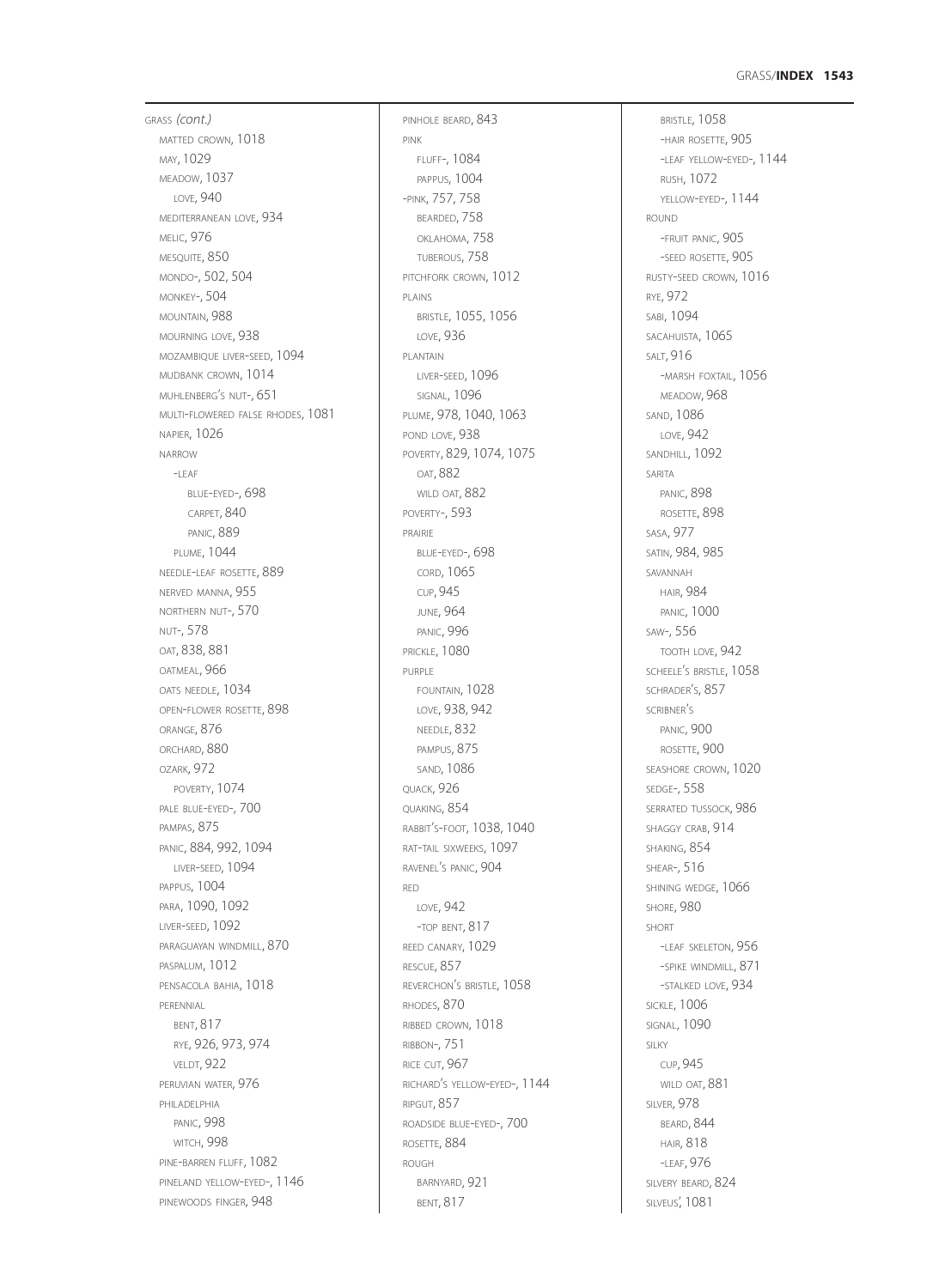GRASS *(cont.)*

- MATTED CROWN, 1018
- MAY, 1029
- MEADOW, 1037
  - LOVE, 940
- MEDITERRANEAN LOVE, 934
- MELIC, 976
- MESQUITE, 850
- MONDO-, 502, 504
- MONKEY-, 504
- MOUNTAIN, 988
- MOURNING LOVE, 938
- MOZAMBIQUE LIVER-SEED, 1094
- MUDBANK CROWN, 1014
- MUHLENBERG'S NUT-, 651
- MULTI-FLOWERED FALSE RHODES, 1081
- NAPIER, 1026
- NARROW
  - -LEAF
    - BLUE-EYED-, 698
    - CARPET, 840
    - PANIC, 889
  - PLUME, 1044
- NEEDLE-LEAF ROSETTE, 889
- NERVED MANNA, 955
- NORTHERN NUT-, 570
- NUT-, 578
- OAT, 838, 881
- OATMEAL, 966
- OATS NEEDLE, 1034
- OPEN-FLOWER ROSETTE, 898
- ORANGE, 876
- ORCHARD, 880
- OZARK, 972
  - POVERTY, 1074
- PALE BLUE-EYED-, 700
- PAMPAS, 875
- PANIC, 884, 992, 1094
  - LIVER-SEED, 1094
- PAPPUS, 1004
- PARA, 1090, 1092
- LIVER-SEED, 1092
- PARAGUAYAN WINDMILL, 870
- PASPALUM, 1012
- PENSACOLA BAHIA, 1018
- PERENNIAL
  - BENT, 817
  - RYE, 926, 973, 974
  - VELDT, 922
- PERUVIAN WATER, 976
- PHILADELPHIA
  - PANIC, 998
  - WITCH, 998
- PINE-BARREN FLUFF, 1082
- PINELAND YELLOW-EYED-, 1146
- PINEWOODS FINGER, 948
- PINHOLE BEARD, 843
- PINK
  - FLUFF-, 1084
  - PAPPUS, 1004
- -PINK, 757, 758
  - BEARDED, 758
  - OKLAHOMA, 758
  - TUBEROUS, 758
- PITCHFORK CROWN, 1012
- PLAINS
  - BRISTLE, 1055, 1056
  - LOVE, 936
- PLANTAIN
  - LIVER-SEED, 1096
  - SIGNAL, 1096
- PLUME, 978, 1040, 1063
- POND LOVE, 938
- POVERTY, 829, 1074, 1075
  - OAT, 882
  - WILD OAT, 882
- POVERTY-, 593
- PRAIRIE
  - BLUE-EYED-, 698
  - CORD, 1065
  - CUP, 945
  - JUNE, 964
  - PANIC, 996
- PRICKLE, 1080
- PURPLE
  - FOUNTAIN, 1028
  - LOVE, 938, 942
  - NEEDLE, 832
  - PAMPUS, 875
  - SAND, 1086
- QUACK, 926
- QUAKING, 854
- RABBIT'S-FOOT, 1038, 1040
- RAT-TAIL SIXWEEKS, 1097
- RAVENEL'S PANIC, 904
- RED
  - LOVE, 942
  - -TOP BENT, 817
- REED CANARY, 1029
- RESCUE, 857
- REVERCHON'S BRISTLE, 1058
- RHODES, 870
- RIBBED CROWN, 1018
- RIBBON-, 751
- RICE CUT, 967
- RICHARD'S YELLOW-EYED-, 1144
- RIPGUT, 857
- ROADSIDE BLUE-EYED-, 700
- ROSETTE, 884
- ROUGH
  - BARNYARD, 921
  - BENT, 817
  - BRISTLE, 1058
  - -HAIR ROSETTE, 905
  - -LEAF YELLOW-EYED-, 1144
  - RUSH, 1072
  - YELLOW-EYED-, 1144
- ROUND
  - -FRUIT PANIC, 905
  - -SEED ROSETTE, 905
- RUSTY-SEED CROWN, 1016
- RYE, 972
- SABI, 1094
- SACAHUISTA, 1065
- SALT, 916
  - -MARSH FOXTAIL, 1056
  - MEADOW, 968
- SAND, 1086
  - LOVE, 942
- SANDHILL, 1092
- SARITA
  - PANIC, 898
  - ROSETTE, 898
- SASA, 977
- SATIN, 984, 985
- SAVANNAH
  - HAIR, 984
  - PANIC, 1000
- SAW-, 556
  - TOOTH LOVE, 942
- SCHEELE'S BRISTLE, 1058
- SCHRADER'S, 857
- SCRIBNER'S
  - PANIC, 900
  - ROSETTE, 900
- SEASHORE CROWN, 1020
- SEDGE-, 558
- SERRATED TUSSOCK, 986
- SHAGGY CRAB, 914
- SHAKING, 854
- SHEAR-, 516
- SHINING WEDGE, 1066
- SHORE, 980
- SHORT
  - -LEAF SKELETON, 956
  - -SPIKE WINDMILL, 871
  - -STALKED LOVE, 934
- SICKLE, 1006
- SIGNAL, 1090
- SILKY
  - CUP, 945
  - WILD OAT, 881
- SILVER, 978
  - BEARD, 844
  - HAIR, 818
  - -LEAF, 976
- SILVERY BEARD, 824
- SILVEUS', 1081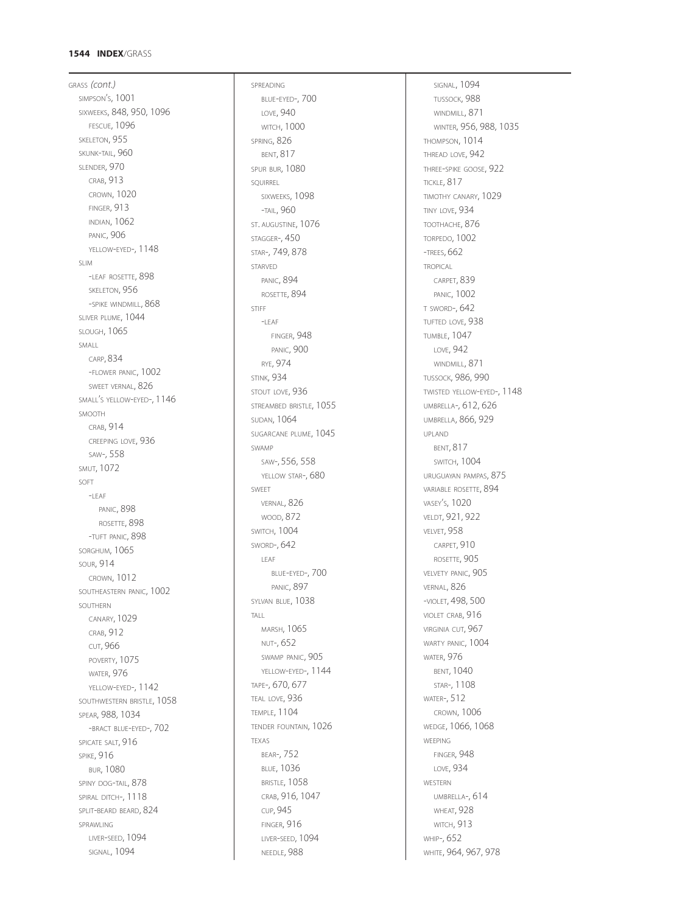GRASS *(cont.)*
- SIMPSON'S, 1001
- SIXWEEKS, 848, 950, 1096
  - FESCUE, 1096
- SKELETON, 955
- SKUNK-TAIL, 960
- SLENDER, 970
  - CRAB, 913
  - CROWN, 1020
  - FINGER, 913
  - INDIAN, 1062
  - PANIC, 906
  - YELLOW-EYED-, 1148
- SLIM
  - -LEAF ROSETTE, 898
  - SKELETON, 956
  - -SPIKE WINDMILL, 868
- SLIVER PLUME, 1044
- SLOUGH, 1065
- SMALL
  - CARP, 834
  - -FLOWER PANIC, 1002
  - SWEET VERNAL, 826
- SMALL'S YELLOW-EYED-, 1146
- SMOOTH
  - CRAB, 914
  - CREEPING LOVE, 936
  - SAW-, 558
- SMUT, 1072
- SOFT
  - -LEAF
    - PANIC, 898
    - ROSETTE, 898
  - -TUFT PANIC, 898
- SORGHUM, 1065
- SOUR, 914
  - CROWN, 1012
- SOUTHEASTERN PANIC, 1002
- SOUTHERN
  - CANARY, 1029
  - CRAB, 912
  - CUT, 966
  - POVERTY, 1075
  - WATER, 976
  - YELLOW-EYED-, 1142
- SOUTHWESTERN BRISTLE, 1058
- SPEAR, 988, 1034
  - -BRACT BLUE-EYED-, 702
- SPICATE SALT, 916
- SPIKE, 916
  - BUR, 1080
- SPINY DOG-TAIL, 878
- SPIRAL DITCH-, 1118
- SPLIT-BEARD BEARD, 824
- SPRAWLING
  - LIVER-SEED, 1094
  - SIGNAL, 1094
- SPREADING
  - BLUE-EYED-, 700
  - LOVE, 940
  - WITCH, 1000
- SPRING, 826
  - BENT, 817
- SPUR BUR, 1080
- SQUIRREL
  - SIXWEEKS, 1098
  - -TAIL, 960
- ST. AUGUSTINE, 1076
- STAGGER-, 450
- STAR-, 749, 878
- STARVED
  - PANIC, 894
  - ROSETTE, 894
- STIFF
  - -LEAF
    - FINGER, 948
    - PANIC, 900
  - RYE, 974
- STINK, 934
- STOUT LOVE, 936
- STREAMBED BRISTLE, 1055
- SUDAN, 1064
- SUGARCANE PLUME, 1045
- SWAMP
  - SAW-, 556, 558
  - YELLOW STAR-, 680
- SWEET
  - VERNAL, 826
  - WOOD, 872
- SWITCH, 1004
- SWORD-, 642
  - LEAF
    - BLUE-EYED-, 700
    - PANIC, 897
- SYLVAN BLUE, 1038
- TALL
  - MARSH, 1065
  - NUT-, 652
  - SWAMP PANIC, 905
  - YELLOW-EYED-, 1144
- TAPE-, 670, 677
- TEAL LOVE, 936
- TEMPLE, 1104
- TENDER FOUNTAIN, 1026
- TEXAS
  - BEAR-, 752
  - BLUE, 1036
  - BRISTLE, 1058
  - CRAB, 916, 1047
  - CUP, 945
  - FINGER, 916
  - LIVER-SEED, 1094
  - NEEDLE, 988
  - SIGNAL, 1094
  - TUSSOCK, 988
  - WINDMILL, 871
  - WINTER, 956, 988, 1035
- THOMPSON, 1014
- THREAD LOVE, 942
- THREE-SPIKE GOOSE, 922
- TICKLE, 817
- TIMOTHY CANARY, 1029
- TINY LOVE, 934
- TOOTHACHE, 876
- TORPEDO, 1002
- -TREES, 662
- TROPICAL
  - CARPET, 839
  - PANIC, 1002
- T SWORD-, 642
- TUFTED LOVE, 938
- TUMBLE, 1047
  - LOVE, 942
  - WINDMILL, 871
- TUSSOCK, 986, 990
- TWISTED YELLOW-EYED-, 1148
- UMBRELLA-, 612, 626
- UMBRELLA, 866, 929
- UPLAND
  - BENT, 817
  - SWITCH, 1004
- URUGUAYAN PAMPAS, 875
- VARIABLE ROSETTE, 894
- VASEY'S, 1020
- VELDT, 921, 922
- VELVET, 958
  - CARPET, 910
  - ROSETTE, 905
- VELVETY PANIC, 905
- VERNAL, 826
- -VIOLET, 498, 500
- VIOLET CRAB, 916
- VIRGINIA CUT, 967
- WARTY PANIC, 1004
- WATER, 976
  - BENT, 1040
  - STAR-, 1108
- WATER-, 512
  - CROWN, 1006
- WEDGE, 1066, 1068
- WEEPING
  - FINGER, 948
  - LOVE, 934
- WESTERN
  - UMBRELLA-, 614
  - WHEAT, 928
  - WITCH, 913
- WHIP-, 652
- WHITE, 964, 967, 978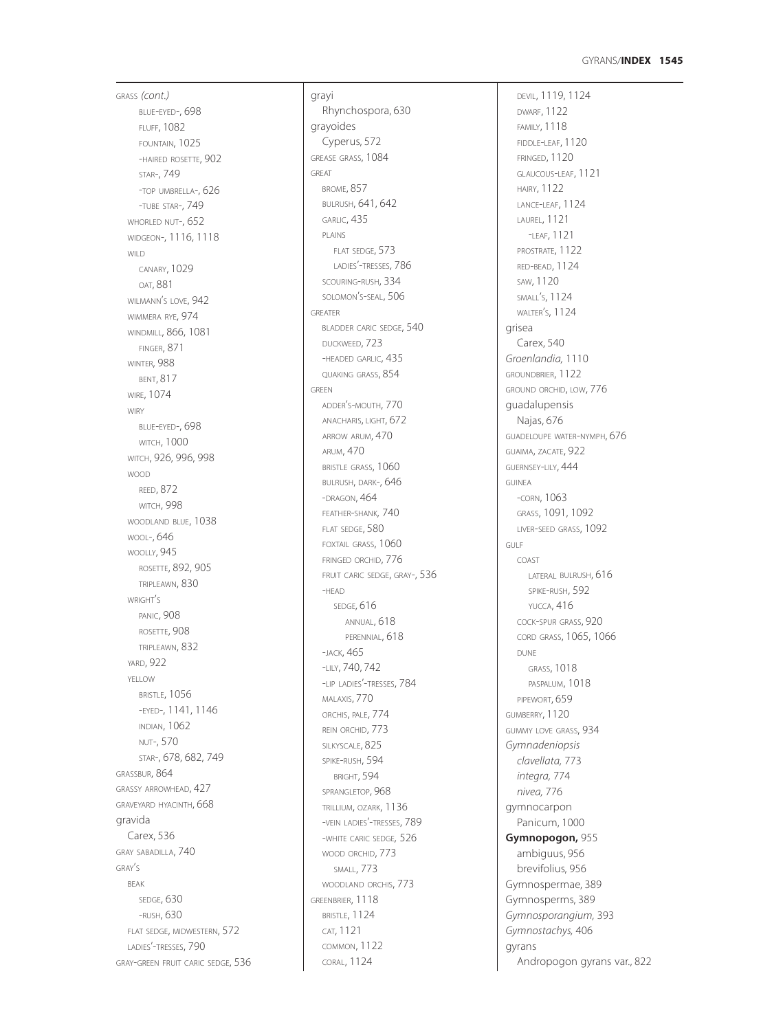GRASS *(cont.)*
- BLUE-EYED-, 698
- FLUFF, 1082
- FOUNTAIN, 1025
- -HAIRED ROSETTE, 902
- STAR-, 749
- -TOP UMBRELLA-, 626
- -TUBE STAR-, 749

WHORLED NUT-, 652
WIDGEON-, 1116, 1118
WILD
- CANARY, 1029
- OAT, 881

WILMANN'S LOVE, 942
WIMMERA RYE, 974
WINDMILL, 866, 1081
- FINGER, 871

WINTER, 988
- BENT, 817

WIRE, 1074
WIRY
- BLUE-EYED-, 698
- WITCH, 1000

WITCH, 926, 996, 998
WOOD
- REED, 872
- WITCH, 998

WOODLAND BLUE, 1038
WOOL-, 646
WOOLLY, 945
- ROSETTE, 892, 905
- TRIPLEAWN, 830

WRIGHT'S
- PANIC, 908
- ROSETTE, 908
- TRIPLEAWN, 832

YARD, 922
YELLOW
- BRISTLE, 1056
- -EYED-, 1141, 1146
- INDIAN, 1062
- NUT-, 570
- STAR-, 678, 682, 749

GRASSBUR, 864
GRASSY ARROWHEAD, 427
GRAVEYARD HYACINTH, 668
gravida
- Carex, 536

GRAY SABADILLA, 740
GRAY'S
- BEAK
  - SEDGE, 630
  - -RUSH, 630
- FLAT SEDGE, MIDWESTERN, 572
- LADIES'-TRESSES, 790

GRAY-GREEN FRUIT CARIC SEDGE, 536

grayi
- Rhynchospora, 630

grayoides
- Cyperus, 572

GREASE GRASS, 1084
GREAT
- BROME, 857
- BULRUSH, 641, 642
- GARLIC, 435
- PLAINS
  - FLAT SEDGE, 573
  - LADIES'-TRESSES, 786
- SCOURING-RUSH, 334
- SOLOMON'S-SEAL, 506

GREATER
- BLADDER CARIC SEDGE, 540
- DUCKWEED, 723
- -HEADED GARLIC, 435
- QUAKING GRASS, 854

GREEN
- ADDER'S-MOUTH, 770
- ANACHARIS, LIGHT, 672
- ARROW ARUM, 470
- ARUM, 470
- BRISTLE GRASS, 1060
- BULRUSH, DARK-, 646
- -DRAGON, 464
- FEATHER-SHANK, 740
- FLAT SEDGE, 580
- FOXTAIL GRASS, 1060
- FRINGED ORCHID, 776
- FRUIT CARIC SEDGE, GRAY-, 536
- -HEAD
  - SEDGE, 616
    - ANNUAL, 618
    - PERENNIAL, 618
- -JACK, 465
- -LILY, 740, 742
- -LIP LADIES'-TRESSES, 784
- MALAXIS, 770
- ORCHIS, PALE, 774
- REIN ORCHID, 773
- SILKYSCALE, 825
- SPIKE-RUSH, 594
  - BRIGHT, 594
- SPRANGLETOP, 968
- TRILLIUM, OZARK, 1136
- -VEIN LADIES'-TRESSES, 789
- -WHITE CARIC SEDGE, 526
- WOOD ORCHID, 773
  - SMALL, 773
- WOODLAND ORCHIS, 773

GREENBRIER, 1118
- BRISTLE, 1124
- CAT, 1121
- COMMON, 1122
- CORAL, 1124
- DEVIL, 1119, 1124
- DWARF, 1122
- FAMILY, 1118
- FIDDLE-LEAF, 1120
- FRINGED, 1120
- GLAUCOUS-LEAF, 1121
- HAIRY, 1122
- LANCE-LEAF, 1124
- LAUREL, 1121
  - -LEAF, 1121
- PROSTRATE, 1122
- RED-BEAD, 1124
- SAW, 1120
- SMALL'S, 1124
- WALTER'S, 1124

grisea
- Carex, 540

*Groenlandia,* 1110
GROUNDBRIER, 1122
GROUND ORCHID, LOW, 776
guadalupensis
- Najas, 676

GUADELOUPE WATER-NYMPH, 676
GUAIMA, ZACATE, 922
GUERNSEY-LILY, 444
GUINEA
- -CORN, 1063
- GRASS, 1091, 1092
- LIVER-SEED GRASS, 1092

GULF
- COAST
  - LATERAL BULRUSH, 616
  - SPIKE-RUSH, 592
  - YUCCA, 416
- COCK-SPUR GRASS, 920
- CORD GRASS, 1065, 1066
- DUNE
  - GRASS, 1018
  - PASPALUM, 1018
- PIPEWORT, 659

GUMBERRY, 1120
GUMMY LOVE GRASS, 934
*Gymnadeniopsis*
- *clavellata,* 773
- *integra,* 774
- *nivea,* 776

gymnocarpon
- Panicum, 1000

**Gymnopogon,** 955
- ambiguus, 956
- brevifolius, 956

Gymnospermae, 389
Gymnosperms, 389
*Gymnosporangium,* 393
*Gymnostachys,* 406
gyrans
- Andropogon gyrans var., 822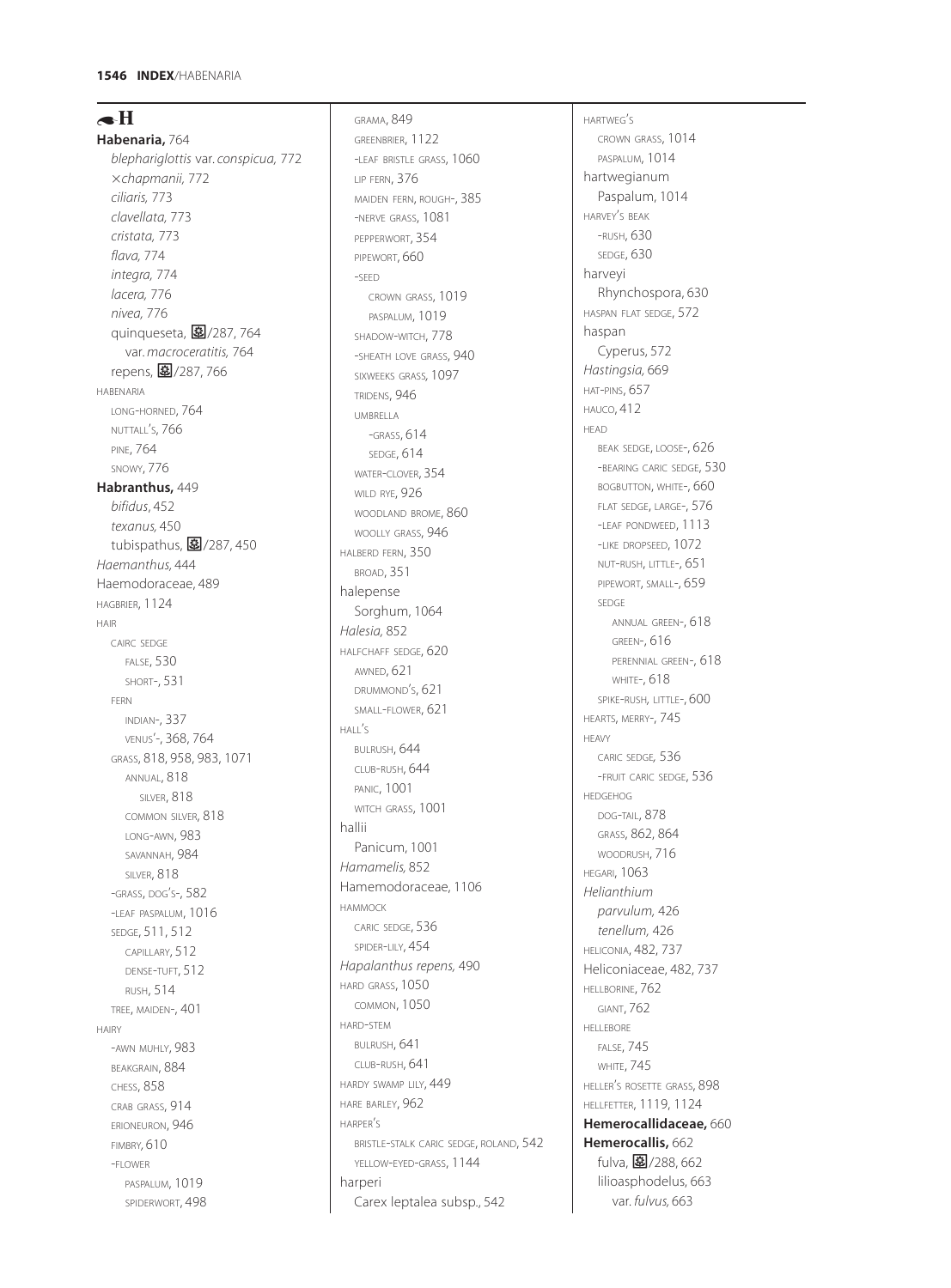# H

**Habenaria,** 764
- *blephariglottis* var. *conspicua,* 772
- *×chapmanii,* 772
- *ciliaris,* 773
- *clavellata,* 773
- *cristata,* 773
- *flava,* 774
- *integra,* 774
- *lacera,* 776
- *nivea,* 776
- quinqueseta, /287, 764
  - var. *macroceratitis,* 764
- repens, /287, 766

HABENARIA
- LONG-HORNED, 764
- NUTTALL'S, 766
- PINE, 764
- SNOWY, 776

**Habranthus,** 449
- *bifidus*, 452
- *texanus,* 450
- tubispathus, /287, 450

*Haemanthus,* 444

Haemodoraceae, 489

HAGBRIER, 1124

HAIR
- CAIRC SEDGE
  - FALSE, 530
  - SHORT-, 531
- FERN
  - INDIAN-, 337
  - VENUS'-, 368, 764
- GRASS, 818, 958, 983, 1071
  - ANNUAL, 818
    - SILVER, 818
  - COMMON SILVER, 818
  - LONG-AWN, 983
  - SAVANNAH, 984
  - SILVER, 818
- -GRASS, DOG'S-, 582
- -LEAF PASPALUM, 1016
- SEDGE, 511, 512
  - CAPILLARY, 512
  - DENSE-TUFT, 512
  - RUSH, 514
- TREE, MAIDEN-, 401

HAIRY
- -AWN MUHLY, 983
- BEAKGRAIN, 884
- CHESS, 858
- CRAB GRASS, 914
- ERIONEURON, 946
- FIMBRY, 610
- -FLOWER
  - PASPALUM, 1019
  - SPIDERWORT, 498
- GRAMA, 849
- GREENBRIER, 1122
- -LEAF BRISTLE GRASS, 1060
- LIP FERN, 376
- MAIDEN FERN, ROUGH-, 385
- -NERVE GRASS, 1081
- PEPPERWORT, 354
- PIPEWORT, 660
- -SEED
  - CROWN GRASS, 1019
  - PASPALUM, 1019
- SHADOW-WITCH, 778
- -SHEATH LOVE GRASS, 940
- SIXWEEKS GRASS, 1097
- TRIDENS, 946
- UMBRELLA
  - -GRASS, 614
  - SEDGE, 614
- WATER-CLOVER, 354
- WILD RYE, 926
- WOODLAND BROME, 860
- WOOLLY GRASS, 946

HALBERD FERN, 350
- BROAD, 351

halepense
- Sorghum, 1064

*Halesia,* 852

HALFCHAFF SEDGE, 620
- AWNED, 621
- DRUMMOND'S, 621
- SMALL-FLOWER, 621

HALL'S
- BULRUSH, 644
- CLUB-RUSH, 644
- PANIC, 1001
- WITCH GRASS, 1001

hallii
- Panicum, 1001

*Hamamelis,* 852

Hamemodoraceae, 1106

HAMMOCK
- CARIC SEDGE, 536
- SPIDER-LILY, 454

*Hapalanthus repens,* 490

HARD GRASS, 1050
- COMMON, 1050

HARD-STEM
- BULRUSH, 641
- CLUB-RUSH, 641

HARDY SWAMP LILY, 449

HARE BARLEY, 962

HARPER'S
- BRISTLE-STALK CARIC SEDGE, ROLAND, 542
- YELLOW-EYED-GRASS, 1144

harperi
- Carex leptalea subsp., 542

HARTWEG'S
- CROWN GRASS, 1014
- PASPALUM, 1014

hartwegianum
- Paspalum, 1014

HARVEY'S BEAK
- -RUSH, 630
- SEDGE, 630

harveyi
- Rhynchospora, 630

HASPAN FLAT SEDGE, 572

haspan
- Cyperus, 572

*Hastingsia,* 669

HAT-PINS, 657

HAUCO, 412

HEAD
- BEAK SEDGE, LOOSE-, 626
- -BEARING CARIC SEDGE, 530
- BOGBUTTON, WHITE-, 660
- FLAT SEDGE, LARGE-, 576
- -LEAF PONDWEED, 1113
- -LIKE DROPSEED, 1072
- NUT-RUSH, LITTLE-, 651
- PIPEWORT, SMALL-, 659
- SEDGE
  - ANNUAL GREEN-, 618
  - GREEN-, 616
  - PERENNIAL GREEN-, 618
  - WHITE-, 618
- SPIKE-RUSH, LITTLE-, 600

HEARTS, MERRY-, 745

HEAVY
- CARIC SEDGE, 536
- -FRUIT CARIC SEDGE, 536

HEDGEHOG
- DOG-TAIL, 878
- GRASS, 862, 864
- WOODRUSH, 716

HEGARI, 1063

*Helianthium*
- *parvulum,* 426
- *tenellum,* 426

HELICONIA, 482, 737

Heliconiaceae, 482, 737

HELLBORINE, 762
- GIANT, 762

HELLEBORE
- FALSE, 745
- WHITE, 745

HELLER'S ROSETTE GRASS, 898

HELLFETTER, 1119, 1124

**Hemerocallidaceae,** 660

**Hemerocallis,** 662
- fulva, /288, 662
- lilioasphodelus, 663
  - var. *fulvus,* 663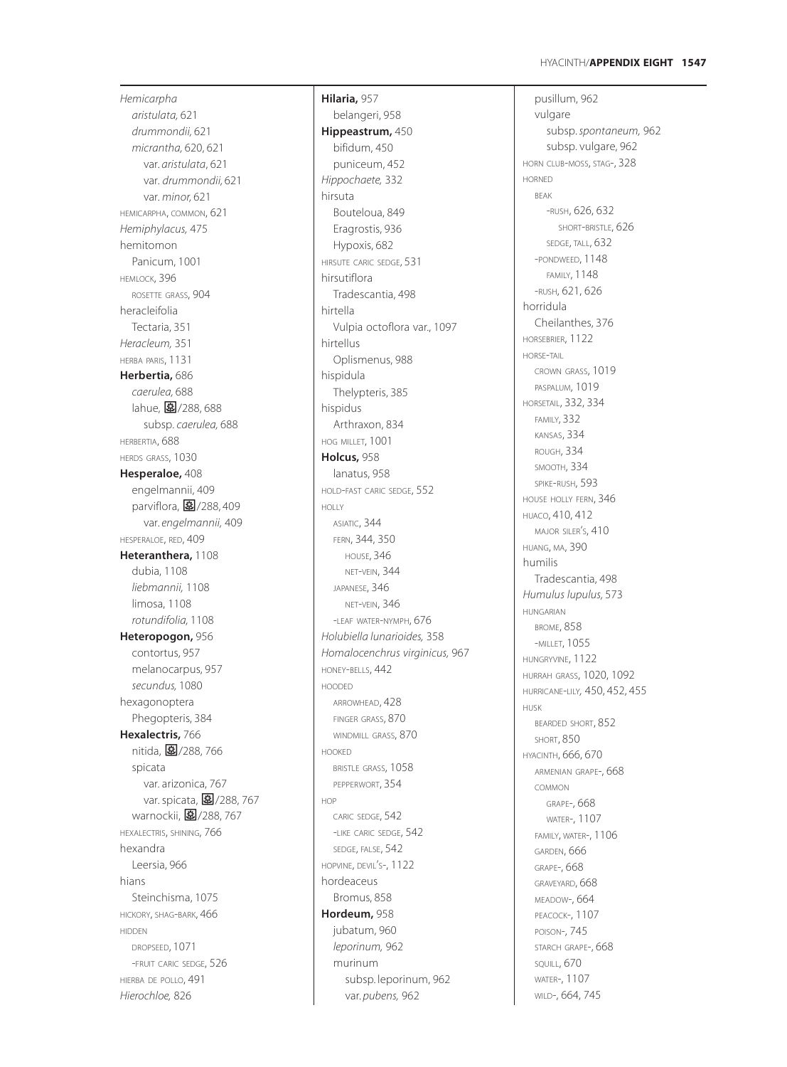*Hemicarpha*
  *aristulata,* 621
  *drummondii,* 621
  *micrantha,* 620, 621
    var. *aristulata*, 621
    var. *drummondii,* 621
    var. *minor,* 621
HEMICARPHA, COMMON, 621
*Hemiphylacus,* 475
hemitomon
  Panicum, 1001
HEMLOCK, 396
  ROSETTE GRASS, 904
heracleifolia
  Tectaria, 351
*Heracleum,* 351
HERBA PARIS, 1131
**Herbertia,** 686
  *caerulea,* 688
  lahue, ✿/288, 688
    subsp. *caerulea,* 688
HERBERTIA, 688
HERDS GRASS, 1030
**Hesperaloe,** 408
  engelmannii, 409
  parviflora, ✿/288, 409
    var. *engelmannii,* 409
HESPERALOE, RED, 409
**Heteranthera,** 1108
  dubia, 1108
  *liebmannii,* 1108
  limosa, 1108
  *rotundifolia,* 1108
**Heteropogon,** 956
  contortus, 957
  melanocarpus, 957
  *secundus,* 1080
hexagonoptera
  Phegopteris, 384
**Hexalectris,** 766
  nitida, ✿/288, 766
  spicata
    var. arizonica, 767
    var. spicata, ✿/288, 767
  warnockii, ✿/288, 767
HEXALECTRIS, SHINING, 766
hexandra
  Leersia, 966
hians
  Steinchisma, 1075
HICKORY, SHAG-BARK, 466
HIDDEN
  DROPSEED, 1071
  -FRUIT CARIC SEDGE, 526
HIERBA DE POLLO, 491
*Hierochloe,* 826
**Hilaria,** 957
  belangeri, 958
**Hippeastrum,** 450
  bifidum, 450
  puniceum, 452
*Hippochaete,* 332
hirsuta
  Bouteloua, 849
  Eragrostis, 936
  Hypoxis, 682
HIRSUTE CARIC SEDGE, 531
hirsutiflora
  Tradescantia, 498
hirtella
  Vulpia octoflora var., 1097
hirtellus
  Oplismenus, 988
hispidula
  Thelypteris, 385
hispidus
  Arthraxon, 834
HOG MILLET, 1001
**Holcus,** 958
  lanatus, 958
HOLD-FAST CARIC SEDGE, 552
HOLLY
  ASIATIC, 344
  FERN, 344, 350
    HOUSE, 346
    NET-VEIN, 344
  JAPANESE, 346
    NET-VEIN, 346
  -LEAF WATER-NYMPH, 676
*Holubiella lunarioides,* 358
*Homalocenchrus virginicus,* 967
HONEY-BELLS, 442
HOODED
  ARROWHEAD, 428
  FINGER GRASS, 870
  WINDMILL GRASS, 870
HOOKED
  BRISTLE GRASS, 1058
  PEPPERWORT, 354
HOP
  CARIC SEDGE, 542
  -LIKE CARIC SEDGE, 542
  SEDGE, FALSE, 542
HOPVINE, DEVIL'S-, 1122
hordeaceus
  Bromus, 858
**Hordeum,** 958
  jubatum, 960
  *leporinum,* 962
  murinum
    subsp. leporinum, 962
    var. *pubens,* 962
  pusillum, 962
  vulgare
    subsp. *spontaneum,* 962
    subsp. vulgare, 962
HORN CLUB-MOSS, STAG-, 328
HORNED
  BEAK
    -RUSH, 626, 632
      SHORT-BRISTLE, 626
    SEDGE, TALL, 632
  -PONDWEED, 1148
    FAMILY, 1148
  -RUSH, 621, 626
horridula
  Cheilanthes, 376
HORSEBRIER, 1122
HORSE-TAIL
  CROWN GRASS, 1019
  PASPALUM, 1019
HORSETAIL, 332, 334
  FAMILY, 332
  KANSAS, 334
  ROUGH, 334
  SMOOTH, 334
  SPIKE-RUSH, 593
HOUSE HOLLY FERN, 346
HUACO, 410, 412
  MAJOR SILER'S, 410
HUANG, MA, 390
humilis
  Tradescantia, 498
*Humulus lupulus,* 573
HUNGARIAN
  BROME, 858
  -MILLET, 1055
HUNGRYVINE, 1122
HURRAH GRASS, 1020, 1092
HURRICANE-LILY, 450, 452, 455
HUSK
  BEARDED SHORT, 852
  SHORT, 850
HYACINTH, 666, 670
  ARMENIAN GRAPE-, 668
  COMMON
    GRAPE-, 668
    WATER-, 1107
  FAMILY, WATER-, 1106
  GARDEN, 666
  GRAPE-, 668
  GRAVEYARD, 668
  MEADOW-, 664
  PEACOCK-, 1107
  POISON-, 745
  STARCH GRAPE-, 668
  SQUILL, 670
  WATER-, 1107
  WILD-, 664, 745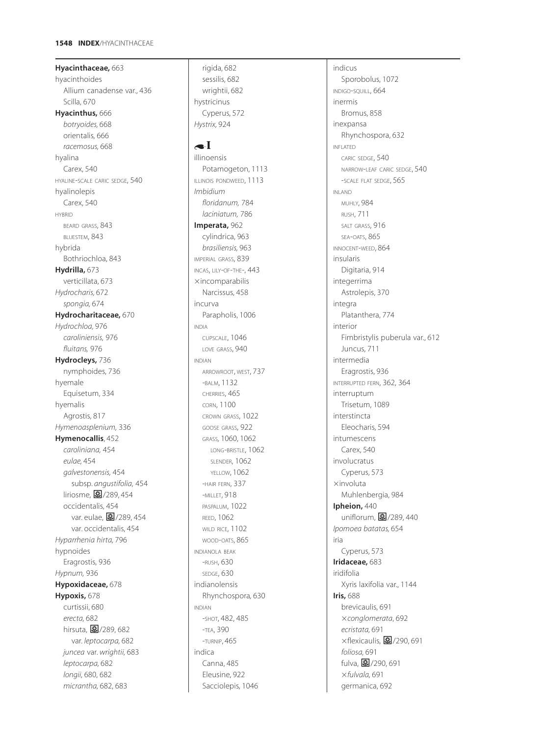**Hyacinthaceae,** 663
hyacinthoides
  Allium canadense var., 436
  Scilla, 670
**Hyacinthus,** 666
  *botryoides,* 668
  orientalis, 666
  *racemosus,* 668
hyalina
  Carex, 540
HYALINE-SCALE CARIC SEDGE, 540
hyalinolepis
  Carex, 540
HYBRID
  BEARD GRASS, 843
  BLUESTEM, 843
hybrida
  Bothriochloa, 843
**Hydrilla,** 673
  verticillata, 673
*Hydrocharis,* 672
  *spongia,* 674
**Hydrocharitaceae,** 670
*Hydrochloa,* 976
  *caroliniensis,* 976
  *fluitans,* 976
**Hydrocleys,** 736
  nymphoides, 736
hyemale
  Equisetum, 334
hyemalis
  Agrostis, 817
*Hymenoasplenium,* 336
**Hymenocallis**, 452
  *caroliniana,* 454
  *eulae,* 454
  *galvestonensis,* 454
    subsp. *angustifolia,* 454
  liriosme, ❀/289, 454
  occidentalis, 454
    var. eulae, ❀/289, 454
    var. occidentalis, 454
*Hyparrhenia hirta,* 796
hypnoides
  Eragrostis, 936
*Hypnum,* 936
**Hypoxidaceae,** 678
**Hypoxis,** 678
  curtissii, 680
  *erecta,* 682
  hirsuta, ❀/289, 682
    var. *leptocarpa,* 682
  *juncea* var. *wrightii,* 683
  *leptocarpa,* 682
  *longii,* 680, 682
  *micrantha,* 682, 683
  rigida, 682
  sessilis, 682
  wrightii, 682
hystricinus
  Cyperus, 572
*Hystrix,* 924

## I

illinoensis
  Potamogeton, 1113
ILLINOIS PONDWEED, 1113
*Imbidium*
  *floridanum,* 784
  *laciniatum,* 786
**Imperata,** 962
  cylindrica, 963
  *brasiliensis,* 963
IMPERIAL GRASS, 839
INCAS, LILY-OF-THE-, 443
×incomparabilis
  Narcissus, 458
incurva
  Parapholis, 1006
INDIA
  CUPSCALE, 1046
  LOVE GRASS, 940
INDIAN
  ARROWROOT, WEST, 737
  -BALM, 1132
  CHERRIES, 465
  CORN, 1100
  CROWN GRASS, 1022
  GOOSE GRASS, 922
  GRASS, 1060, 1062
    LONG-BRISTLE, 1062
    SLENDER, 1062
    YELLOW, 1062
  -HAIR FERN, 337
  -MILLET, 918
  PASPALUM, 1022
  REED, 1062
  WILD RICE, 1102
  WOOD-OATS, 865
INDIANOLA BEAK
  -RUSH, 630
  SEDGE, 630
indianolensis
  Rhynchospora, 630
INDIAN
  -SHOT, 482, 485
  -TEA, 390
  -TURNIP, 465
indica
  Canna, 485
  Eleusine, 922
  Sacciolepis, 1046
indicus
  Sporobolus, 1072
INDIGO-SQUILL, 664
inermis
  Bromus, 858
inexpansa
  Rhynchospora, 632
INFLATED
  CARIC SEDGE, 540
  NARROW-LEAF CARIC SEDGE, 540
  -SCALE FLAT SEDGE, 565
INLAND
  MUHLY, 984
  RUSH, 711
  SALT GRASS, 916
  SEA-OATS, 865
INNOCENT-WEED, 864
insularis
  Digitaria, 914
integerrima
  Astrolepis, 370
integra
  Platanthera, 774
interior
  Fimbristylis puberula var., 612
  Juncus, 711
intermedia
  Eragrostis, 936
INTERRUPTED FERN, 362, 364
interruptum
  Trisetum, 1089
interstincta
  Eleocharis, 594
intumescens
  Carex, 540
involucratus
  Cyperus, 573
×involuta
  Muhlenbergia, 984
**Ipheion,** 440
  uniflorum, ❀/289, 440
*Ipomoea batatas,* 654
iria
  Cyperus, 573
**Iridaceae,** 683
iridifolia
  Xyris laxifolia var., 1144
**Iris,** 688
  brevicaulis, 691
  ×*conglomerata,* 692
  *ecristata,* 691
  ×flexicaulis, ❀/290, 691
  *foliosa,* 691
  fulva, ❀/290, 691
  ×*fulvala,* 691
  germanica, 692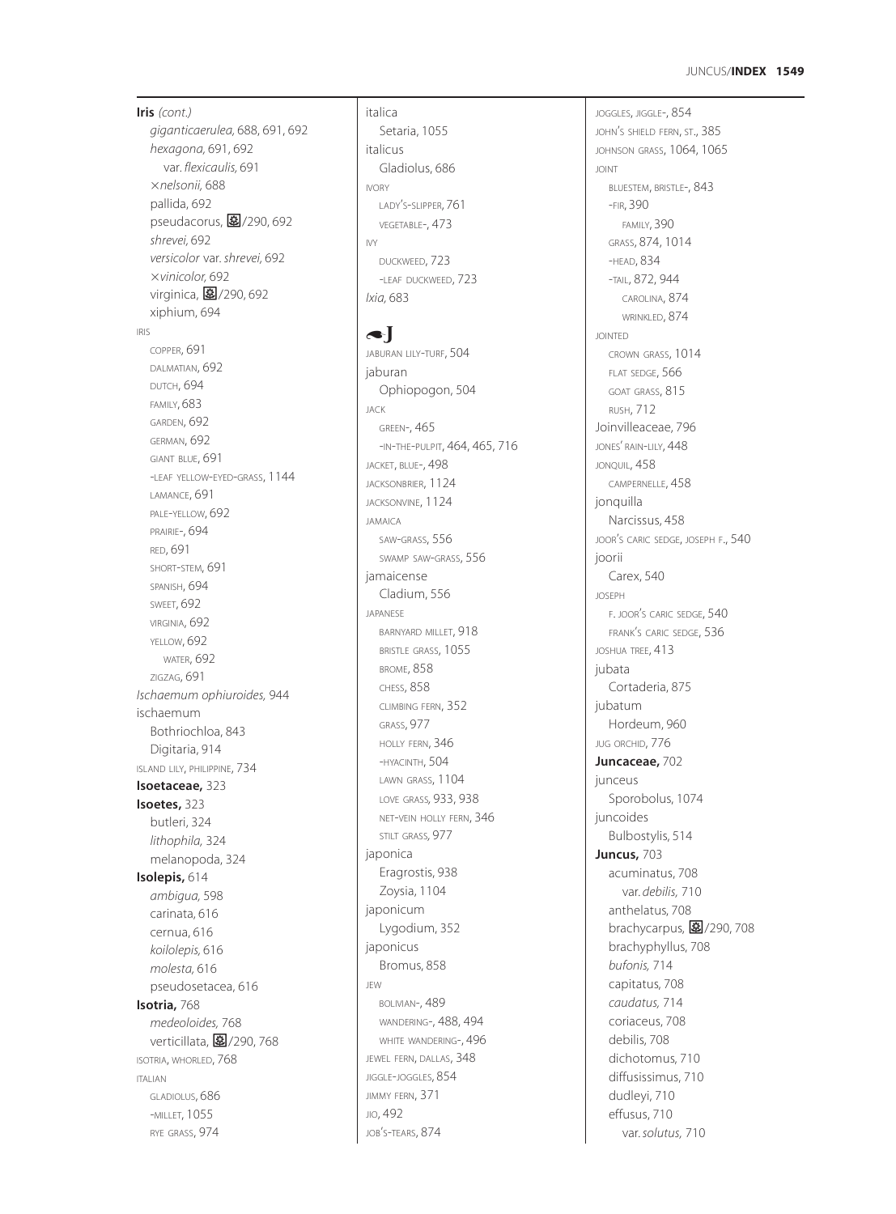**Iris** *(cont.)*
- *giganticaerulea,* 688, 691, 692
- *hexagona,* 691, 692
  - var. *flexicaulis,* 691
- ×*nelsonii,* 688
- pallida, 692
- pseudacorus, ❀/290, 692
- *shrevei,* 692
- *versicolor* var. *shrevei,* 692
- ×*vinicolor,* 692
- virginica, ❀/290, 692
- xiphium, 694

IRIS
- COPPER, 691
- DALMATIAN, 692
- DUTCH, 694
- FAMILY, 683
- GARDEN, 692
- GERMAN, 692
- GIANT BLUE, 691
- -LEAF YELLOW-EYED-GRASS, 1144
- LAMANCE, 691
- PALE-YELLOW, 692
- PRAIRIE-, 694
- RED, 691
- SHORT-STEM, 691
- SPANISH, 694
- SWEET, 692
- VIRGINIA, 692
- YELLOW, 692
  - WATER, 692
- ZIGZAG, 691

*Ischaemum ophiuroides,* 944

ischaemum
- Bothriochloa, 843
- Digitaria, 914

ISLAND LILY, PHILIPPINE, 734

**Isoetaceae,** 323

**Isoetes,** 323
- butleri, 324
- *lithophila,* 324
- melanopoda, 324

**Isolepis,** 614
- *ambigua,* 598
- carinata, 616
- cernua, 616
- *koilolepis,* 616
- *molesta,* 616
- pseudosetacea, 616

**Isotria,** 768
- *medeoloides,* 768
- verticillata, ❀/290, 768

ISOTRIA, WHORLED, 768

ITALIAN
- GLADIOLUS, 686
- -MILLET, 1055
- RYE GRASS, 974

italica
- Setaria, 1055

italicus
- Gladiolus, 686

IVORY
- LADY'S-SLIPPER, 761
- VEGETABLE-, 473

IVY
- DUCKWEED, 723
- -LEAF DUCKWEED, 723

*Ixia,* 683

## J

JABURAN LILY-TURF, 504

jaburan
- Ophiopogon, 504

JACK
- GREEN-, 465
- -IN-THE-PULPIT, 464, 465, 716

JACKET, BLUE-, 498

JACKSONBRIER, 1124

JACKSONVINE, 1124

JAMAICA
- SAW-GRASS, 556
- SWAMP SAW-GRASS, 556

jamaicense
- Cladium, 556

JAPANESE
- BARNYARD MILLET, 918
- BRISTLE GRASS, 1055
- BROME, 858
- CHESS, 858
- CLIMBING FERN, 352
- GRASS, 977
- HOLLY FERN, 346
- -HYACINTH, 504
- LAWN GRASS, 1104
- LOVE GRASS, 933, 938
- NET-VEIN HOLLY FERN, 346
- STILT GRASS, 977

japonica
- Eragrostis, 938
- Zoysia, 1104

japonicum
- Lygodium, 352

japonicus
- Bromus, 858

JEW
- BOLIVIAN-, 489
- WANDERING-, 488, 494
- WHITE WANDERING-, 496

JEWEL FERN, DALLAS, 348

JIGGLE-JOGGLES, 854

JIMMY FERN, 371

JIO, 492

JOB'S-TEARS, 874

JOGGLES, JIGGLE-, 854

JOHN'S SHIELD FERN, ST., 385

JOHNSON GRASS, 1064, 1065

JOINT
- BLUESTEM, BRISTLE-, 843
- -FIR, 390
  - FAMILY, 390
- GRASS, 874, 1014
- -HEAD, 834
- -TAIL, 872, 944
  - CAROLINA, 874
  - WRINKLED, 874

JOINTED
- CROWN GRASS, 1014
- FLAT SEDGE, 566
- GOAT GRASS, 815
- RUSH, 712

Joinvilleaceae, 796

JONES' RAIN-LILY, 448

JONQUIL, 458
- CAMPERNELLE, 458

jonquilla
- Narcissus, 458

JOOR'S CARIC SEDGE, JOSEPH F., 540

joorii
- Carex, 540

JOSEPH
- F. JOOR'S CARIC SEDGE, 540
- FRANK'S CARIC SEDGE, 536

JOSHUA TREE, 413

jubata
- Cortaderia, 875

jubatum
- Hordeum, 960

JUG ORCHID, 776

**Juncaceae,** 702

junceus
- Sporobolus, 1074

juncoides
- Bulbostylis, 514

**Juncus,** 703
- acuminatus, 708
  - var. *debilis,* 710
- anthelatus, 708
- brachycarpus, ❀/290, 708
- brachyphyllus, 708
- *bufonis,* 714
- capitatus, 708
- *caudatus,* 714
- coriaceus, 708
- debilis, 708
- dichotomus, 710
- diffusissimus, 710
- dudleyi, 710
- effusus, 710
  - var. *solutus,* 710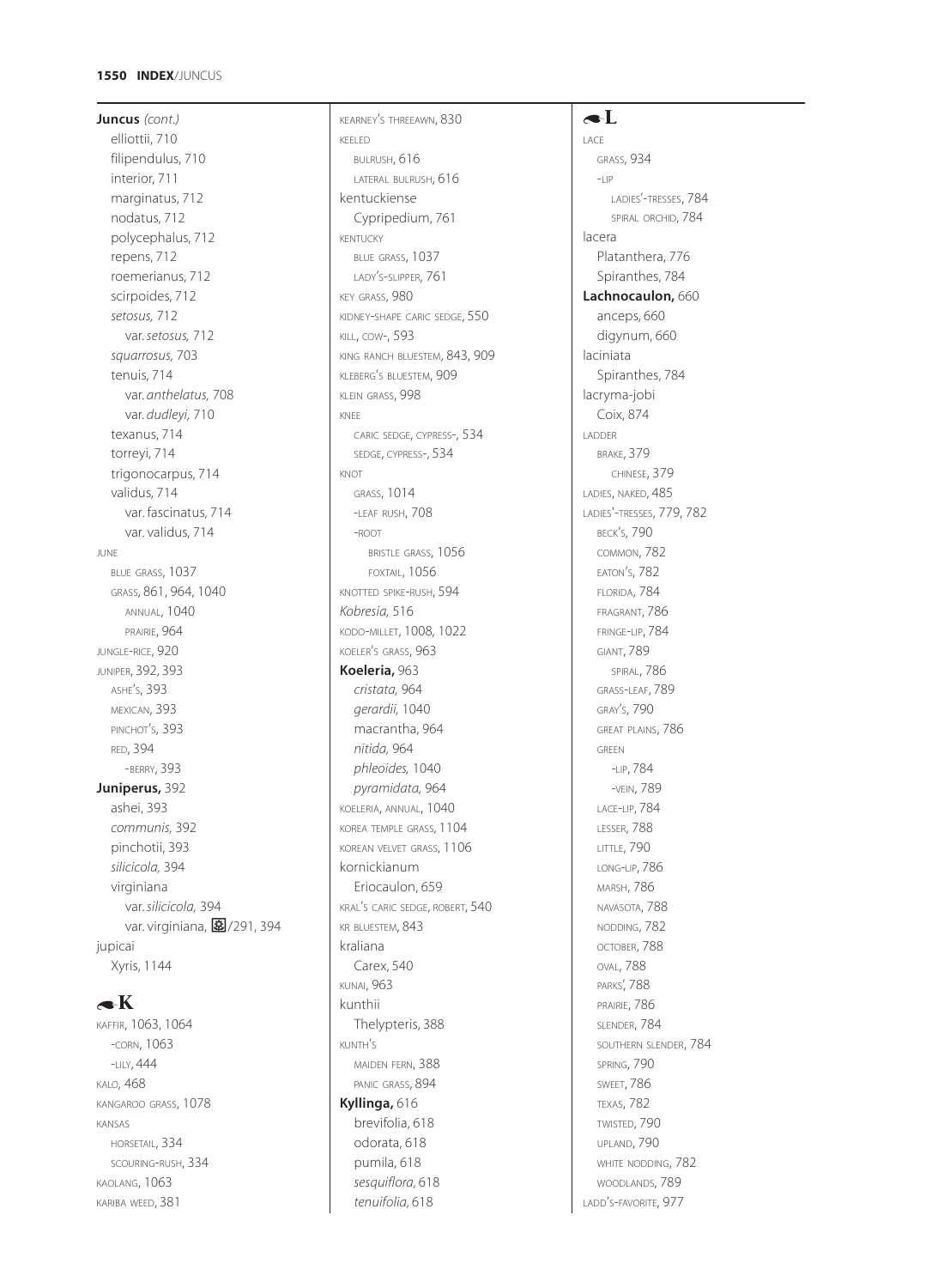**Juncus** *(cont.)*
- elliottii, 710
- filipendulus, 710
- interior, 711
- marginatus, 712
- nodatus, 712
- polycephalus, 712
- repens, 712
- roemerianus, 712
- scirpoides, 712
- *setosus,* 712
  - var. *setosus,* 712
- *squarrosus,* 703
- tenuis, 714
  - var. *anthelatus,* 708
  - var. *dudleyi,* 710
- texanus, 714
- torreyi, 714
- trigonocarpus, 714
- validus, 714
  - var. fascinatus, 714
  - var. validus, 714

JUNE
- BLUE GRASS, 1037
- GRASS, 861, 964, 1040
  - ANNUAL, 1040
  - PRAIRIE, 964

JUNGLE-RICE, 920

JUNIPER, 392, 393
- ASHE'S, 393
- MEXICAN, 393
- PINCHOT'S, 393
- RED, 394
  - -BERRY, 393

**Juniperus,** 392
- ashei, 393
- *communis,* 392
- pinchotii, 393
- *silicicola,* 394
- virginiana
  - var. *silicicola,* 394
  - var. virginiana, /291, 394

jupicai
- Xyris, 1144

## K

KAFFIR, 1063, 1064
- -CORN, 1063
- -LILY, 444

KALO, 468

KANGAROO GRASS, 1078

KANSAS
- HORSETAIL, 334
- SCOURING-RUSH, 334

KAOLANG, 1063

KARIBA WEED, 381

KEARNEY'S THREEAWN, 830

KEELED
- BULRUSH, 616
- LATERAL BULRUSH, 616

kentuckiense
- Cypripedium, 761

KENTUCKY
- BLUE GRASS, 1037
- LADY'S-SLIPPER, 761

KEY GRASS, 980

KIDNEY-SHAPE CARIC SEDGE, 550

KILL, COW-, 593

KING RANCH BLUESTEM, 843, 909

KLEBERG'S BLUESTEM, 909

KLEIN GRASS, 998

KNEE
- CARIC SEDGE, CYPRESS-, 534
- SEDGE, CYPRESS-, 534

KNOT
- GRASS, 1014
- -LEAF RUSH, 708
- -ROOT
  - BRISTLE GRASS, 1056
  - FOXTAIL, 1056

KNOTTED SPIKE-RUSH, 594

*Kobresia,* 516

KODO-MILLET, 1008, 1022

KOELER'S GRASS, 963

**Koeleria,** 963
- *cristata,* 964
- *gerardii,* 1040
- macrantha, 964
- *nitida,* 964
- *phleoides,* 1040
- *pyramidata,* 964

KOELERIA, ANNUAL, 1040

KOREA TEMPLE GRASS, 1104

KOREAN VELVET GRASS, 1106

kornickianum
- Eriocaulon, 659

KRAL'S CARIC SEDGE, ROBERT, 540

KR BLUESTEM, 843

kraliana
- Carex, 540

KUNAI, 963

kunthii
- Thelypteris, 388

KUNTH'S
- MAIDEN FERN, 388
- PANIC GRASS, 894

**Kyllinga,** 616
- brevifolia, 618
- odorata, 618
- pumila, 618
- *sesquiflora,* 618
- *tenuifolia,* 618

## L

LACE
- GRASS, 934
- -LIP
  - LADIES'-TRESSES, 784
  - SPIRAL ORCHID, 784

lacera
- Platanthera, 776
- Spiranthes, 784

**Lachnocaulon,** 660
- anceps, 660
- digynum, 660

laciniata
- Spiranthes, 784

lacryma-jobi
- Coix, 874

LADDER
- BRAKE, 379
  - CHINESE, 379

LADIES, NAKED, 485

LADIES'-TRESSES, 779, 782
- BECK'S, 790
- COMMON, 782
- EATON'S, 782
- FLORIDA, 784
- FRAGRANT, 786
- FRINGE-LIP, 784
- GIANT, 789
  - SPIRAL, 786
- GRASS-LEAF, 789
- GRAY'S, 790
- GREAT PLAINS, 786
- GREEN
  - -LIP, 784
  - -VEIN, 789
- LACE-LIP, 784
- LESSER, 788
- LITTLE, 790
- LONG-LIP, 786
- MARSH, 786
- NAVASOTA, 788
- NODDING, 782
- OCTOBER, 788
- OVAL, 788
- PARKS', 788
- PRAIRIE, 786
- SLENDER, 784
- SOUTHERN SLENDER, 784
- SPRING, 790
- SWEET, 786
- TEXAS, 782
- TWISTED, 790
- UPLAND, 790
- WHITE NODDING, 782
- WOODLANDS, 789

LADD'S-FAVORITE, 977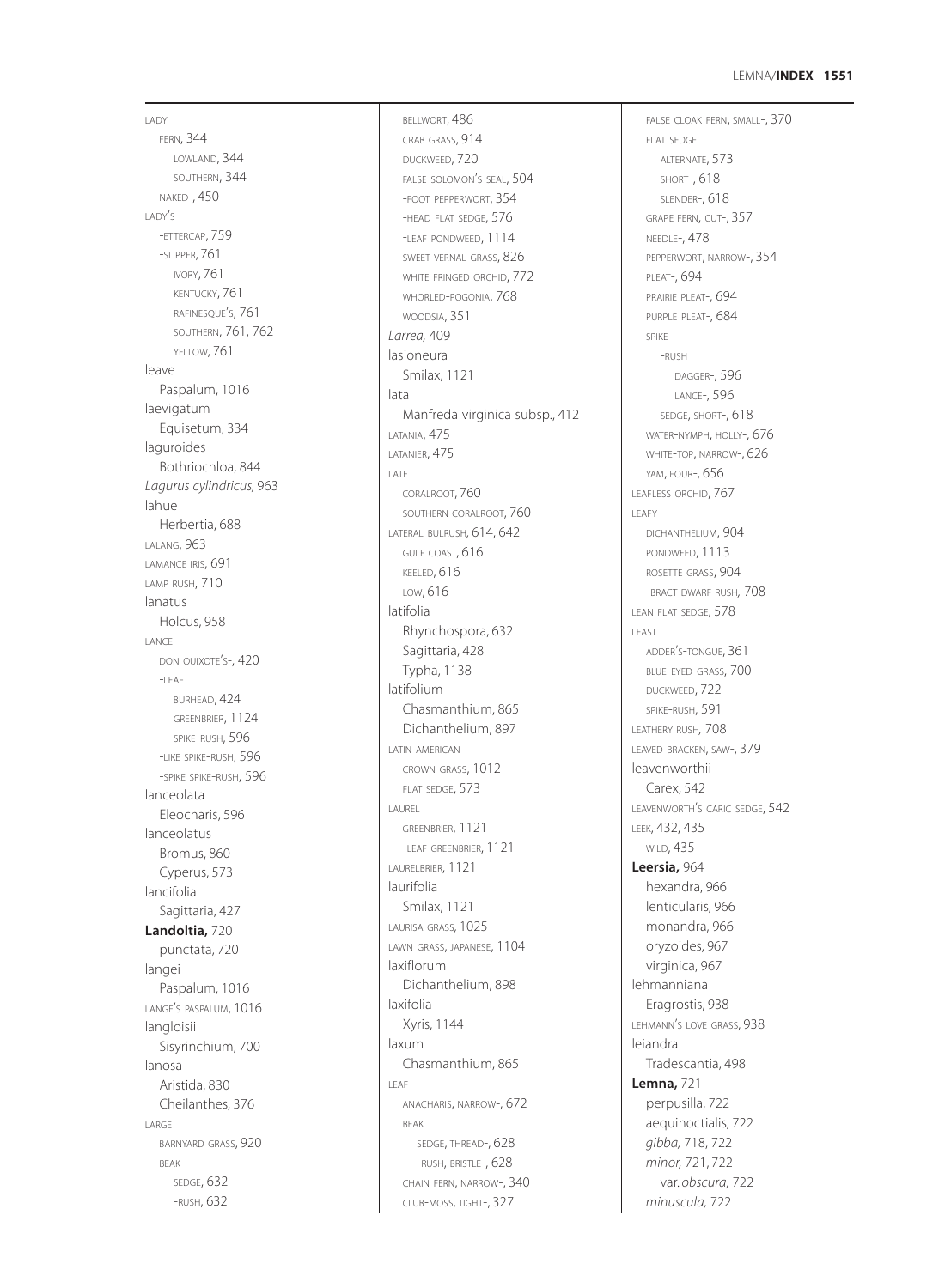LADY
FERN, 344
LOWLAND, 344
SOUTHERN, 344
NAKED-, 450
LADY'S
-ETTERCAP, 759
-SLIPPER, 761
IVORY, 761
KENTUCKY, 761
RAFINESQUE'S, 761
SOUTHERN, 761, 762
YELLOW, 761
leave
Paspalum, 1016
laevigatum
Equisetum, 334
laguroides
Bothriochloa, 844
*Lagurus cylindricus,* 963
lahue
Herbertia, 688
LALANG, 963
LAMANCE IRIS, 691
LAMP RUSH, 710
lanatus
Holcus, 958
LANCE
DON QUIXOTE'S-, 420
-LEAF
BURHEAD, 424
GREENBRIER, 1124
SPIKE-RUSH, 596
-LIKE SPIKE-RUSH, 596
-SPIKE SPIKE-RUSH, 596
lanceolata
Eleocharis, 596
lanceolatus
Bromus, 860
Cyperus, 573
lancifolia
Sagittaria, 427
**Landoltia,** 720
punctata, 720
langei
Paspalum, 1016
LANGE'S PASPALUM, 1016
langloisii
Sisyrinchium, 700
lanosa
Aristida, 830
Cheilanthes, 376
LARGE
BARNYARD GRASS, 920
BEAK
SEDGE, 632
-RUSH, 632
BELLWORT, 486
CRAB GRASS, 914
DUCKWEED, 720
FALSE SOLOMON'S SEAL, 504
-FOOT PEPPERWORT, 354
-HEAD FLAT SEDGE, 576
-LEAF PONDWEED, 1114
SWEET VERNAL GRASS, 826
WHITE FRINGED ORCHID, 772
WHORLED-POGONIA, 768
WOODSIA, 351
*Larrea,* 409
lasioneura
Smilax, 1121
lata
Manfreda virginica subsp., 412
LATANIA, 475
LATANIER, 475
LATE
CORALROOT, 760
SOUTHERN CORALROOT, 760
LATERAL BULRUSH, 614, 642
GULF COAST, 616
KEELED, 616
LOW, 616
latifolia
Rhynchospora, 632
Sagittaria, 428
Typha, 1138
latifolium
Chasmanthium, 865
Dichanthelium, 897
LATIN AMERICAN
CROWN GRASS, 1012
FLAT SEDGE, 573
LAUREL
GREENBRIER, 1121
-LEAF GREENBRIER, 1121
LAURELBRIER, 1121
laurifolia
Smilax, 1121
LAURISA GRASS, 1025
LAWN GRASS, JAPANESE, 1104
laxiflorum
Dichanthelium, 898
laxifolia
Xyris, 1144
laxum
Chasmanthium, 865
LEAF
ANACHARIS, NARROW-, 672
BEAK
SEDGE, THREAD-, 628
-RUSH, BRISTLE-, 628
CHAIN FERN, NARROW-, 340
CLUB-MOSS, TIGHT-, 327
FALSE CLOAK FERN, SMALL-, 370
FLAT SEDGE
ALTERNATE, 573
SHORT-, 618
SLENDER-, 618
GRAPE FERN, CUT-, 357
NEEDLE-, 478
PEPPERWORT, NARROW-, 354
PLEAT-, 694
PRAIRIE PLEAT-, 694
PURPLE PLEAT-, 684
SPIKE
-RUSH
DAGGER-, 596
LANCE-, 596
SEDGE, SHORT-, 618
WATER-NYMPH, HOLLY-, 676
WHITE-TOP, NARROW-, 626
YAM, FOUR-, 656
LEAFLESS ORCHID, 767
LEAFY
DICHANTHELIUM, 904
PONDWEED, 1113
ROSETTE GRASS, 904
-BRACT DWARF RUSH, 708
LEAN FLAT SEDGE, 578
LEAST
ADDER'S-TONGUE, 361
BLUE-EYED-GRASS, 700
DUCKWEED, 722
SPIKE-RUSH, 591
LEATHERY RUSH, 708
LEAVED BRACKEN, SAW-, 379
leavenworthii
Carex, 542
LEAVENWORTH'S CARIC SEDGE, 542
LEEK, 432, 435
WILD, 435
**Leersia,** 964
hexandra, 966
lenticularis, 966
monandra, 966
oryzoides, 967
virginica, 967
lehmanniana
Eragrostis, 938
LEHMANN'S LOVE GRASS, 938
leiandra
Tradescantia, 498
**Lemna,** 721
perpusilla, 722
aequinoctialis, 722
*gibba,* 718, 722
*minor,* 721, 722
var. *obscura,* 722
*minuscula,* 722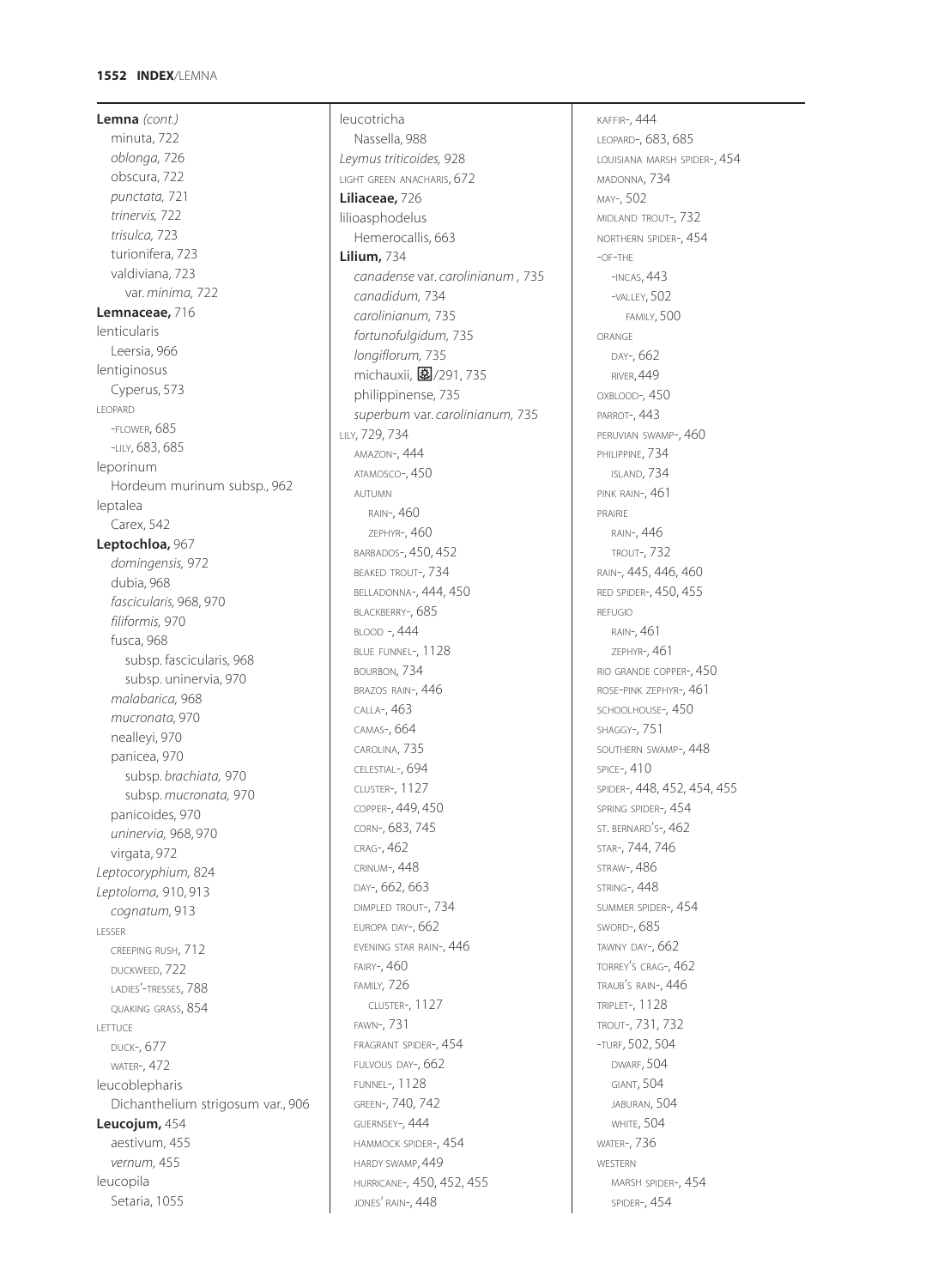**Lemna** *(cont.)*
- minuta, 722
- *oblonga,* 726
- obscura, 722
- *punctata,* 721
- *trinervis,* 722
- *trisulca,* 723
- turionifera, 723
- valdiviana, 723
  - var. *minima,* 722

**Lemnaceae,** 716

lenticularis
- Leersia, 966

lentiginosus
- Cyperus, 573

LEOPARD
- -FLOWER, 685
- -LILY, 683, 685

leporinum
- Hordeum murinum subsp., 962

leptalea
- Carex, 542

**Leptochloa,** 967
- *domingensis,* 972
- dubia, 968
- *fascicularis,* 968, 970
- *filiformis,* 970
- fusca, 968
  - subsp. fascicularis, 968
  - subsp. uninervia, 970
- *malabarica,* 968
- *mucronata,* 970
- nealleyi, 970
- panicea, 970
  - subsp. *brachiata,* 970
  - subsp. *mucronata,* 970
- panicoides, 970
- *uninervia,* 968, 970
- virgata, 972

*Leptocoryphium,* 824

*Leptoloma,* 910, 913
- *cognatum,* 913

LESSER
- CREEPING RUSH, 712
- DUCKWEED, 722
- LADIES'-TRESSES, 788
- QUAKING GRASS, 854

LETTUCE
- DUCK-, 677
- WATER-, 472

leucoblepharis
- Dichanthelium strigosum var., 906

**Leucojum,** 454
- aestivum, 455
- *vernum,* 455

leucopila
- Setaria, 1055

leucotricha
- Nassella, 988

*Leymus triticoides,* 928

LIGHT GREEN ANACHARIS, 672

**Liliaceae,** 726

lilioasphodelus
- Hemerocallis, 663

**Lilium,** 734
- *canadense* var. *carolinianum ,* 735
- *canadidum,* 734
- *carolinianum,* 735
- *fortunofulgidum,* 735
- *longiflorum,* 735
- michauxii, ⊛/291, 735
- philippinense, 735
- *superbum* var. *carolinianum,* 735

LILY, 729, 734
- AMAZON-, 444
- ATAMOSCO-, 450
- AUTUMN
  - RAIN-, 460
  - ZEPHYR-, 460
- BARBADOS-, 450, 452
- BEAKED TROUT-, 734
- BELLADONNA-, 444, 450
- BLACKBERRY-, 685
- BLOOD -, 444
- BLUE FUNNEL-, 1128
- BOURBON, 734
- BRAZOS RAIN-, 446
- CALLA-, 463
- CAMAS-, 664
- CAROLINA, 735
- CELESTIAL-, 694
- CLUSTER-, 1127
- COPPER-, 449, 450
- CORN-, 683, 745
- CRAG-, 462
- CRINUM-, 448
- DAY-, 662, 663
- DIMPLED TROUT-, 734
- EUROPA DAY-, 662
- EVENING STAR RAIN-, 446
- FAIRY-, 460
- FAMILY, 726
  - CLUSTER-, 1127
- FAWN-, 731
- FRAGRANT SPIDER-, 454
- FULVOUS DAY-, 662
- FUNNEL-, 1128
- GREEN-, 740, 742
- GUERNSEY-, 444
- HAMMOCK SPIDER-, 454
- HARDY SWAMP, 449
- HURRICANE-, 450, 452, 455
- JONES' RAIN-, 448
- KAFFIR-, 444
- LEOPARD-, 683, 685
- LOUISIANA MARSH SPIDER-, 454
- MADONNA, 734
- MAY-, 502
- MIDLAND TROUT-, 732
- NORTHERN SPIDER-, 454
- -OF-THE
  - -INCAS, 443
  - -VALLEY, 502
    - FAMILY, 500
- ORANGE
  - DAY-, 662
  - RIVER, 449
- OXBLOOD-, 450
- PARROT-, 443
- PERUVIAN SWAMP-, 460
- PHILIPPINE, 734
  - ISLAND, 734
- PINK RAIN-, 461
- PRAIRIE
  - RAIN-, 446
  - TROUT-, 732
- RAIN-, 445, 446, 460
- RED SPIDER-, 450, 455
- REFUGIO
  - RAIN-, 461
  - ZEPHYR-, 461
- RIO GRANDE COPPER-, 450
- ROSE-PINK ZEPHYR-, 461
- SCHOOLHOUSE-, 450
- SHAGGY-, 751
- SOUTHERN SWAMP-, 448
- SPICE-, 410
- SPIDER-, 448, 452, 454, 455
- SPRING SPIDER-, 454
- ST. BERNARD'S-, 462
- STAR-, 744, 746
- STRAW-, 486
- STRING-, 448
- SUMMER SPIDER-, 454
- SWORD-, 685
- TAWNY DAY-, 662
- TORREY'S CRAG-, 462
- TRAUB'S RAIN-, 446
- TRIPLET-, 1128
- TROUT-, 731, 732
- -TURF, 502, 504
  - DWARF, 504
  - GIANT, 504
  - JABURAN, 504
  - WHITE, 504
- WATER-, 736
- WESTERN
  - MARSH SPIDER-, 454
  - SPIDER-, 454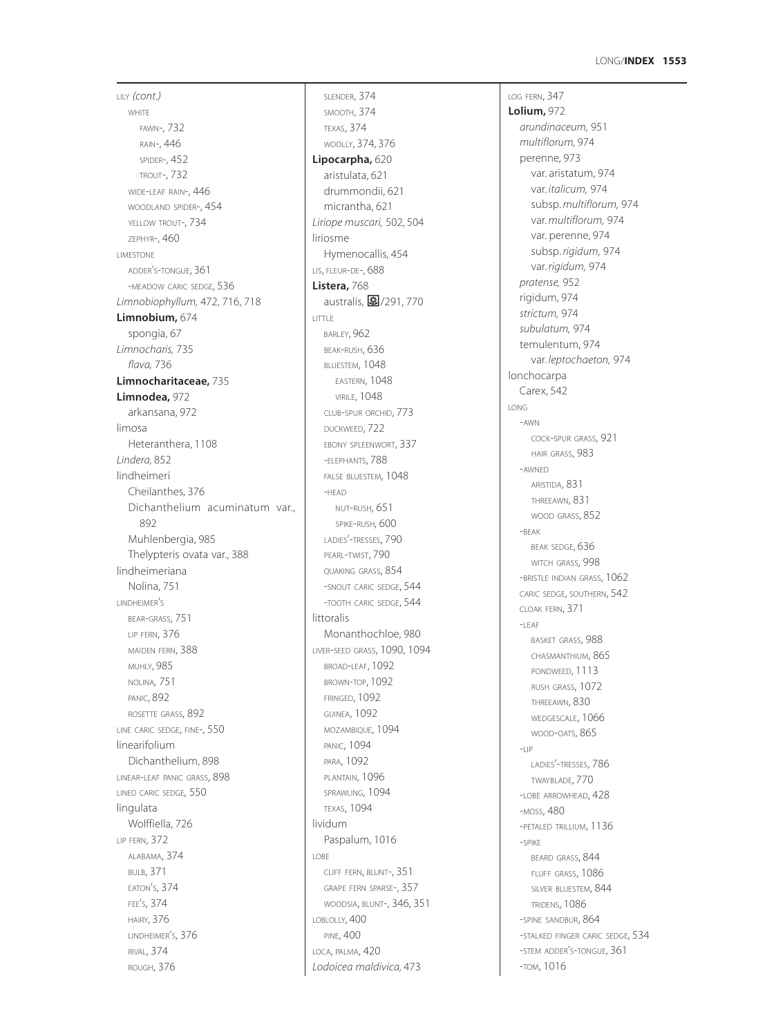LILY *(cont.)*
- WHITE
  - FAWN-, 732
  - RAIN-, 446
  - SPIDER-, 452
  - TROUT-, 732
- WIDE-LEAF RAIN-, 446
- WOODLAND SPIDER-, 454
- YELLOW TROUT-, 734
- ZEPHYR-, 460

LIMESTONE
- ADDER'S-TONGUE, 361
- -MEADOW CARIC SEDGE, 536

*Limnobiophyllum,* 472, 716, 718

**Limnobium,** 674
- spongia, 67

*Limnocharis,* 735
- *flava,* 736

**Limnocharitaceae,** 735

**Limnodea,** 972
- arkansana, 972

limosa
- Heteranthera, 1108

*Lindera,* 852

lindheimeri
- Cheilanthes, 376
- Dichanthelium acuminatum var., 892
- Muhlenbergia, 985
- Thelypteris ovata var., 388

lindheimeriana
- Nolina, 751

LINDHEIMER'S
- BEAR-GRASS, 751
- LIP FERN, 376
- MAIDEN FERN, 388
- MUHLY, 985
- NOLINA, 751
- PANIC, 892
- ROSETTE GRASS, 892

LINE CARIC SEDGE, FINE-, 550

linearifolium
- Dichanthelium, 898

LINEAR-LEAF PANIC GRASS, 898

LINED CARIC SEDGE, 550

lingulata
- Wolffiella, 726

LIP FERN, 372
- ALABAMA, 374
- BULB, 371
- EATON'S, 374
- FEE'S, 374
- HAIRY, 376
- LINDHEIMER'S, 376
- RIVAL, 374
- ROUGH, 376
- SLENDER, 374
- SMOOTH, 374
- TEXAS, 374
- WOOLLY, 374, 376

**Lipocarpha,** 620
- aristulata, 621
- drummondii, 621
- micrantha, 621

*Liriope muscari,* 502, 504

liriosme
- Hymenocallis, 454

LIS, FLEUR-DE-, 688

**Listera,** 768
- australis, ✿/291, 770

LITTLE
- BARLEY, 962
- BEAK-RUSH, 636
- BLUESTEM, 1048
  - EASTERN, 1048
  - VIRILE, 1048
- CLUB-SPUR ORCHID, 773
- DUCKWEED, 722
- EBONY SPLEENWORT, 337
- -ELEPHANTS, 788
- FALSE BLUESTEM, 1048
- -HEAD
  - NUT-RUSH, 651
  - SPIKE-RUSH, 600
- LADIES'-TRESSES, 790
- PEARL-TWIST, 790
- QUAKING GRASS, 854
- -SNOUT CARIC SEDGE, 544
- -TOOTH CARIC SEDGE, 544

littoralis
- Monanthochloe, 980

LIVER-SEED GRASS, 1090, 1094
- BROAD-LEAF, 1092
- BROWN-TOP, 1092
- FRINGED, 1092
- GUINEA, 1092
- MOZAMBIQUE, 1094
- PANIC, 1094
- PARA, 1092
- PLANTAIN, 1096
- SPRAWLING, 1094
- TEXAS, 1094

lividum
- Paspalum, 1016

LOBE
- CLIFF FERN, BLUNT-, 351
- GRAPE FERN SPARSE-, 357
- WOODSIA, BLUNT-, 346, 351

LOBLOLLY, 400
- PINE, 400

LOCA, PALMA, 420

*Lodoicea maldivica,* 473

LOG FERN, 347

**Lolium,** 972
- *arundinaceum,* 951
- *multiflorum,* 974
- perenne, 973
  - var. aristatum, 974
  - var. *italicum,* 974
  - subsp. *multiflorum,* 974
  - var. *multiflorum,* 974
  - var. perenne, 974
  - subsp. *rigidum,* 974
  - var. *rigidum,* 974
- *pratense,* 952
- rigidum, 974
- *strictum,* 974
- *subulatum,* 974
- temulentum, 974
  - var. *leptochaeton,* 974

lonchocarpa
- Carex, 542

LONG
- -AWN
  - COCK-SPUR GRASS, 921
  - HAIR GRASS, 983
- -AWNED
  - ARISTIDA, 831
  - THREEAWN, 831
  - WOOD GRASS, 852
- -BEAK
  - BEAK SEDGE, 636
  - WITCH GRASS, 998
- -BRISTLE INDIAN GRASS, 1062
- CARIC SEDGE, SOUTHERN, 542
- CLOAK FERN, 371
- -LEAF
  - BASKET GRASS, 988
  - CHASMANTHIUM, 865
  - PONDWEED, 1113
  - RUSH GRASS, 1072
  - THREEAWN, 830
  - WEDGESCALE, 1066
  - WOOD-OATS, 865
- -LIP
  - LADIES'-TRESSES, 786
  - TWAYBLADE, 770
- -LOBE ARROWHEAD, 428
- -MOSS, 480
- -PETALED TRILLIUM, 1136
- -SPIKE
  - BEARD GRASS, 844
  - FLUFF GRASS, 1086
  - SILVER BLUESTEM, 844
  - TRIDENS, 1086
- -SPINE SANDBUR, 864
- -STALKED FINGER CARIC SEDGE, 534
- -STEM ADDER'S-TONGUE, 361
- -TOM, 1016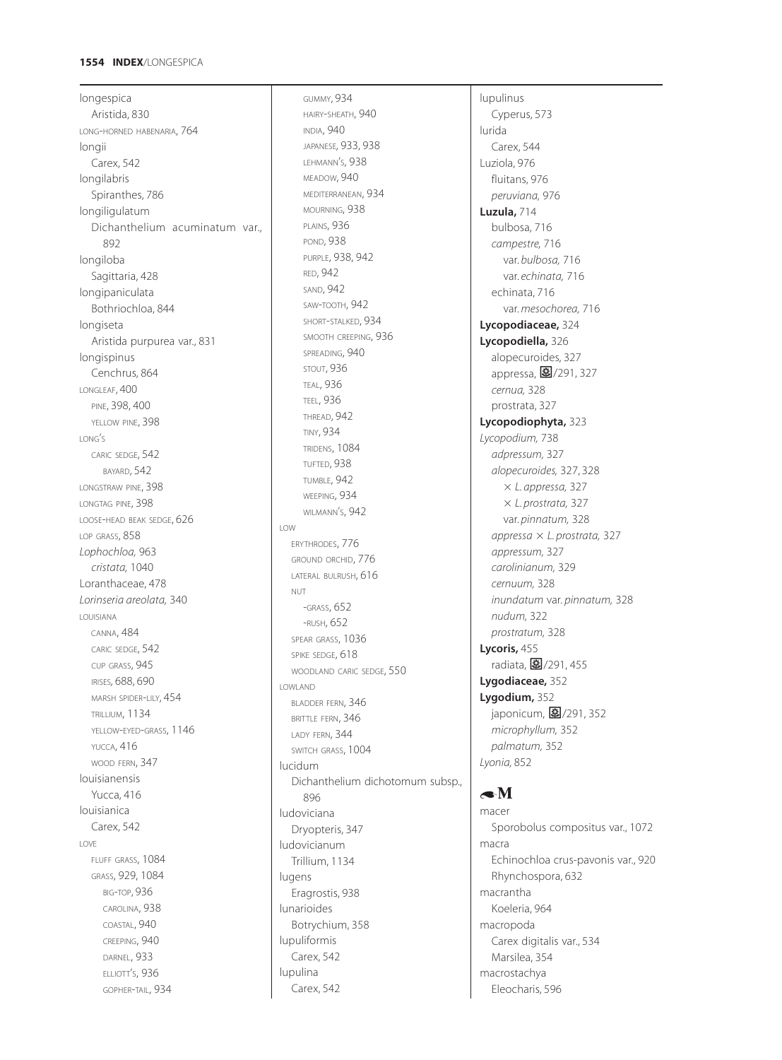longespica
  Aristida, 830
LONG-HORNED HABENARIA, 764
longii
  Carex, 542
longilabris
  Spiranthes, 786
longiligulatum
  Dichanthelium acuminatum var., 892
longiloba
  Sagittaria, 428
longipaniculata
  Bothriochloa, 844
longiseta
  Aristida purpurea var., 831
longispinus
  Cenchrus, 864
LONGLEAF, 400
  PINE, 398, 400
  YELLOW PINE, 398
LONG'S
  CARIC SEDGE, 542
    BAYARD, 542
LONGSTRAW PINE, 398
LONGTAG PINE, 398
LOOSE-HEAD BEAK SEDGE, 626
LOP GRASS, 858
*Lophochloa,* 963
  *cristata,* 1040
Loranthaceae, 478
*Lorinseria areolata,* 340
LOUISIANA
  CANNA, 484
  CARIC SEDGE, 542
  CUP GRASS, 945
  IRISES, 688, 690
  MARSH SPIDER-LILY, 454
  TRILLIUM, 1134
  YELLOW-EYED-GRASS, 1146
  YUCCA, 416
  WOOD FERN, 347
louisianensis
  Yucca, 416
louisianica
  Carex, 542
LOVE
  FLUFF GRASS, 1084
  GRASS, 929, 1084
    BIG-TOP, 936
    CAROLINA, 938
    COASTAL, 940
    CREEPING, 940
    DARNEL, 933
    ELLIOTT'S, 936
    GOPHER-TAIL, 934
    GUMMY, 934
    HAIRY-SHEATH, 940
    INDIA, 940
    JAPANESE, 933, 938
    LEHMANN'S, 938
    MEADOW, 940
    MEDITERRANEAN, 934
    MOURNING, 938
    PLAINS, 936
    POND, 938
    PURPLE, 938, 942
    RED, 942
    SAND, 942
    SAW-TOOTH, 942
    SHORT-STALKED, 934
    SMOOTH CREEPING, 936
    SPREADING, 940
    STOUT, 936
    TEAL, 936
    TEEL, 936
    THREAD, 942
    TINY, 934
    TRIDENS, 1084
    TUFTED, 938
    TUMBLE, 942
    WEEPING, 934
    WILMANN'S, 942
LOW
  ERYTHRODES, 776
  GROUND ORCHID, 776
  LATERAL BULRUSH, 616
  NUT
    -GRASS, 652
    -RUSH, 652
  SPEAR GRASS, 1036
  SPIKE SEDGE, 618
  WOODLAND CARIC SEDGE, 550
LOWLAND
  BLADDER FERN, 346
  BRITTLE FERN, 346
  LADY FERN, 344
  SWITCH GRASS, 1004
lucidum
  Dichanthelium dichotomum subsp., 896
ludoviciana
  Dryopteris, 347
ludovicianum
  Trillium, 1134
lugens
  Eragrostis, 938
lunarioides
  Botrychium, 358
lupuliformis
  Carex, 542
lupulina
  Carex, 542
lupulinus
  Cyperus, 573
lurida
  Carex, 544
Luziola, 976
  fluitans, 976
  *peruviana,* 976
**Luzula,** 714
  bulbosa, 716
  *campestre,* 716
    var. *bulbosa,* 716
    var. *echinata,* 716
  echinata, 716
    var. *mesochorea,* 716
**Lycopodiaceae,** 324
**Lycopodiella,** 326
  alopecuroides, 327
  appressa, ▣/291, 327
  *cernua,* 328
  prostrata, 327
**Lycopodiophyta,** 323
*Lycopodium,* 738
  *adpressum,* 327
  *alopecuroides,* 327, 328
    × *L. appressa,* 327
    × *L. prostrata,* 327
    var. *pinnatum,* 328
  *appressa* × *L. prostrata,* 327
  *appressum,* 327
  *carolinianum,* 329
  *cernuum,* 328
  *inundatum* var. *pinnatum,* 328
  *nudum,* 322
  *prostratum,* 328
**Lycoris,** 455
  radiata, ▣/291, 455
**Lygodiaceae,** 352
**Lygodium,** 352
  japonicum, ▣/291, 352
  *microphyllum,* 352
  *palmatum,* 352
*Lyonia,* 852

## M

macer
  Sporobolus compositus var., 1072
macra
  Echinochloa crus-pavonis var., 920
  Rhynchospora, 632
macrantha
  Koeleria, 964
macropoda
  Carex digitalis var., 534
  Marsilea, 354
macrostachya
  Eleocharis, 596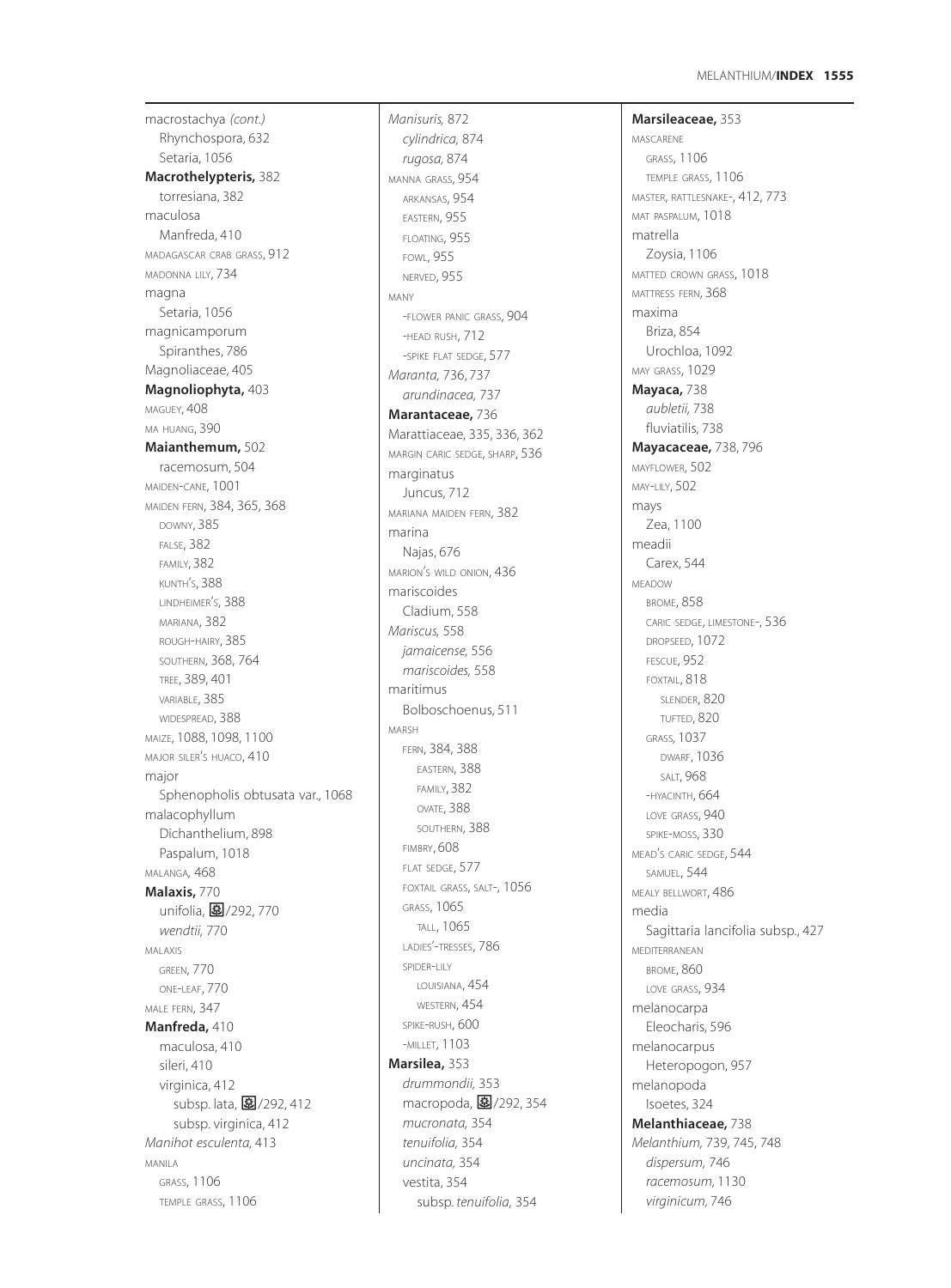macrostachya *(cont.)*
Rhynchospora, 632
Setaria, 1056
**Macrothelypteris,** 382
torresiana, 382
maculosa
Manfreda, 410
MADAGASCAR CRAB GRASS, 912
MADONNA LILY, 734
magna
Setaria, 1056
magnicamporum
Spiranthes, 786
Magnoliaceae, 405
**Magnoliophyta,** 403
MAGUEY, 408
MA HUANG, 390
**Maianthemum,** 502
racemosum, 504
MAIDEN-CANE, 1001
MAIDEN FERN, 384, 365, 368
DOWNY, 385
FALSE, 382
FAMILY, 382
KUNTH'S, 388
LINDHEIMER'S, 388
MARIANA, 382
ROUGH-HAIRY, 385
SOUTHERN, 368, 764
TREE, 389, 401
VARIABLE, 385
WIDESPREAD, 388
MAIZE, 1088, 1098, 1100
MAJOR SILER'S HUACO, 410
major
Sphenopholis obtusata var., 1068
malacophyllum
Dichanthelium, 898
Paspalum, 1018
MALANGA, 468
**Malaxis,** 770
unifolia, ✿/292, 770
*wendtii,* 770
MALAXIS
GREEN, 770
ONE-LEAF, 770
MALE FERN, 347
**Manfreda,** 410
maculosa, 410
sileri, 410
virginica, 412
subsp. lata, ✿/292, 412
subsp. virginica, 412
*Manihot esculenta,* 413
MANILA
GRASS, 1106
TEMPLE GRASS, 1106
*Manisuris,* 872
*cylindrica,* 874
*rugosa,* 874
MANNA GRASS, 954
ARKANSAS, 954
EASTERN, 955
FLOATING, 955
FOWL, 955
NERVED, 955
MANY
-FLOWER PANIC GRASS, 904
-HEAD RUSH, 712
-SPIKE FLAT SEDGE, 577
*Maranta,* 736, 737
*arundinacea,* 737
**Marantaceae,** 736
Marattiaceae, 335, 336, 362
MARGIN CARIC SEDGE, SHARP, 536
marginatus
Juncus, 712
MARIANA MAIDEN FERN, 382
marina
Najas, 676
MARION'S WILD ONION, 436
mariscoides
Cladium, 558
*Mariscus,* 558
*jamaicense,* 556
*mariscoides,* 558
maritimus
Bolboschoenus, 511
MARSH
FERN, 384, 388
EASTERN, 388
FAMILY, 382
OVATE, 388
SOUTHERN, 388
FIMBRY, 608
FLAT SEDGE, 577
FOXTAIL GRASS, SALT-, 1056
GRASS, 1065
TALL, 1065
LADIES'-TRESSES, 786
SPIDER-LILY
LOUISIANA, 454
WESTERN, 454
SPIKE-RUSH, 600
-MILLET, 1103
**Marsilea,** 353
*drummondii,* 353
macropoda, ✿/292, 354
*mucronata,* 354
*tenuifolia,* 354
*uncinata,* 354
vestita, 354
subsp. *tenuifolia,* 354
**Marsileaceae,** 353
MASCARENE
GRASS, 1106
TEMPLE GRASS, 1106
MASTER, RATTLESNAKE-, 412, 773
MAT PASPALUM, 1018
matrella
Zoysia, 1106
MATTED CROWN GRASS, 1018
MATTRESS FERN, 368
maxima
Briza, 854
Urochloa, 1092
MAY GRASS, 1029
**Mayaca,** 738
*aubletii,* 738
fluviatilis, 738
**Mayacaceae,** 738, 796
MAYFLOWER, 502
MAY-LILY, 502
mays
Zea, 1100
meadii
Carex, 544
MEADOW
BROME, 858
CARIC SEDGE, LIMESTONE-, 536
DROPSEED, 1072
FESCUE, 952
FOXTAIL, 818
SLENDER, 820
TUFTED, 820
GRASS, 1037
DWARF, 1036
SALT, 968
-HYACINTH, 664
LOVE GRASS, 940
SPIKE-MOSS, 330
MEAD'S CARIC SEDGE, 544
SAMUEL, 544
MEALY BELLWORT, 486
media
Sagittaria lancifolia subsp., 427
MEDITERRANEAN
BROME, 860
LOVE GRASS, 934
melanocarpa
Eleocharis, 596
melanocarpus
Heteropogon, 957
melanopoda
Isoetes, 324
**Melanthiaceae,** 738
*Melanthium,* 739, 745, 748
*dispersum,* 746
*racemosum,* 1130
*virginicum,* 746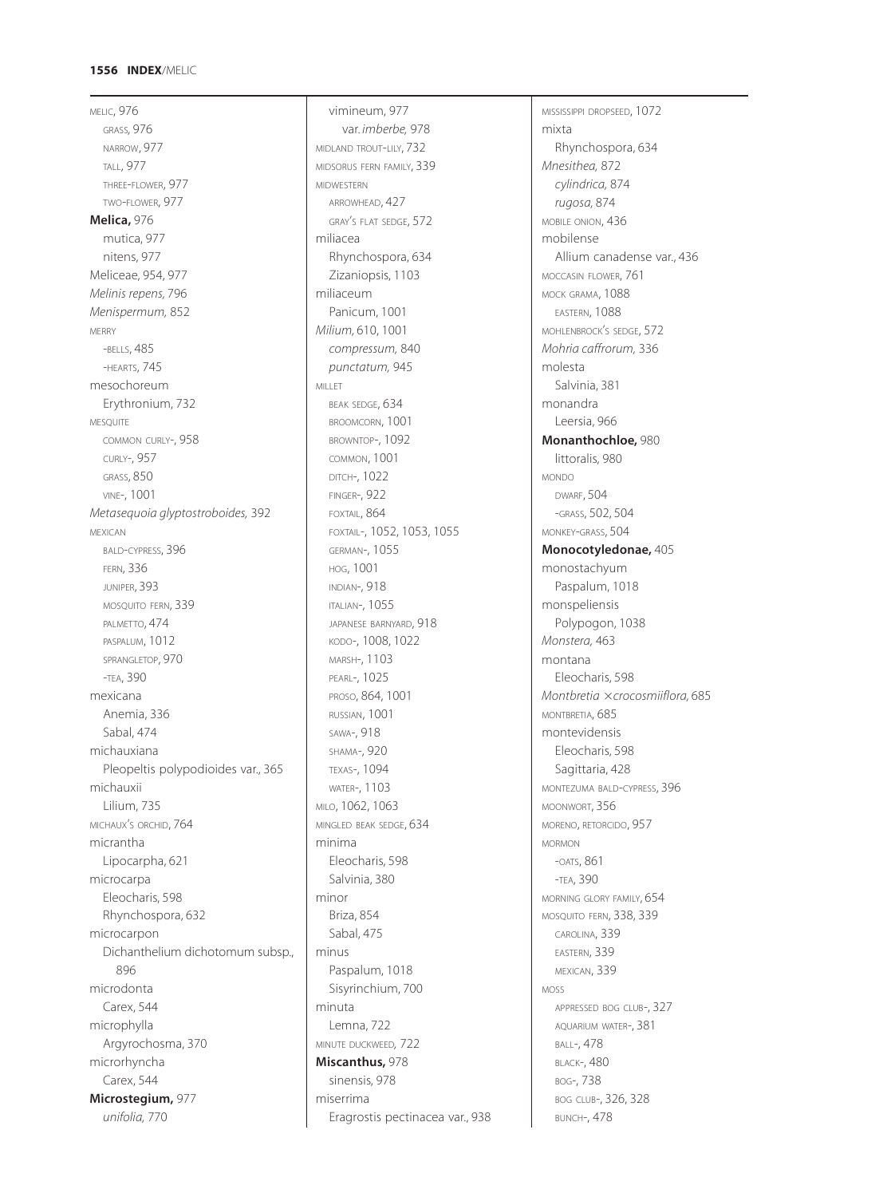MELIC, 976
GRASS, 976
NARROW, 977
TALL, 977
THREE-FLOWER, 977
TWO-FLOWER, 977
**Melica,** 976
mutica, 977
nitens, 977
Meliceae, 954, 977
*Melinis repens,* 796
*Menispermum,* 852
MERRY
-BELLS, 485
-HEARTS, 745
mesochoreum
Erythronium, 732
MESQUITE
COMMON CURLY-, 958
CURLY-, 957
GRASS, 850
VINE-, 1001
*Metasequoia glyptostroboides,* 392
MEXICAN
BALD-CYPRESS, 396
FERN, 336
JUNIPER, 393
MOSQUITO FERN, 339
PALMETTO, 474
PASPALUM, 1012
SPRANGLETOP, 970
-TEA, 390
mexicana
Anemia, 336
Sabal, 474
michauxiana
Pleopeltis polypodioides var., 365
michauxii
Lilium, 735
MICHAUX'S ORCHID, 764
micrantha
Lipocarpha, 621
microcarpa
Eleocharis, 598
Rhynchospora, 632
microcarpon
Dichanthelium dichotomum subsp., 896
microdonta
Carex, 544
microphylla
Argyrochosma, 370
microrhyncha
Carex, 544
**Microstegium,** 977
*unifolia,* 770
vimineum, 977
var. *imberbe,* 978
MIDLAND TROUT-LILY, 732
MIDSORUS FERN FAMILY, 339
MIDWESTERN
ARROWHEAD, 427
GRAY'S FLAT SEDGE, 572
miliacea
Rhynchospora, 634
Zizaniopsis, 1103
miliaceum
Panicum, 1001
*Milium,* 610, 1001
*compressum,* 840
*punctatum,* 945
MILLET
BEAK SEDGE, 634
BROOMCORN, 1001
BROWNTOP-, 1092
COMMON, 1001
DITCH-, 1022
FINGER-, 922
FOXTAIL, 864
FOXTAIL-, 1052, 1053, 1055
GERMAN-, 1055
HOG, 1001
INDIAN-, 918
ITALIAN-, 1055
JAPANESE BARNYARD, 918
KODO-, 1008, 1022
MARSH-, 1103
PEARL-, 1025
PROSO, 864, 1001
RUSSIAN, 1001
SAWA-, 918
SHAMA-, 920
TEXAS-, 1094
WATER-, 1103
MILO, 1062, 1063
MINGLED BEAK SEDGE, 634
minima
Eleocharis, 598
Salvinia, 380
minor
Briza, 854
Sabal, 475
minus
Paspalum, 1018
Sisyrinchium, 700
minuta
Lemna, 722
MINUTE DUCKWEED, 722
**Miscanthus,** 978
sinensis, 978
miserrima
Eragrostis pectinacea var., 938
MISSISSIPPI DROPSEED, 1072
mixta
Rhynchospora, 634
*Mnesithea,* 872
*cylindrica,* 874
*rugosa,* 874
MOBILE ONION, 436
mobilense
Allium canadense var., 436
MOCCASIN FLOWER, 761
MOCK GRAMA, 1088
EASTERN, 1088
MOHLENBROCK'S SEDGE, 572
*Mohria caffrorum,* 336
molesta
Salvinia, 381
monandra
Leersia, 966
**Monanthochloe,** 980
littoralis, 980
MONDO
DWARF, 504
-GRASS, 502, 504
MONKEY-GRASS, 504
**Monocotyledonae,** 405
monostachyum
Paspalum, 1018
monspeliensis
Polypogon, 1038
*Monstera,* 463
montana
Eleocharis, 598
*Montbretia ×crocosmiiflora,* 685
MONTBRETIA, 685
montevidensis
Eleocharis, 598
Sagittaria, 428
MONTEZUMA BALD-CYPRESS, 396
MOONWORT, 356
MORENO, RETORCIDO, 957
MORMON
-OATS, 861
-TEA, 390
MORNING GLORY FAMILY, 654
MOSQUITO FERN, 338, 339
CAROLINA, 339
EASTERN, 339
MEXICAN, 339
MOSS
APPRESSED BOG CLUB-, 327
AQUARIUM WATER-, 381
BALL-, 478
BLACK-, 480
BOG-, 738
BOG CLUB-, 326, 328
BUNCH-, 478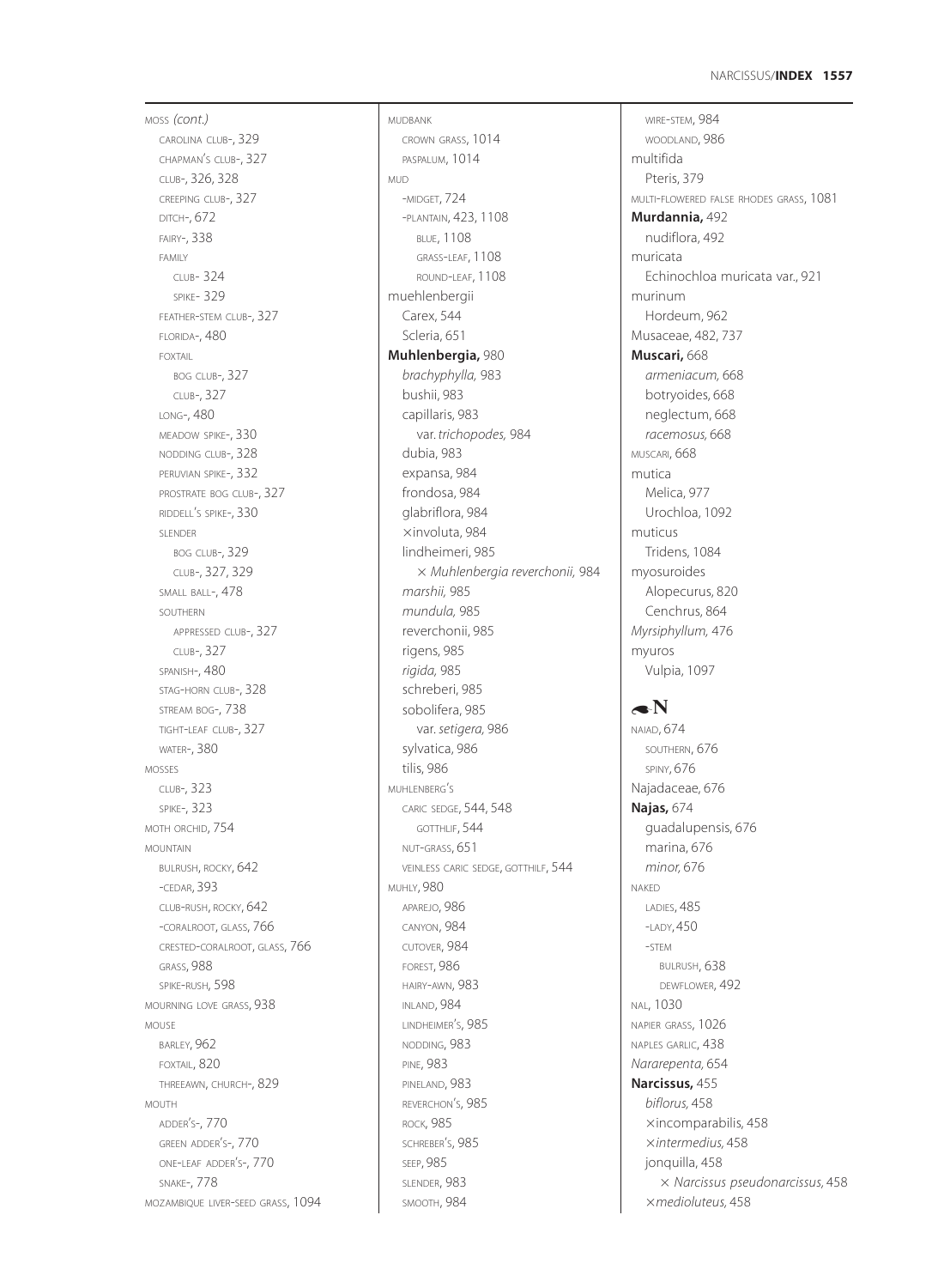MOSS *(cont.)*
- CAROLINA CLUB-, 329
- CHAPMAN'S CLUB-, 327
- CLUB-, 326, 328
- CREEPING CLUB-, 327
- DITCH-, 672
- FAIRY-, 338
- FAMILY
  - CLUB- 324
  - SPIKE- 329
- FEATHER-STEM CLUB-, 327
- FLORIDA-, 480
- FOXTAIL
  - BOG CLUB-, 327
  - CLUB-, 327
- LONG-, 480
- MEADOW SPIKE-, 330
- NODDING CLUB-, 328
- PERUVIAN SPIKE-, 332
- PROSTRATE BOG CLUB-, 327
- RIDDELL'S SPIKE-, 330
- SLENDER
  - BOG CLUB-, 329
  - CLUB-, 327, 329
- SMALL BALL-, 478
- SOUTHERN
  - APPRESSED CLUB-, 327
  - CLUB-, 327
- SPANISH-, 480
- STAG-HORN CLUB-, 328
- STREAM BOG-, 738
- TIGHT-LEAF CLUB-, 327
- WATER-, 380

MOSSES
- CLUB-, 323
- SPIKE-, 323

MOTH ORCHID, 754

MOUNTAIN
- BULRUSH, ROCKY, 642
- -CEDAR, 393
- CLUB-RUSH, ROCKY, 642
- -CORALROOT, GLASS, 766
- CRESTED-CORALROOT, GLASS, 766
- GRASS, 988
- SPIKE-RUSH, 598

MOURNING LOVE GRASS, 938

MOUSE
- BARLEY, 962
- FOXTAIL, 820
- THREEAWN, CHURCH-, 829

MOUTH
- ADDER'S-, 770
- GREEN ADDER'S-, 770
- ONE-LEAF ADDER'S-, 770
- SNAKE-, 778

MOZAMBIQUE LIVER-SEED GRASS, 1094

MUDBANK
- CROWN GRASS, 1014
- PASPALUM, 1014

MUD
- -MIDGET, 724
- -PLANTAIN, 423, 1108
  - BLUE, 1108
  - GRASS-LEAF, 1108
  - ROUND-LEAF, 1108

muehlenbergii
- Carex, 544
- Scleria, 651

**Muhlenbergia,** 980
- *brachyphylla,* 983
- bushii, 983
- capillaris, 983
  - var. *trichopodes,* 984
- dubia, 983
- expansa, 984
- frondosa, 984
- glabriflora, 984
- ×involuta, 984
- lindheimeri, 985
  - × *Muhlenbergia reverchonii,* 984
- *marshii,* 985
- *mundula,* 985
- reverchonii, 985
- rigens, 985
- *rigida,* 985
- schreberi, 985
- sobolifera, 985
  - var. *setigera,* 986
- sylvatica, 986
- tilis, 986

MUHLENBERG'S
- CARIC SEDGE, 544, 548
  - GOTTHLIF, 544
- NUT-GRASS, 651
- VEINLESS CARIC SEDGE, GOTTHILF, 544

MUHLY, 980
- APAREJO, 986
- CANYON, 984
- CUTOVER, 984
- FOREST, 986
- HAIRY-AWN, 983
- INLAND, 984
- LINDHEIMER'S, 985
- NODDING, 983
- PINE, 983
- PINELAND, 983
- REVERCHON'S, 985
- ROCK, 985
- SCHREBER'S, 985
- SEEP, 985
- SLENDER, 983
- SMOOTH, 984
- WIRE-STEM, 984
- WOODLAND, 986

multifida
- Pteris, 379

MULTI-FLOWERED FALSE RHODES GRASS, 1081

**Murdannia,** 492
- nudiflora, 492

muricata
- Echinochloa muricata var., 921

murinum
- Hordeum, 962

Musaceae, 482, 737

**Muscari,** 668
- *armeniacum,* 668
- botryoides, 668
- neglectum, 668
- *racemosus,* 668

MUSCARI, 668

mutica
- Melica, 977
- Urochloa, 1092

muticus
- Tridens, 1084

myosuroides
- Alopecurus, 820
- Cenchrus, 864

*Myrsiphyllum,* 476

myuros
- Vulpia, 1097

## N

NAIAD, 674
- SOUTHERN, 676
- SPINY, 676

Najadaceae, 676

**Najas,** 674
- guadalupensis, 676
- marina, 676
- *minor,* 676

NAKED
- LADIES, 485
- -LADY, 450
- -STEM
  - BULRUSH, 638
  - DEWFLOWER, 492

NAL, 1030

NAPIER GRASS, 1026

NAPLES GARLIC, 438

*Nararepenta,* 654

**Narcissus,** 455
- *biflorus,* 458
- ×incomparabilis, 458
- ×*intermedius,* 458
- jonquilla, 458
  - × *Narcissus pseudonarcissus,* 458
- ×*medioluteus,* 458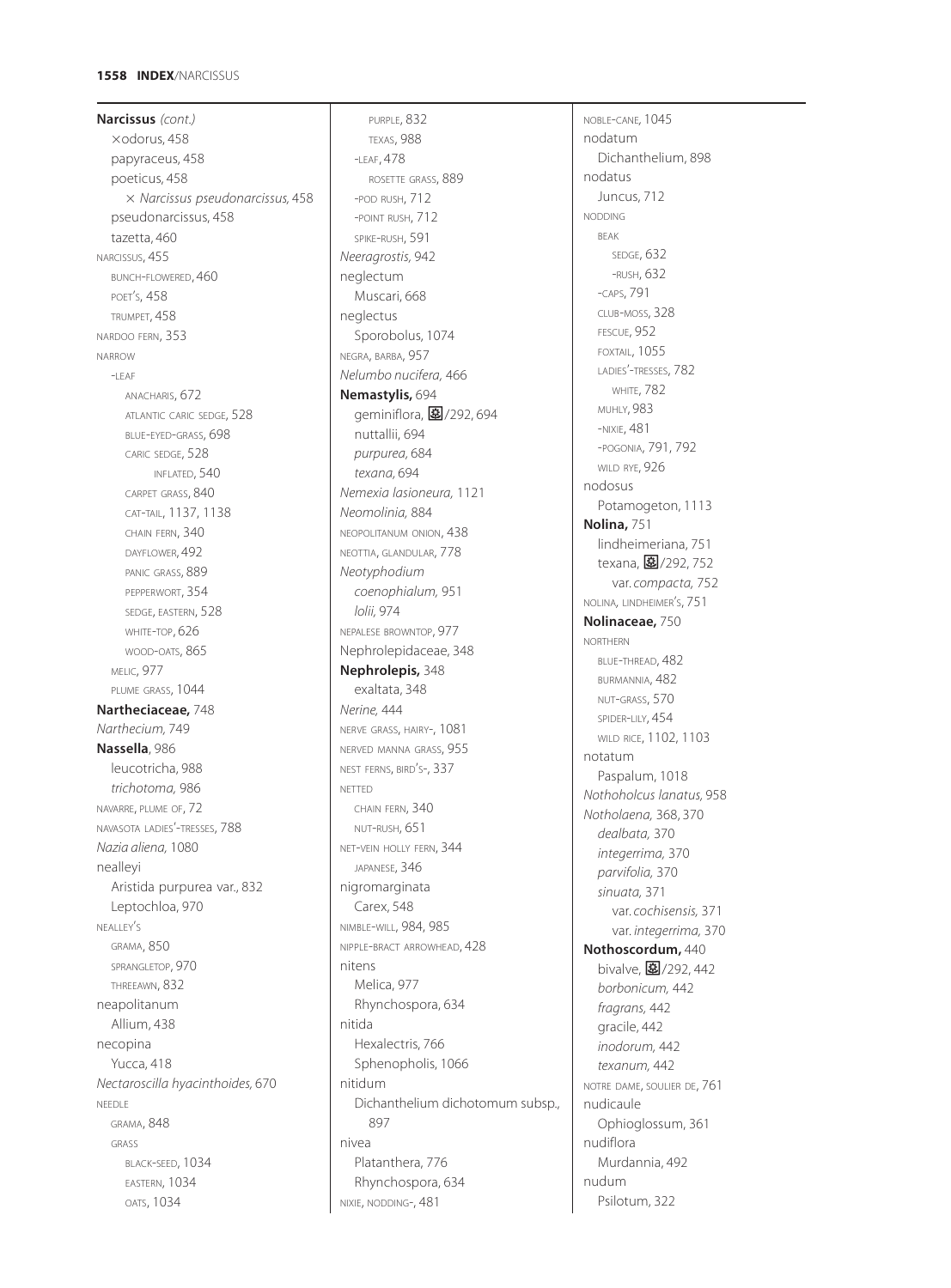**Narcissus** *(cont.)*
×odorus, 458
papyraceus, 458
poeticus, 458
× *Narcissus pseudonarcissus,* 458
pseudonarcissus, 458
tazetta, 460
NARCISSUS, 455
BUNCH-FLOWERED, 460
POET'S, 458
TRUMPET, 458
NARDOO FERN, 353
NARROW
-LEAF
ANACHARIS, 672
ATLANTIC CARIC SEDGE, 528
BLUE-EYED-GRASS, 698
CARIC SEDGE, 528
INFLATED, 540
CARPET GRASS, 840
CAT-TAIL, 1137, 1138
CHAIN FERN, 340
DAYFLOWER, 492
PANIC GRASS, 889
PEPPERWORT, 354
SEDGE, EASTERN, 528
WHITE-TOP, 626
WOOD-OATS, 865
MELIC, 977
PLUME GRASS, 1044
**Nartheciaceae,** 748
*Narthecium,* 749
**Nassella**, 986
leucotricha, 988
*trichotoma,* 986
NAVARRE, PLUME OF, 72
NAVASOTA LADIES'-TRESSES, 788
*Nazia aliena,* 1080
nealleyi
Aristida purpurea var., 832
Leptochloa, 970
NEALLEY'S
GRAMA, 850
SPRANGLETOP, 970
THREEAWN, 832
neapolitanum
Allium, 438
necopina
Yucca, 418
*Nectaroscilla hyacinthoides,* 670
NEEDLE
GRAMA, 848
GRASS
BLACK-SEED, 1034
EASTERN, 1034
OATS, 1034
PURPLE, 832
TEXAS, 988
-LEAF, 478
ROSETTE GRASS, 889
-POD RUSH, 712
-POINT RUSH, 712
SPIKE-RUSH, 591
*Neeragrostis,* 942
neglectum
Muscari, 668
neglectus
Sporobolus, 1074
NEGRA, BARBA, 957
*Nelumbo nucifera,* 466
**Nemastylis,** 694
geminiflora, ⊞/292, 694
nuttallii, 694
*purpurea,* 684
*texana,* 694
*Nemexia lasioneura,* 1121
*Neomolinia,* 884
NEOPOLITANUM ONION, 438
NEOTTIA, GLANDULAR, 778
*Neotyphodium*
*coenophialum,* 951
*lolii,* 974
NEPALESE BROWNTOP, 977
Nephrolepidaceae, 348
**Nephrolepis,** 348
exaltata, 348
*Nerine,* 444
NERVE GRASS, HAIRY-, 1081
NERVED MANNA GRASS, 955
NEST FERNS, BIRD'S-, 337
NETTED
CHAIN FERN, 340
NUT-RUSH, 651
NET-VEIN HOLLY FERN, 344
JAPANESE, 346
nigromarginata
Carex, 548
NIMBLE-WILL, 984, 985
NIPPLE-BRACT ARROWHEAD, 428
nitens
Melica, 977
Rhynchospora, 634
nitida
Hexalectris, 766
Sphenopholis, 1066
nitidum
Dichanthelium dichotomum subsp., 897
nivea
Platanthera, 776
Rhynchospora, 634
NIXIE, NODDING-, 481
NOBLE-CANE, 1045
nodatum
Dichanthelium, 898
nodatus
Juncus, 712
NODDING
BEAK
SEDGE, 632
-RUSH, 632
-CAPS, 791
CLUB-MOSS, 328
FESCUE, 952
FOXTAIL, 1055
LADIES'-TRESSES, 782
WHITE, 782
MUHLY, 983
-NIXIE, 481
-POGONIA, 791, 792
WILD RYE, 926
nodosus
Potamogeton, 1113
**Nolina,** 751
lindheimeriana, 751
texana, ⊞/292, 752
var. *compacta,* 752
NOLINA, LINDHEIMER'S, 751
**Nolinaceae,** 750
NORTHERN
BLUE-THREAD, 482
BURMANNIA, 482
NUT-GRASS, 570
SPIDER-LILY, 454
WILD RICE, 1102, 1103
notatum
Paspalum, 1018
*Nothoholcus lanatus,* 958
*Notholaena,* 368, 370
*dealbata,* 370
*integerrima,* 370
*parvifolia,* 370
*sinuata,* 371
var. *cochisensis,* 371
var. *integerrima,* 370
**Nothoscordum,** 440
bivalve, ⊞/292, 442
*borbonicum,* 442
*fragrans,* 442
gracile, 442
*inodorum,* 442
*texanum,* 442
NOTRE DAME, SOULIER DE, 761
nudicaule
Ophioglossum, 361
nudiflora
Murdannia, 492
nudum
Psilotum, 322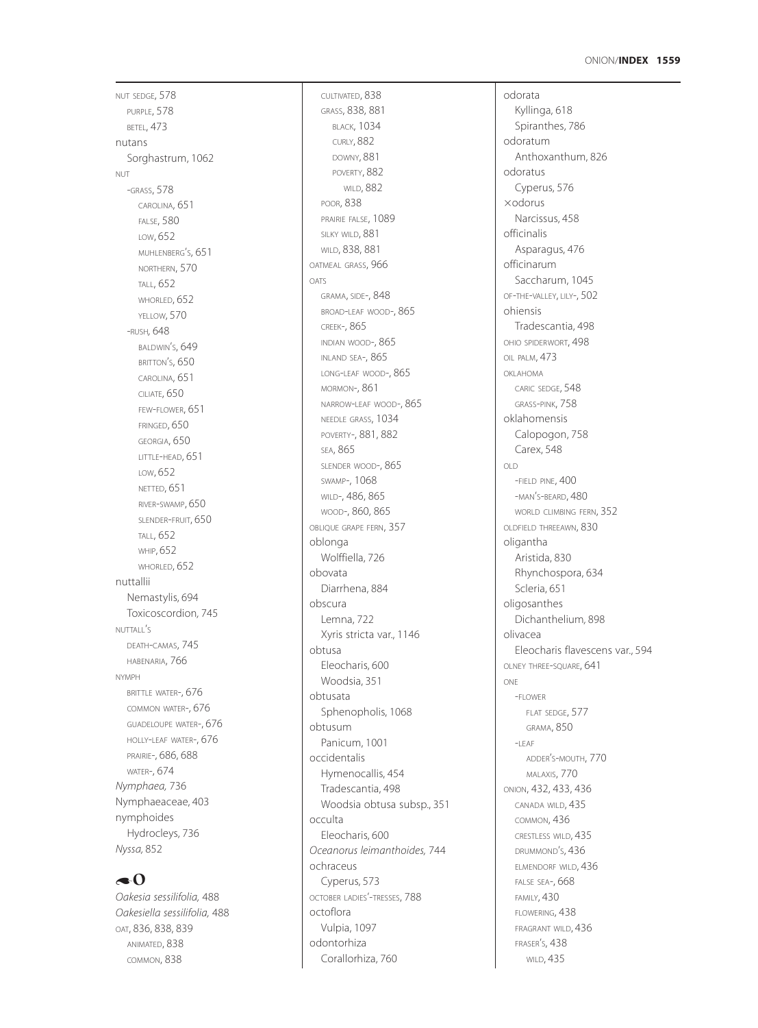NUT SEDGE, 578
  PURPLE, 578
  BETEL, 473
nutans
  Sorghastrum, 1062
NUT
  -GRASS, 578
    CAROLINA, 651
    FALSE, 580
    LOW, 652
    MUHLENBERG'S, 651
    NORTHERN, 570
    TALL, 652
    WHORLED, 652
    YELLOW, 570
  -RUSH, 648
    BALDWIN'S, 649
    BRITTON'S, 650
    CAROLINA, 651
    CILIATE, 650
    FEW-FLOWER, 651
    FRINGED, 650
    GEORGIA, 650
    LITTLE-HEAD, 651
    LOW, 652
    NETTED, 651
    RIVER-SWAMP, 650
    SLENDER-FRUIT, 650
    TALL, 652
    WHIP, 652
    WHORLED, 652
nuttallii
  Nemastylis, 694
  Toxicoscordion, 745
NUTTALL'S
  DEATH-CAMAS, 745
  HABENARIA, 766
NYMPH
  BRITTLE WATER-, 676
  COMMON WATER-, 676
  GUADELOUPE WATER-, 676
  HOLLY-LEAF WATER-, 676
  PRAIRIE-, 686, 688
  WATER-, 674
*Nymphaea,* 736
Nymphaeaceae, 403
nymphoides
  Hydrocleys, 736
*Nyssa,* 852

## O

*Oakesia sessilifolia,* 488
*Oakesiella sessilifolia,* 488
OAT, 836, 838, 839
  ANIMATED, 838
  COMMON, 838
  CULTIVATED, 838
  GRASS, 838, 881
    BLACK, 1034
    CURLY, 882
    DOWNY, 881
    POVERTY, 882
      WILD, 882
  POOR, 838
  PRAIRIE FALSE, 1089
  SILKY WILD, 881
  WILD, 838, 881
OATMEAL GRASS, 966
OATS
  GRAMA, SIDE-, 848
  BROAD-LEAF WOOD-, 865
  CREEK-, 865
  INDIAN WOOD-, 865
  INLAND SEA-, 865
  LONG-LEAF WOOD-, 865
  MORMON-, 861
  NARROW-LEAF WOOD-, 865
  NEEDLE GRASS, 1034
  POVERTY-, 881, 882
  SEA, 865
  SLENDER WOOD-, 865
  SWAMP-, 1068
  WILD-, 486, 865
  WOOD-, 860, 865
OBLIQUE GRAPE FERN, 357
oblonga
  Wolffiella, 726
obovata
  Diarrhena, 884
obscura
  Lemna, 722
  Xyris stricta var., 1146
obtusa
  Eleocharis, 600
  Woodsia, 351
obtusata
  Sphenopholis, 1068
obtusum
  Panicum, 1001
occidentalis
  Hymenocallis, 454
  Tradescantia, 498
  Woodsia obtusa subsp., 351
occulta
  Eleocharis, 600
*Oceanorus leimanthoides,* 744
ochraceus
  Cyperus, 573
OCTOBER LADIES'-TRESSES, 788
octoflora
  Vulpia, 1097
odontorhiza
  Corallorhiza, 760
odorata
  Kyllinga, 618
  Spiranthes, 786
odoratum
  Anthoxanthum, 826
odoratus
  Cyperus, 576
×odorus
  Narcissus, 458
officinalis
  Asparagus, 476
officinarum
  Saccharum, 1045
OF-THE-VALLEY, LILY-, 502
ohiensis
  Tradescantia, 498
OHIO SPIDERWORT, 498
OIL PALM, 473
OKLAHOMA
  CARIC SEDGE, 548
  GRASS-PINK, 758
oklahomensis
  Calopogon, 758
  Carex, 548
OLD
  -FIELD PINE, 400
  -MAN'S-BEARD, 480
  WORLD CLIMBING FERN, 352
OLDFIELD THREEAWN, 830
oligantha
  Aristida, 830
  Rhynchospora, 634
  Scleria, 651
oligosanthes
  Dichanthelium, 898
olivacea
  Eleocharis flavescens var., 594
OLNEY THREE-SQUARE, 641
ONE
  -FLOWER
    FLAT SEDGE, 577
    GRAMA, 850
  -LEAF
    ADDER'S-MOUTH, 770
    MALAXIS, 770
ONION, 432, 433, 436
  CANADA WILD, 435
  COMMON, 436
  CRESTLESS WILD, 435
  DRUMMOND'S, 436
  ELMENDORF WILD, 436
  FALSE SEA-, 668
  FAMILY, 430
  FLOWERING, 438
  FRAGRANT WILD, 436
  FRASER'S, 438
    WILD, 435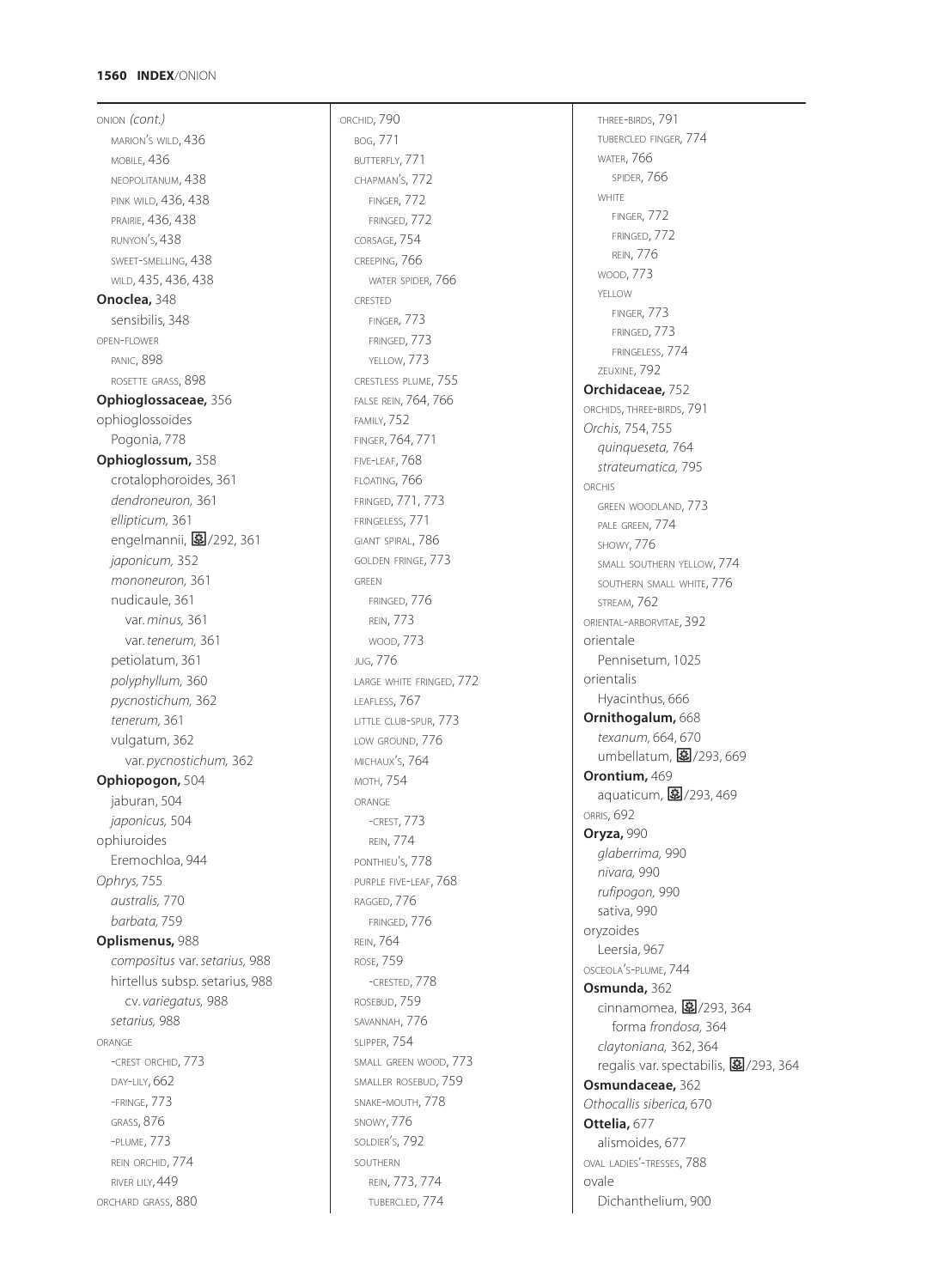ONION *(cont.)*
  MARION'S WILD, 436
  MOBILE, 436
  NEOPOLITANUM, 438
  PINK WILD, 436, 438
  PRAIRIE, 436, 438
  RUNYON'S, 438
  SWEET-SMELLING, 438
  WILD, 435, 436, 438
**Onoclea,** 348
  sensibilis, 348
OPEN-FLOWER
  PANIC, 898
  ROSETTE GRASS, 898
**Ophioglossaceae,** 356
ophioglossoides
  Pogonia, 778
**Ophioglossum,** 358
  crotalophoroides, 361
  *dendroneuron,* 361
  *ellipticum,* 361
  engelmannii, ⊞/292, 361
  *japonicum,* 352
  *mononeuron,* 361
  nudicaule, 361
    var. *minus,* 361
    var. *tenerum,* 361
  petiolatum, 361
  *polyphyllum,* 360
  *pycnostichum,* 362
  *tenerum,* 361
  vulgatum, 362
    var. *pycnostichum,* 362
**Ophiopogon,** 504
  jaburan, 504
  *japonicus,* 504
ophiuroides
  Eremochloa, 944
*Ophrys,* 755
  *australis,* 770
  *barbata,* 759
**Oplismenus,** 988
  *compositus* var. *setarius,* 988
  hirtellus subsp. setarius, 988
    cv. *variegatus,* 988
  *setarius,* 988
ORANGE
  -CREST ORCHID, 773
  DAY-LILY, 662
  -FRINGE, 773
  GRASS, 876
  -PLUME, 773
  REIN ORCHID, 774
  RIVER LILY, 449
ORCHARD GRASS, 880
ORCHID, 790
  BOG, 771
  BUTTERFLY, 771
  CHAPMAN'S, 772
    FINGER, 772
    FRINGED, 772
  CORSAGE, 754
  CREEPING, 766
    WATER SPIDER, 766
  CRESTED
    FINGER, 773
    FRINGED, 773
    YELLOW, 773
  CRESTLESS PLUME, 755
  FALSE REIN, 764, 766
  FAMILY, 752
  FINGER, 764, 771
  FIVE-LEAF, 768
  FLOATING, 766
  FRINGED, 771, 773
  FRINGELESS, 771
  GIANT SPIRAL, 786
  GOLDEN FRINGE, 773
  GREEN
    FRINGED, 776
    REIN, 773
    WOOD, 773
  JUG, 776
  LARGE WHITE FRINGED, 772
  LEAFLESS, 767
  LITTLE CLUB-SPUR, 773
  LOW GROUND, 776
  MICHAUX'S, 764
  MOTH, 754
  ORANGE
    -CREST, 773
    REIN, 774
  PONTHIEU'S, 778
  PURPLE FIVE-LEAF, 768
  RAGGED, 776
    FRINGED, 776
  REIN, 764
  ROSE, 759
    -CRESTED, 778
  ROSEBUD, 759
  SAVANNAH, 776
  SLIPPER, 754
  SMALL GREEN WOOD, 773
  SMALLER ROSEBUD, 759
  SNAKE-MOUTH, 778
  SNOWY, 776
  SOLDIER'S, 792
  SOUTHERN
    REIN, 773, 774
    TUBERCLED, 774
  THREE-BIRDS, 791
  TUBERCLED FINGER, 774
  WATER, 766
    SPIDER, 766
  WHITE
    FINGER, 772
    FRINGED, 772
    REIN, 776
  WOOD, 773
  YELLOW
    FINGER, 773
    FRINGED, 773
    FRINGELESS, 774
  ZEUXINE, 792
**Orchidaceae,** 752
ORCHIDS, THREE-BIRDS, 791
*Orchis,* 754, 755
  *quinqueseta,* 764
  *strateumatica,* 795
ORCHIS
  GREEN WOODLAND, 773
  PALE GREEN, 774
  SHOWY, 776
  SMALL SOUTHERN YELLOW, 774
  SOUTHERN SMALL WHITE, 776
  STREAM, 762
ORIENTAL-ARBORVITAE, 392
orientale
  Pennisetum, 1025
orientalis
  Hyacinthus, 666
**Ornithogalum,** 668
  *texanum,* 664, 670
  umbellatum, ⊞/293, 669
**Orontium,** 469
  aquaticum, ⊞/293, 469
ORRIS, 692
**Oryza,** 990
  *glaberrima,* 990
  *nivara,* 990
  *rufipogon,* 990
  sativa, 990
oryzoides
  Leersia, 967
OSCEOLA'S-PLUME, 744
**Osmunda,** 362
  cinnamomea, ⊞/293, 364
    forma *frondosa,* 364
  *claytoniana,* 362, 364
  regalis var. spectabilis, ⊞/293, 364
**Osmundaceae,** 362
*Othocallis siberica,* 670
**Ottelia,** 677
  alismoides, 677
OVAL LADIES'-TRESSES, 788
ovale
  Dichanthelium, 900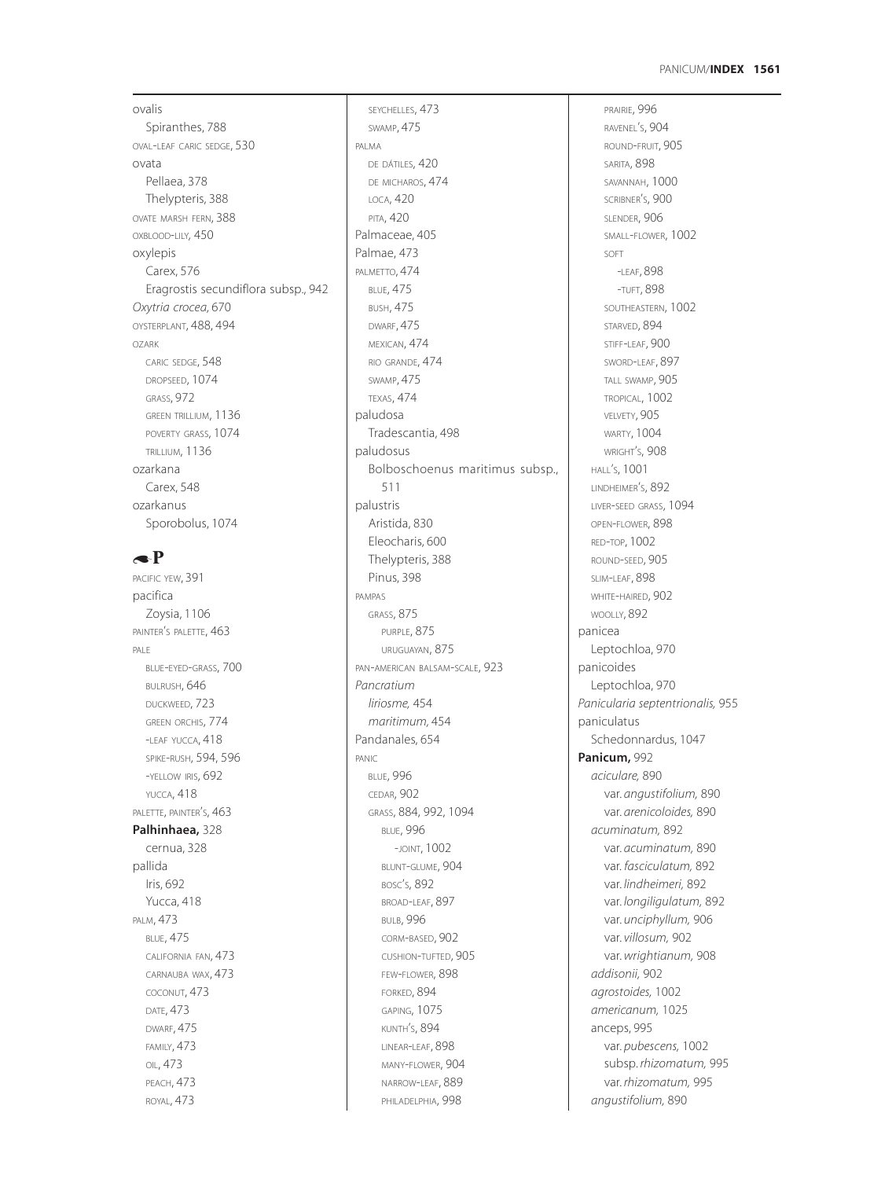ovalis
  Spiranthes, 788
OVAL-LEAF CARIC SEDGE, 530
ovata
  Pellaea, 378
  Thelypteris, 388
OVATE MARSH FERN, 388
OXBLOOD-LILY, 450
oxylepis
  Carex, 576
  Eragrostis secundiflora subsp., 942
*Oxytria crocea,* 670
OYSTERPLANT, 488, 494
OZARK
  CARIC SEDGE, 548
  DROPSEED, 1074
  GRASS, 972
  GREEN TRILLIUM, 1136
  POVERTY GRASS, 1074
  TRILLIUM, 1136
ozarkana
  Carex, 548
ozarkanus
  Sporobolus, 1074

## P

PACIFIC YEW, 391
pacifica
  Zoysia, 1106
PAINTER'S PALETTE, 463
PALE
  BLUE-EYED-GRASS, 700
  BULRUSH, 646
  DUCKWEED, 723
  GREEN ORCHIS, 774
  -LEAF YUCCA, 418
  SPIKE-RUSH, 594, 596
  -YELLOW IRIS, 692
  YUCCA, 418
PALETTE, PAINTER'S, 463
**Palhinhaea,** 328
  cernua, 328
pallida
  Iris, 692
  Yucca, 418
PALM, 473
  BLUE, 475
  CALIFORNIA FAN, 473
  CARNAUBA WAX, 473
  COCONUT, 473
  DATE, 473
  DWARF, 475
  FAMILY, 473
  OIL, 473
  PEACH, 473
  ROYAL, 473
  SEYCHELLES, 473
  SWAMP, 475
PALMA
  DE DÁTILES, 420
  DE MICHAROS, 474
  LOCA, 420
  PITA, 420
Palmaceae, 405
Palmae, 473
PALMETTO, 474
  BLUE, 475
  BUSH, 475
  DWARF, 475
  MEXICAN, 474
  RIO GRANDE, 474
  SWAMP, 475
  TEXAS, 474
paludosa
  Tradescantia, 498
paludosus
  Bolboschoenus maritimus subsp., 511
palustris
  Aristida, 830
  Eleocharis, 600
  Thelypteris, 388
  Pinus, 398
PAMPAS
  GRASS, 875
    PURPLE, 875
    URUGUAYAN, 875
PAN-AMERICAN BALSAM-SCALE, 923
*Pancratium*
  *liriosme,* 454
  *maritimum,* 454
Pandanales, 654
PANIC
  BLUE, 996
  CEDAR, 902
  GRASS, 884, 992, 1094
    BLUE, 996
      -JOINT, 1002
    BLUNT-GLUME, 904
    BOSC'S, 892
    BROAD-LEAF, 897
    BULB, 996
    CORM-BASED, 902
    CUSHION-TUFTED, 905
    FEW-FLOWER, 898
    FORKED, 894
    GAPING, 1075
    KUNTH'S, 894
    LINEAR-LEAF, 898
    MANY-FLOWER, 904
    NARROW-LEAF, 889
    PHILADELPHIA, 998
    PRAIRIE, 996
    RAVENEL'S, 904
    ROUND-FRUIT, 905
    SARITA, 898
    SAVANNAH, 1000
    SCRIBNER'S, 900
    SLENDER, 906
    SMALL-FLOWER, 1002
    SOFT
      -LEAF, 898
      -TUFT, 898
    SOUTHEASTERN, 1002
    STARVED, 894
    STIFF-LEAF, 900
    SWORD-LEAF, 897
    TALL SWAMP, 905
    TROPICAL, 1002
    VELVETY, 905
    WARTY, 1004
    WRIGHT'S, 908
  HALL'S, 1001
  LINDHEIMER'S, 892
  LIVER-SEED GRASS, 1094
  OPEN-FLOWER, 898
  RED-TOP, 1002
  ROUND-SEED, 905
  SLIM-LEAF, 898
  WHITE-HAIRED, 902
  WOOLLY, 892
panicea
  Leptochloa, 970
panicoides
  Leptochloa, 970
*Panicularia septentrionalis,* 955
paniculatus
  Schedonnardus, 1047
**Panicum,** 992
  *aciculare,* 890
    var. *angustifolium,* 890
    var. *arenicoloides,* 890
  *acuminatum,* 892
    var. *acuminatum,* 890
    var. *fasciculatum,* 892
    var. *lindheimeri,* 892
    var. *longiligulatum,* 892
    var. *unciphyllum,* 906
    var. *villosum,* 902
    var. *wrightianum,* 908
  *addisonii,* 902
  *agrostoides,* 1002
  *americanum,* 1025
  anceps, 995
    var. *pubescens,* 1002
    subsp. *rhizomatum,* 995
    var. *rhizomatum,* 995
  *angustifolium,* 890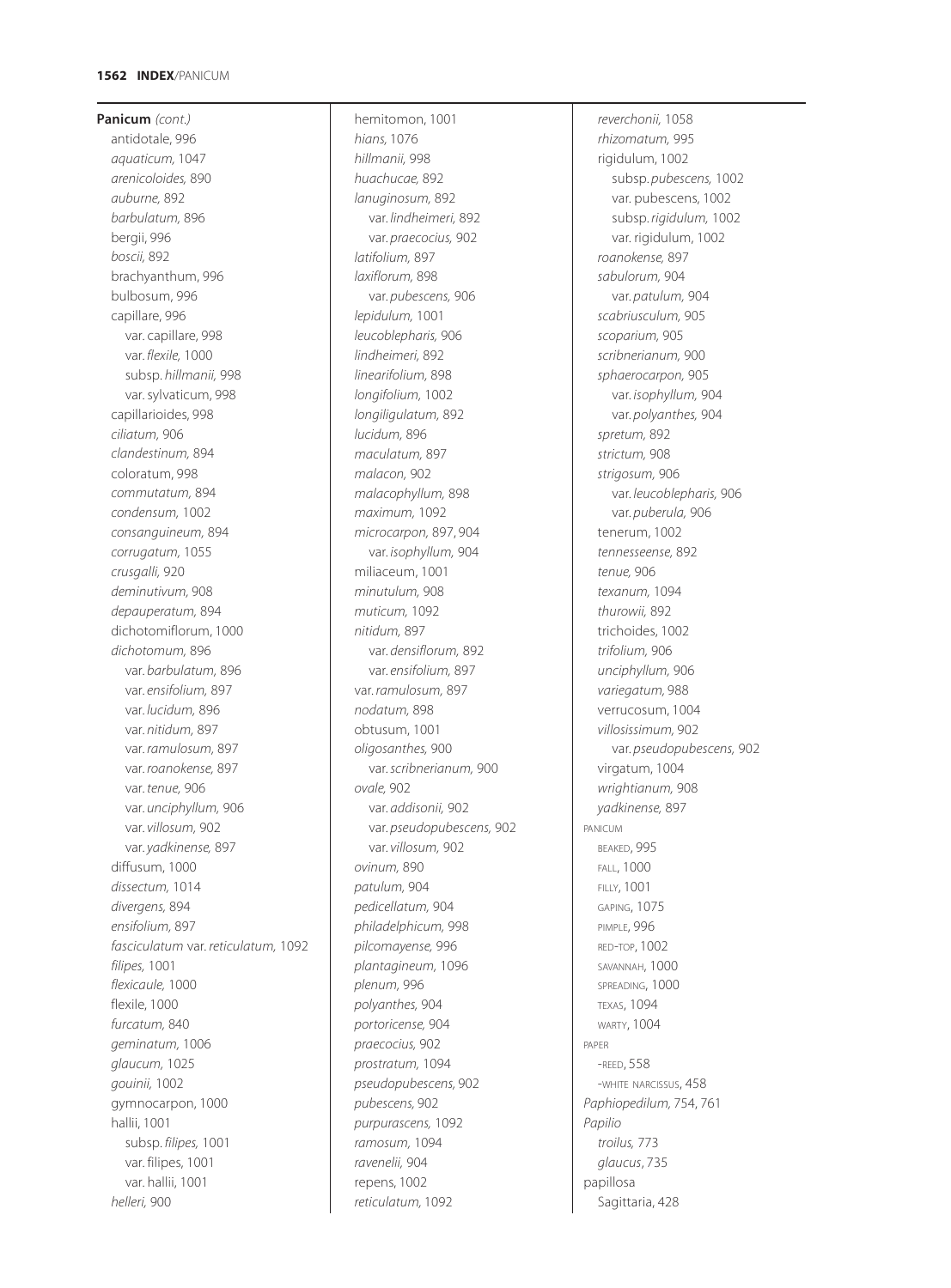**Panicum** *(cont.)*
antidotale, 996
*aquaticum,* 1047
*arenicoloides,* 890
*auburne,* 892
*barbulatum,* 896
bergii, 996
*boscii,* 892
brachyanthum, 996
bulbosum, 996
capillare, 996
  var. capillare, 998
  var. *flexile,* 1000
  subsp. *hillmanii,* 998
  var. sylvaticum, 998
capillarioides, 998
*ciliatum,* 906
*clandestinum,* 894
coloratum, 998
*commutatum,* 894
*condensum,* 1002
*consanguineum,* 894
*corrugatum,* 1055
*crusgalli,* 920
*deminutivum,* 908
*depauperatum,* 894
dichotomiflorum, 1000
*dichotomum,* 896
  var. *barbulatum,* 896
  var. *ensifolium,* 897
  var. *lucidum,* 896
  var. *nitidum,* 897
  var. *ramulosum,* 897
  var. *roanokense,* 897
  var. *tenue,* 906
  var. *unciphyllum,* 906
  var. *villosum,* 902
  var. *yadkinense,* 897
diffusum, 1000
*dissectum,* 1014
*divergens,* 894
*ensifolium,* 897
*fasciculatum* var. *reticulatum,* 1092
*filipes,* 1001
*flexicaule,* 1000
flexile, 1000
*furcatum,* 840
*geminatum,* 1006
*glaucum,* 1025
*gouinii,* 1002
gymnocarpon, 1000
hallii, 1001
  subsp. *filipes,* 1001
  var. filipes, 1001
  var. hallii, 1001
*helleri,* 900
hemitomon, 1001
*hians,* 1076
*hillmanii,* 998
*huachucae,* 892
*lanuginosum,* 892
  var. *lindheimeri,* 892
  var. *praecocius,* 902
*latifolium,* 897
*laxiflorum,* 898
  var. *pubescens,* 906
*lepidulum,* 1001
*leucoblepharis,* 906
*lindheimeri,* 892
*linearifolium,* 898
*longifolium,* 1002
*longiligulatum,* 892
*lucidum,* 896
*maculatum,* 897
*malacon,* 902
*malacophyllum,* 898
*maximum,* 1092
*microcarpon,* 897, 904
  var. *isophyllum,* 904
miliaceum, 1001
*minutulum,* 908
*muticum,* 1092
*nitidum,* 897
  var. *densiflorum,* 892
  var. *ensifolium,* 897
var. *ramulosum,* 897
*nodatum,* 898
obtusum, 1001
*oligosanthes,* 900
  var. *scribnerianum,* 900
*ovale,* 902
  var. *addisonii,* 902
  var. *pseudopubescens,* 902
  var. *villosum,* 902
*ovinum,* 890
*patulum,* 904
*pedicellatum,* 904
*philadelphicum,* 998
*pilcomayense,* 996
*plantagineum,* 1096
*plenum,* 996
*polyanthes,* 904
*portoricense,* 904
*praecocius,* 902
*prostratum,* 1094
*pseudopubescens,* 902
*pubescens,* 902
*purpurascens,* 1092
*ramosum,* 1094
*ravenelii,* 904
repens, 1002
*reticulatum,* 1092
*reverchonii,* 1058
*rhizomatum,* 995
rigidulum, 1002
  subsp. *pubescens,* 1002
  var. pubescens, 1002
  subsp. *rigidulum,* 1002
  var. rigidulum, 1002
*roanokense,* 897
*sabulorum,* 904
  var. *patulum,* 904
*scabriusculum,* 905
*scoparium,* 905
*scribnerianum,* 900
*sphaerocarpon,* 905
  var. *isophyllum,* 904
  var. *polyanthes,* 904
*spretum,* 892
*strictum,* 908
*strigosum,* 906
  var. *leucoblepharis,* 906
  var. *puberula,* 906
tenerum, 1002
*tennesseense,* 892
*tenue,* 906
*texanum,* 1094
*thurowii,* 892
trichoides, 1002
*trifolium,* 906
*unciphyllum,* 906
*variegatum,* 988
verrucosum, 1004
*villosissimum,* 902
  var. *pseudopubescens,* 902
virgatum, 1004
*wrightianum,* 908
*yadkinense,* 897
PANICUM
  BEAKED, 995
  FALL, 1000
  FILLY, 1001
  GAPING, 1075
  PIMPLE, 996
  RED-TOP, 1002
  SAVANNAH, 1000
  SPREADING, 1000
  TEXAS, 1094
  WARTY, 1004
PAPER
  -REED, 558
  -WHITE NARCISSUS, 458
*Paphiopedilum,* 754, 761
*Papilio*
  *troilus,* 773
  *glaucus*, 735
papillosa
  Sagittaria, 428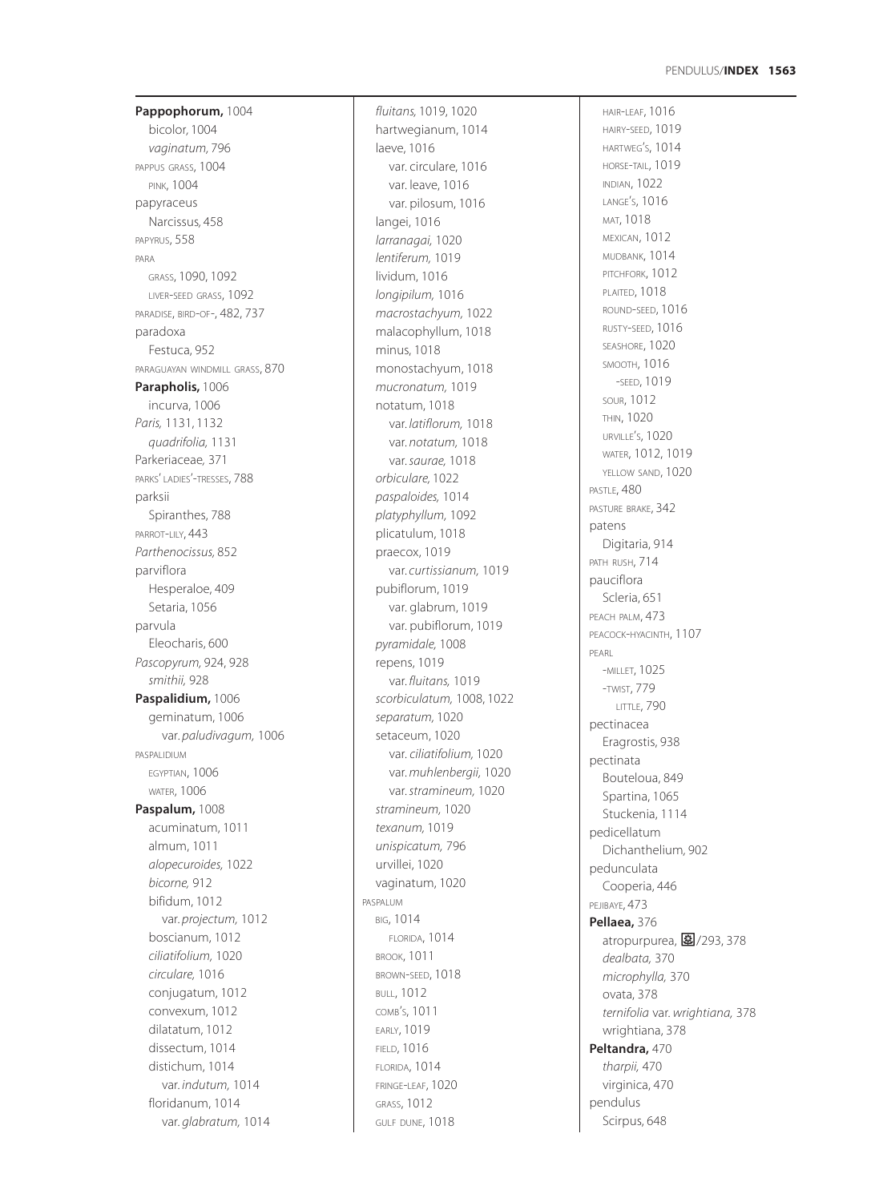**Pappophorum,** 1004
  bicolor, 1004
  *vaginatum,* 796
PAPPUS GRASS, 1004
  PINK, 1004
papyraceus
  Narcissus, 458
PAPYRUS, 558
PARA
  GRASS, 1090, 1092
  LIVER-SEED GRASS, 1092
PARADISE, BIRD-OF-, 482, 737
paradoxa
  Festuca, 952
PARAGUAYAN WINDMILL GRASS, 870
**Parapholis,** 1006
  incurva, 1006
*Paris,* 1131, 1132
  *quadrifolia,* 1131
Parkeriaceae, 371
PARKS' LADIES'-TRESSES, 788
parksii
  Spiranthes, 788
PARROT-LILY, 443
*Parthenocissus,* 852
parviflora
  Hesperaloe, 409
  Setaria, 1056
parvula
  Eleocharis, 600
*Pascopyrum,* 924, 928
  *smithii,* 928
**Paspalidium,** 1006
  geminatum, 1006
    var. *paludivagum,* 1006
PASPALIDIUM
  EGYPTIAN, 1006
  WATER, 1006
**Paspalum,** 1008
  acuminatum, 1011
  almum, 1011
  *alopecuroides,* 1022
  *bicorne,* 912
  bifidum, 1012
    var. *projectum,* 1012
  boscianum, 1012
  *ciliatifolium,* 1020
  *circulare,* 1016
  conjugatum, 1012
  convexum, 1012
  dilatatum, 1012
  dissectum, 1014
  distichum, 1014
    var. *indutum,* 1014
  floridanum, 1014
    var. *glabratum,* 1014
  *fluitans,* 1019, 1020
  hartwegianum, 1014
  laeve, 1016
    var. circulare, 1016
    var. leave, 1016
    var. pilosum, 1016
  langei, 1016
  *larranagai,* 1020
  *lentiferum,* 1019
  lividum, 1016
  *longipilum,* 1016
  *macrostachyum,* 1022
  malacophyllum, 1018
  minus, 1018
  monostachyum, 1018
  *mucronatum,* 1019
  notatum, 1018
    var. *latiflorum,* 1018
    var. *notatum,* 1018
    var. *saurae,* 1018
  *orbiculare,* 1022
  *paspaloides,* 1014
  *platyphyllum,* 1092
  plicatulum, 1018
  praecox, 1019
    var. *curtissianum,* 1019
  pubiflorum, 1019
    var. glabrum, 1019
    var. pubiflorum, 1019
  *pyramidale,* 1008
  repens, 1019
    var. *fluitans,* 1019
  *scorbiculatum,* 1008, 1022
  *separatum,* 1020
  setaceum, 1020
    var. *ciliatifolium,* 1020
    var. *muhlenbergii,* 1020
    var. *stramineum,* 1020
  *stramineum,* 1020
  *texanum,* 1019
  *unispicatum,* 796
  urvillei, 1020
  vaginatum, 1020
PASPALUM
  BIG, 1014
    FLORIDA, 1014
  BROOK, 1011
  BROWN-SEED, 1018
  BULL, 1012
  COMB'S, 1011
  EARLY, 1019
  FIELD, 1016
  FLORIDA, 1014
  FRINGE-LEAF, 1020
  GRASS, 1012
  GULF DUNE, 1018
  HAIR-LEAF, 1016
  HAIRY-SEED, 1019
  HARTWEG'S, 1014
  HORSE-TAIL, 1019
  INDIAN, 1022
  LANGE'S, 1016
  MAT, 1018
  MEXICAN, 1012
  MUDBANK, 1014
  PITCHFORK, 1012
  PLAITED, 1018
  ROUND-SEED, 1016
  RUSTY-SEED, 1016
  SEASHORE, 1020
  SMOOTH, 1016
    -SEED, 1019
  SOUR, 1012
  THIN, 1020
  URVILLE'S, 1020
  WATER, 1012, 1019
  YELLOW SAND, 1020
PASTLE, 480
PASTURE BRAKE, 342
patens
  Digitaria, 914
PATH RUSH, 714
pauciflora
  Scleria, 651
PEACH PALM, 473
PEACOCK-HYACINTH, 1107
PEARL
  -MILLET, 1025
  -TWIST, 779
    LITTLE, 790
pectinacea
  Eragrostis, 938
pectinata
  Bouteloua, 849
  Spartina, 1065
  Stuckenia, 1114
pedicellatum
  Dichanthelium, 902
pedunculata
  Cooperia, 446
PEJIBAYE, 473
**Pellaea,** 376
  atropurpurea, /293, 378
  *dealbata,* 370
  *microphylla,* 370
  ovata, 378
  *ternifolia* var. *wrightiana,* 378
  wrightiana, 378
**Peltandra,** 470
  *tharpii,* 470
  virginica, 470
pendulus
  Scirpus, 648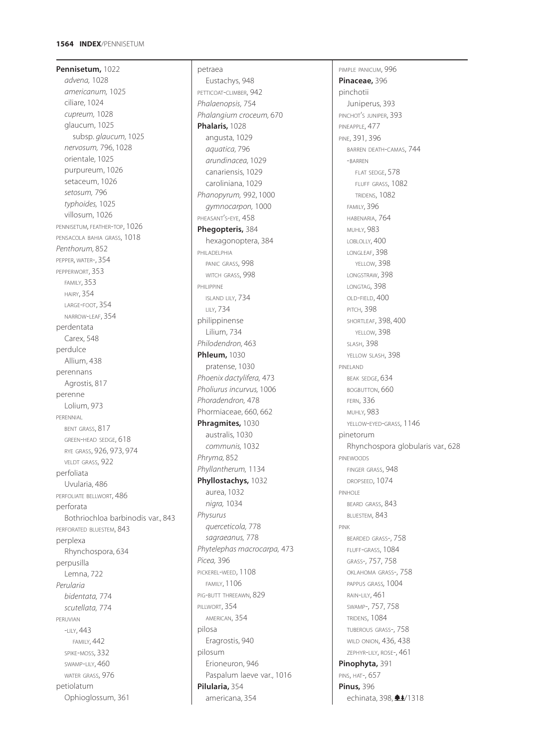**Pennisetum,** 1022
*advena,* 1028
*americanum,* 1025
ciliare, 1024
*cupreum,* 1028
glaucum, 1025
subsp. *glaucum,* 1025
*nervosum,* 796, 1028
orientale, 1025
purpureum, 1026
setaceum, 1026
*setosum,* 796
*typhoides,* 1025
villosum, 1026
PENNISETUM, FEATHER-TOP, 1026
PENSACOLA BAHIA GRASS, 1018
*Penthorum,* 852
PEPPER, WATER-, 354
PEPPERWORT, 353
FAMILY, 353
HAIRY, 354
LARGE-FOOT, 354
NARROW-LEAF, 354
perdentata
Carex, 548
perdulce
Allium, 438
perennans
Agrostis, 817
perenne
Lolium, 973
PERENNIAL
BENT GRASS, 817
GREEN-HEAD SEDGE, 618
RYE GRASS, 926, 973, 974
VELDT GRASS, 922
perfoliata
Uvularia, 486
PERFOLIATE BELLWORT, 486
perforata
Bothriochloa barbinodis var., 843
PERFORATED BLUESTEM, 843
perplexa
Rhynchospora, 634
perpusilla
Lemna, 722
*Perularia*
*bidentata,* 774
*scutellata,* 774
PERUVIAN
-LILY, 443
FAMILY, 442
SPIKE-MOSS, 332
SWAMP-LILY, 460
WATER GRASS, 976
petiolatum
Ophioglossum, 361
petraea
Eustachys, 948
PETTICOAT-CLIMBER, 942
*Phalaenopsis,* 754
*Phalangium croceum,* 670
**Phalaris,** 1028
angusta, 1029
*aquatica,* 796
*arundinacea,* 1029
canariensis, 1029
caroliniana, 1029
*Phanopyrum,* 992, 1000
*gymnocarpon,* 1000
PHEASANT'S-EYE, 458
**Phegopteris,** 384
hexagonoptera, 384
PHILADELPHIA
PANIC GRASS, 998
WITCH GRASS, 998
PHILIPPINE
ISLAND LILY, 734
LILY, 734
philippinense
Lilium, 734
*Philodendron,* 463
**Phleum,** 1030
pratense, 1030
*Phoenix dactylifera,* 473
*Pholiurus incurvus,* 1006
*Phoradendron,* 478
Phormiaceae, 660, 662
**Phragmites,** 1030
australis, 1030
*communis,* 1032
*Phryma,* 852
*Phyllantherum,* 1134
**Phyllostachys,** 1032
aurea, 1032
*nigra,* 1034
*Physurus*
*querceticola,* 778
*sagraeanus,* 778
*Phytelephas macrocarpa,* 473
*Picea,* 396
PICKEREL-WEED, 1108
FAMILY, 1106
PIG-BUTT THREEAWN, 829
PILLWORT, 354
AMERICAN, 354
pilosa
Eragrostis, 940
pilosum
Erioneuron, 946
Paspalum laeve var., 1016
**Pilularia,** 354
americana, 354
PIMPLE PANICUM, 996
**Pinaceae,** 396
pinchotii
Juniperus, 393
PINCHOT'S JUNIPER, 393
PINEAPPLE, 477
PINE, 391, 396
BARREN DEATH-CAMAS, 744
-BARREN
FLAT SEDGE, 578
FLUFF GRASS, 1082
TRIDENS, 1082
FAMILY, 396
HABENARIA, 764
MUHLY, 983
LOBLOLLY, 400
LONGLEAF, 398
YELLOW, 398
LONGSTRAW, 398
LONGTAG, 398
OLD-FIELD, 400
PITCH, 398
SHORTLEAF, 398, 400
YELLOW, 398
SLASH, 398
YELLOW SLASH, 398
PINELAND
BEAK SEDGE, 634
BOGBUTTON, 660
FERN, 336
MUHLY, 983
YELLOW-EYED-GRASS, 1146
pinetorum
Rhynchospora globularis var., 628
PINEWOODS
FINGER GRASS, 948
DROPSEED, 1074
PINHOLE
BEARD GRASS, 843
BLUESTEM, 843
PINK
BEARDED GRASS-, 758
FLUFF-GRASS, 1084
GRASS-, 757, 758
OKLAHOMA GRASS-, 758
PAPPUS GRASS, 1004
RAIN-LILY, 461
SWAMP-, 757, 758
TRIDENS, 1084
TUBEROUS GRASS-, 758
WILD ONION, 436, 438
ZEPHYR-LILY, ROSE-, 461
**Pinophyta,** 391
PINS, HAT-, 657
**Pinus,** 396
echinata, 398, ♣♣/1318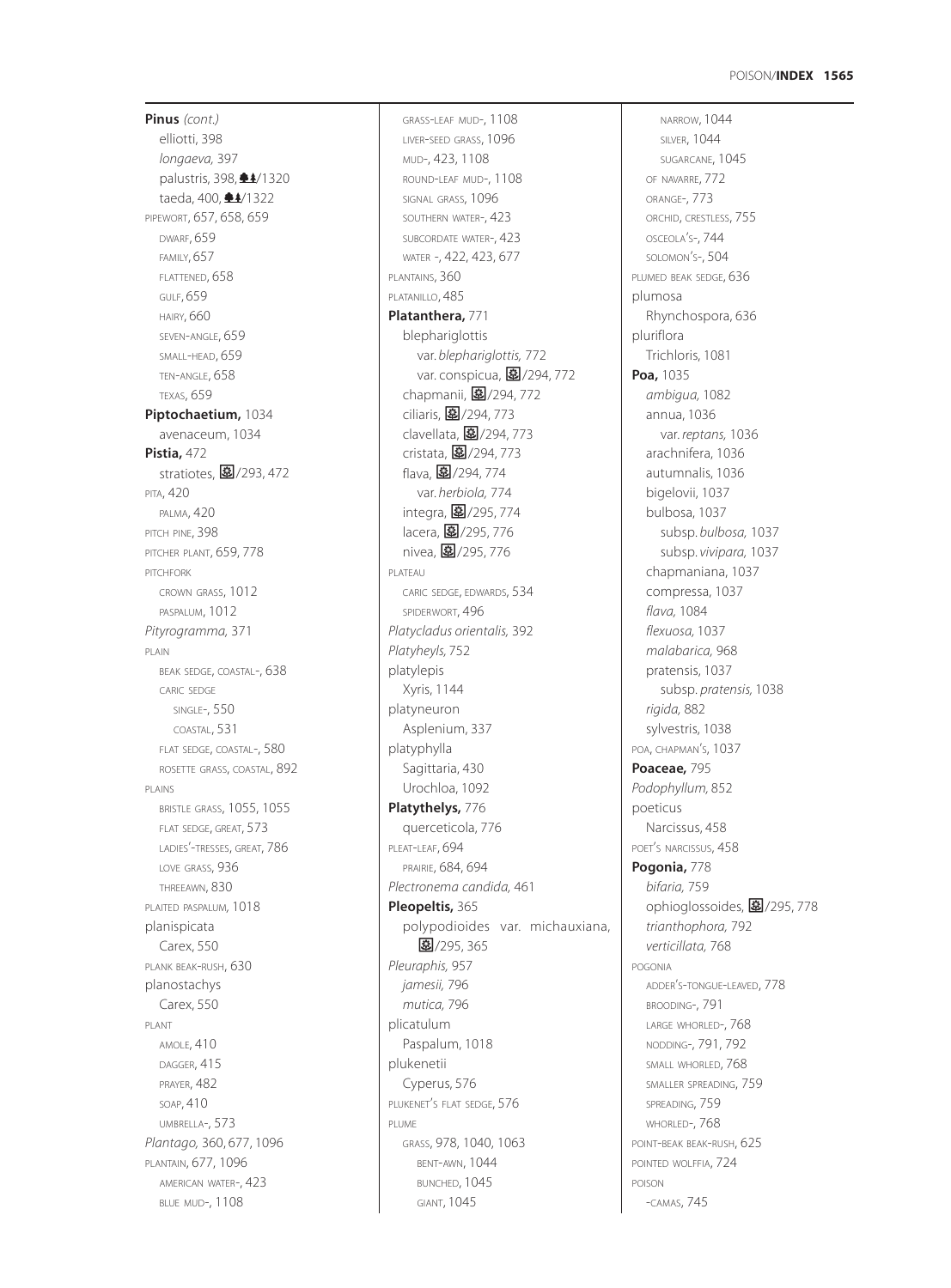**Pinus** *(cont.)*
  elliotti, 398
  *longaeva,* 397
  palustris, 398, ♣♣/1320
  taeda, 400, ♣♣/1322
PIPEWORT, 657, 658, 659
  DWARF, 659
  FAMILY, 657
  FLATTENED, 658
  GULF, 659
  HAIRY, 660
  SEVEN-ANGLE, 659
  SMALL-HEAD, 659
  TEN-ANGLE, 658
  TEXAS, 659
**Piptochaetium,** 1034
  avenaceum, 1034
**Pistia,** 472
  stratiotes, ✿/293, 472
PITA, 420
  PALMA, 420
PITCH PINE, 398
PITCHER PLANT, 659, 778
PITCHFORK
  CROWN GRASS, 1012
  PASPALUM, 1012
*Pityrogramma,* 371
PLAIN
  BEAK SEDGE, COASTAL-, 638
  CARIC SEDGE
    SINGLE-, 550
    COASTAL, 531
  FLAT SEDGE, COASTAL-, 580
  ROSETTE GRASS, COASTAL, 892
PLAINS
  BRISTLE GRASS, 1055, 1055
  FLAT SEDGE, GREAT, 573
  LADIES'-TRESSES, GREAT, 786
  LOVE GRASS, 936
  THREEAWN, 830
PLAITED PASPALUM, 1018
planispicata
  Carex, 550
PLANK BEAK-RUSH, 630
planostachys
  Carex, 550
PLANT
  AMOLE, 410
  DAGGER, 415
  PRAYER, 482
  SOAP, 410
  UMBRELLA-, 573
*Plantago,* 360, 677, 1096
PLANTAIN, 677, 1096
  AMERICAN WATER-, 423
  BLUE MUD-, 1108
  GRASS-LEAF MUD-, 1108
  LIVER-SEED GRASS, 1096
  MUD-, 423, 1108
  ROUND-LEAF MUD-, 1108
  SIGNAL GRASS, 1096
  SOUTHERN WATER-, 423
  SUBCORDATE WATER-, 423
  WATER -, 422, 423, 677
PLANTAINS, 360
PLATANILLO, 485
**Platanthera,** 771
  blephariglottis
    var. *blephariglottis,* 772
    var. conspicua, ✿/294, 772
  chapmanii, ✿/294, 772
  ciliaris, ✿/294, 773
  clavellata, ✿/294, 773
  cristata, ✿/294, 773
  flava, ✿/294, 774
    var. *herbiola,* 774
  integra, ✿/295, 774
  lacera, ✿/295, 776
  nivea, ✿/295, 776
PLATEAU
  CARIC SEDGE, EDWARDS, 534
  SPIDERWORT, 496
*Platycladus orientalis,* 392
*Platyheyls,* 752
platylepis
  Xyris, 1144
platyneuron
  Asplenium, 337
platyphylla
  Sagittaria, 430
  Urochloa, 1092
**Platythelys,** 776
  querceticola, 776
PLEAT-LEAF, 694
  PRAIRIE, 684, 694
*Plectronema candida,* 461
**Pleopeltis,** 365
  polypodioides var. michauxiana, ✿/295, 365
*Pleuraphis,* 957
  *jamesii,* 796
  *mutica,* 796
plicatulum
  Paspalum, 1018
plukenetii
  Cyperus, 576
PLUKENET'S FLAT SEDGE, 576
PLUME
  GRASS, 978, 1040, 1063
    BENT-AWN, 1044
    BUNCHED, 1045
    GIANT, 1045
    NARROW, 1044
    SILVER, 1044
    SUGARCANE, 1045
  OF NAVARRE, 772
  ORANGE-, 773
  ORCHID, CRESTLESS, 755
  OSCEOLA'S-, 744
  SOLOMON'S-, 504
PLUMED BEAK SEDGE, 636
plumosa
  Rhynchospora, 636
pluriflora
  Trichloris, 1081
**Poa,** 1035
  *ambigua,* 1082
  annua, 1036
    var. *reptans,* 1036
  arachnifera, 1036
  autumnalis, 1036
  bigelovii, 1037
  bulbosa, 1037
    subsp. *bulbosa,* 1037
    subsp. *vivipara,* 1037
  chapmaniana, 1037
  compressa, 1037
  *flava,* 1084
  *flexuosa,* 1037
  *malabarica,* 968
  pratensis, 1037
    subsp. *pratensis,* 1038
  *rigida,* 882
  sylvestris, 1038
POA, CHAPMAN'S, 1037
**Poaceae,** 795
*Podophyllum,* 852
poeticus
  Narcissus, 458
POET'S NARCISSUS, 458
**Pogonia,** 778
  *bifaria,* 759
  ophioglossoides, ✿/295, 778
  *trianthophora,* 792
  *verticillata,* 768
POGONIA
  ADDER'S-TONGUE-LEAVED, 778
  BROODING-, 791
  LARGE WHORLED-, 768
  NODDING-, 791, 792
  SMALL WHORLED, 768
  SMALLER SPREADING, 759
  SPREADING, 759
  WHORLED-, 768
POINT-BEAK BEAK-RUSH, 625
POINTED WOLFFIA, 724
POISON
  -CAMAS, 745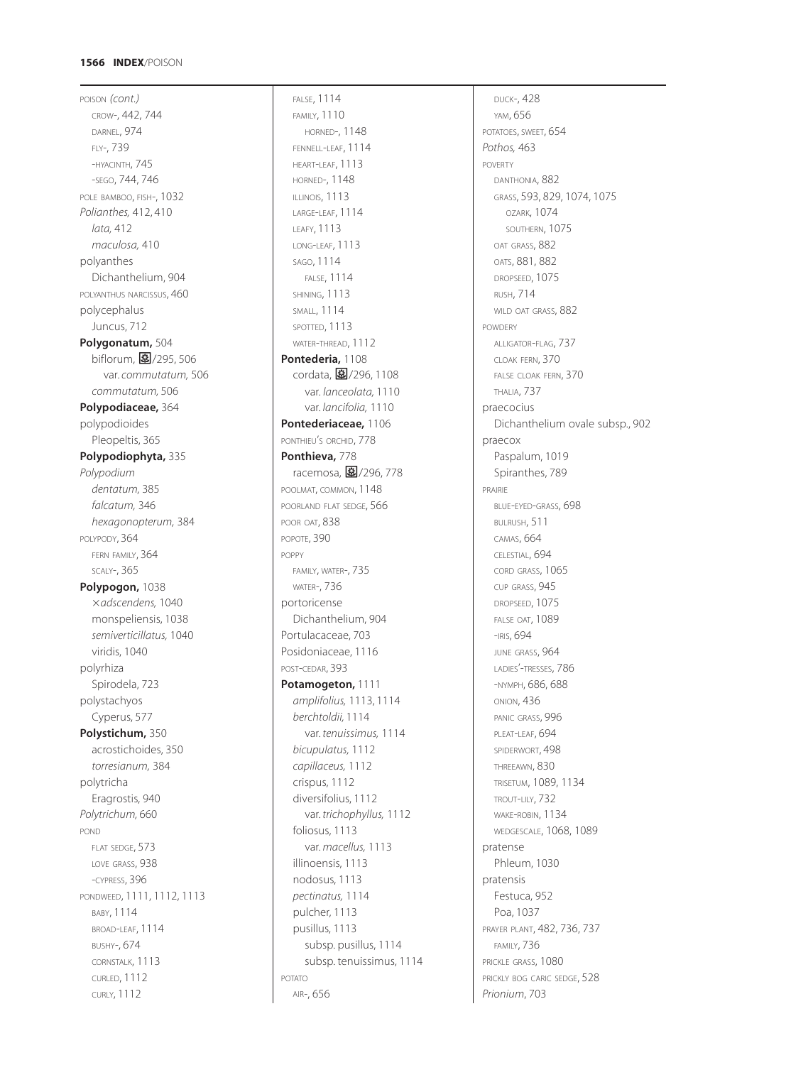POISON *(cont.)*
CROW-, 442, 744
DARNEL, 974
FLY-, 739
-HYACINTH, 745
-SEGO, 744, 746
POLE BAMBOO, FISH-, 1032
*Polianthes,* 412, 410
*lata,* 412
*maculosa,* 410
polyanthes
Dichanthelium, 904
POLYANTHUS NARCISSUS, 460
polycephalus
Juncus, 712
**Polygonatum,** 504
biflorum, ⊞/295, 506
var. *commutatum,* 506
*commutatum,* 506
**Polypodiaceae,** 364
polypodioides
Pleopeltis, 365
**Polypodiophyta,** 335
*Polypodium*
*dentatum,* 385
*falcatum,* 346
*hexagonopterum,* 384
POLYPODY, 364
FERN FAMILY, 364
SCALY-, 365
**Polypogon,** 1038
×*adscendens,* 1040
monspeliensis, 1038
*semiverticillatus,* 1040
viridis, 1040
polyrhiza
Spirodela, 723
polystachyos
Cyperus, 577
**Polystichum,** 350
acrostichoides, 350
*torresianum,* 384
polytricha
Eragrostis, 940
*Polytrichum,* 660
POND
FLAT SEDGE, 573
LOVE GRASS, 938
-CYPRESS, 396
PONDWEED, 1111, 1112, 1113
BABY, 1114
BROAD-LEAF, 1114
BUSHY-, 674
CORNSTALK, 1113
CURLED, 1112
CURLY, 1112
FALSE, 1114
FAMILY, 1110
HORNED-, 1148
FENNELL-LEAF, 1114
HEART-LEAF, 1113
HORNED-, 1148
ILLINOIS, 1113
LARGE-LEAF, 1114
LEAFY, 1113
LONG-LEAF, 1113
SAGO, 1114
FALSE, 1114
SHINING, 1113
SMALL, 1114
SPOTTED, 1113
WATER-THREAD, 1112
**Pontederia,** 1108
cordata, ⊞/296, 1108
var. *lanceolata,* 1110
var. *lancifolia,* 1110
**Pontederiaceae,** 1106
PONTHIEU'S ORCHID, 778
**Ponthieva,** 778
racemosa, ⊞/296, 778
POOLMAT, COMMON, 1148
POORLAND FLAT SEDGE, 566
POOR OAT, 838
POPOTE, 390
POPPY
FAMILY, WATER-, 735
WATER-, 736
portoricense
Dichanthelium, 904
Portulacaceae, 703
Posidoniaceae, 1116
POST-CEDAR, 393
**Potamogeton,** 1111
*amplifolius,* 1113, 1114
*berchtoldii,* 1114
var. *tenuissimus,* 1114
*bicupulatus,* 1112
*capillaceus,* 1112
crispus, 1112
diversifolius, 1112
var. *trichophyllus,* 1112
foliosus, 1113
var. *macellus,* 1113
illinoensis, 1113
nodosus, 1113
*pectinatus,* 1114
pulcher, 1113
pusillus, 1113
subsp. pusillus, 1114
subsp. tenuissimus, 1114
POTATO
AIR-, 656
DUCK-, 428
YAM, 656
POTATOES, SWEET, 654
*Pothos,* 463
POVERTY
DANTHONIA, 882
GRASS, 593, 829, 1074, 1075
OZARK, 1074
SOUTHERN, 1075
OAT GRASS, 882
OATS, 881, 882
DROPSEED, 1075
RUSH, 714
WILD OAT GRASS, 882
POWDERY
ALLIGATOR-FLAG, 737
CLOAK FERN, 370
FALSE CLOAK FERN, 370
THALIA, 737
praecocius
Dichanthelium ovale subsp., 902
praecox
Paspalum, 1019
Spiranthes, 789
PRAIRIE
BLUE-EYED-GRASS, 698
BULRUSH, 511
CAMAS, 664
CELESTIAL, 694
CORD GRASS, 1065
CUP GRASS, 945
DROPSEED, 1075
FALSE OAT, 1089
-IRIS, 694
JUNE GRASS, 964
LADIES'-TRESSES, 786
-NYMPH, 686, 688
ONION, 436
PANIC GRASS, 996
PLEAT-LEAF, 694
SPIDERWORT, 498
THREEAWN, 830
TRISETUM, 1089, 1134
TROUT-LILY, 732
WAKE-ROBIN, 1134
WEDGESCALE, 1068, 1089
pratense
Phleum, 1030
pratensis
Festuca, 952
Poa, 1037
PRAYER PLANT, 482, 736, 737
FAMILY, 736
PRICKLE GRASS, 1080
PRICKLY BOG CARIC SEDGE, 528
*Prionium*, 703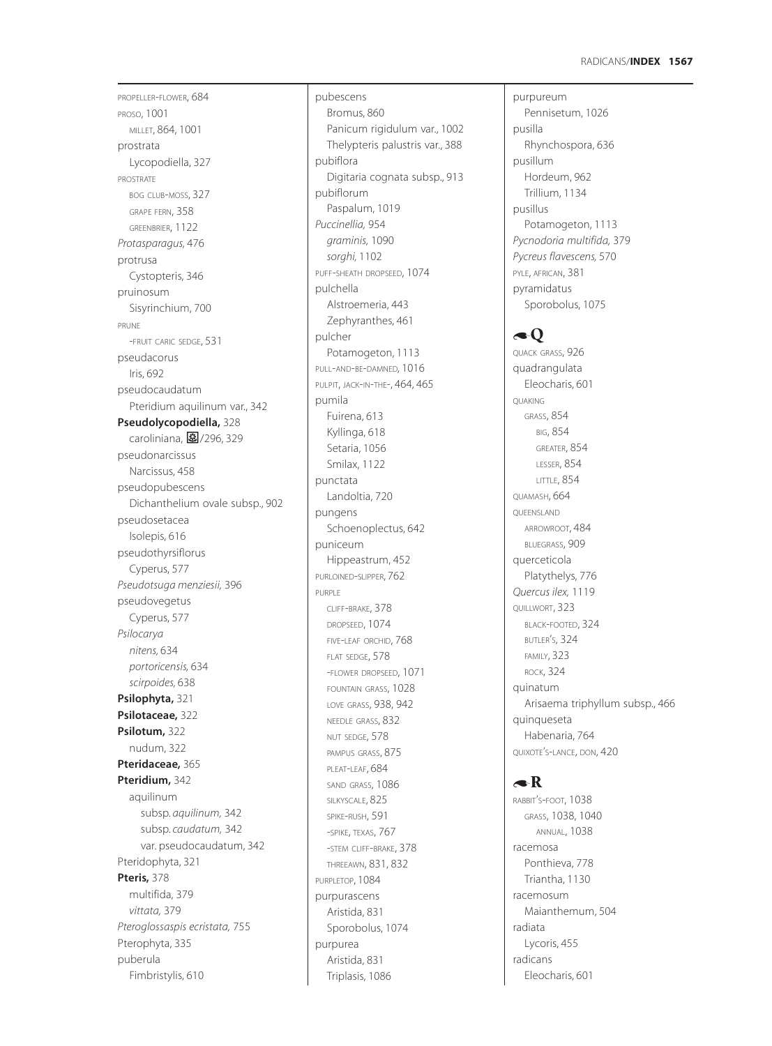PROPELLER-FLOWER, 684
PROSO, 1001
  MILLET, 864, 1001
prostrata
  Lycopodiella, 327
PROSTRATE
  BOG CLUB-MOSS, 327
  GRAPE FERN, 358
  GREENBRIER, 1122
*Protasparagus,* 476
protrusa
  Cystopteris, 346
pruinosum
  Sisyrinchium, 700
PRUNE
  -FRUIT CARIC SEDGE, 531
pseudacorus
  Iris, 692
pseudocaudatum
  Pteridium aquilinum var., 342
**Pseudolycopodiella,** 328
  caroliniana, /296, 329
pseudonarcissus
  Narcissus, 458
pseudopubescens
  Dichanthelium ovale subsp., 902
pseudosetacea
  Isolepis, 616
pseudothyrsiflorus
  Cyperus, 577
*Pseudotsuga menziesii,* 396
pseudovegetus
  Cyperus, 577
*Psilocarya*
  *nitens,* 634
  *portoricensis,* 634
  *scirpoides,* 638
**Psilophyta,** 321
**Psilotaceae,** 322
**Psilotum,** 322
  nudum, 322
**Pteridaceae,** 365
**Pteridium,** 342
  aquilinum
    subsp. *aquilinum,* 342
    subsp. *caudatum,* 342
    var. pseudocaudatum, 342
Pteridophyta, 321
**Pteris,** 378
  multifida, 379
  *vittata,* 379
*Pteroglossaspis ecristata,* 755
Pterophyta, 335
puberula
  Fimbristylis, 610
pubescens
  Bromus, 860
  Panicum rigidulum var., 1002
  Thelypteris palustris var., 388
pubiflora
  Digitaria cognata subsp., 913
pubiflorum
  Paspalum, 1019
*Puccinellia,* 954
  *graminis,* 1090
  *sorghi,* 1102
PUFF-SHEATH DROPSEED, 1074
pulchella
  Alstroemeria, 443
  Zephyranthes, 461
pulcher
  Potamogeton, 1113
PULL-AND-BE-DAMNED, 1016
PULPIT, JACK-IN-THE-, 464, 465
pumila
  Fuirena, 613
  Kyllinga, 618
  Setaria, 1056
  Smilax, 1122
punctata
  Landoltia, 720
pungens
  Schoenoplectus, 642
puniceum
  Hippeastrum, 452
PURLOINED-SLIPPER, 762
PURPLE
  CLIFF-BRAKE, 378
  DROPSEED, 1074
  FIVE-LEAF ORCHID, 768
  FLAT SEDGE, 578
  -FLOWER DROPSEED, 1071
  FOUNTAIN GRASS, 1028
  LOVE GRASS, 938, 942
  NEEDLE GRASS, 832
  NUT SEDGE, 578
  PAMPUS GRASS, 875
  PLEAT-LEAF, 684
  SAND GRASS, 1086
  SILKYSCALE, 825
  SPIKE-RUSH, 591
  -SPIKE, TEXAS, 767
  -STEM CLIFF-BRAKE, 378
  THREEAWN, 831, 832
PURPLETOP, 1084
purpurascens
  Aristida, 831
  Sporobolus, 1074
purpurea
  Aristida, 831
  Triplasis, 1086
purpureum
  Pennisetum, 1026
pusilla
  Rhynchospora, 636
pusillum
  Hordeum, 962
  Trillium, 1134
pusillus
  Potamogeton, 1113
*Pycnodoria multifida,* 379
*Pycreus flavescens,* 570
PYLE, AFRICAN, 381
pyramidatus
  Sporobolus, 1075

## Q

QUACK GRASS, 926
quadrangulata
  Eleocharis, 601
QUAKING
  GRASS, 854
    BIG, 854
    GREATER, 854
    LESSER, 854
    LITTLE, 854
QUAMASH, 664
QUEENSLAND
  ARROWROOT, 484
  BLUEGRASS, 909
querceticola
  Platythelys, 776
*Quercus ilex,* 1119
QUILLWORT, 323
  BLACK-FOOTED, 324
  BUTLER'S, 324
  FAMILY, 323
  ROCK, 324
quinatum
  Arisaema triphyllum subsp., 466
quinqueseta
  Habenaria, 764
QUIXOTE'S-LANCE, DON, 420

## R

RABBIT'S-FOOT, 1038
  GRASS, 1038, 1040
    ANNUAL, 1038
racemosa
  Ponthieva, 778
  Triantha, 1130
racemosum
  Maianthemum, 504
radiata
  Lycoris, 455
radicans
  Eleocharis, 601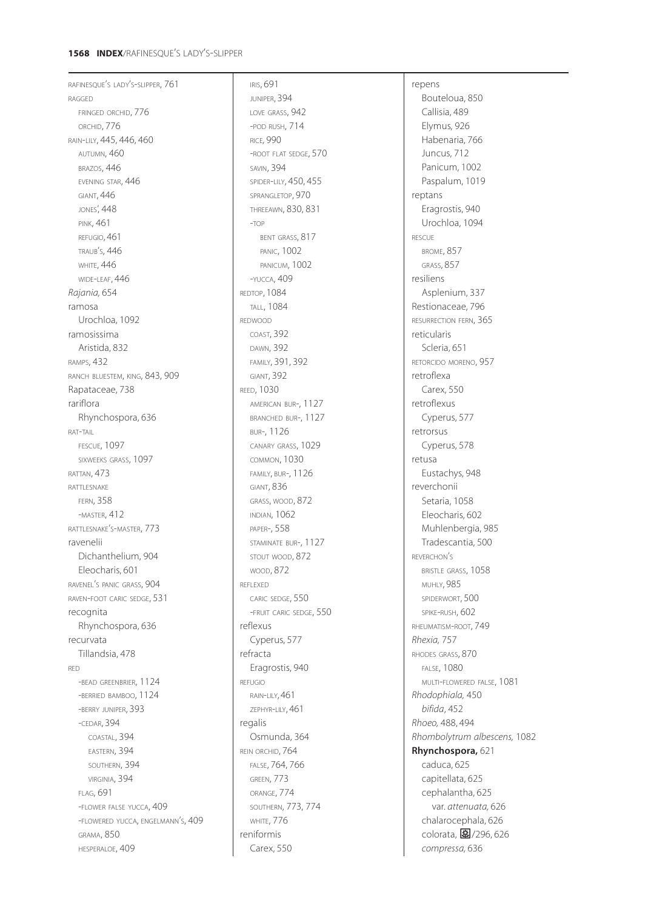RAFINESQUE'S LADY'S-SLIPPER, 761
RAGGED
  FRINGED ORCHID, 776
  ORCHID, 776
RAIN-LILY, 445, 446, 460
  AUTUMN, 460
  BRAZOS, 446
  EVENING STAR, 446
  GIANT, 446
  JONES', 448
  PINK, 461
  REFUGIO, 461
  TRAUB'S, 446
  WHITE, 446
  WIDE-LEAF, 446
*Rajania,* 654
ramosa
  Urochloa, 1092
ramosissima
  Aristida, 832
RAMPS, 432
RANCH BLUESTEM, KING, 843, 909
Rapataceae, 738
rariflora
  Rhynchospora, 636
RAT-TAIL
  FESCUE, 1097
  SIXWEEKS GRASS, 1097
RATTAN, 473
RATTLESNAKE
  FERN, 358
  -MASTER, 412
RATTLESNAKE'S-MASTER, 773
ravenelii
  Dichanthelium, 904
  Eleocharis, 601
RAVENEL'S PANIC GRASS, 904
RAVEN-FOOT CARIC SEDGE, 531
recognita
  Rhynchospora, 636
recurvata
  Tillandsia, 478
RED
  -BEAD GREENBRIER, 1124
  -BERRIED BAMBOO, 1124
  -BERRY JUNIPER, 393
  -CEDAR, 394
    COASTAL, 394
    EASTERN, 394
    SOUTHERN, 394
    VIRGINIA, 394
  FLAG, 691
  -FLOWER FALSE YUCCA, 409
  -FLOWERED YUCCA, ENGELMANN'S, 409
  GRAMA, 850
  HESPERALOE, 409
  IRIS, 691
  JUNIPER, 394
  LOVE GRASS, 942
  -POD RUSH, 714
  RICE, 990
  -ROOT FLAT SEDGE, 570
  SAVIN, 394
  SPIDER-LILY, 450, 455
  SPRANGLETOP, 970
  THREEAWN, 830, 831
  -TOP
    BENT GRASS, 817
    PANIC, 1002
    PANICUM, 1002
  -YUCCA, 409
REDTOP, 1084
  TALL, 1084
REDWOOD
  COAST, 392
  DAWN, 392
  FAMILY, 391, 392
  GIANT, 392
REED, 1030
  AMERICAN BUR-, 1127
  BRANCHED BUR-, 1127
  BUR-, 1126
  CANARY GRASS, 1029
  COMMON, 1030
  FAMILY, BUR-, 1126
  GIANT, 836
  GRASS, WOOD, 872
  INDIAN, 1062
  PAPER-, 558
  STAMINATE BUR-, 1127
  STOUT WOOD, 872
  WOOD, 872
REFLEXED
  CARIC SEDGE, 550
  -FRUIT CARIC SEDGE, 550
reflexus
  Cyperus, 577
refracta
  Eragrostis, 940
REFUGIO
  RAIN-LILY, 461
  ZEPHYR-LILY, 461
regalis
  Osmunda, 364
REIN ORCHID, 764
  FALSE, 764, 766
  GREEN, 773
  ORANGE, 774
  SOUTHERN, 773, 774
  WHITE, 776
reniformis
  Carex, 550
repens
  Bouteloua, 850
  Callisia, 489
  Elymus, 926
  Habenaria, 766
  Juncus, 712
  Panicum, 1002
  Paspalum, 1019
reptans
  Eragrostis, 940
  Urochloa, 1094
RESCUE
  BROME, 857
  GRASS, 857
resiliens
  Asplenium, 337
Restionaceae, 796
RESURRECTION FERN, 365
reticularis
  Scleria, 651
RETORCIDO MORENO, 957
retroflexa
  Carex, 550
retroflexus
  Cyperus, 577
retrorsus
  Cyperus, 578
retusa
  Eustachys, 948
reverchonii
  Setaria, 1058
  Eleocharis, 602
  Muhlenbergia, 985
  Tradescantia, 500
REVERCHON'S
  BRISTLE GRASS, 1058
  MUHLY, 985
  SPIDERWORT, 500
  SPIKE-RUSH, 602
RHEUMATISM-ROOT, 749
*Rhexia,* 757
RHODES GRASS, 870
  FALSE, 1080
  MULTI-FLOWERED FALSE, 1081
*Rhodophiala,* 450
  *bifida*, 452
*Rhoeo,* 488, 494
*Rhombolytrum albescens,* 1082
**Rhynchospora,** 621
  caduca, 625
  capitellata, 625
  cephalantha, 625
    var. *attenuata,* 626
  chalarocephala, 626
  colorata, ⊛/296, 626
  *compressa,* 636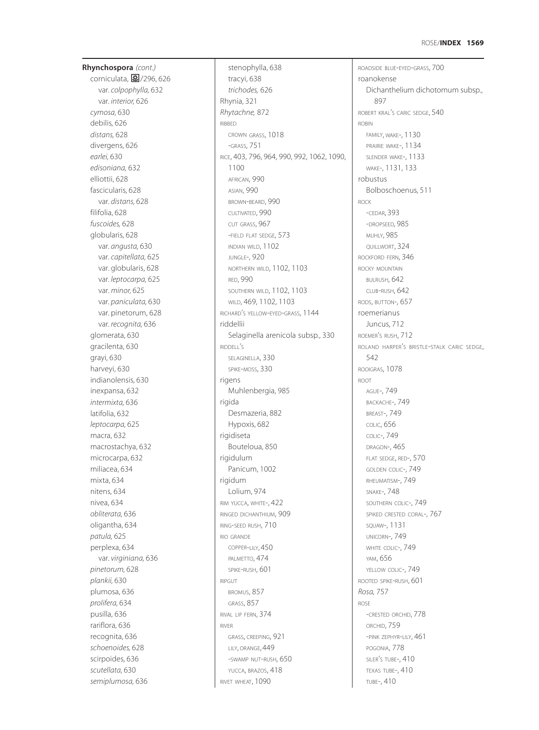**Rhynchospora** *(cont.)*
- corniculata, [icon]/296, 626
  - var. *colpophylla,* 632
  - var. *interior,* 626
- *cymosa,* 630
- debilis, 626
- *distans,* 628
- divergens, 626
- *earlei,* 630
- *edisoniana,* 632
- elliottii, 628
- fascicularis, 628
  - var. *distans,* 628
- filifolia, 628
- *fuscoides,* 628
- globularis, 628
  - var. *angusta,* 630
  - var. *capitellata,* 625
  - var. globularis, 628
  - var. *leptocarpa,* 625
  - var. *minor,* 625
  - var. *paniculata,* 630
  - var. pinetorum, 628
  - var. *recognita,* 636
- glomerata, 630
- gracilenta, 630
- grayi, 630
- harveyi, 630
- indianolensis, 630
- inexpansa, 632
- *intermixta,* 636
- latifolia, 632
- *leptocarpa,* 625
- macra, 632
- macrostachya, 632
- microcarpa, 632
- miliacea, 634
- mixta, 634
- nitens, 634
- nivea, 634
- *obliterata,* 636
- oligantha, 634
- *patula,* 625
- perplexa, 634
  - var. *virginiana,* 636
- *pinetorum,* 628
- *plankii,* 630
- plumosa, 636
- *prolifera,* 634
- pusilla, 636
- rariflora, 636
- recognita, 636
- *schoenoides,* 628
- scirpoides, 636
- *scutellata,* 630
- *semiplumosa,* 636
- stenophylla, 638
- tracyi, 638
- *trichodes,* 626

Rhynia, 321

*Rhytachne,* 872

RIBBED
- CROWN GRASS, 1018
- -GRASS, 751

RICE, 403, 796, 964, 990, 992, 1062, 1090, 1100
- AFRICAN, 990
- ASIAN, 990
- BROWN-BEARD, 990
- CULTIVATED, 990
- CUT GRASS, 967
- -FIELD FLAT SEDGE, 573
- INDIAN WILD, 1102
- JUNGLE-, 920
- NORTHERN WILD, 1102, 1103
- RED, 990
- SOUTHERN WILD, 1102, 1103
- WILD, 469, 1102, 1103

RICHARD'S YELLOW-EYED-GRASS, 1144

riddellii
- Selaginella arenicola subsp., 330

RIDDELL'S
- SELAGINELLA, 330
- SPIKE-MOSS, 330

rigens
- Muhlenbergia, 985

rigida
- Desmazeria, 882
- Hypoxis, 682

rigidiseta
- Bouteloua, 850

rigidulum
- Panicum, 1002

rigidum
- Lolium, 974

RIM YUCCA, WHITE-, 422

RINGED DICHANTHIUM, 909

RING-SEED RUSH, 710

RIO GRANDE
- COPPER-LILY, 450
- PALMETTO, 474
- SPIKE-RUSH, 601

RIPGUT
- BROMUS, 857
- GRASS, 857

RIVAL LIP FERN, 374

RIVER
- GRASS, CREEPING, 921
- LILY, ORANGE, 449
- -SWAMP NUT-RUSH, 650
- YUCCA, BRAZOS, 418

RIVET WHEAT, 1090

ROADSIDE BLUE-EYED-GRASS, 700

roanokense
- Dichanthelium dichotomum subsp., 897

ROBERT KRAL'S CARIC SEDGE, 540

ROBIN
- FAMILY, WAKE-, 1130
- PRAIRIE WAKE-, 1134
- SLENDER WAKE-, 1133
- WAKE-, 1131, 133

robustus
- Bolboschoenus, 511

ROCK
- -CEDAR, 393
- -DROPSEED, 985
- MUHLY, 985
- QUILLWORT, 324

ROCKFORD FERN, 346

ROCKY MOUNTAIN
- BULRUSH, 642
- CLUB-RUSH, 642

RODS, BUTTON-, 657

roemerianus
- Juncus, 712

ROEMER'S RUSH, 712

ROLAND HARPER'S BRISTLE-STALK CARIC SEDGE, 542

ROOIGRAS, 1078

ROOT
- AGUE-, 749
- BACKACHE-, 749
- BREAST-, 749
- COLIC, 656
- COLIC-, 749
- DRAGON-, 465
- FLAT SEDGE, RED-, 570
- GOLDEN COLIC-, 749
- RHEUMATISM-, 749
- SNAKE-, 748
- SOUTHERN COLIC-, 749
- SPIKED CRESTED CORAL-, 767
- SQUAW-, 1131
- UNICORN-, 749
- WHITE COLIC-, 749
- YAM, 656
- YELLOW COLIC-, 749

ROOTED SPIKE-RUSH, 601

*Rosa,* 757

ROSE
- -CRESTED ORCHID, 778
- ORCHID, 759
- -PINK ZEPHYR-LILY, 461
- POGONIA, 778
- SILER'S TUBE-, 410
- TEXAS TUBE-, 410
- TUBE-, 410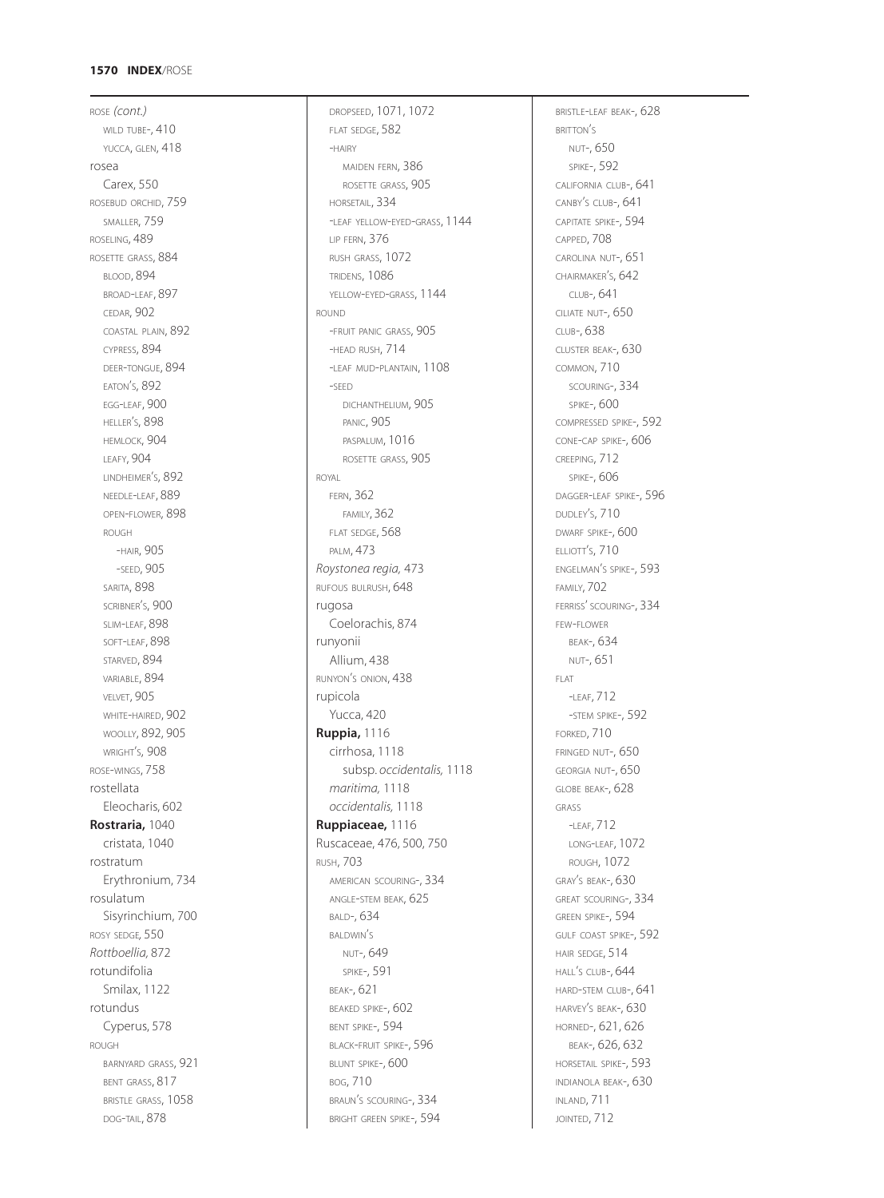ROSE *(cont.)*
  WILD TUBE-, 410
  YUCCA, GLEN, 418
rosea
  Carex, 550
ROSEBUD ORCHID, 759
  SMALLER, 759
ROSELING, 489
ROSETTE GRASS, 884
  BLOOD, 894
  BROAD-LEAF, 897
  CEDAR, 902
  COASTAL PLAIN, 892
  CYPRESS, 894
  DEER-TONGUE, 894
  EATON'S, 892
  EGG-LEAF, 900
  HELLER'S, 898
  HEMLOCK, 904
  LEAFY, 904
  LINDHEIMER'S, 892
  NEEDLE-LEAF, 889
  OPEN-FLOWER, 898
  ROUGH
    -HAIR, 905
    -SEED, 905
  SARITA, 898
  SCRIBNER'S, 900
  SLIM-LEAF, 898
  SOFT-LEAF, 898
  STARVED, 894
  VARIABLE, 894
  VELVET, 905
  WHITE-HAIRED, 902
  WOOLLY, 892, 905
  WRIGHT'S, 908
ROSE-WINGS, 758
rostellata
  Eleocharis, 602
**Rostraria,** 1040
  cristata, 1040
rostratum
  Erythronium, 734
rosulatum
  Sisyrinchium, 700
ROSY SEDGE, 550
*Rottboellia,* 872
rotundifolia
  Smilax, 1122
rotundus
  Cyperus, 578
ROUGH
  BARNYARD GRASS, 921
  BENT GRASS, 817
  BRISTLE GRASS, 1058
  DOG-TAIL, 878
  DROPSEED, 1071, 1072
  FLAT SEDGE, 582
  -HAIRY
    MAIDEN FERN, 386
    ROSETTE GRASS, 905
  HORSETAIL, 334
  -LEAF YELLOW-EYED-GRASS, 1144
  LIP FERN, 376
  RUSH GRASS, 1072
  TRIDENS, 1086
  YELLOW-EYED-GRASS, 1144
ROUND
  -FRUIT PANIC GRASS, 905
  -HEAD RUSH, 714
  -LEAF MUD-PLANTAIN, 1108
  -SEED
    DICHANTHELIUM, 905
    PANIC, 905
    PASPALUM, 1016
    ROSETTE GRASS, 905
ROYAL
  FERN, 362
    FAMILY, 362
  FLAT SEDGE, 568
  PALM, 473
*Roystonea regia,* 473
RUFOUS BULRUSH, 648
rugosa
  Coelorachis, 874
runyonii
  Allium, 438
RUNYON'S ONION, 438
rupicola
  Yucca, 420
**Ruppia,** 1116
  cirrhosa, 1118
    subsp. *occidentalis,* 1118
  *maritima,* 1118
  *occidentalis,* 1118
**Ruppiaceae,** 1116
Ruscaceae, 476, 500, 750
RUSH, 703
  AMERICAN SCOURING-, 334
  ANGLE-STEM BEAK, 625
  BALD-, 634
  BALDWIN'S
    NUT-, 649
    SPIKE-, 591
  BEAK-, 621
  BEAKED SPIKE-, 602
  BENT SPIKE-, 594
  BLACK-FRUIT SPIKE-, 596
  BLUNT SPIKE-, 600
  BOG, 710
  BRAUN'S SCOURING-, 334
  BRIGHT GREEN SPIKE-, 594
  BRISTLE-LEAF BEAK-, 628
  BRITTON'S
    NUT-, 650
    SPIKE-, 592
  CALIFORNIA CLUB-, 641
  CANBY'S CLUB-, 641
  CAPITATE SPIKE-, 594
  CAPPED, 708
  CAROLINA NUT-, 651
  CHAIRMAKER'S, 642
    CLUB-, 641
  CILIATE NUT-, 650
  CLUB-, 638
  CLUSTER BEAK-, 630
  COMMON, 710
    SCOURING-, 334
    SPIKE-, 600
  COMPRESSED SPIKE-, 592
  CONE-CAP SPIKE-, 606
  CREEPING, 712
    SPIKE-, 606
  DAGGER-LEAF SPIKE-, 596
  DUDLEY'S, 710
  DWARF SPIKE-, 600
  ELLIOTT'S, 710
  ENGELMAN'S SPIKE-, 593
  FAMILY, 702
  FERRISS' SCOURING-, 334
  FEW-FLOWER
    BEAK-, 634
    NUT-, 651
  FLAT
    -LEAF, 712
    -STEM SPIKE-, 592
  FORKED, 710
  FRINGED NUT-, 650
  GEORGIA NUT-, 650
  GLOBE BEAK-, 628
  GRASS
    -LEAF, 712
    LONG-LEAF, 1072
    ROUGH, 1072
  GRAY'S BEAK-, 630
  GREAT SCOURING-, 334
  GREEN SPIKE-, 594
  GULF COAST SPIKE-, 592
  HAIR SEDGE, 514
  HALL'S CLUB-, 644
  HARD-STEM CLUB-, 641
  HARVEY'S BEAK-, 630
  HORNED-, 621, 626
    BEAK-, 626, 632
  HORSETAIL SPIKE-, 593
  INDIANOLA BEAK-, 630
  INLAND, 711
  JOINTED, 712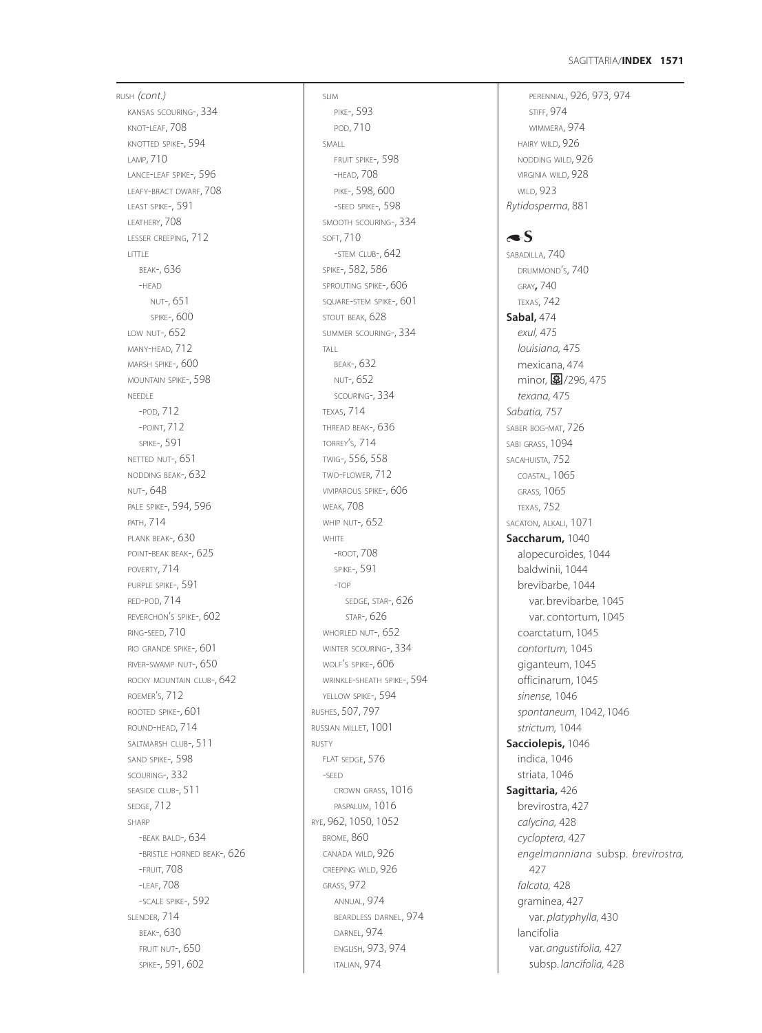RUSH *(cont.)*

- KANSAS SCOURING-, 334
- KNOT-LEAF, 708
- KNOTTED SPIKE-, 594
- LAMP, 710
- LANCE-LEAF SPIKE-, 596
- LEAFY-BRACT DWARF, 708
- LEAST SPIKE-, 591
- LEATHERY, 708
- LESSER CREEPING, 712
- LITTLE
  - BEAK-, 636
  - -HEAD
    - NUT-, 651
    - SPIKE-, 600
- LOW NUT-, 652
- MANY-HEAD, 712
- MARSH SPIKE-, 600
- MOUNTAIN SPIKE-, 598
- NEEDLE
  - -POD, 712
  - -POINT, 712
  - SPIKE-, 591
- NETTED NUT-, 651
- NODDING BEAK-, 632
- NUT-, 648
- PALE SPIKE-, 594, 596
- PATH, 714
- PLANK BEAK-, 630
- POINT-BEAK BEAK-, 625
- POVERTY, 714
- PURPLE SPIKE-, 591
- RED-POD, 714
- REVERCHON'S SPIKE-, 602
- RING-SEED, 710
- RIO GRANDE SPIKE-, 601
- RIVER-SWAMP NUT-, 650
- ROCKY MOUNTAIN CLUB-, 642
- ROEMER'S, 712
- ROOTED SPIKE-, 601
- ROUND-HEAD, 714
- SALTMARSH CLUB-, 511
- SAND SPIKE-, 598
- SCOURING-, 332
- SEASIDE CLUB-, 511
- SEDGE, 712
- SHARP
  - -BEAK BALD-, 634
  - -BRISTLE HORNED BEAK-, 626
  - -FRUIT, 708
  - -LEAF, 708
  - -SCALE SPIKE-, 592
- SLENDER, 714
  - BEAK-, 630
  - FRUIT NUT-, 650
  - SPIKE-, 591, 602
- SLIM
  - PIKE-, 593
  - POD, 710
- SMALL
  - FRUIT SPIKE-, 598
  - -HEAD, 708
  - PIKE-, 598, 600
  - -SEED SPIKE-, 598
- SMOOTH SCOURING-, 334
- SOFT, 710
  - -STEM CLUB-, 642
- SPIKE-, 582, 586
- SPROUTING SPIKE-, 606
- SQUARE-STEM SPIKE-, 601
- STOUT BEAK, 628
- SUMMER SCOURING-, 334
- TALL
  - BEAK-, 632
  - NUT-, 652
  - SCOURING-, 334
- TEXAS, 714
- THREAD BEAK-, 636
- TORREY'S, 714
- TWIG-, 556, 558
- TWO-FLOWER, 712
- VIVIPAROUS SPIKE-, 606
- WEAK, 708
- WHIP NUT-, 652
- WHITE
  - -ROOT, 708
  - SPIKE-, 591
  - -TOP
    - SEDGE, STAR-, 626
    - STAR-, 626
- WHORLED NUT-, 652
- WINTER SCOURING-, 334
- WOLF'S SPIKE-, 606
- WRINKLE-SHEATH SPIKE-, 594
- YELLOW SPIKE-, 594

RUSHES, 507, 797

RUSSIAN MILLET, 1001

RUSTY
- FLAT SEDGE, 576
- -SEED
  - CROWN GRASS, 1016
  - PASPALUM, 1016

RYE, 962, 1050, 1052
- BROME, 860
- CANADA WILD, 926
- CREEPING WILD, 926
- GRASS, 972
  - ANNUAL, 974
  - BEARDLESS DARNEL, 974
  - DARNEL, 974
  - ENGLISH, 973, 974
  - ITALIAN, 974
  - PERENNIAL, 926, 973, 974
  - STIFF, 974
  - WIMMERA, 974
- HAIRY WILD, 926
- NODDING WILD, 926
- VIRGINIA WILD, 928
- WILD, 923

*Rytidosperma,* 881

## S

SABADILLA, 740
- DRUMMOND'S, 740
- GRAY, 740
- TEXAS, 742

**Sabal,** 474
- *exul,* 475
- *louisiana,* 475
- mexicana, 474
- minor, /296, 475
- *texana,* 475

*Sabatia,* 757

SABER BOG-MAT, 726

SABI GRASS, 1094

SACAHUISTA, 752
- COASTAL, 1065
- GRASS, 1065
- TEXAS, 752

SACATON, ALKALI, 1071

**Saccharum,** 1040
- alopecuroides, 1044
- baldwinii, 1044
- brevibarbe, 1044
  - var. brevibarbe, 1045
  - var. contortum, 1045
- coarctatum, 1045
- *contortum,* 1045
- giganteum, 1045
- officinarum, 1045
- *sinense,* 1046
- *spontaneum,* 1042, 1046
- *strictum,* 1044

**Sacciolepis,** 1046
- indica, 1046
- striata, 1046

**Sagittaria,** 426
- brevirostra, 427
- *calycina,* 428
- *cycloptera,* 427
- *engelmanniana* subsp. *brevirostra,* 427
- *falcata,* 428
- graminea, 427
  - var. *platyphylla,* 430
- lancifolia
  - var. *angustifolia,* 427
  - subsp. *lancifolia,* 428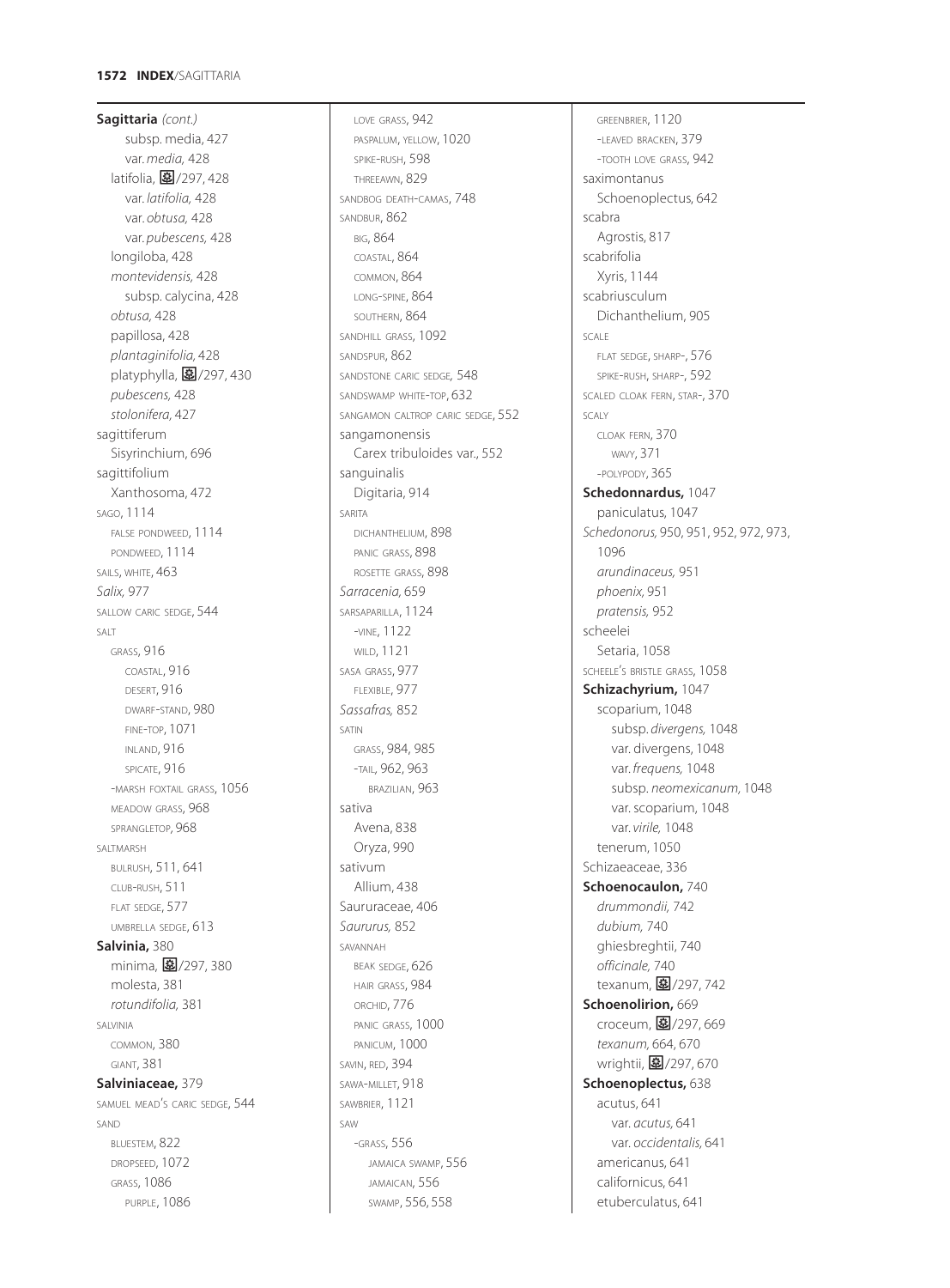**Sagittaria** *(cont.)*
subsp. media, 427
var. *media,* 428
latifolia, ❀/297, 428
var. *latifolia,* 428
var. *obtusa,* 428
var. *pubescens,* 428
longiloba, 428
*montevidensis,* 428
subsp. calycina, 428
*obtusa,* 428
papillosa, 428
*plantaginifolia,* 428
platyphylla, ❀/297, 430
*pubescens,* 428
*stolonifera,* 427
sagittiferum
Sisyrinchium, 696
sagittifolium
Xanthosoma, 472
SAGO, 1114
FALSE PONDWEED, 1114
PONDWEED, 1114
SAILS, WHITE, 463
*Salix,* 977
SALLOW CARIC SEDGE, 544
SALT
GRASS, 916
COASTAL, 916
DESERT, 916
DWARF-STAND, 980
FINE-TOP, 1071
INLAND, 916
SPICATE, 916
-MARSH FOXTAIL GRASS, 1056
MEADOW GRASS, 968
SPRANGLETOP, 968
SALTMARSH
BULRUSH, 511, 641
CLUB-RUSH, 511
FLAT SEDGE, 577
UMBRELLA SEDGE, 613
**Salvinia,** 380
minima, ❀/297, 380
molesta, 381
*rotundifolia,* 381
SALVINIA
COMMON, 380
GIANT, 381
**Salviniaceae,** 379
SAMUEL MEAD'S CARIC SEDGE, 544
SAND
BLUESTEM, 822
DROPSEED, 1072
GRASS, 1086
PURPLE, 1086
LOVE GRASS, 942
PASPALUM, YELLOW, 1020
SPIKE-RUSH, 598
THREEAWN, 829
SANDBOG DEATH-CAMAS, 748
SANDBUR, 862
BIG, 864
COASTAL, 864
COMMON, 864
LONG-SPINE, 864
SOUTHERN, 864
SANDHILL GRASS, 1092
SANDSPUR, 862
SANDSTONE CARIC SEDGE, 548
SANDSWAMP WHITE-TOP, 632
SANGAMON CALTROP CARIC SEDGE, 552
sangamonensis
Carex tribuloides var., 552
sanguinalis
Digitaria, 914
SARITA
DICHANTHELIUM, 898
PANIC GRASS, 898
ROSETTE GRASS, 898
*Sarracenia,* 659
SARSAPARILLA, 1124
-VINE, 1122
WILD, 1121
SASA GRASS, 977
FLEXIBLE, 977
*Sassafras,* 852
SATIN
GRASS, 984, 985
-TAIL, 962, 963
BRAZILIAN, 963
sativa
Avena, 838
Oryza, 990
sativum
Allium, 438
Saururaceae, 406
*Saururus,* 852
SAVANNAH
BEAK SEDGE, 626
HAIR GRASS, 984
ORCHID, 776
PANIC GRASS, 1000
PANICUM, 1000
SAVIN, RED, 394
SAWA-MILLET, 918
SAWBRIER, 1121
SAW
-GRASS, 556
JAMAICA SWAMP, 556
JAMAICAN, 556
SWAMP, 556, 558
GREENBRIER, 1120
-LEAVED BRACKEN, 379
-TOOTH LOVE GRASS, 942
saximontanus
Schoenoplectus, 642
scabra
Agrostis, 817
scabrifolia
Xyris, 1144
scabriusculum
Dichanthelium, 905
SCALE
FLAT SEDGE, SHARP-, 576
SPIKE-RUSH, SHARP-, 592
SCALED CLOAK FERN, STAR-, 370
SCALY
CLOAK FERN, 370
WAVY, 371
-POLYPODY, 365
**Schedonnardus,** 1047
paniculatus, 1047
*Schedonorus,* 950, 951, 952, 972, 973, 1096
*arundinaceus,* 951
*phoenix,* 951
*pratensis,* 952
scheelei
Setaria, 1058
SCHEELE'S BRISTLE GRASS, 1058
**Schizachyrium,** 1047
scoparium, 1048
subsp. *divergens,* 1048
var. divergens, 1048
var. *frequens,* 1048
subsp. *neomexicanum,* 1048
var. scoparium, 1048
var. *virile,* 1048
tenerum, 1050
Schizaeaceae, 336
**Schoenocaulon,** 740
*drummondii,* 742
*dubium,* 740
ghiesbreghtii, 740
*officinale,* 740
texanum, ❀/297, 742
**Schoenolirion,** 669
croceum, ❀/297, 669
*texanum,* 664, 670
wrightii, ❀/297, 670
**Schoenoplectus,** 638
acutus, 641
var. *acutus,* 641
var. *occidentalis,* 641
americanus, 641
californicus, 641
etuberculatus, 641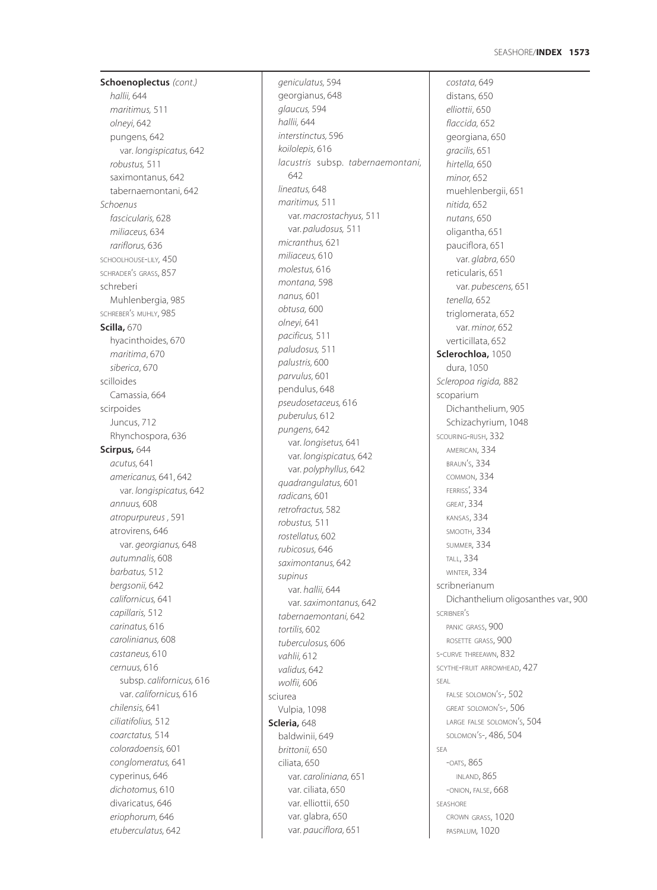**Schoenoplectus** *(cont.)*
*hallii,* 644
*maritimus,* 511
*olneyi,* 642
pungens, 642
var. *longispicatus,* 642
*robustus,* 511
saximontanus, 642
tabernaemontani, 642
*Schoenus*
*fascicularis,* 628
*miliaceus,* 634
*rariflorus,* 636
SCHOOLHOUSE-LILY, 450
SCHRADER'S GRASS, 857
schreberi
Muhlenbergia, 985
SCHREBER'S MUHLY, 985
**Scilla,** 670
hyacinthoides, 670
*maritima,* 670
*siberica,* 670
scilloides
Camassia, 664
scirpoides
Juncus, 712
Rhynchospora, 636
**Scirpus,** 644
*acutus,* 641
*americanus,* 641, 642
var. *longispicatus,* 642
*annuus,* 608
*atropurpureus* , 591
atrovirens, 646
var. *georgianus,* 648
*autumnalis,* 608
*barbatus,* 512
*bergsonii,* 642
*californicus,* 641
*capillaris,* 512
*carinatus,* 616
*carolinianus,* 608
*castaneus,* 610
*cernuus,* 616
subsp. *californicus,* 616
var. *californicus,* 616
*chilensis,* 641
*ciliatifolius,* 512
*coarctatus,* 514
*coloradoensis,* 601
*conglomeratus,* 641
cyperinus, 646
*dichotomus,* 610
divaricatus, 646
*eriophorum,* 646
*etuberculatus,* 642
*geniculatus,* 594
georgianus, 648
*glaucus,* 594
*hallii,* 644
*interstinctus,* 596
*koilolepis,* 616
*lacustris* subsp. *tabernaemontani,* 642
*lineatus,* 648
*maritimus,* 511
var. *macrostachyus,* 511
var. *paludosus,* 511
*micranthus,* 621
*miliaceus,* 610
*molestus,* 616
*montana,* 598
*nanus,* 601
*obtusa,* 600
*olneyi,* 641
*pacificus,* 511
*paludosus,* 511
*palustris,* 600
*parvulus,* 601
pendulus, 648
*pseudosetaceus,* 616
*puberulus,* 612
*pungens,* 642
var. *longisetus,* 641
var. *longispicatus,* 642
var. *polyphyllus,* 642
*quadrangulatus,* 601
*radicans,* 601
*retrofractus,* 582
*robustus,* 511
*rostellatus,* 602
*rubicosus,* 646
*saximontanus,* 642
*supinus*
var. *hallii,* 644
var. *saximontanus,* 642
*tabernaemontani,* 642
*tortilis,* 602
*tuberculosus,* 606
*vahlii,* 612
*validus,* 642
*wolfii,* 606
sciurea
Vulpia, 1098
**Scleria,** 648
baldwinii, 649
*brittonii,* 650
ciliata, 650
var. *caroliniana,* 651
var. ciliata, 650
var. elliottii, 650
var. glabra, 650
var. *pauciflora,* 651
*costata,* 649
distans, 650
*elliottii,* 650
*flaccida,* 652
georgiana, 650
*gracilis,* 651
*hirtella,* 650
*minor,* 652
muehlenbergii, 651
*nitida,* 652
*nutans,* 650
oligantha, 651
pauciflora, 651
var. *glabra,* 650
reticularis, 651
var. *pubescens,* 651
*tenella,* 652
triglomerata, 652
var. *minor,* 652
verticillata, 652
**Sclerochloa,** 1050
dura, 1050
*Scleropoa rigida,* 882
scoparium
Dichanthelium, 905
Schizachyrium, 1048
SCOURING-RUSH, 332
AMERICAN, 334
BRAUN'S, 334
COMMON, 334
FERRISS', 334
GREAT, 334
KANSAS, 334
SMOOTH, 334
SUMMER, 334
TALL, 334
WINTER, 334
scribnerianum
Dichanthelium oligosanthes var., 900
SCRIBNER'S
PANIC GRASS, 900
ROSETTE GRASS, 900
S-CURVE THREEAWN, 832
SCYTHE-FRUIT ARROWHEAD, 427
SEAL
FALSE SOLOMON'S-, 502
GREAT SOLOMON'S-, 506
LARGE FALSE SOLOMON'S, 504
SOLOMON'S-, 486, 504
SEA
-OATS, 865
INLAND, 865
-ONION, FALSE, 668
SEASHORE
CROWN GRASS, 1020
PASPALUM, 1020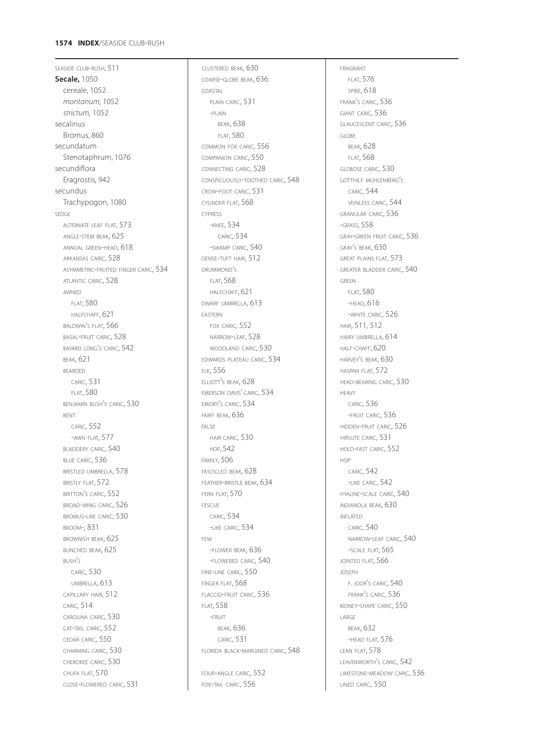SEASIDE CLUB-RUSH, 511
**Secale,** 1050
 cereale, 1052
 *montanum,* 1052
 *strictum,* 1052
secalinus
 Bromus, 860
secundatum
 Stenotaphrum, 1076
secundiflora
 Eragrostis, 942
secundus
 Trachypogon, 1080
SEDGE
 ALTERNATE LEAF FLAT, 573
 ANGLE-STEM BEAK, 625
 ANNUAL GREEN-HEAD, 618
 ARKANSAS CARIC, 528
 ASYMMETRIC-FRUITED FINGER CARIC, 534
 ATLANTIC CARIC, 528
 AWNED
  FLAT, 580
  HALFCHAFF, 621
 BALDWIN'S FLAT, 566
 BASAL-FRUIT CARIC, 528
 BAYARD LONG'S CARIC, 542
 BEAK, 621
 BEARDED
  CARIC, 531
  FLAT, 580
 BENJAMIN BUSH'S CARIC, 530
 BENT
  CARIC, 552
  -AWN FLAT, 577
 BLADDERY CARIC, 540
 BLUE CARIC, 536
 BRISTLED UMBRELLA, 578
 BRISTLY FLAT, 572
 BRITTON'S CARIC, 552
 BROAD-WING CARIC, 526
 BROMUS-LIKE CARIC, 530
 BROOM-, 831
 BROWNISH BEAK, 625
 BUNCHED BEAK, 625
 BUSH'S
  CARIC, 530
  UMBRELLA, 613
 CAPILLARY HAIR, 512
 CARIC, 514
 CAROLINA CARIC, 530
 CAT-TAIL CARIC, 552
 CEDAR CARIC, 550
 CHARMING CARIC, 530
 CHEROKEE CARIC, 530
 CHUFA FLAT, 570
 CLOSE-FLOWERED CARIC, 531
 CLUSTERED BEAK, 630
 COARSE-GLOBE BEAK, 636
 COASTAL
  PLAIN CARIC, 531
  -PLAIN
   BEAK, 638
   FLAT, 580
 COMMON FOX CARIC, 556
 COMPANION CARIC, 550
 CONNECTING CARIC, 528
 CONSPICUOUSLY-TOOTHED CARIC, 548
 CROW-FOOT CARIC, 531
 CYLINDER FLAT, 568
 CYPRESS
  -KNEE, 534
   CARIC, 534
  -SWAMP CARIC, 540
 DENSE-TUFT HAIR, 512
 DRUMMOND'S
  FLAT, 568
  HALFCHAFF, 621
 DWARF UMBRELLA, 613
 EASTERN
  FOX CARIC, 552
  NARROW-LEAF, 528
  WOODLAND CARIC, 530
 EDWARDS PLATEAU CARIC, 534
 ELK, 556
 ELLIOTT'S BEAK, 628
 EMERSON DAVIS' CARIC, 534
 EMORY'S CARIC, 534
 FAIRY BEAK, 636
 FALSE
  HAIR CARIC, 530
  HOP, 542
 FAMILY, 506
 FASCICLED BEAK, 628
 FEATHER-BRISTLE BEAK, 634
 FERN FLAT, 570
 FESCUE
  CARIC, 534
  -LIKE CARIC, 534
 FEW
  -FLOWER BEAK, 636
  -FLOWERED CARIC, 540
 FINE-LINE CARIC, 550
 FINGER FLAT, 568
 FLACCID-FRUIT CARIC, 536
 FLAT, 558
  -FRUIT
   BEAK, 636
   CARIC, 531
 FLORIDA BLACK-MARGINED CARIC, 548
 FOUR-ANGLE CARIC, 552
 FOX-TAIL CARIC, 556
 FRAGRANT
  FLAT, 576
  SPIKE, 618
 FRANK'S CARIC, 536
 GIANT CARIC, 536
 GLAUCESCENT CARIC, 536
 GLOBE
  BEAK, 628
  FLAT, 568
 GLOBOSE CARIC, 530
 GOTTHILF MUHLENBERG'S
  CARIC, 544
  VEINLESS CARIC, 544
 GRANULAR CARIC, 536
 -GRASS, 558
 GRAY-GREEN FRUIT CARIC, 536
 GRAY'S BEAK, 630
 GREAT PLAINS FLAT, 573
 GREATER BLADDER CARIC, 540
 GREEN
  FLAT, 580
  -HEAD, 616
  -WHITE CARIC, 526
 HAIR, 511, 512
 HAIRY UMBRELLA, 614
 HALF-CHAFF, 620
 HARVEY'S BEAK, 630
 HASPAN FLAT, 572
 HEAD-BEARING CARIC, 530
 HEAVY
  CARIC, 536
  -FRUIT CARIC, 536
 HIDDEN-FRUIT CARIC, 526
 HIRSUTE CARIC, 531
 HOLD-FAST CARIC, 552
 HOP
  CARIC, 542
  -LIKE CARIC, 542
 HYALINE-SCALE CARIC, 540
 INDIANOLA BEAK, 630
 INFLATED
  CARIC, 540
  NARROW-LEAF CARIC, 540
  -SCALE FLAT, 565
 JOINTED FLAT, 566
 JOSEPH
  F. JOOR'S CARIC, 540
  FRANK'S CARIC, 536
 KIDNEY-SHAPE CARIC, 550
 LARGE
  BEAK, 632
  -HEAD FLAT, 576
 LEAN FLAT, 578
 LEAVENWORTH'S CARIC, 542
 LIMESTONE-MEADOW CARIC, 536
 LINED CARIC, 550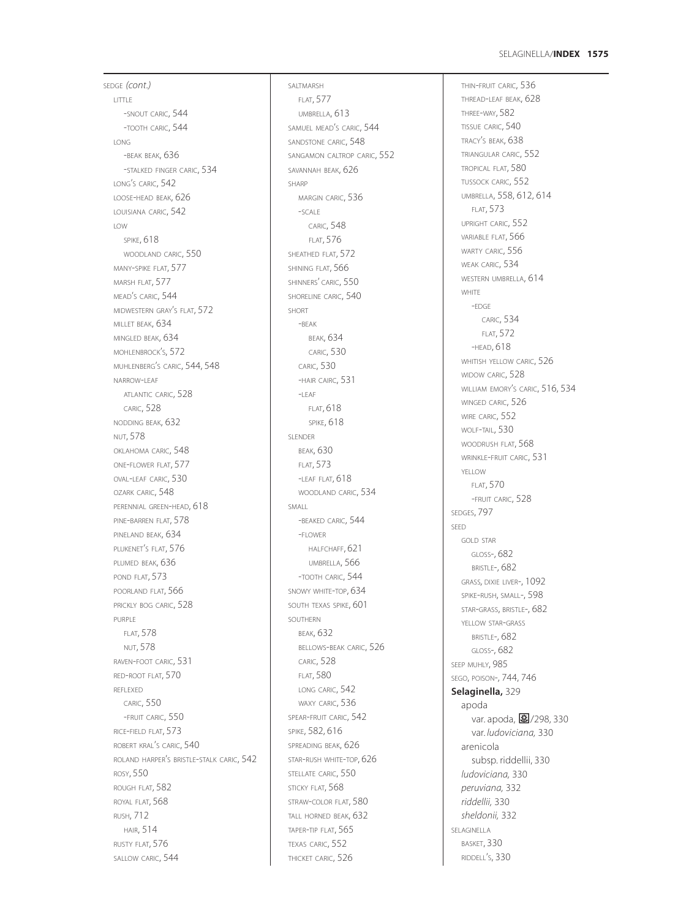SEDGE *(cont.)*
- LITTLE
  - -SNOUT CARIC, 544
  - -TOOTH CARIC, 544
- LONG
  - -BEAK BEAK, 636
  - -STALKED FINGER CARIC, 534
- LONG'S CARIC, 542
- LOOSE-HEAD BEAK, 626
- LOUISIANA CARIC, 542
- LOW
  - SPIKE, 618
  - WOODLAND CARIC, 550
- MANY-SPIKE FLAT, 577
- MARSH FLAT, 577
- MEAD'S CARIC, 544
- MIDWESTERN GRAY'S FLAT, 572
- MILLET BEAK, 634
- MINGLED BEAK, 634
- MOHLENBROCK'S, 572
- MUHLENBERG'S CARIC, 544, 548
- NARROW-LEAF
  - ATLANTIC CARIC, 528
  - CARIC, 528
- NODDING BEAK, 632
- NUT, 578
- OKLAHOMA CARIC, 548
- ONE-FLOWER FLAT, 577
- OVAL-LEAF CARIC, 530
- OZARK CARIC, 548
- PERENNIAL GREEN-HEAD, 618
- PINE-BARREN FLAT, 578
- PINELAND BEAK, 634
- PLUKENET'S FLAT, 576
- PLUMED BEAK, 636
- POND FLAT, 573
- POORLAND FLAT, 566
- PRICKLY BOG CARIC, 528
- PURPLE
  - FLAT, 578
  - NUT, 578
- RAVEN-FOOT CARIC, 531
- RED-ROOT FLAT, 570
- REFLEXED
  - CARIC, 550
  - -FRUIT CARIC, 550
- RICE-FIELD FLAT, 573
- ROBERT KRAL'S CARIC, 540
- ROLAND HARPER'S BRISTLE-STALK CARIC, 542
- ROSY, 550
- ROUGH FLAT, 582
- ROYAL FLAT, 568
- RUSH, 712
  - HAIR, 514
- RUSTY FLAT, 576
- SALLOW CARIC, 544
- SALTMARSH
  - FLAT, 577
  - UMBRELLA, 613
- SAMUEL MEAD'S CARIC, 544
- SANDSTONE CARIC, 548
- SANGAMON CALTROP CARIC, 552
- SAVANNAH BEAK, 626
- SHARP
  - MARGIN CARIC, 536
  - -SCALE
    - CARIC, 548
    - FLAT, 576
- SHEATHED FLAT, 572
- SHINING FLAT, 566
- SHINNERS' CARIC, 550
- SHORELINE CARIC, 540
- SHORT
  - -BEAK
    - BEAK, 634
    - CARIC, 530
  - CARIC, 530
  - -HAIR CAIRC, 531
  - -LEAF
    - FLAT, 618
    - SPIKE, 618
- SLENDER
  - BEAK, 630
  - FLAT, 573
  - -LEAF FLAT, 618
  - WOODLAND CARIC, 534
- SMALL
  - -BEAKED CARIC, 544
  - -FLOWER
    - HALFCHAFF, 621
    - UMBRELLA, 566
  - -TOOTH CARIC, 544
- SNOWY WHITE-TOP, 634
- SOUTH TEXAS SPIKE, 601
- SOUTHERN
  - BEAK, 632
  - BELLOWS-BEAK CARIC, 526
  - CARIC, 528
  - FLAT, 580
  - LONG CARIC, 542
  - WAXY CARIC, 536
- SPEAR-FRUIT CARIC, 542
- SPIKE, 582, 616
- SPREADING BEAK, 626
- STAR-RUSH WHITE-TOP, 626
- STELLATE CARIC, 550
- STICKY FLAT, 568
- STRAW-COLOR FLAT, 580
- TALL HORNED BEAK, 632
- TAPER-TIP FLAT, 565
- TEXAS CARIC, 552
- THICKET CARIC, 526
- THIN-FRUIT CARIC, 536
- THREAD-LEAF BEAK, 628
- THREE-WAY, 582
- TISSUE CARIC, 540
- TRACY'S BEAK, 638
- TRIANGULAR CARIC, 552
- TROPICAL FLAT, 580
- TUSSOCK CARIC, 552
- UMBRELLA, 558, 612, 614
  - FLAT, 573
- UPRIGHT CARIC, 552
- VARIABLE FLAT, 566
- WARTY CARIC, 556
- WEAK CARIC, 534
- WESTERN UMBRELLA, 614
- WHITE
  - -EDGE
    - CARIC, 534
    - FLAT, 572
  - -HEAD, 618
- WHITISH YELLOW CARIC, 526
- WIDOW CARIC, 528
- WILLIAM EMORY'S CARIC, 516, 534
- WINGED CARIC, 526
- WIRE CARIC, 552
- WOLF-TAIL, 530
- WOODRUSH FLAT, 568
- WRINKLE-FRUIT CARIC, 531
- YELLOW
  - FLAT, 570
  - -FRUIT CARIC, 528

SEDGES, 797

SEED
- GOLD STAR
  - GLOSS-, 682
  - BRISTLE-, 682
- GRASS, DIXIE LIVER-, 1092
- SPIKE-RUSH, SMALL-, 598
- STAR-GRASS, BRISTLE-, 682
- YELLOW STAR-GRASS
  - BRISTLE-, 682
  - GLOSS-, 682

SEEP MUHLY, 985

SEGO, POISON-, 744, 746

**Selaginella,** 329
- apoda
  - var. apoda, ✿/298, 330
  - var. *ludoviciana,* 330
- arenicola
  - subsp. riddellii, 330
- *ludoviciana,* 330
- *peruviana,* 332
- *riddellii,* 330
- *sheldonii,* 332

SELAGINELLA
- BASKET, 330
- RIDDELL'S, 330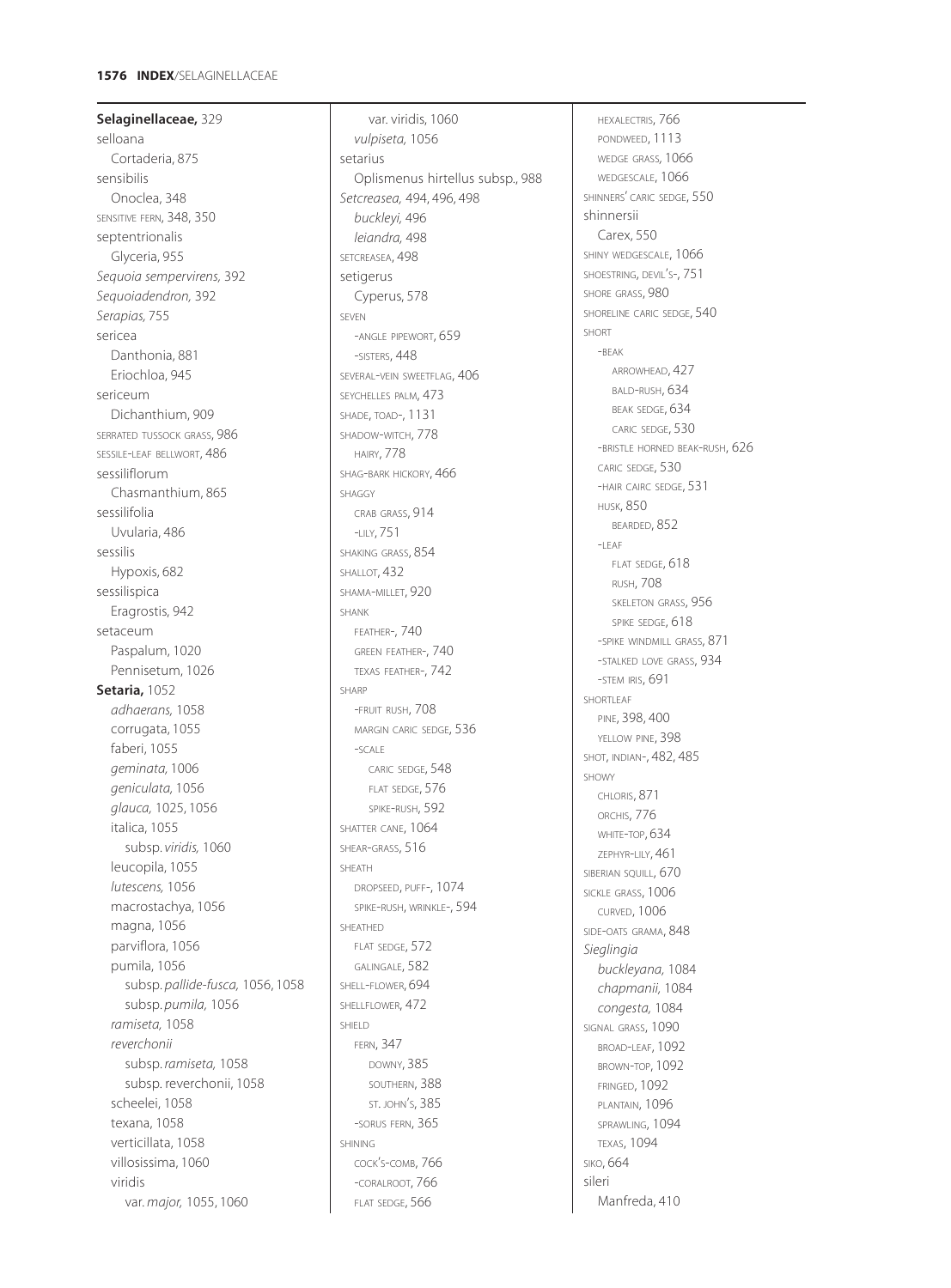**Selaginellaceae,** 329
selloana
Cortaderia, 875
sensibilis
Onoclea, 348
SENSITIVE FERN, 348, 350
septentrionalis
Glyceria, 955
*Sequoia sempervirens,* 392
*Sequoiadendron,* 392
*Serapias,* 755
sericea
Danthonia, 881
Eriochloa, 945
sericeum
Dichanthium, 909
SERRATED TUSSOCK GRASS, 986
SESSILE-LEAF BELLWORT, 486
sessiliflorum
Chasmanthium, 865
sessilifolia
Uvularia, 486
sessilis
Hypoxis, 682
sessilispica
Eragrostis, 942
setaceum
Paspalum, 1020
Pennisetum, 1026
**Setaria,** 1052
*adhaerans,* 1058
corrugata, 1055
faberi, 1055
*geminata,* 1006
*geniculata,* 1056
*glauca,* 1025, 1056
italica, 1055
subsp. *viridis,* 1060
leucopila, 1055
*lutescens,* 1056
macrostachya, 1056
magna, 1056
parviflora, 1056
pumila, 1056
subsp. *pallide-fusca,* 1056, 1058
subsp. *pumila,* 1056
*ramiseta,* 1058
*reverchonii*
subsp. *ramiseta,* 1058
subsp. reverchonii, 1058
scheelei, 1058
texana, 1058
verticillata, 1058
villosissima, 1060
viridis
var. *major,* 1055, 1060
var. viridis, 1060
*vulpiseta,* 1056
setarius
Oplismenus hirtellus subsp., 988
*Setcreasea,* 494, 496, 498
*buckleyi,* 496
*leiandra,* 498
SETCREASEA, 498
setigerus
Cyperus, 578
SEVEN
-ANGLE PIPEWORT, 659
-SISTERS, 448
SEVERAL-VEIN SWEETFLAG, 406
SEYCHELLES PALM, 473
SHADE, TOAD-, 1131
SHADOW-WITCH, 778
HAIRY, 778
SHAG-BARK HICKORY, 466
SHAGGY
CRAB GRASS, 914
-LILY, 751
SHAKING GRASS, 854
SHALLOT, 432
SHAMA-MILLET, 920
SHANK
FEATHER-, 740
GREEN FEATHER-, 740
TEXAS FEATHER-, 742
SHARP
-FRUIT RUSH, 708
MARGIN CARIC SEDGE, 536
-SCALE
CARIC SEDGE, 548
FLAT SEDGE, 576
SPIKE-RUSH, 592
SHATTER CANE, 1064
SHEAR-GRASS, 516
SHEATH
DROPSEED, PUFF-, 1074
SPIKE-RUSH, WRINKLE-, 594
SHEATHED
FLAT SEDGE, 572
GALINGALE, 582
SHELL-FLOWER, 694
SHELLFLOWER, 472
SHIELD
FERN, 347
DOWNY, 385
SOUTHERN, 388
ST. JOHN'S, 385
-SORUS FERN, 365
SHINING
COCK'S-COMB, 766
-CORALROOT, 766
FLAT SEDGE, 566
HEXALECTRIS, 766
PONDWEED, 1113
WEDGE GRASS, 1066
WEDGESCALE, 1066
SHINNERS' CARIC SEDGE, 550
shinnersii
Carex, 550
SHINY WEDGESCALE, 1066
SHOESTRING, DEVIL'S-, 751
SHORE GRASS, 980
SHORELINE CARIC SEDGE, 540
SHORT
-BEAK
ARROWHEAD, 427
BALD-RUSH, 634
BEAK SEDGE, 634
CARIC SEDGE, 530
-BRISTLE HORNED BEAK-RUSH, 626
CARIC SEDGE, 530
-HAIR CAIRC SEDGE, 531
HUSK, 850
BEARDED, 852
-LEAF
FLAT SEDGE, 618
RUSH, 708
SKELETON GRASS, 956
SPIKE SEDGE, 618
-SPIKE WINDMILL GRASS, 871
-STALKED LOVE GRASS, 934
-STEM IRIS, 691
SHORTLEAF
PINE, 398, 400
YELLOW PINE, 398
SHOT, INDIAN-, 482, 485
SHOWY
CHLORIS, 871
ORCHIS, 776
WHITE-TOP, 634
ZEPHYR-LILY, 461
SIBERIAN SQUILL, 670
SICKLE GRASS, 1006
CURVED, 1006
SIDE-OATS GRAMA, 848
*Sieglingia*
*buckleyana,* 1084
*chapmanii,* 1084
*congesta,* 1084
SIGNAL GRASS, 1090
BROAD-LEAF, 1092
BROWN-TOP, 1092
FRINGED, 1092
PLANTAIN, 1096
SPRAWLING, 1094
TEXAS, 1094
SIKO, 664
sileri
Manfreda, 410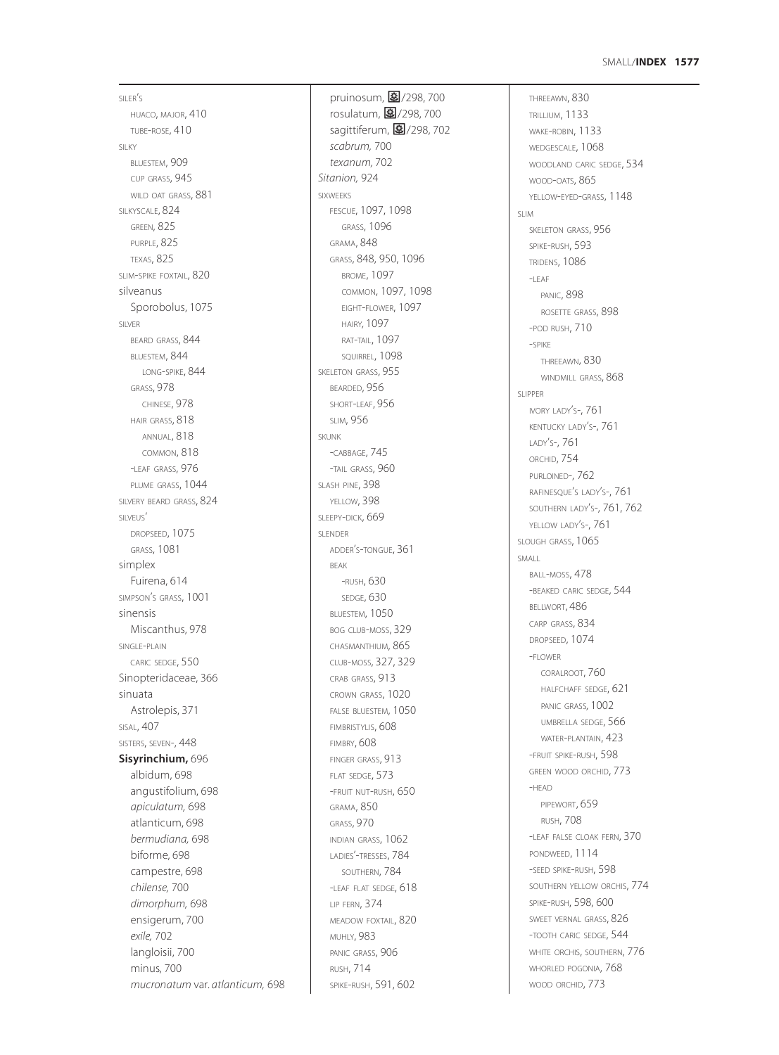SILER'S
- HUACO, MAJOR, 410
- TUBE-ROSE, 410

SILKY
- BLUESTEM, 909
- CUP GRASS, 945
- WILD OAT GRASS, 881

SILKYSCALE, 824
- GREEN, 825
- PURPLE, 825
- TEXAS, 825

SLIM-SPIKE FOXTAIL, 820

silveanus
- Sporobolus, 1075

SILVER
- BEARD GRASS, 844
- BLUESTEM, 844
  - LONG-SPIKE, 844
- GRASS, 978
  - CHINESE, 978
- HAIR GRASS, 818
  - ANNUAL, 818
  - COMMON, 818
- -LEAF GRASS, 976
- PLUME GRASS, 1044

SILVERY BEARD GRASS, 824

SILVEUS'
- DROPSEED, 1075
- GRASS, 1081

simplex
- Fuirena, 614

SIMPSON'S GRASS, 1001

sinensis
- Miscanthus, 978

SINGLE-PLAIN
- CARIC SEDGE, 550

Sinopteridaceae, 366

sinuata
- Astrolepis, 371

SISAL, 407

SISTERS, SEVEN-, 448

**Sisyrinchium,** 696
- albidum, 698
- angustifolium, 698
- *apiculatum,* 698
- atlanticum, 698
- *bermudiana,* 698
- biforme, 698
- campestre, 698
- *chilense,* 700
- *dimorphum,* 698
- ensigerum, 700
- *exile,* 702
- langloisii, 700
- minus, 700
- *mucronatum* var. *atlanticum,* 698
- pruinosum, ✿/298, 700
- rosulatum, ✿/298, 700
- sagittiferum, ✿/298, 702
- *scabrum,* 700
- *texanum,* 702

*Sitanion,* 924

SIXWEEKS
- FESCUE, 1097, 1098
  - GRASS, 1096
- GRAMA, 848
- GRASS, 848, 950, 1096
  - BROME, 1097
  - COMMON, 1097, 1098
  - EIGHT-FLOWER, 1097
  - HAIRY, 1097
  - RAT-TAIL, 1097
  - SQUIRREL, 1098

SKELETON GRASS, 955
- BEARDED, 956
- SHORT-LEAF, 956
- SLIM, 956

SKUNK
- -CABBAGE, 745
- -TAIL GRASS, 960

SLASH PINE, 398
- YELLOW, 398

SLEEPY-DICK, 669

SLENDER
- ADDER'S-TONGUE, 361
- BEAK
  - -RUSH, 630
  - SEDGE, 630
- BLUESTEM, 1050
- BOG CLUB-MOSS, 329
- CHASMANTHIUM, 865
- CLUB-MOSS, 327, 329
- CRAB GRASS, 913
- CROWN GRASS, 1020
- FALSE BLUESTEM, 1050
- FIMBRISTYLIS, 608
- FIMBRY, 608
- FINGER GRASS, 913
- FLAT SEDGE, 573
- -FRUIT NUT-RUSH, 650
- GRAMA, 850
- GRASS, 970
- INDIAN GRASS, 1062
- LADIES'-TRESSES, 784
  - SOUTHERN, 784
- -LEAF FLAT SEDGE, 618
- LIP FERN, 374
- MEADOW FOXTAIL, 820
- MUHLY, 983
- PANIC GRASS, 906
- RUSH, 714
- SPIKE-RUSH, 591, 602
- THREEAWN, 830
- TRILLIUM, 1133
- WAKE-ROBIN, 1133
- WEDGESCALE, 1068
- WOODLAND CARIC SEDGE, 534
- WOOD-OATS, 865
- YELLOW-EYED-GRASS, 1148

SLIM
- SKELETON GRASS, 956
- SPIKE-RUSH, 593
- TRIDENS, 1086
- -LEAF
  - PANIC, 898
  - ROSETTE GRASS, 898
- -POD RUSH, 710
- -SPIKE
  - THREEAWN, 830
  - WINDMILL GRASS, 868

SLIPPER
- IVORY LADY'S-, 761
- KENTUCKY LADY'S-, 761
- LADY'S-, 761
- ORCHID, 754
- PURLOINED-, 762
- RAFINESQUE'S LADY'S-, 761
- SOUTHERN LADY'S-, 761, 762
- YELLOW LADY'S-, 761

SLOUGH GRASS, 1065

SMALL
- BALL-MOSS, 478
- -BEAKED CARIC SEDGE, 544
- BELLWORT, 486
- CARP GRASS, 834
- DROPSEED, 1074
- -FLOWER
  - CORALROOT, 760
  - HALFCHAFF SEDGE, 621
  - PANIC GRASS, 1002
  - UMBRELLA SEDGE, 566
  - WATER-PLANTAIN, 423
- -FRUIT SPIKE-RUSH, 598
- GREEN WOOD ORCHID, 773
- -HEAD
  - PIPEWORT, 659
  - RUSH, 708
- -LEAF FALSE CLOAK FERN, 370
- PONDWEED, 1114
- -SEED SPIKE-RUSH, 598
- SOUTHERN YELLOW ORCHIS, 774
- SPIKE-RUSH, 598, 600
- SWEET VERNAL GRASS, 826
- -TOOTH CARIC SEDGE, 544
- WHITE ORCHIS, SOUTHERN, 776
- WHORLED POGONIA, 768
- WOOD ORCHID, 773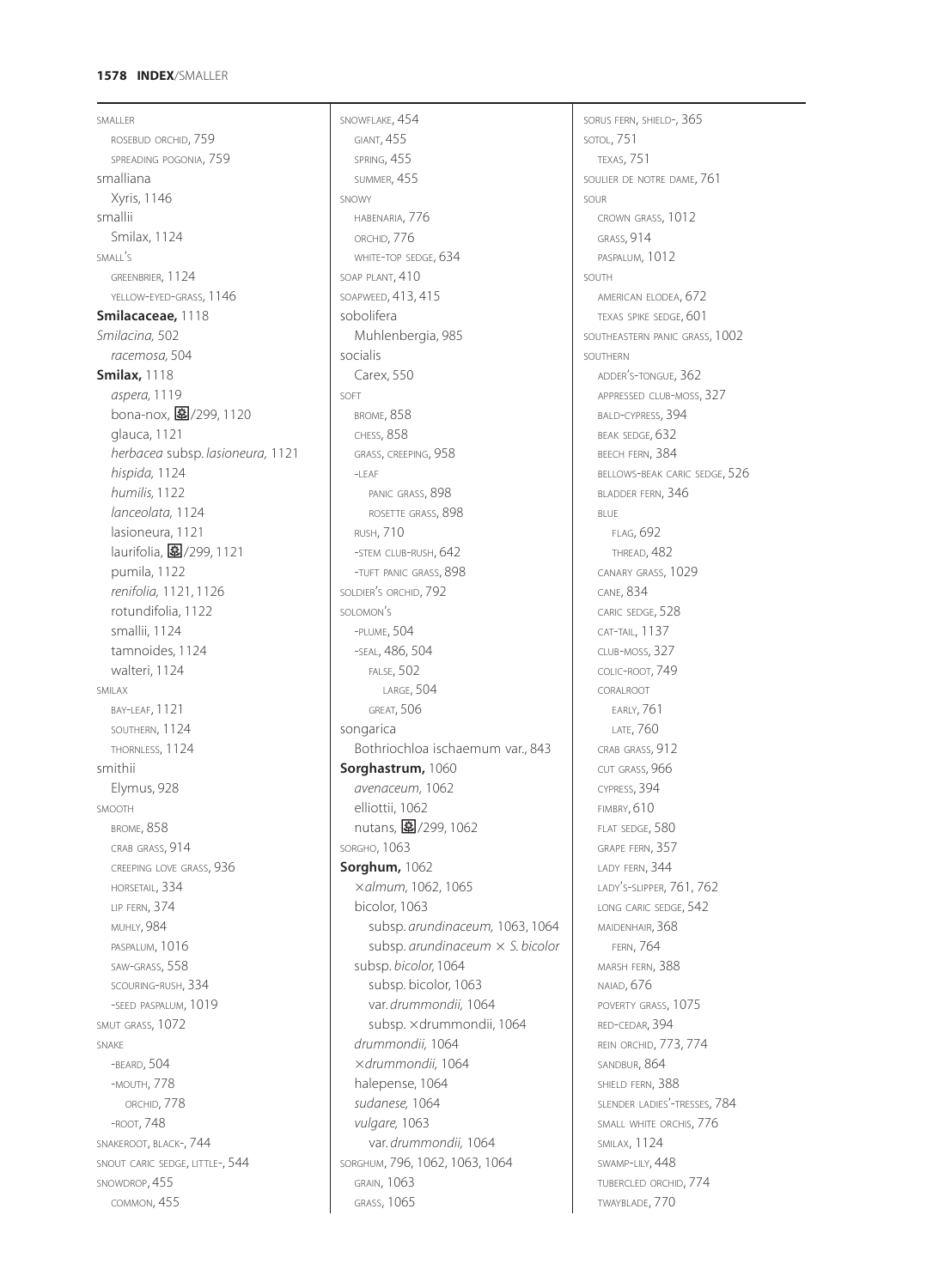SMALLER
  ROSEBUD ORCHID, 759
  SPREADING POGONIA, 759
smalliana
  Xyris, 1146
smallii
  Smilax, 1124
SMALL'S
  GREENBRIER, 1124
  YELLOW-EYED-GRASS, 1146
**Smilacaceae,** 1118
*Smilacina,* 502
  *racemosa,* 504
**Smilax,** 1118
  *aspera,* 1119
  bona-nox, ✿/299, 1120
  glauca, 1121
  *herbacea* subsp. *lasioneura,* 1121
  *hispida,* 1124
  *humilis,* 1122
  *lanceolata,* 1124
  lasioneura, 1121
  laurifolia, ✿/299, 1121
  pumila, 1122
  *renifolia,* 1121, 1126
  rotundifolia, 1122
  smallii, 1124
  tamnoides, 1124
  walteri, 1124
SMILAX
  BAY-LEAF, 1121
  SOUTHERN, 1124
  THORNLESS, 1124
smithii
  Elymus, 928
SMOOTH
  BROME, 858
  CRAB GRASS, 914
  CREEPING LOVE GRASS, 936
  HORSETAIL, 334
  LIP FERN, 374
  MUHLY, 984
  PASPALUM, 1016
  SAW-GRASS, 558
  SCOURING-RUSH, 334
  -SEED PASPALUM, 1019
SMUT GRASS, 1072
SNAKE
  -BEARD, 504
  -MOUTH, 778
    ORCHID, 778
  -ROOT, 748
SNAKEROOT, BLACK-, 744
SNOUT CARIC SEDGE, LITTLE-, 544
SNOWDROP, 455
  COMMON, 455
SNOWFLAKE, 454
  GIANT, 455
  SPRING, 455
  SUMMER, 455
SNOWY
  HABENARIA, 776
  ORCHID, 776
  WHITE-TOP SEDGE, 634
SOAP PLANT, 410
SOAPWEED, 413, 415
sobolifera
  Muhlenbergia, 985
socialis
  Carex, 550
SOFT
  BROME, 858
  CHESS, 858
  GRASS, CREEPING, 958
  -LEAF
    PANIC GRASS, 898
    ROSETTE GRASS, 898
  RUSH, 710
  -STEM CLUB-RUSH, 642
  -TUFT PANIC GRASS, 898
SOLDIER'S ORCHID, 792
SOLOMON'S
  -PLUME, 504
  -SEAL, 486, 504
    FALSE, 502
      LARGE, 504
    GREAT, 506
songarica
  Bothriochloa ischaemum var., 843
**Sorghastrum,** 1060
  *avenaceum,* 1062
  elliottii, 1062
  nutans, ✿/299, 1062
SORGHO, 1063
**Sorghum,** 1062
  ×*almum,* 1062, 1065
  bicolor, 1063
    subsp. *arundinaceum,* 1063, 1064
    subsp. *arundinaceum* × *S. bicolor*
  subsp. *bicolor,* 1064
    subsp. bicolor, 1063
    var. *drummondii,* 1064
    subsp. ×drummondii, 1064
  *drummondii,* 1064
  ×*drummondii,* 1064
  halepense, 1064
  *sudanese,* 1064
  *vulgare,* 1063
    var. *drummondii,* 1064
SORGHUM, 796, 1062, 1063, 1064
  GRAIN, 1063
  GRASS, 1065
SORUS FERN, SHIELD-, 365
SOTOL, 751
  TEXAS, 751
SOULIER DE NOTRE DAME, 761
SOUR
  CROWN GRASS, 1012
  GRASS, 914
  PASPALUM, 1012
SOUTH
  AMERICAN ELODEA, 672
  TEXAS SPIKE SEDGE, 601
SOUTHEASTERN PANIC GRASS, 1002
SOUTHERN
  ADDER'S-TONGUE, 362
  APPRESSED CLUB-MOSS, 327
  BALD-CYPRESS, 394
  BEAK SEDGE, 632
  BEECH FERN, 384
  BELLOWS-BEAK CARIC SEDGE, 526
  BLADDER FERN, 346
  BLUE
    FLAG, 692
    THREAD, 482
  CANARY GRASS, 1029
  CANE, 834
  CARIC SEDGE, 528
  CAT-TAIL, 1137
  CLUB-MOSS, 327
  COLIC-ROOT, 749
  CORALROOT
    EARLY, 761
    LATE, 760
  CRAB GRASS, 912
  CUT GRASS, 966
  CYPRESS, 394
  FIMBRY, 610
  FLAT SEDGE, 580
  GRAPE FERN, 357
  LADY FERN, 344
  LADY'S-SLIPPER, 761, 762
  LONG CARIC SEDGE, 542
  MAIDENHAIR, 368
    FERN, 764
  MARSH FERN, 388
  NAIAD, 676
  POVERTY GRASS, 1075
  RED-CEDAR, 394
  REIN ORCHID, 773, 774
  SANDBUR, 864
  SHIELD FERN, 388
  SLENDER LADIES'-TRESSES, 784
  SMALL WHITE ORCHIS, 776
  SMILAX, 1124
  SWAMP-LILY, 448
  TUBERCLED ORCHID, 774
  TWAYBLADE, 770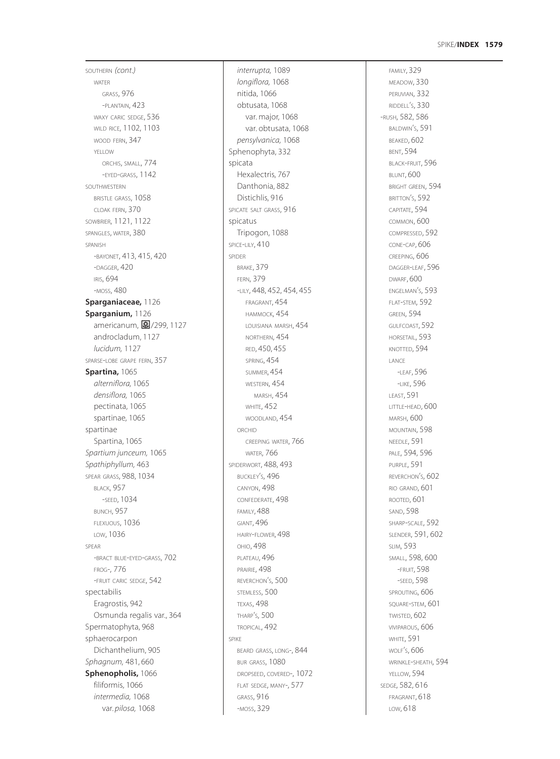SOUTHERN *(cont.)*
   WATER
      GRASS, 976
      -PLANTAIN, 423
   WAXY CARIC SEDGE, 536
   WILD RICE, 1102, 1103
   WOOD FERN, 347
   YELLOW
      ORCHIS, SMALL, 774
      -EYED-GRASS, 1142
SOUTHWESTERN
   BRISTLE GRASS, 1058
   CLOAK FERN, 370
SOWBRIER, 1121, 1122
SPANGLES, WATER, 380
SPANISH
   -BAYONET, 413, 415, 420
   -DAGGER, 420
   IRIS, 694
   -MOSS, 480
**Sparganiaceae,** 1126
**Sparganium,** 1126
   americanum, ❁/299, 1127
   androcladum, 1127
   *lucidum,* 1127
SPARSE-LOBE GRAPE FERN, 357
**Spartina,** 1065
   *alterniflora,* 1065
   *densiflora,* 1065
   pectinata, 1065
   spartinae, 1065
spartinae
   Spartina, 1065
*Spartium junceum,* 1065
*Spathiphyllum,* 463
SPEAR GRASS, 988, 1034
   BLACK, 957
      -SEED, 1034
   BUNCH, 957
   FLEXUOUS, 1036
   LOW, 1036
SPEAR
   -BRACT BLUE-EYED-GRASS, 702
   FROG-, 776
   -FRUIT CARIC SEDGE, 542
spectabilis
   Eragrostis, 942
   Osmunda regalis var., 364
Spermatophyta, 968
sphaerocarpon
   Dichanthelium, 905
*Sphagnum,* 481, 660
**Sphenopholis,** 1066
   filiformis, 1066
   *intermedia,* 1068
      var. *pilosa,* 1068
   *interrupta,* 1089
   *longiflora,* 1068
   nitida, 1066
   obtusata, 1068
      var. major, 1068
      var. obtusata, 1068
   *pensylvanica,* 1068
Sphenophyta, 332
spicata
   Hexalectris, 767
   Danthonia, 882
   Distichlis, 916
SPICATE SALT GRASS, 916
spicatus
   Tripogon, 1088
SPICE-LILY, 410
SPIDER
   BRAKE, 379
   FERN, 379
   -LILY, 448, 452, 454, 455
      FRAGRANT, 454
      HAMMOCK, 454
      LOUISIANA MARSH, 454
      NORTHERN, 454
      RED, 450, 455
      SPRING, 454
      SUMMER, 454
      WESTERN, 454
         MARSH, 454
      WHITE, 452
      WOODLAND, 454
   ORCHID
      CREEPING WATER, 766
      WATER, 766
SPIDERWORT, 488, 493
   BUCKLEY'S, 496
   CANYON, 498
   CONFEDERATE, 498
   FAMILY, 488
   GIANT, 496
   HAIRY-FLOWER, 498
   OHIO, 498
   PLATEAU, 496
   PRAIRIE, 498
   REVERCHON'S, 500
   STEMLESS, 500
   TEXAS, 498
   THARP'S, 500
   TROPICAL, 492
SPIKE
   BEARD GRASS, LONG-, 844
   BUR GRASS, 1080
   DROPSEED, COVERED-, 1072
   FLAT SEDGE, MANY-, 577
   GRASS, 916
   -MOSS, 329
   FAMILY, 329
   MEADOW, 330
   PERUVIAN, 332
   RIDDELL'S, 330
-RUSH, 582, 586
   BALDWIN'S, 591
   BEAKED, 602
   BENT, 594
   BLACK-FRUIT, 596
   BLUNT, 600
   BRIGHT GREEN, 594
   BRITTON'S, 592
   CAPITATE, 594
   COMMON, 600
   COMPRESSED, 592
   CONE-CAP, 606
   CREEPING, 606
   DAGGER-LEAF, 596
   DWARF, 600
   ENGELMAN'S, 593
   FLAT-STEM, 592
   GREEN, 594
   GULFCOAST, 592
   HORSETAIL, 593
   KNOTTED, 594
   LANCE
      -LEAF, 596
      -LIKE, 596
   LEAST, 591
   LITTLE-HEAD, 600
   MARSH, 600
   MOUNTAIN, 598
   NEEDLE, 591
   PALE, 594, 596
   PURPLE, 591
   REVERCHON'S, 602
   RIO GRAND, 601
   ROOTED, 601
   SAND, 598
   SHARP-SCALE, 592
   SLENDER, 591, 602
   SLIM, 593
   SMALL, 598, 600
      -FRUIT, 598
      -SEED, 598
   SPROUTING, 606
   SQUARE-STEM, 601
   TWISTED, 602
   VIVIPAROUS, 606
   WHITE, 591
   WOLF'S, 606
   WRINKLE-SHEATH, 594
   YELLOW, 594
SEDGE, 582, 616
   FRAGRANT, 618
   LOW, 618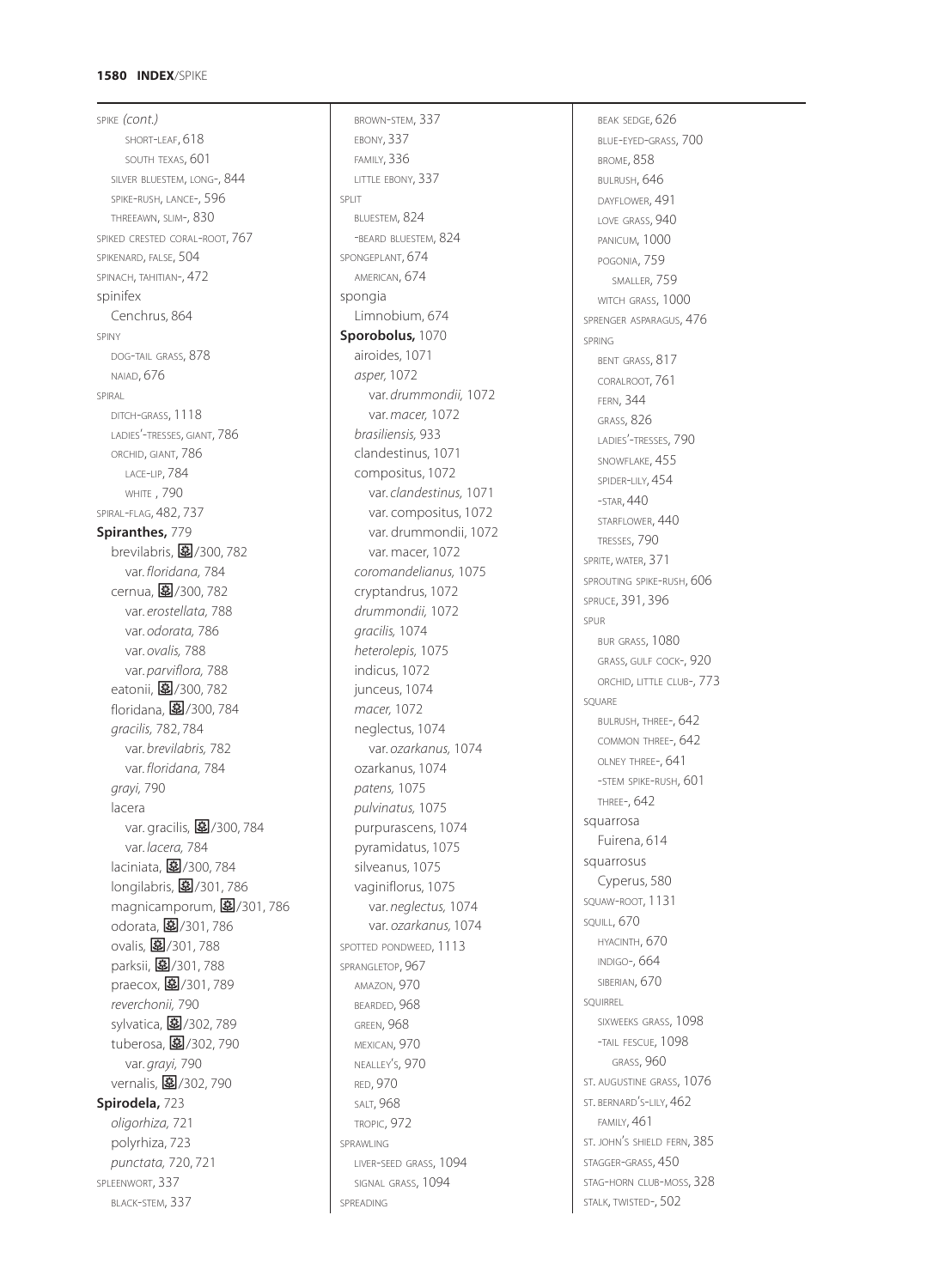SPIKE *(cont.)*
- SHORT-LEAF, 618
- SOUTH TEXAS, 601
- SILVER BLUESTEM, LONG-, 844
- SPIKE-RUSH, LANCE-, 596
- THREEAWN, SLIM-, 830

SPIKED CRESTED CORAL-ROOT, 767

SPIKENARD, FALSE, 504

SPINACH, TAHITIAN-, 472

spinifex
- Cenchrus, 864

SPINY
- DOG-TAIL GRASS, 878
- NAIAD, 676

SPIRAL
- DITCH-GRASS, 1118
- LADIES'-TRESSES, GIANT, 786
- ORCHID, GIANT, 786
  - LACE-LIP, 784
  - WHITE , 790

SPIRAL-FLAG, 482, 737

**Spiranthes,** 779
- brevilabris, ❀/300, 782
  - var. *floridana,* 784
- cernua, ❀/300, 782
  - var. *erostellata,* 788
  - var. *odorata,* 786
  - var. *ovalis,* 788
  - var. *parviflora,* 788
- eatonii, ❀/300, 782
- floridana, ❀/300, 784
- *gracilis,* 782, 784
  - var. *brevilabris,* 782
  - var. *floridana,* 784
- *grayi,* 790
- lacera
  - var. gracilis, ❀/300, 784
  - var. *lacera,* 784
- laciniata, ❀/300, 784
- longilabris, ❀/301, 786
- magnicamporum, ❀/301, 786
- odorata, ❀/301, 786
- ovalis, ❀/301, 788
- parksii, ❀/301, 788
- praecox, ❀/301, 789
- *reverchonii,* 790
- sylvatica, ❀/302, 789
- tuberosa, ❀/302, 790
  - var. *grayi,* 790
- vernalis, ❀/302, 790

**Spirodela,** 723
- *oligorhiza,* 721
- polyrhiza, 723
- *punctata,* 720, 721

SPLEENWORT, 337
- BLACK-STEM, 337
- BROWN-STEM, 337
- EBONY, 337
- FAMILY, 336
- LITTLE EBONY, 337

SPLIT
- BLUESTEM, 824
- -BEARD BLUESTEM, 824

SPONGEPLANT, 674
- AMERICAN, 674

spongia
- Limnobium, 674

**Sporobolus,** 1070
- airoides, 1071
- *asper,* 1072
  - var. *drummondii,* 1072
  - var. *macer,* 1072
- *brasiliensis,* 933
- clandestinus, 1071
- compositus, 1072
  - var. *clandestinus,* 1071
  - var. compositus, 1072
  - var. drummondii, 1072
  - var. macer, 1072
- *coromandelianus,* 1075
- cryptandrus, 1072
- *drummondii,* 1072
- *gracilis,* 1074
- *heterolepis,* 1075
- indicus, 1072
- junceus, 1074
- *macer,* 1072
- neglectus, 1074
  - var. *ozarkanus,* 1074
- ozarkanus, 1074
- *patens,* 1075
- *pulvinatus,* 1075
- purpurascens, 1074
- pyramidatus, 1075
- silveanus, 1075
- vaginiflorus, 1075
  - var. *neglectus,* 1074
  - var. *ozarkanus,* 1074

SPOTTED PONDWEED, 1113

SPRANGLETOP, 967
- AMAZON, 970
- BEARDED, 968
- GREEN, 968
- MEXICAN, 970
- NEALLEY'S, 970
- RED, 970
- SALT, 968
- TROPIC, 972

SPRAWLING
- LIVER-SEED GRASS, 1094
- SIGNAL GRASS, 1094

SPREADING
- BEAK SEDGE, 626
- BLUE-EYED-GRASS, 700
- BROME, 858
- BULRUSH, 646
- DAYFLOWER, 491
- LOVE GRASS, 940
- PANICUM, 1000
- POGONIA, 759
  - SMALLER, 759
- WITCH GRASS, 1000

SPRENGER ASPARAGUS, 476

SPRING
- BENT GRASS, 817
- CORALROOT, 761
- FERN, 344
- GRASS, 826
- LADIES'-TRESSES, 790
- SNOWFLAKE, 455
- SPIDER-LILY, 454
- -STAR, 440
- STARFLOWER, 440
- TRESSES, 790

SPRITE, WATER, 371

SPROUTING SPIKE-RUSH, 606

SPRUCE, 391, 396

SPUR
- BUR GRASS, 1080
- GRASS, GULF COCK-, 920
- ORCHID, LITTLE CLUB-, 773

SQUARE
- BULRUSH, THREE-, 642
- COMMON THREE-, 642
- OLNEY THREE-, 641
- -STEM SPIKE-RUSH, 601
- THREE-, 642

squarrosa
- Fuirena, 614

squarrosus
- Cyperus, 580

SQUAW-ROOT, 1131

SQUILL, 670
- HYACINTH, 670
- INDIGO-, 664
- SIBERIAN, 670

SQUIRREL
- SIXWEEKS GRASS, 1098
- -TAIL FESCUE, 1098
  - GRASS, 960

ST. AUGUSTINE GRASS, 1076

ST. BERNARD'S-LILY, 462
- FAMILY, 461

ST. JOHN'S SHIELD FERN, 385

STAGGER-GRASS, 450

STAG-HORN CLUB-MOSS, 328

STALK, TWISTED-, 502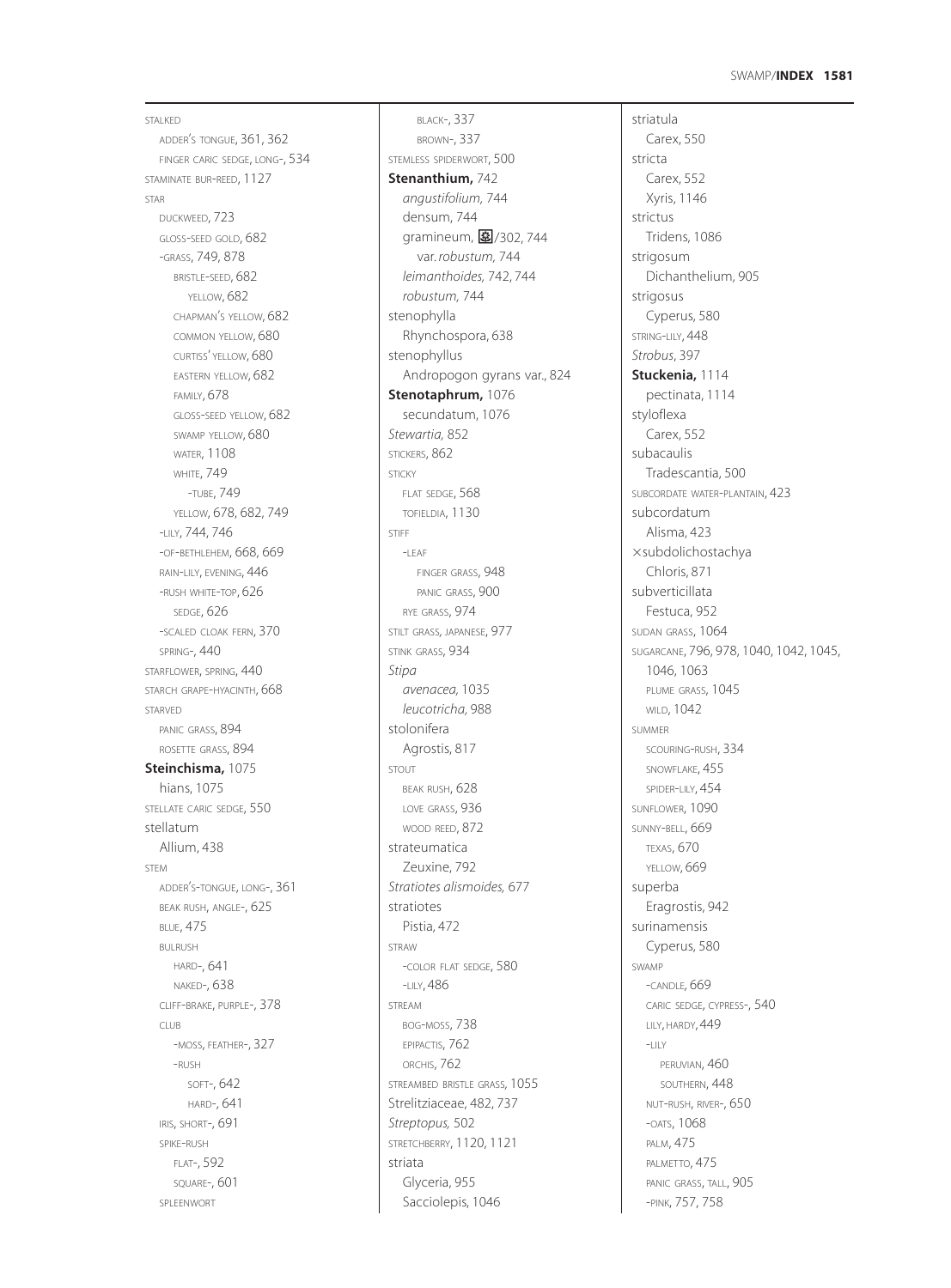STALKED
  ADDER'S TONGUE, 361, 362
  FINGER CARIC SEDGE, LONG-, 534
STAMINATE BUR-REED, 1127
STAR
  DUCKWEED, 723
  GLOSS-SEED GOLD, 682
  -GRASS, 749, 878
    BRISTLE-SEED, 682
      YELLOW, 682
    CHAPMAN'S YELLOW, 682
    COMMON YELLOW, 680
    CURTISS' YELLOW, 680
    EASTERN YELLOW, 682
    FAMILY, 678
    GLOSS-SEED YELLOW, 682
    SWAMP YELLOW, 680
    WATER, 1108
    WHITE, 749
      -TUBE, 749
    YELLOW, 678, 682, 749
  -LILY, 744, 746
  -OF-BETHLEHEM, 668, 669
  RAIN-LILY, EVENING, 446
  -RUSH WHITE-TOP, 626
    SEDGE, 626
  -SCALED CLOAK FERN, 370
  SPRING-, 440
STARFLOWER, SPRING, 440
STARCH GRAPE-HYACINTH, 668
STARVED
  PANIC GRASS, 894
  ROSETTE GRASS, 894
**Steinchisma,** 1075
  hians, 1075
STELLATE CARIC SEDGE, 550
stellatum
  Allium, 438
STEM
  ADDER'S-TONGUE, LONG-, 361
  BEAK RUSH, ANGLE-, 625
  BLUE, 475
  BULRUSH
    HARD-, 641
    NAKED-, 638
  CLIFF-BRAKE, PURPLE-, 378
  CLUB
    -MOSS, FEATHER-, 327
    -RUSH
      SOFT-, 642
      HARD-, 641
  IRIS, SHORT-, 691
  SPIKE-RUSH
    FLAT-, 592
    SQUARE-, 601
  SPLEENWORT
    BLACK-, 337
    BROWN-, 337
STEMLESS SPIDERWORT, 500
**Stenanthium,** 742
  *angustifolium,* 744
  densum, 744
  gramineum, /302, 744
    var. *robustum,* 744
  *leimanthoides,* 742, 744
  *robustum,* 744
stenophylla
  Rhynchospora, 638
stenophyllus
  Andropogon gyrans var., 824
**Stenotaphrum,** 1076
  secundatum, 1076
*Stewartia,* 852
STICKERS, 862
STICKY
  FLAT SEDGE, 568
  TOFIELDIA, 1130
STIFF
  -LEAF
    FINGER GRASS, 948
    PANIC GRASS, 900
  RYE GRASS, 974
STILT GRASS, JAPANESE, 977
STINK GRASS, 934
*Stipa*
  *avenacea,* 1035
  *leucotricha,* 988
stolonifera
  Agrostis, 817
STOUT
  BEAK RUSH, 628
  LOVE GRASS, 936
  WOOD REED, 872
strateumatica
  Zeuxine, 792
*Stratiotes alismoides,* 677
stratiotes
  Pistia, 472
STRAW
  -COLOR FLAT SEDGE, 580
  -LILY, 486
STREAM
  BOG-MOSS, 738
  EPIPACTIS, 762
  ORCHIS, 762
STREAMBED BRISTLE GRASS, 1055
Strelitziaceae, 482, 737
*Streptopus,* 502
STRETCHBERRY, 1120, 1121
striata
  Glyceria, 955
  Sacciolepis, 1046
striatula
  Carex, 550
stricta
  Carex, 552
  Xyris, 1146
strictus
  Tridens, 1086
strigosum
  Dichanthelium, 905
strigosus
  Cyperus, 580
STRING-LILY, 448
*Strobus,* 397
**Stuckenia,** 1114
  pectinata, 1114
styloflexa
  Carex, 552
subacaulis
  Tradescantia, 500
SUBCORDATE WATER-PLANTAIN, 423
subcordatum
  Alisma, 423
×subdolichostachya
  Chloris, 871
subverticillata
  Festuca, 952
SUDAN GRASS, 1064
SUGARCANE, 796, 978, 1040, 1042, 1045, 1046, 1063
  PLUME GRASS, 1045
  WILD, 1042
SUMMER
  SCOURING-RUSH, 334
  SNOWFLAKE, 455
  SPIDER-LILY, 454
SUNFLOWER, 1090
SUNNY-BELL, 669
  TEXAS, 670
  YELLOW, 669
superba
  Eragrostis, 942
surinamensis
  Cyperus, 580
SWAMP
  -CANDLE, 669
  CARIC SEDGE, CYPRESS-, 540
  LILY, HARDY, 449
  -LILY
    PERUVIAN, 460
    SOUTHERN, 448
  NUT-RUSH, RIVER-, 650
  -OATS, 1068
  PALM, 475
  PALMETTO, 475
  PANIC GRASS, TALL, 905
  -PINK, 757, 758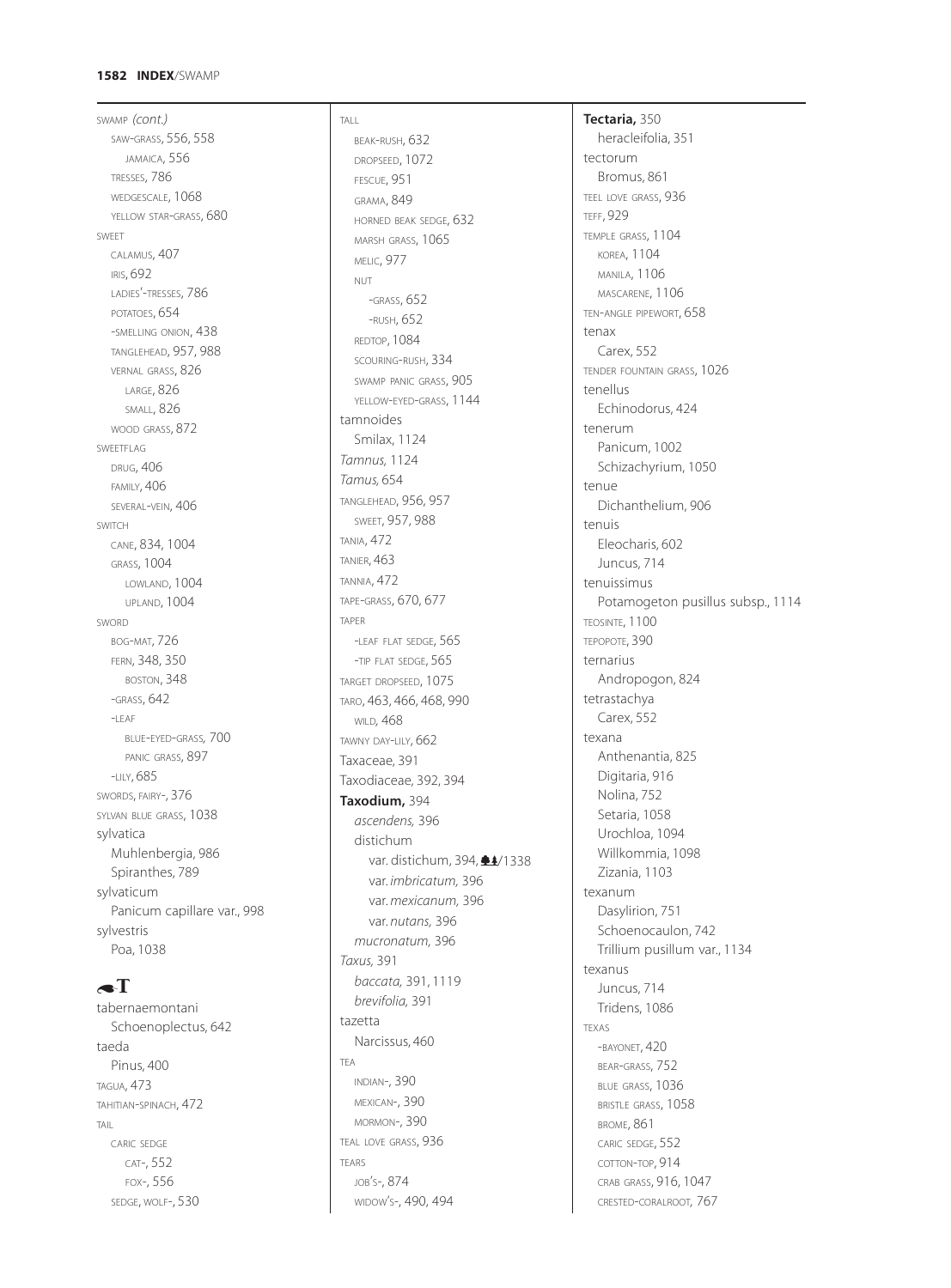SWAMP *(cont.)*
- SAW-GRASS, 556, 558
  - JAMAICA, 556
- TRESSES, 786
- WEDGESCALE, 1068
- YELLOW STAR-GRASS, 680

SWEET
- CALAMUS, 407
- IRIS, 692
- LADIES'-TRESSES, 786
- POTATOES, 654
- -SMELLING ONION, 438
- TANGLEHEAD, 957, 988
- VERNAL GRASS, 826
  - LARGE, 826
  - SMALL, 826
- WOOD GRASS, 872

SWEETFLAG
- DRUG, 406
- FAMILY, 406
- SEVERAL-VEIN, 406

SWITCH
- CANE, 834, 1004
- GRASS, 1004
  - LOWLAND, 1004
  - UPLAND, 1004

SWORD
- BOG-MAT, 726
- FERN, 348, 350
  - BOSTON, 348
- -GRASS, 642
- -LEAF
  - BLUE-EYED-GRASS, 700
  - PANIC GRASS, 897
- -LILY, 685

SWORDS, FAIRY-, 376
SYLVAN BLUE GRASS, 1038

sylvatica
- Muhlenbergia, 986
- Spiranthes, 789

sylvaticum
- Panicum capillare var., 998

sylvestris
- Poa, 1038

## T

tabernaemontani
- Schoenoplectus, 642

taeda
- Pinus, 400

TAGUA, 473
TAHITIAN-SPINACH, 472

TAIL
- CARIC SEDGE
  - CAT-, 552
  - FOX-, 556
- SEDGE, WOLF-, 530

TALL
- BEAK-RUSH, 632
- DROPSEED, 1072
- FESCUE, 951
- GRAMA, 849
- HORNED BEAK SEDGE, 632
- MARSH GRASS, 1065
- MELIC, 977
- NUT
  - -GRASS, 652
  - -RUSH, 652
- REDTOP, 1084
- SCOURING-RUSH, 334
- SWAMP PANIC GRASS, 905
- YELLOW-EYED-GRASS, 1144

tamnoides
- Smilax, 1124

*Tamnus,* 1124
*Tamus,* 654
TANGLEHEAD, 956, 957
- SWEET, 957, 988

TANIA, 472
TANIER, 463
TANNIA, 472
TAPE-GRASS, 670, 677

TAPER
- -LEAF FLAT SEDGE, 565
- -TIP FLAT SEDGE, 565

TARGET DROPSEED, 1075
TARO, 463, 466, 468, 990
- WILD, 468

TAWNY DAY-LILY, 662
Taxaceae, 391
Taxodiaceae, 392, 394

**Taxodium,** 394
- *ascendens,* 396
- distichum
  - var. distichum, 394, 🌲🌲/1338
  - var. *imbricatum,* 396
  - var. *mexicanum,* 396
  - var. *nutans,* 396
- *mucronatum,* 396

*Taxus,* 391
- *baccata,* 391, 1119
- *brevifolia,* 391

tazetta
- Narcissus, 460

TEA
- INDIAN-, 390
- MEXICAN-, 390
- MORMON-, 390

TEAL LOVE GRASS, 936

TEARS
- JOB'S-, 874
- WIDOW'S-, 490, 494

**Tectaria,** 350
- heracleifolia, 351

tectorum
- Bromus, 861

TEEL LOVE GRASS, 936
TEFF, 929
TEMPLE GRASS, 1104
- KOREA, 1104
- MANILA, 1106
- MASCARENE, 1106

TEN-ANGLE PIPEWORT, 658

tenax
- Carex, 552

TENDER FOUNTAIN GRASS, 1026

tenellus
- Echinodorus, 424

tenerum
- Panicum, 1002
- Schizachyrium, 1050

tenue
- Dichanthelium, 906

tenuis
- Eleocharis, 602
- Juncus, 714

tenuissimus
- Potamogeton pusillus subsp., 1114

TEOSINTE, 1100
TEPOPOTE, 390

ternarius
- Andropogon, 824

tetrastachya
- Carex, 552

texana
- Anthenantia, 825
- Digitaria, 916
- Nolina, 752
- Setaria, 1058
- Urochloa, 1094
- Willkommia, 1098
- Zizania, 1103

texanum
- Dasylirion, 751
- Schoenocaulon, 742
- Trillium pusillum var., 1134

texanus
- Juncus, 714
- Tridens, 1086

TEXAS
- -BAYONET, 420
- BEAR-GRASS, 752
- BLUE GRASS, 1036
- BRISTLE GRASS, 1058
- BROME, 861
- CARIC SEDGE, 552
- COTTON-TOP, 914
- CRAB GRASS, 916, 1047
- CRESTED-CORALROOT, 767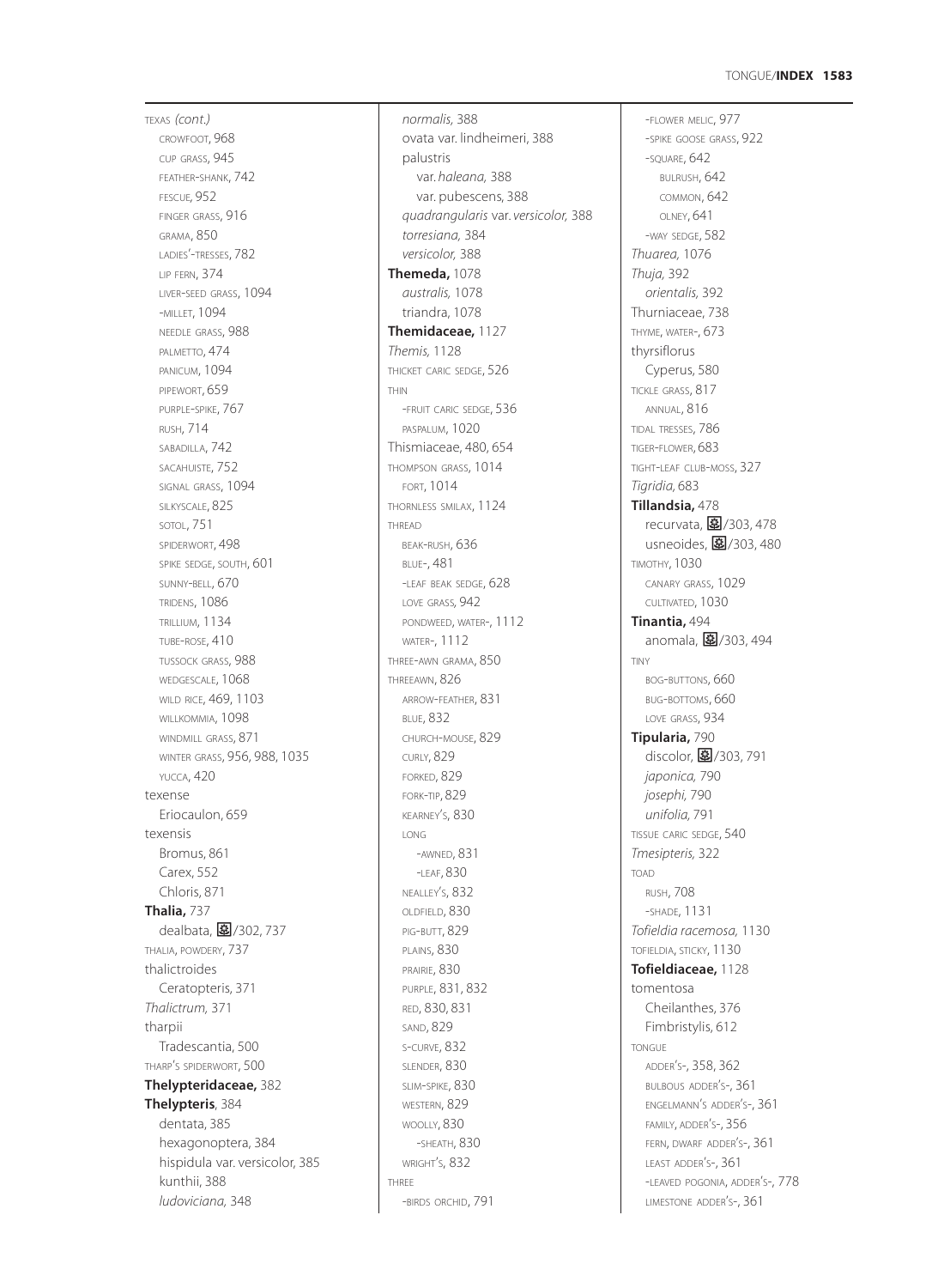TEXAS *(cont.)*
  CROWFOOT, 968
  CUP GRASS, 945
  FEATHER-SHANK, 742
  FESCUE, 952
  FINGER GRASS, 916
  GRAMA, 850
  LADIES'-TRESSES, 782
  LIP FERN, 374
  LIVER-SEED GRASS, 1094
  -MILLET, 1094
  NEEDLE GRASS, 988
  PALMETTO, 474
  PANICUM, 1094
  PIPEWORT, 659
  PURPLE-SPIKE, 767
  RUSH, 714
  SABADILLA, 742
  SACAHUISTE, 752
  SIGNAL GRASS, 1094
  SILKYSCALE, 825
  SOTOL, 751
  SPIDERWORT, 498
  SPIKE SEDGE, SOUTH, 601
  SUNNY-BELL, 670
  TRIDENS, 1086
  TRILLIUM, 1134
  TUBE-ROSE, 410
  TUSSOCK GRASS, 988
  WEDGESCALE, 1068
  WILD RICE, 469, 1103
  WILLKOMMIA, 1098
  WINDMILL GRASS, 871
  WINTER GRASS, 956, 988, 1035
  YUCCA, 420
texense
  Eriocaulon, 659
texensis
  Bromus, 861
  Carex, 552
  Chloris, 871
**Thalia,** 737
  dealbata, ❀/302, 737
THALIA, POWDERY, 737
thalictroides
  Ceratopteris, 371
*Thalictrum,* 371
tharpii
  Tradescantia, 500
THARP'S SPIDERWORT, 500
**Thelypteridaceae,** 382
**Thelypteris**, 384
  dentata, 385
  hexagonoptera, 384
  hispidula var. versicolor, 385
  kunthii, 388
  *ludoviciana,* 348
  *normalis,* 388
  ovata var. lindheimeri, 388
  palustris
    var. *haleana,* 388
    var. pubescens, 388
  *quadrangularis* var. *versicolor,* 388
  *torresiana,* 384
  *versicolor,* 388
**Themeda,** 1078
  *australis,* 1078
  triandra, 1078
**Themidaceae,** 1127
*Themis,* 1128
THICKET CARIC SEDGE, 526
THIN
  -FRUIT CARIC SEDGE, 536
  PASPALUM, 1020
Thismiaceae, 480, 654
THOMPSON GRASS, 1014
  FORT, 1014
THORNLESS SMILAX, 1124
THREAD
  BEAK-RUSH, 636
  BLUE-, 481
  -LEAF BEAK SEDGE, 628
  LOVE GRASS, 942
  PONDWEED, WATER-, 1112
  WATER-, 1112
THREE-AWN GRAMA, 850
THREEAWN, 826
  ARROW-FEATHER, 831
  BLUE, 832
  CHURCH-MOUSE, 829
  CURLY, 829
  FORKED, 829
  FORK-TIP, 829
  KEARNEY'S, 830
  LONG
    -AWNED, 831
    -LEAF, 830
  NEALLEY'S, 832
  OLDFIELD, 830
  PIG-BUTT, 829
  PLAINS, 830
  PRAIRIE, 830
  PURPLE, 831, 832
  RED, 830, 831
  SAND, 829
  S-CURVE, 832
  SLENDER, 830
  SLIM-SPIKE, 830
  WESTERN, 829
  WOOLLY, 830
    -SHEATH, 830
  WRIGHT'S, 832
THREE
  -BIRDS ORCHID, 791
  -FLOWER MELIC, 977
  -SPIKE GOOSE GRASS, 922
  -SQUARE, 642
    BULRUSH, 642
    COMMON, 642
    OLNEY, 641
  -WAY SEDGE, 582
*Thuarea,* 1076
*Thuja,* 392
  *orientalis,* 392
Thurniaceae, 738
THYME, WATER-, 673
thyrsiflorus
  Cyperus, 580
TICKLE GRASS, 817
  ANNUAL, 816
TIDAL TRESSES, 786
TIGER-FLOWER, 683
TIGHT-LEAF CLUB-MOSS, 327
*Tigridia,* 683
**Tillandsia,** 478
  recurvata, ❀/303, 478
  usneoides, ❀/303, 480
TIMOTHY, 1030
  CANARY GRASS, 1029
  CULTIVATED, 1030
**Tinantia,** 494
  anomala, ❀/303, 494
TINY
  BOG-BUTTONS, 660
  BUG-BOTTOMS, 660
  LOVE GRASS, 934
**Tipularia,** 790
  discolor, ❀/303, 791
  *japonica,* 790
  *josephi,* 790
  *unifolia,* 791
TISSUE CARIC SEDGE, 540
*Tmesipteris,* 322
TOAD
  RUSH, 708
  -SHADE, 1131
*Tofieldia racemosa,* 1130
TOFIELDIA, STICKY, 1130
**Tofieldiaceae,** 1128
tomentosa
  Cheilanthes, 376
  Fimbristylis, 612
TONGUE
  ADDER'S-, 358, 362
  BULBOUS ADDER'S-, 361
  ENGELMANN'S ADDER'S-, 361
  FAMILY, ADDER'S-, 356
  FERN, DWARF ADDER'S-, 361
  LEAST ADDER'S-, 361
  -LEAVED POGONIA, ADDER'S-, 778
  LIMESTONE ADDER'S-, 361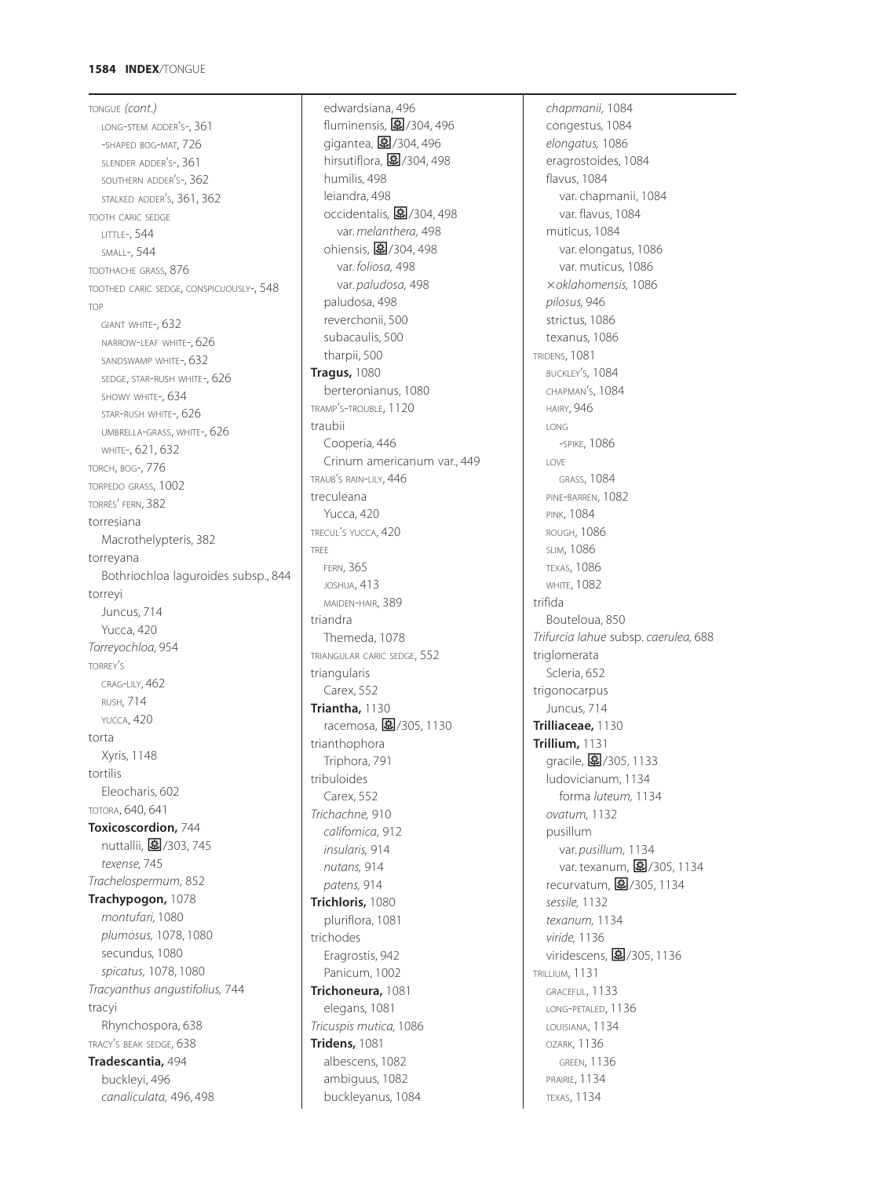TONGUE *(cont.)*
LONG-STEM ADDER'S-, 361
-SHAPED BOG-MAT, 726
SLENDER ADDER'S-, 361
SOUTHERN ADDER'S-, 362
STALKED ADDER'S, 361, 362
TOOTH CARIC SEDGE
LITTLE-, 544
SMALL-, 544
TOOTHACHE GRASS, 876
TOOTHED CARIC SEDGE, CONSPICUOUSLY-, 548
TOP
GIANT WHITE-, 632
NARROW-LEAF WHITE-, 626
SANDSWAMP WHITE-, 632
SEDGE, STAR-RUSH WHITE-, 626
SHOWY WHITE-, 634
STAR-RUSH WHITE-, 626
UMBRELLA-GRASS, WHITE-, 626
WHITE-, 621, 632
TORCH, BOG-, 776
TORPEDO GRASS, 1002
TORRES' FERN, 382
torresiana
Macrothelypteris, 382
torreyana
Bothriochloa laguroides subsp., 844
torreyi
Juncus, 714
Yucca, 420
*Torreyochloa,* 954
TORREY'S
CRAG-LILY, 462
RUSH, 714
YUCCA, 420
torta
Xyris, 1148
tortilis
Eleocharis, 602
TOTORA, 640, 641
**Toxicoscordion,** 744
nuttallii, /303, 745
*texense,* 745
*Trachelospermum,* 852
**Trachypogon,** 1078
*montufari,* 1080
*plumosus,* 1078, 1080
secundus, 1080
*spicatus,* 1078, 1080
*Tracyanthus angustifolius,* 744
tracyi
Rhynchospora, 638
TRACY'S BEAK SEDGE, 638
**Tradescantia,** 494
buckleyi, 496
*canaliculata,* 496, 498
edwardsiana, 496
fluminensis, /304, 496
gigantea, /304, 496
hirsutiflora, /304, 498
humilis, 498
leiandra, 498
occidentalis, /304, 498
var. *melanthera,* 498
ohiensis, /304, 498
var. *foliosa,* 498
var. *paludosa,* 498
paludosa, 498
reverchonii, 500
subacaulis, 500
tharpii, 500
**Tragus,** 1080
berteronianus, 1080
TRAMP'S-TROUBLE, 1120
traubii
Cooperia, 446
Crinum americanum var., 449
TRAUB'S RAIN-LILY, 446
treculeana
Yucca, 420
TRECUL'S YUCCA, 420
TREE
FERN, 365
JOSHUA, 413
MAIDEN-HAIR, 389
triandra
Themeda, 1078
TRIANGULAR CARIC SEDGE, 552
triangularis
Carex, 552
**Triantha,** 1130
racemosa, /305, 1130
trianthophora
Triphora, 791
tribuloides
Carex, 552
*Trichachne,* 910
*californica,* 912
*insularis,* 914
*nutans,* 914
*patens,* 914
**Trichloris,** 1080
pluriflora, 1081
trichodes
Eragrostis, 942
Panicum, 1002
**Trichoneura,** 1081
elegans, 1081
*Tricuspis mutica,* 1086
**Tridens,** 1081
albescens, 1082
ambiguus, 1082
buckleyanus, 1084
*chapmanii,* 1084
congestus, 1084
*elongatus,* 1086
eragrostoides, 1084
flavus, 1084
var. chapmanii, 1084
var. flavus, 1084
muticus, 1084
var. elongatus, 1086
var. muticus, 1086
×*oklahomensis,* 1086
*pilosus,* 946
strictus, 1086
texanus, 1086
TRIDENS, 1081
BUCKLEY'S, 1084
CHAPMAN'S, 1084
HAIRY, 946
LONG
-SPIKE, 1086
LOVE
GRASS, 1084
PINE-BARREN, 1082
PINK, 1084
ROUGH, 1086
SLIM, 1086
TEXAS, 1086
WHITE, 1082
trifida
Bouteloua, 850
*Trifurcia lahue* subsp. *caerulea,* 688
triglomerata
Scleria, 652
trigonocarpus
Juncus, 714
**Trilliaceae,** 1130
**Trillium,** 1131
gracile, /305, 1133
ludovicianum, 1134
forma *luteum,* 1134
*ovatum,* 1132
pusillum
var. *pusillum,* 1134
var. texanum, /305, 1134
recurvatum, /305, 1134
*sessile,* 1132
*texanum,* 1134
*viride,* 1136
viridescens, /305, 1136
TRILLIUM, 1131
GRACEFUL, 1133
LONG-PETALED, 1136
LOUISIANA, 1134
OZARK, 1136
GREEN, 1136
PRAIRIE, 1134
TEXAS, 1134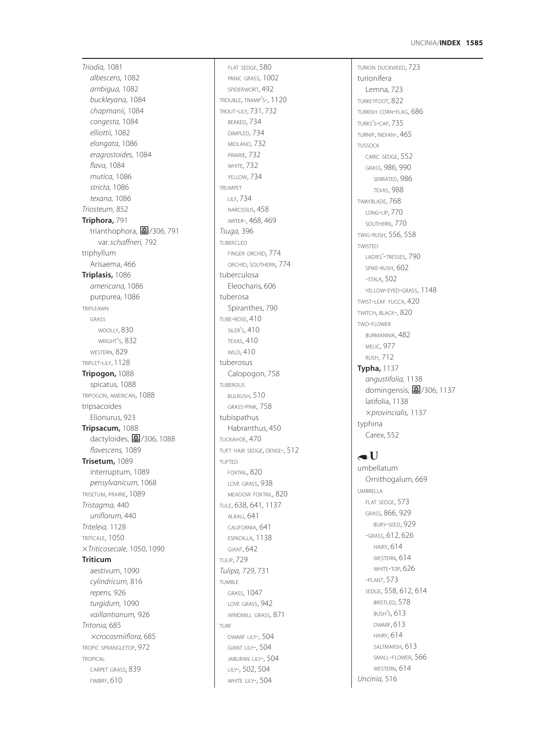*Triodia,* 1081
  *albescens,* 1082
  *ambigua,* 1082
  *buckleyana,* 1084
  *chapmanii,* 1084
  *congesta,* 1084
  *elliottii,* 1082
  *elongata*, 1086
  *eragrostoides,* 1084
  *flava,* 1084
  *mutica,* 1086
  *stricta,* 1086
  *texana,* 1086
*Triosteum,* 852
**Triphora,** 791
  trianthophora, ❀/306, 791
    var. *schaffneri,* 792
triphyllum
  Arisaema, 466
**Triplasis,** 1086
  *americana,* 1086
  purpurea, 1086
TRIPLEAWN
  GRASS
    WOOLLY, 830
    WRIGHT'S, 832
  WESTERN, 829
TRIPLET-LILY, 1128
**Tripogon,** 1088
  spicatus, 1088
TRIPOGON, AMERICAN, 1088
tripsacoides
  Elionurus, 923
**Tripsacum,** 1088
  dactyloides, ❀/306, 1088
  *flavescens,* 1089
**Trisetum,** 1089
  interruptum, 1089
  *pensylvanicum,* 1068
TRISETUM, PRAIRIE, 1089
*Tristagma,* 440
  *uniflorum,* 440
*Triteleia,* 1128
TRITICALE, 1050
×*Triticosecale,* 1050, 1090
**Triticum**
  aestivum, 1090
  *cylindricum,* 816
  *repens,* 926
  *turgidum,* 1090
  *vaillantianum,* 926
*Tritonia,* 685
  ×*crocosmiiflora,* 685
TROPIC SPRANGLETOP, 972
TROPICAL
  CARPET GRASS, 839
  FIMBRY, 610
  FLAT SEDGE, 580
  PANIC GRASS, 1002
  SPIDERWORT, 492
TROUBLE, TRAMP'S-, 1120
TROUT-LILY, 731, 732
  BEAKED, 734
  DIMPLED, 734
  MIDLAND, 732
  PRAIRIE, 732
  WHITE, 732
  YELLOW, 734
TRUMPET
  LILY, 734
  NARCISSUS, 458
  WATER-, 468, 469
*Tsuga,* 396
TUBERCLED
  FINGER ORCHID, 774
  ORCHID, SOUTHERN, 774
tuberculosa
  Eleocharis, 606
tuberosa
  Spiranthes, 790
TUBE-ROSE, 410
  SILER'S, 410
  TEXAS, 410
  WILD, 410
tuberosus
  Calopogon, 758
TUBEROUS
  BULRUSH, 510
  GRASS-PINK, 758
tubispathus
  Habranthus, 450
TUCKAHOE, 470
TUFT HAIR SEDGE, DENSE-, 512
TUFTED
  FOXTAIL, 820
  LOVE GRASS, 938
  MEADOW FOXTAIL, 820
TULE, 638, 641, 1137
  ALKALI, 641
  CALIFORNIA, 641
  ESPADILLA, 1138
  GIANT, 642
TULIP, 729
*Tulipa,* 729, 731
TUMBLE
  GRASS, 1047
  LOVE GRASS, 942
  WINDMILL GRASS, 871
TURF
  DWARF LILY-, 504
  GIANT LILY-, 504
  JABURAN LILY-, 504
  LILY-, 502, 504
  WHITE LILY-, 504
TURION DUCKWEED, 723
turionifera
  Lemna, 723
TURKEYFOOT, 822
TURKISH CORN-FLAG, 686
TURKS'S-CAP, 735
TURNIP, INDIAN-, 465
TUSSOCK
  CARIC SEDGE, 552
  GRASS, 986, 990
    SERRATED, 986
    TEXAS, 988
TWAYBLADE, 768
  LONG-LIP, 770
  SOUTHERN, 770
TWIG-RUSH, 556, 558
TWISTED
  LADIES'-TRESSES, 790
  SPIKE-RUSH, 602
  -STALK, 502
  YELLOW-EYED-GRASS, 1148
TWIST-LEAF YUCCA, 420
TWITCH, BLACK-, 820
TWO-FLOWER
  BURMANNIA, 482
  MELIC, 977
  RUSH, 712
**Typha,** 1137
  *angustifolia,* 1138
  domingensis, ❀/306, 1137
  latifolia, 1138
  ×*provincialis,* 1137
typhina
  Carex, 552

## U

umbellatum
  Ornithogalum, 669
UMBRELLA
  FLAT SEDGE, 573
  GRASS, 866, 929
    BURY-SEED, 929
  -GRASS, 612, 626
    HAIRY, 614
    WESTERN, 614
    WHITE-TOP, 626
  -PLANT, 573
  SEDGE, 558, 612, 614
    BRISTLED, 578
    BUSH'S, 613
    DWARF, 613
    HAIRY, 614
    SALTMARSH, 613
    SMALL-FLOWER, 566
    WESTERN, 614
*Uncinia,* 516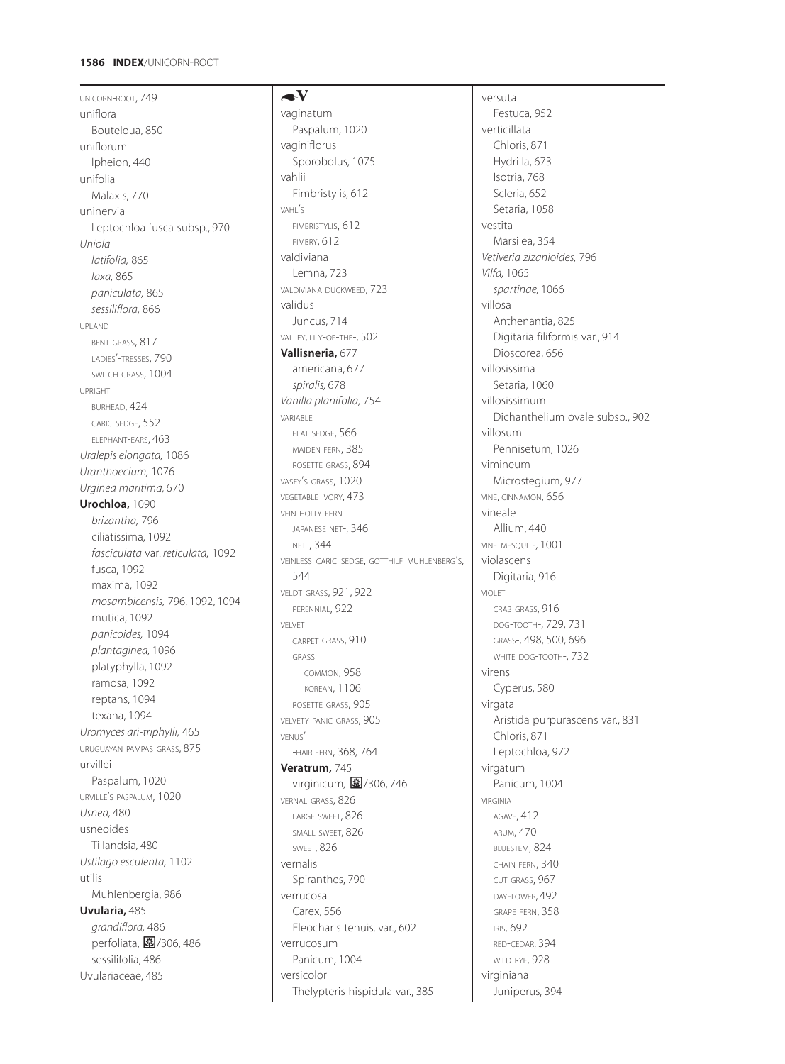UNICORN-ROOT, 749
uniflora
  Bouteloua, 850
uniflorum
  Ipheion, 440
unifolia
  Malaxis, 770
uninervia
  Leptochloa fusca subsp., 970
*Uniola*
  *latifolia,* 865
  *laxa,* 865
  *paniculata,* 865
  *sessiliflora,* 866
UPLAND
  BENT GRASS, 817
  LADIES'-TRESSES, 790
  SWITCH GRASS, 1004
UPRIGHT
  BURHEAD, 424
  CARIC SEDGE, 552
  ELEPHANT-EARS, 463
*Uralepis elongata,* 1086
*Uranthoecium,* 1076
*Urginea maritima,* 670
**Urochloa,** 1090
  *brizantha,* 796
  ciliatissima, 1092
  *fasciculata* var. *reticulata,* 1092
  fusca, 1092
  maxima, 1092
  *mosambicensis,* 796, 1092, 1094
  mutica, 1092
  *panicoides,* 1094
  *plantaginea,* 1096
  platyphylla, 1092
  ramosa, 1092
  reptans, 1094
  texana, 1094
*Uromyces ari-triphylli,* 465
URUGUAYAN PAMPAS GRASS, 875
urvillei
  Paspalum, 1020
URVILLE'S PASPALUM, 1020
*Usnea,* 480
usneoides
  Tillandsia, 480
*Ustilago esculenta,* 1102
utilis
  Muhlenbergia, 986
**Uvularia,** 485
  *grandiflora,* 486
  perfoliata, /306, 486
  sessilifolia, 486
Uvulariaceae, 485

## V

vaginatum
  Paspalum, 1020
vaginiflorus
  Sporobolus, 1075
vahlii
  Fimbristylis, 612
VAHL'S
  FIMBRISTYLIS, 612
  FIMBRY, 612
valdiviana
  Lemna, 723
VALDIVIANA DUCKWEED, 723
validus
  Juncus, 714
VALLEY, LILY-OF-THE-, 502
**Vallisneria,** 677
  americana, 677
  *spiralis,* 678
*Vanilla planifolia,* 754
VARIABLE
  FLAT SEDGE, 566
  MAIDEN FERN, 385
  ROSETTE GRASS, 894
VASEY'S GRASS, 1020
VEGETABLE-IVORY, 473
VEIN HOLLY FERN
  JAPANESE NET-, 346
  NET-, 344
VEINLESS CARIC SEDGE, GOTTHILF MUHLENBERG'S, 544
VELDT GRASS, 921, 922
  PERENNIAL, 922
VELVET
  CARPET GRASS, 910
  GRASS
    COMMON, 958
    KOREAN, 1106
  ROSETTE GRASS, 905
VELVETY PANIC GRASS, 905
VENUS'
  -HAIR FERN, 368, 764
**Veratrum,** 745
  virginicum, /306, 746
VERNAL GRASS, 826
  LARGE SWEET, 826
  SMALL SWEET, 826
  SWEET, 826
vernalis
  Spiranthes, 790
verrucosa
  Carex, 556
  Eleocharis tenuis. var., 602
verrucosum
  Panicum, 1004
versicolor
  Thelypteris hispidula var., 385
versuta
  Festuca, 952
verticillata
  Chloris, 871
  Hydrilla, 673
  Isotria, 768
  Scleria, 652
  Setaria, 1058
vestita
  Marsilea, 354
*Vetiveria zizanioides,* 796
*Vilfa,* 1065
  *spartinae,* 1066
villosa
  Anthenantia, 825
  Digitaria filiformis var., 914
  Dioscorea, 656
villosissima
  Setaria, 1060
villosissimum
  Dichanthelium ovale subsp., 902
villosum
  Pennisetum, 1026
vimineum
  Microstegium, 977
VINE, CINNAMON, 656
vineale
  Allium, 440
VINE-MESQUITE, 1001
violascens
  Digitaria, 916
VIOLET
  CRAB GRASS, 916
  DOG-TOOTH-, 729, 731
  GRASS-, 498, 500, 696
  WHITE DOG-TOOTH-, 732
virens
  Cyperus, 580
virgata
  Aristida purpurascens var., 831
  Chloris, 871
  Leptochloa, 972
virgatum
  Panicum, 1004
VIRGINIA
  AGAVE, 412
  ARUM, 470
  BLUESTEM, 824
  CHAIN FERN, 340
  CUT GRASS, 967
  DAYFLOWER, 492
  GRAPE FERN, 358
  IRIS, 692
  RED-CEDAR, 394
  WILD RYE, 928
virginiana
  Juniperus, 394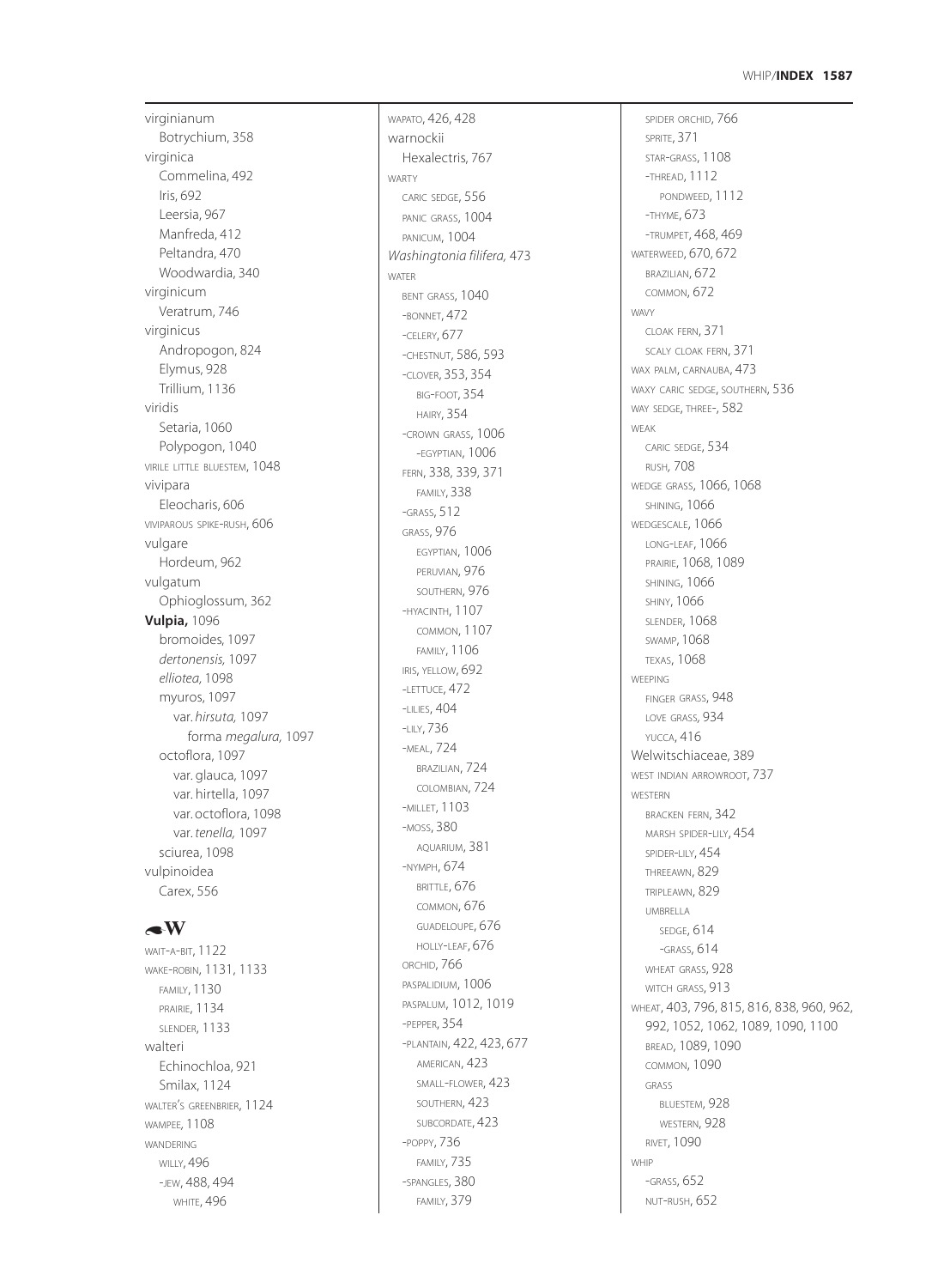virginianum
  Botrychium, 358
virginica
  Commelina, 492
  Iris, 692
  Leersia, 967
  Manfreda, 412
  Peltandra, 470
  Woodwardia, 340
virginicum
  Veratrum, 746
virginicus
  Andropogon, 824
  Elymus, 928
  Trillium, 1136
viridis
  Setaria, 1060
  Polypogon, 1040
VIRILE LITTLE BLUESTEM, 1048
vivipara
  Eleocharis, 606
VIVIPAROUS SPIKE-RUSH, 606
vulgare
  Hordeum, 962
vulgatum
  Ophioglossum, 362
**Vulpia,** 1096
  bromoides, 1097
  *dertonensis,* 1097
  *elliotea,* 1098
  myuros, 1097
    var. *hirsuta,* 1097
      forma *megalura,* 1097
  octoflora, 1097
    var. glauca, 1097
    var. hirtella, 1097
    var. octoflora, 1098
    var. *tenella,* 1097
  sciurea, 1098
vulpinoidea
  Carex, 556

## W

WAIT-A-BIT, 1122
WAKE-ROBIN, 1131, 1133
  FAMILY, 1130
  PRAIRIE, 1134
  SLENDER, 1133
walteri
  Echinochloa, 921
  Smilax, 1124
WALTER'S GREENBRIER, 1124
WAMPEE, 1108
WANDERING
  WILLY, 496
  -JEW, 488, 494
    WHITE, 496
WAPATO, 426, 428
warnockii
  Hexalectris, 767
WARTY
  CARIC SEDGE, 556
  PANIC GRASS, 1004
  PANICUM, 1004
*Washingtonia filifera,* 473
WATER
  BENT GRASS, 1040
  -BONNET, 472
  -CELERY, 677
  -CHESTNUT, 586, 593
  -CLOVER, 353, 354
    BIG-FOOT, 354
    HAIRY, 354
  -CROWN GRASS, 1006
    -EGYPTIAN, 1006
  FERN, 338, 339, 371
    FAMILY, 338
  -GRASS, 512
  GRASS, 976
    EGYPTIAN, 1006
    PERUVIAN, 976
    SOUTHERN, 976
  -HYACINTH, 1107
    COMMON, 1107
    FAMILY, 1106
  IRIS, YELLOW, 692
  -LETTUCE, 472
  -LILIES, 404
  -LILY, 736
  -MEAL, 724
    BRAZILIAN, 724
    COLOMBIAN, 724
  -MILLET, 1103
  -MOSS, 380
    AQUARIUM, 381
  -NYMPH, 674
    BRITTLE, 676
    COMMON, 676
    GUADELOUPE, 676
    HOLLY-LEAF, 676
  ORCHID, 766
  PASPALIDIUM, 1006
  PASPALUM, 1012, 1019
  -PEPPER, 354
  -PLANTAIN, 422, 423, 677
    AMERICAN, 423
    SMALL-FLOWER, 423
    SOUTHERN, 423
    SUBCORDATE, 423
  -POPPY, 736
    FAMILY, 735
  -SPANGLES, 380
    FAMILY, 379
  SPIDER ORCHID, 766
  SPRITE, 371
  STAR-GRASS, 1108
  -THREAD, 1112
    PONDWEED, 1112
  -THYME, 673
  -TRUMPET, 468, 469
WATERWEED, 670, 672
  BRAZILIAN, 672
  COMMON, 672
WAVY
  CLOAK FERN, 371
  SCALY CLOAK FERN, 371
WAX PALM, CARNAUBA, 473
WAXY CARIC SEDGE, SOUTHERN, 536
WAY SEDGE, THREE-, 582
WEAK
  CARIC SEDGE, 534
  RUSH, 708
WEDGE GRASS, 1066, 1068
  SHINING, 1066
WEDGESCALE, 1066
  LONG-LEAF, 1066
  PRAIRIE, 1068, 1089
  SHINING, 1066
  SHINY, 1066
  SLENDER, 1068
  SWAMP, 1068
  TEXAS, 1068
WEEPING
  FINGER GRASS, 948
  LOVE GRASS, 934
  YUCCA, 416
Welwitschiaceae, 389
WEST INDIAN ARROWROOT, 737
WESTERN
  BRACKEN FERN, 342
  MARSH SPIDER-LILY, 454
  SPIDER-LILY, 454
  THREEAWN, 829
  TRIPLEAWN, 829
  UMBRELLA
    SEDGE, 614
    -GRASS, 614
  WHEAT GRASS, 928
  WITCH GRASS, 913
WHEAT, 403, 796, 815, 816, 838, 960, 962, 992, 1052, 1062, 1089, 1090, 1100
  BREAD, 1089, 1090
  COMMON, 1090
  GRASS
    BLUESTEM, 928
    WESTERN, 928
  RIVET, 1090
WHIP
  -GRASS, 652
  NUT-RUSH, 652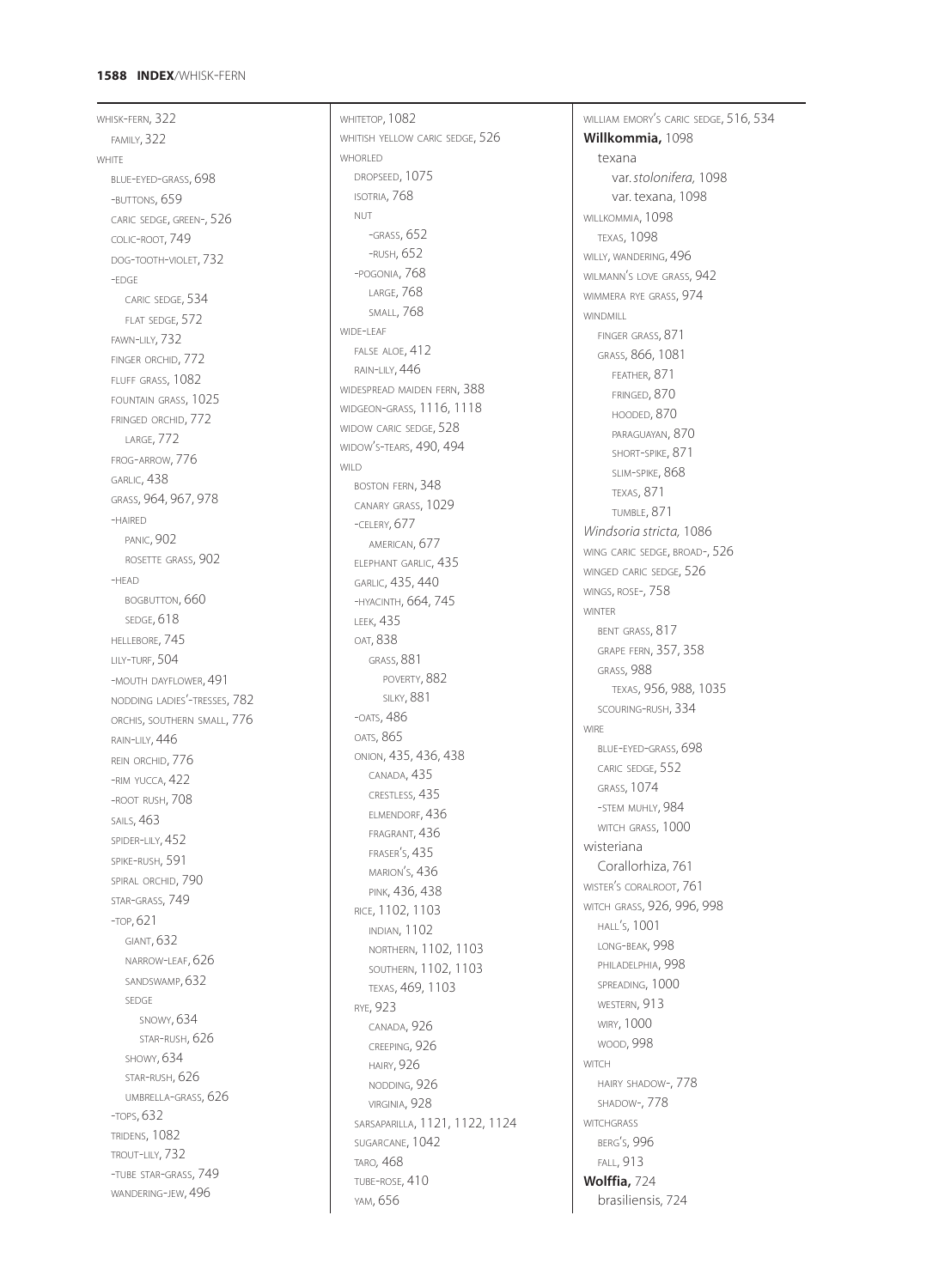WHISK-FERN, 322
  FAMILY, 322
WHITE
  BLUE-EYED-GRASS, 698
  -BUTTONS, 659
  CARIC SEDGE, GREEN-, 526
  COLIC-ROOT, 749
  DOG-TOOTH-VIOLET, 732
  -EDGE
    CARIC SEDGE, 534
    FLAT SEDGE, 572
  FAWN-LILY, 732
  FINGER ORCHID, 772
  FLUFF GRASS, 1082
  FOUNTAIN GRASS, 1025
  FRINGED ORCHID, 772
    LARGE, 772
  FROG-ARROW, 776
  GARLIC, 438
  GRASS, 964, 967, 978
  -HAIRED
    PANIC, 902
    ROSETTE GRASS, 902
  -HEAD
    BOGBUTTON, 660
    SEDGE, 618
  HELLEBORE, 745
  LILY-TURF, 504
  -MOUTH DAYFLOWER, 491
  NODDING LADIES'-TRESSES, 782
  ORCHIS, SOUTHERN SMALL, 776
  RAIN-LILY, 446
  REIN ORCHID, 776
  -RIM YUCCA, 422
  -ROOT RUSH, 708
  SAILS, 463
  SPIDER-LILY, 452
  SPIKE-RUSH, 591
  SPIRAL ORCHID, 790
  STAR-GRASS, 749
  -TOP, 621
    GIANT, 632
    NARROW-LEAF, 626
    SANDSWAMP, 632
    SEDGE
      SNOWY, 634
      STAR-RUSH, 626
    SHOWY, 634
    STAR-RUSH, 626
    UMBRELLA-GRASS, 626
  -TOPS, 632
  TRIDENS, 1082
  TROUT-LILY, 732
  -TUBE STAR-GRASS, 749
  WANDERING-JEW, 496

WHITETOP, 1082
WHITISH YELLOW CARIC SEDGE, 526
WHORLED
  DROPSEED, 1075
  ISOTRIA, 768
  NUT
    -GRASS, 652
    -RUSH, 652
  -POGONIA, 768
    LARGE, 768
    SMALL, 768
WIDE-LEAF
  FALSE ALOE, 412
  RAIN-LILY, 446
WIDESPREAD MAIDEN FERN, 388
WIDGEON-GRASS, 1116, 1118
WIDOW CARIC SEDGE, 528
WIDOW'S-TEARS, 490, 494
WILD
  BOSTON FERN, 348
  CANARY GRASS, 1029
  -CELERY, 677
    AMERICAN, 677
  ELEPHANT GARLIC, 435
  GARLIC, 435, 440
  -HYACINTH, 664, 745
  LEEK, 435
  OAT, 838
    GRASS, 881
      POVERTY, 882
      SILKY, 881
  -OATS, 486
  OATS, 865
  ONION, 435, 436, 438
    CANADA, 435
    CRESTLESS, 435
    ELMENDORF, 436
    FRAGRANT, 436
    FRASER'S, 435
    MARION'S, 436
    PINK, 436, 438
  RICE, 1102, 1103
    INDIAN, 1102
    NORTHERN, 1102, 1103
    SOUTHERN, 1102, 1103
    TEXAS, 469, 1103
  RYE, 923
    CANADA, 926
    CREEPING, 926
    HAIRY, 926
    NODDING, 926
    VIRGINIA, 928
  SARSAPARILLA, 1121, 1122, 1124
  SUGARCANE, 1042
  TARO, 468
  TUBE-ROSE, 410
  YAM, 656

WILLIAM EMORY'S CARIC SEDGE, 516, 534
**Willkommia,** 1098
  texana
    var. *stolonifera,* 1098
    var. texana, 1098
WILLKOMMIA, 1098
  TEXAS, 1098
WILLY, WANDERING, 496
WILMANN'S LOVE GRASS, 942
WIMMERA RYE GRASS, 974
WINDMILL
  FINGER GRASS, 871
  GRASS, 866, 1081
    FEATHER, 871
    FRINGED, 870
    HOODED, 870
    PARAGUAYAN, 870
    SHORT-SPIKE, 871
    SLIM-SPIKE, 868
    TEXAS, 871
    TUMBLE, 871
*Windsoria stricta,* 1086
WING CARIC SEDGE, BROAD-, 526
WINGED CARIC SEDGE, 526
WINGS, ROSE-, 758
WINTER
  BENT GRASS, 817
  GRAPE FERN, 357, 358
  GRASS, 988
    TEXAS, 956, 988, 1035
  SCOURING-RUSH, 334
WIRE
  BLUE-EYED-GRASS, 698
  CARIC SEDGE, 552
  GRASS, 1074
  -STEM MUHLY, 984
  WITCH GRASS, 1000
wisteriana
  Corallorhiza, 761
WISTER'S CORALROOT, 761
WITCH GRASS, 926, 996, 998
  HALL'S, 1001
  LONG-BEAK, 998
  PHILADELPHIA, 998
  SPREADING, 1000
  WESTERN, 913
  WIRY, 1000
  WOOD, 998
WITCH
  HAIRY SHADOW-, 778
  SHADOW-, 778
WITCHGRASS
  BERG'S, 996
  FALL, 913
**Wolffia,** 724
  brasiliensis, 724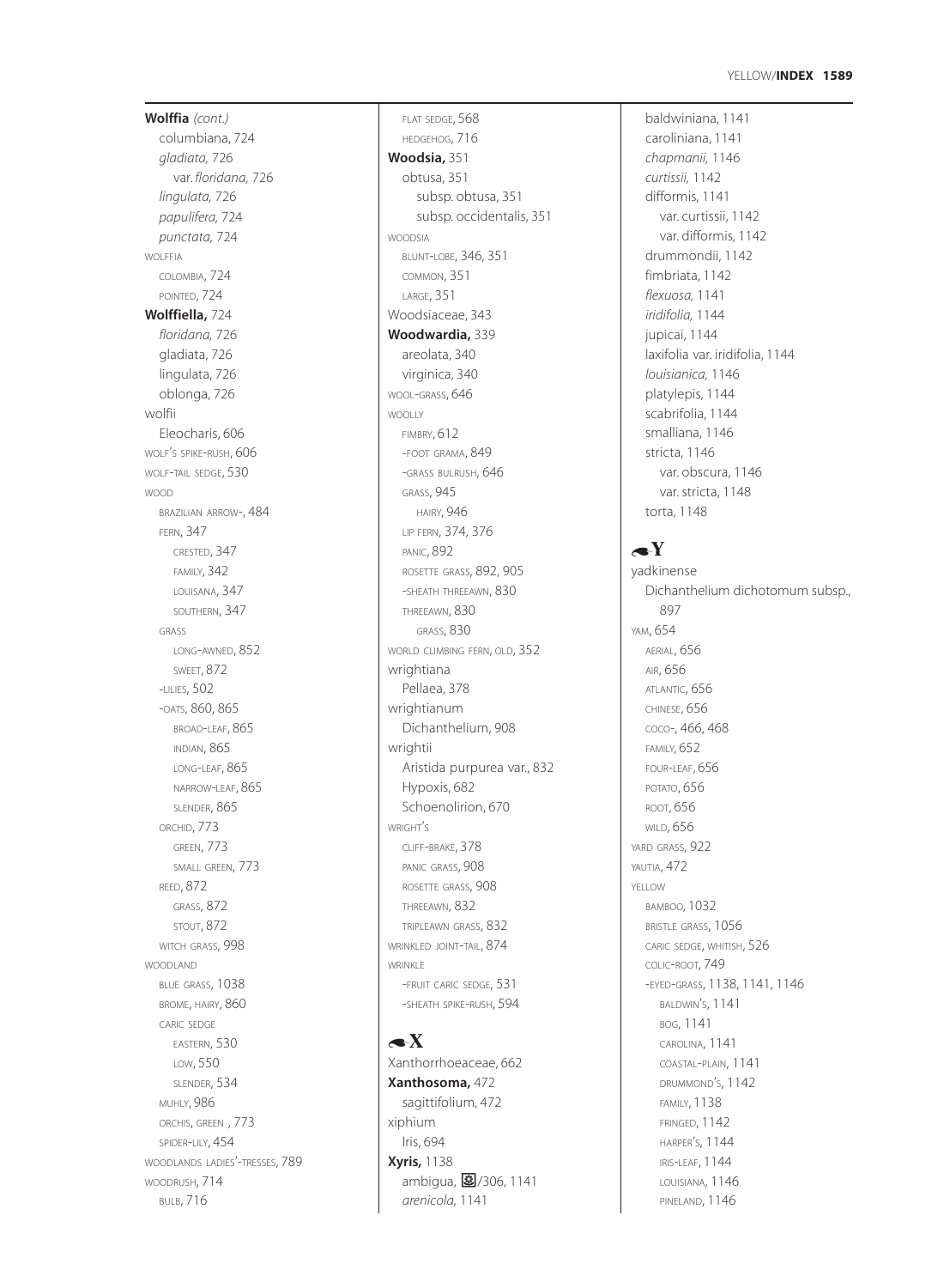**Wolffia** *(cont.)*
columbiana, 724
*gladiata,* 726
var. *floridana,* 726
*lingulata,* 726
*papulifera,* 724
*punctata,* 724
WOLFFIA
COLOMBIA, 724
POINTED, 724
**Wolffiella,** 724
*floridana,* 726
gladiata, 726
lingulata, 726
oblonga, 726
wolfii
Eleocharis, 606
WOLF'S SPIKE-RUSH, 606
WOLF-TAIL SEDGE, 530
WOOD
BRAZILIAN ARROW-, 484
FERN, 347
CRESTED, 347
FAMILY, 342
LOUISANA, 347
SOUTHERN, 347
GRASS
LONG-AWNED, 852
SWEET, 872
-LILIES, 502
-OATS, 860, 865
BROAD-LEAF, 865
INDIAN, 865
LONG-LEAF, 865
NARROW-LEAF, 865
SLENDER, 865
ORCHID, 773
GREEN, 773
SMALL GREEN, 773
REED, 872
GRASS, 872
STOUT, 872
WITCH GRASS, 998
WOODLAND
BLUE GRASS, 1038
BROME, HAIRY, 860
CARIC SEDGE
EASTERN, 530
LOW, 550
SLENDER, 534
MUHLY, 986
ORCHIS, GREEN , 773
SPIDER-LILY, 454
WOODLANDS LADIES'-TRESSES, 789
WOODRUSH, 714
BULB, 716
FLAT SEDGE, 568
HEDGEHOG, 716
**Woodsia,** 351
obtusa, 351
subsp. obtusa, 351
subsp. occidentalis, 351
WOODSIA
BLUNT-LOBE, 346, 351
COMMON, 351
LARGE, 351
Woodsiaceae, 343
**Woodwardia,** 339
areolata, 340
virginica, 340
WOOL-GRASS, 646
WOOLLY
FIMBRY, 612
-FOOT GRAMA, 849
-GRASS BULRUSH, 646
GRASS, 945
HAIRY, 946
LIP FERN, 374, 376
PANIC, 892
ROSETTE GRASS, 892, 905
-SHEATH THREEAWN, 830
THREEAWN, 830
GRASS, 830
WORLD CLIMBING FERN, OLD, 352
wrightiana
Pellaea, 378
wrightianum
Dichanthelium, 908
wrightii
Aristida purpurea var., 832
Hypoxis, 682
Schoenolirion, 670
WRIGHT'S
CLIFF-BRAKE, 378
PANIC GRASS, 908
ROSETTE GRASS, 908
THREEAWN, 832
TRIPLEAWN GRASS, 832
WRINKLED JOINT-TAIL, 874
WRINKLE
-FRUIT CARIC SEDGE, 531
-SHEATH SPIKE-RUSH, 594

## X

Xanthorrhoeaceae, 662
**Xanthosoma,** 472
sagittifolium, 472
xiphium
Iris, 694
**Xyris,** 1138
ambigua, /306, 1141
*arenicola,* 1141
baldwiniana, 1141
caroliniana, 1141
*chapmanii,* 1146
*curtissii,* 1142
difformis, 1141
var. curtissii, 1142
var. difformis, 1142
drummondii, 1142
fimbriata, 1142
*flexuosa,* 1141
*iridifolia,* 1144
jupicai, 1144
laxifolia var. iridifolia, 1144
*louisianica,* 1146
platylepis, 1144
scabrifolia, 1144
smalliana, 1146
stricta, 1146
var. obscura, 1146
var. stricta, 1148
torta, 1148

## Y

yadkinense
Dichanthelium dichotomum subsp., 897
YAM, 654
AERIAL, 656
AIR, 656
ATLANTIC, 656
CHINESE, 656
COCO-, 466, 468
FAMILY, 652
FOUR-LEAF, 656
POTATO, 656
ROOT, 656
WILD, 656
YARD GRASS, 922
YAUTIA, 472
YELLOW
BAMBOO, 1032
BRISTLE GRASS, 1056
CARIC SEDGE, WHITISH, 526
COLIC-ROOT, 749
-EYED-GRASS, 1138, 1141, 1146
BALDWIN'S, 1141
BOG, 1141
CAROLINA, 1141
COASTAL-PLAIN, 1141
DRUMMOND'S, 1142
FAMILY, 1138
FRINGED, 1142
HARPER'S, 1144
IRIS-LEAF, 1144
LOUISIANA, 1146
PINELAND, 1146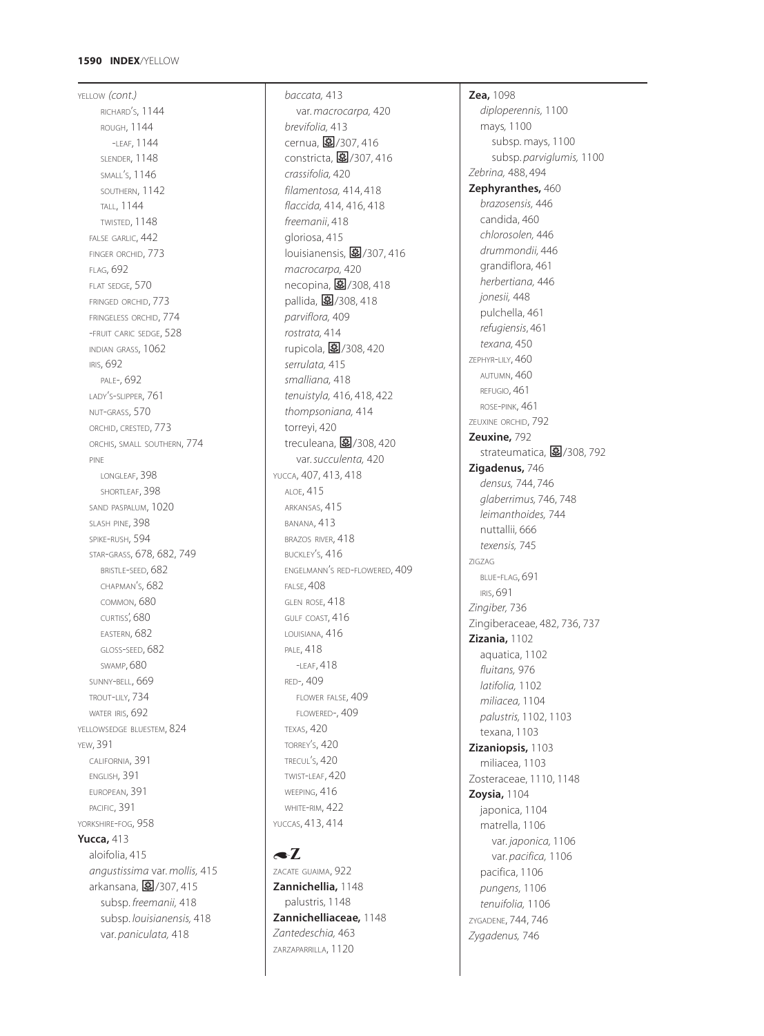YELLOW *(cont.)*
- RICHARD'S, 1144
- ROUGH, 1144
  - -LEAF, 1144
- SLENDER, 1148
- SMALL'S, 1146
- SOUTHERN, 1142
- TALL, 1144
- TWISTED, 1148

FALSE GARLIC, 442
FINGER ORCHID, 773
FLAG, 692
FLAT SEDGE, 570
FRINGED ORCHID, 773
FRINGELESS ORCHID, 774
-FRUIT CARIC SEDGE, 528
INDIAN GRASS, 1062
IRIS, 692
- PALE-, 692

LADY'S-SLIPPER, 761
NUT-GRASS, 570
ORCHID, CRESTED, 773
ORCHIS, SMALL SOUTHERN, 774
PINE
- LONGLEAF, 398
- SHORTLEAF, 398

SAND PASPALUM, 1020
SLASH PINE, 398
SPIKE-RUSH, 594
STAR-GRASS, 678, 682, 749
- BRISTLE-SEED, 682
- CHAPMAN'S, 682
- COMMON, 680
- CURTISS', 680
- EASTERN, 682
- GLOSS-SEED, 682
- SWAMP, 680

SUNNY-BELL, 669
TROUT-LILY, 734
WATER IRIS, 692

YELLOWSEDGE BLUESTEM, 824
YEW, 391
- CALIFORNIA, 391
- ENGLISH, 391
- EUROPEAN, 391
- PACIFIC, 391

YORKSHIRE-FOG, 958
**Yucca,** 413
- aloifolia, 415
- *angustissima* var. *mollis,* 415
- arkansana, 🌼/307, 415
  - subsp. *freemanii,* 418
  - subsp. *louisianensis,* 418
  - var. *paniculata,* 418
- *baccata,* 413
  - var. *macrocarpa,* 420
- *brevifolia,* 413
- cernua, 🌼/307, 416
- constricta, 🌼/307, 416
- *crassifolia,* 420
- *filamentosa,* 414, 418
- *flaccida,* 414, 416, 418
- *freemanii*, 418
- gloriosa, 415
- louisianensis, 🌼/307, 416
- *macrocarpa,* 420
- necopina, 🌼/308, 418
- pallida, 🌼/308, 418
- *parviflora,* 409
- *rostrata,* 414
- rupicola, 🌼/308, 420
- *serrulata,* 415
- *smalliana,* 418
- *tenuistyla,* 416, 418, 422
- *thompsoniana,* 414
- torreyi, 420
- treculeana, 🌼/308, 420
  - var. *succulenta,* 420

YUCCA, 407, 413, 418
- ALOE, 415
- ARKANSAS, 415
- BANANA, 413
- BRAZOS RIVER, 418
- BUCKLEY'S, 416
- ENGELMANN'S RED-FLOWERED, 409
- FALSE, 408
- GLEN ROSE, 418
- GULF COAST, 416
- LOUISIANA, 416
- PALE, 418
  - -LEAF, 418
- RED-, 409
  - FLOWER FALSE, 409
  - FLOWERED-, 409
- TEXAS, 420
- TORREY'S, 420
- TRECUL'S, 420
- TWIST-LEAF, 420
- WEEPING, 416
- WHITE-RIM, 422

YUCCAS, 413, 414

## Z

ZACATE GUAIMA, 922
**Zannichellia,** 1148
- palustris, 1148

**Zannichelliaceae,** 1148
*Zantedeschia,* 463
ZARZAPARRILLA, 1120
**Zea,** 1098
- *diploperennis,* 1100
- mays, 1100
  - subsp. mays, 1100
  - subsp. *parviglumis,* 1100

*Zebrina,* 488, 494
**Zephyranthes,** 460
- *brazosensis,* 446
- candida, 460
- *chlorosolen,* 446
- *drummondii,* 446
- grandiflora, 461
- *herbertiana,* 446
- *jonesii,* 448
- pulchella, 461
- *refugiensis*, 461
- *texana*, 450

ZEPHYR-LILY, 460
- AUTUMN, 460
- REFUGIO, 461
- ROSE-PINK, 461

ZEUXINE ORCHID, 792
**Zeuxine,** 792
- strateumatica, 🌼/308, 792

**Zigadenus,** 746
- *densus,* 744, 746
- *glaberrimus,* 746, 748
- *leimanthoides,* 744
- nuttallii, 666
- *texensis,* 745

ZIGZAG
- BLUE-FLAG, 691
- IRIS, 691

*Zingiber,* 736
Zingiberaceae, 482, 736, 737
**Zizania,** 1102
- aquatica, 1102
- *fluitans,* 976
- *latifolia,* 1102
- *miliacea,* 1104
- *palustris,* 1102, 1103
- texana, 1103

**Zizaniopsis,** 1103
- miliacea, 1103

Zosteraceae, 1110, 1148
**Zoysia,** 1104
- japonica, 1104
- matrella, 1106
  - var. *japonica,* 1106
  - var. *pacifica,* 1106
- pacifica, 1106
- *pungens,* 1106
- *tenuifolia,* 1106

ZYGADENE, 744, 746
*Zygadenus,* 746